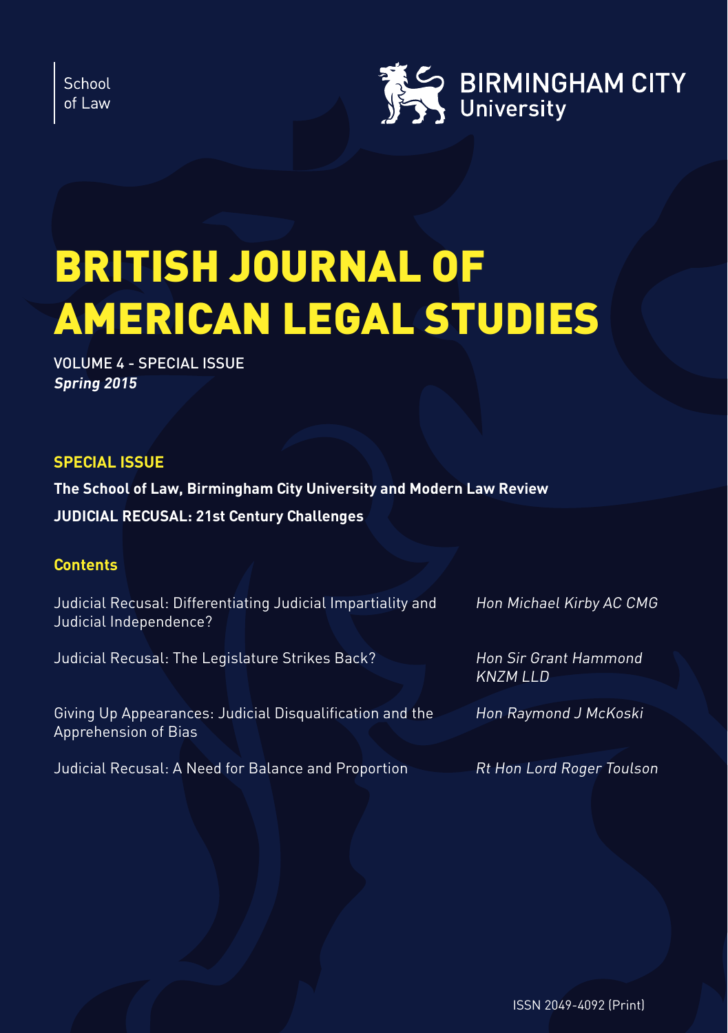School of Law

BIRMINGHAM CITY University

# BRITISH JOURNAL OF AMERICAN LEGAL STUDIES

VOLUME 4 - SPECIAL ISSUE
***Spring 2015***

## SPECIAL ISSUE

**The School of Law, Birmingham City University and Modern Law Review**

**JUDICIAL RECUSAL: 21st Century Challenges**

## Contents

| | |
|---|---|
| Judicial Recusal: Differentiating Judicial Impartiality and Judicial Independence? | *Hon Michael Kirby AC CMG* |
| Judicial Recusal: The Legislature Strikes Back? | *Hon Sir Grant Hammond KNZM LLD* |
| Giving Up Appearances: Judicial Disqualification and the Apprehension of Bias | *Hon Raymond J McKoski* |
| Judicial Recusal: A Need for Balance and Proportion | *Rt Hon Lord Roger Toulson* |

ISSN 2049-4092 (Print)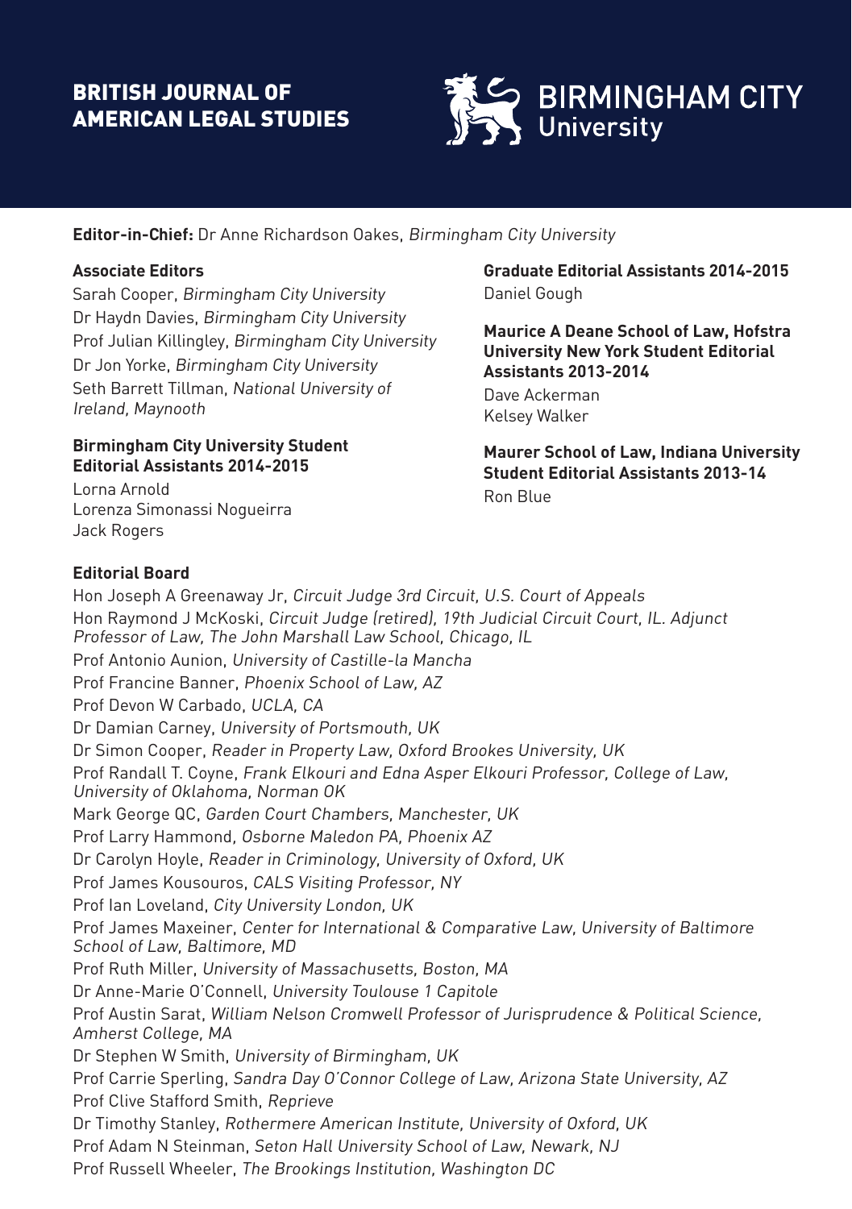# BRITISH JOURNAL OF AMERICAN LEGAL STUDIES

BIRMINGHAM CITY University

**Editor-in-Chief:** Dr Anne Richardson Oakes, *Birmingham City University*

**Associate Editors**

Sarah Cooper, *Birmingham City University*
Dr Haydn Davies, *Birmingham City University*
Prof Julian Killingley, *Birmingham City University*
Dr Jon Yorke, *Birmingham City University*
Seth Barrett Tillman, *National University of Ireland, Maynooth*

**Birmingham City University Student Editorial Assistants 2014-2015**

Lorna Arnold
Lorenza Simonassi Nogueirra
Jack Rogers

**Graduate Editorial Assistants 2014-2015**

Daniel Gough

**Maurice A Deane School of Law, Hofstra University New York Student Editorial Assistants 2013-2014**

Dave Ackerman
Kelsey Walker

**Maurer School of Law, Indiana University Student Editorial Assistants 2013-14**

Ron Blue

**Editorial Board**

Hon Joseph A Greenaway Jr, *Circuit Judge 3rd Circuit, U.S. Court of Appeals*
Hon Raymond J McKoski, *Circuit Judge (retired), 19th Judicial Circuit Court, IL. Adjunct Professor of Law, The John Marshall Law School, Chicago, IL*
Prof Antonio Aunion, *University of Castille-la Mancha*
Prof Francine Banner, *Phoenix School of Law, AZ*
Prof Devon W Carbado, *UCLA, CA*
Dr Damian Carney, *University of Portsmouth, UK*
Dr Simon Cooper, *Reader in Property Law, Oxford Brookes University, UK*
Prof Randall T. Coyne, *Frank Elkouri and Edna Asper Elkouri Professor, College of Law, University of Oklahoma, Norman OK*
Mark George QC, *Garden Court Chambers, Manchester, UK*
Prof Larry Hammond, *Osborne Maledon PA, Phoenix AZ*
Dr Carolyn Hoyle, *Reader in Criminology, University of Oxford, UK*
Prof James Kousouros, *CALS Visiting Professor, NY*
Prof Ian Loveland, *City University London, UK*
Prof James Maxeiner, *Center for International & Comparative Law, University of Baltimore School of Law, Baltimore, MD*
Prof Ruth Miller, *University of Massachusetts, Boston, MA*
Dr Anne-Marie O'Connell, *University Toulouse 1 Capitole*
Prof Austin Sarat, *William Nelson Cromwell Professor of Jurisprudence & Political Science, Amherst College, MA*
Dr Stephen W Smith, *University of Birmingham, UK*
Prof Carrie Sperling, *Sandra Day O'Connor College of Law, Arizona State University, AZ*
Prof Clive Stafford Smith, *Reprieve*
Dr Timothy Stanley, *Rothermere American Institute, University of Oxford, UK*
Prof Adam N Steinman, *Seton Hall University School of Law, Newark, NJ*
Prof Russell Wheeler, *The Brookings Institution, Washington DC*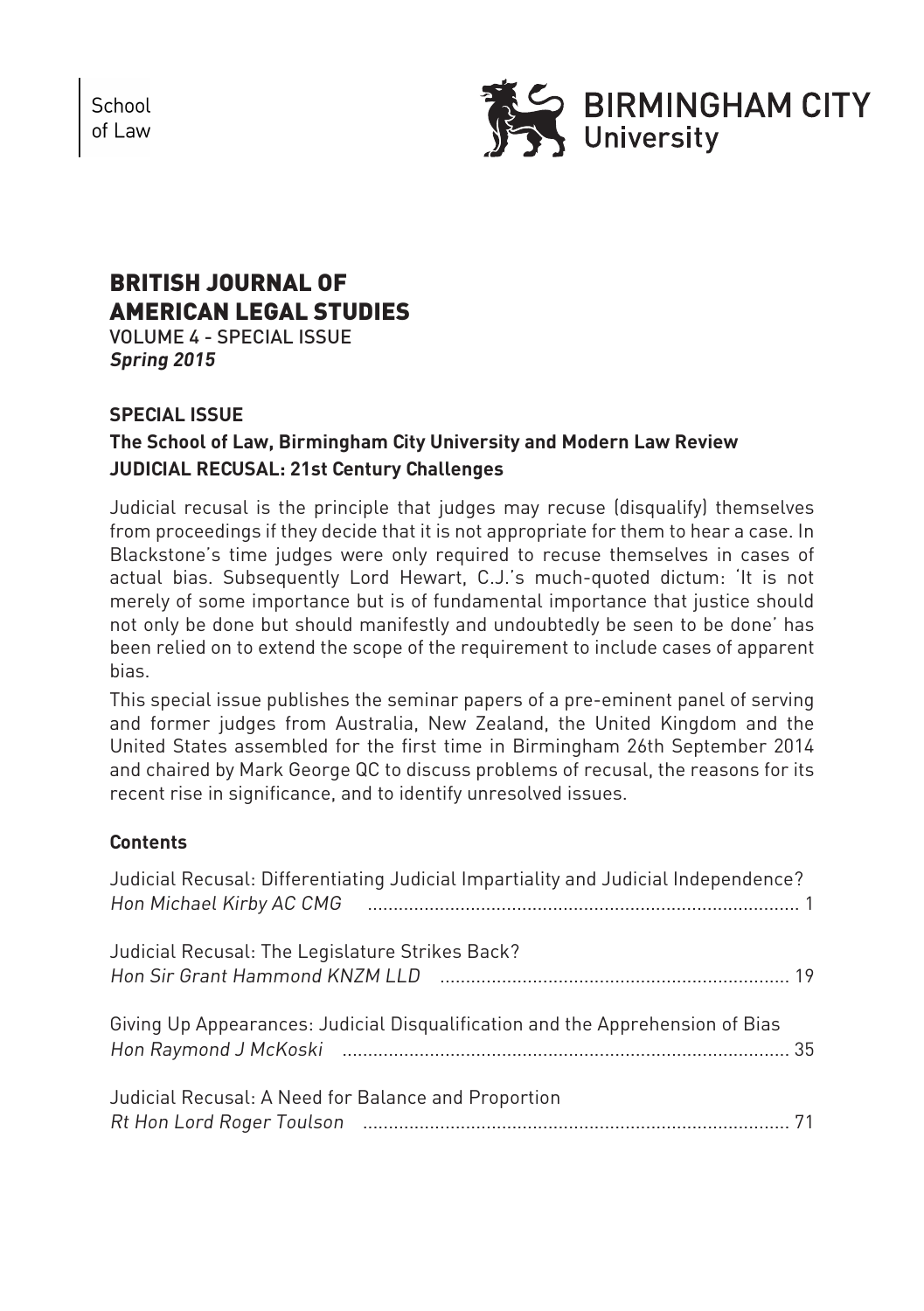School of Law

BIRMINGHAM CITY University

# BRITISH JOURNAL OF AMERICAN LEGAL STUDIES

VOLUME 4 - SPECIAL ISSUE
***Spring 2015***

## SPECIAL ISSUE

**The School of Law, Birmingham City University and Modern Law Review**
**JUDICIAL RECUSAL: 21st Century Challenges**

Judicial recusal is the principle that judges may recuse (disqualify) themselves from proceedings if they decide that it is not appropriate for them to hear a case. In Blackstone's time judges were only required to recuse themselves in cases of actual bias. Subsequently Lord Hewart, C.J.'s much-quoted dictum: 'It is not merely of some importance but is of fundamental importance that justice should not only be done but should manifestly and undoubtedly be seen to be done' has been relied on to extend the scope of the requirement to include cases of apparent bias.

This special issue publishes the seminar papers of a pre-eminent panel of serving and former judges from Australia, New Zealand, the United Kingdom and the United States assembled for the first time in Birmingham 26th September 2014 and chaired by Mark George QC to discuss problems of recusal, the reasons for its recent rise in significance, and to identify unresolved issues.

### Contents

Judicial Recusal: Differentiating Judicial Impartiality and Judicial Independence?
*Hon Michael Kirby AC CMG* .................................................................................... 1

Judicial Recusal: The Legislature Strikes Back?
*Hon Sir Grant Hammond KNZM LLD* .................................................................... 19

Giving Up Appearances: Judicial Disqualification and the Apprehension of Bias
*Hon Raymond J McKoski* ....................................................................................... 35

Judicial Recusal: A Need for Balance and Proportion
*Rt Hon Lord Roger Toulson* ................................................................................... 71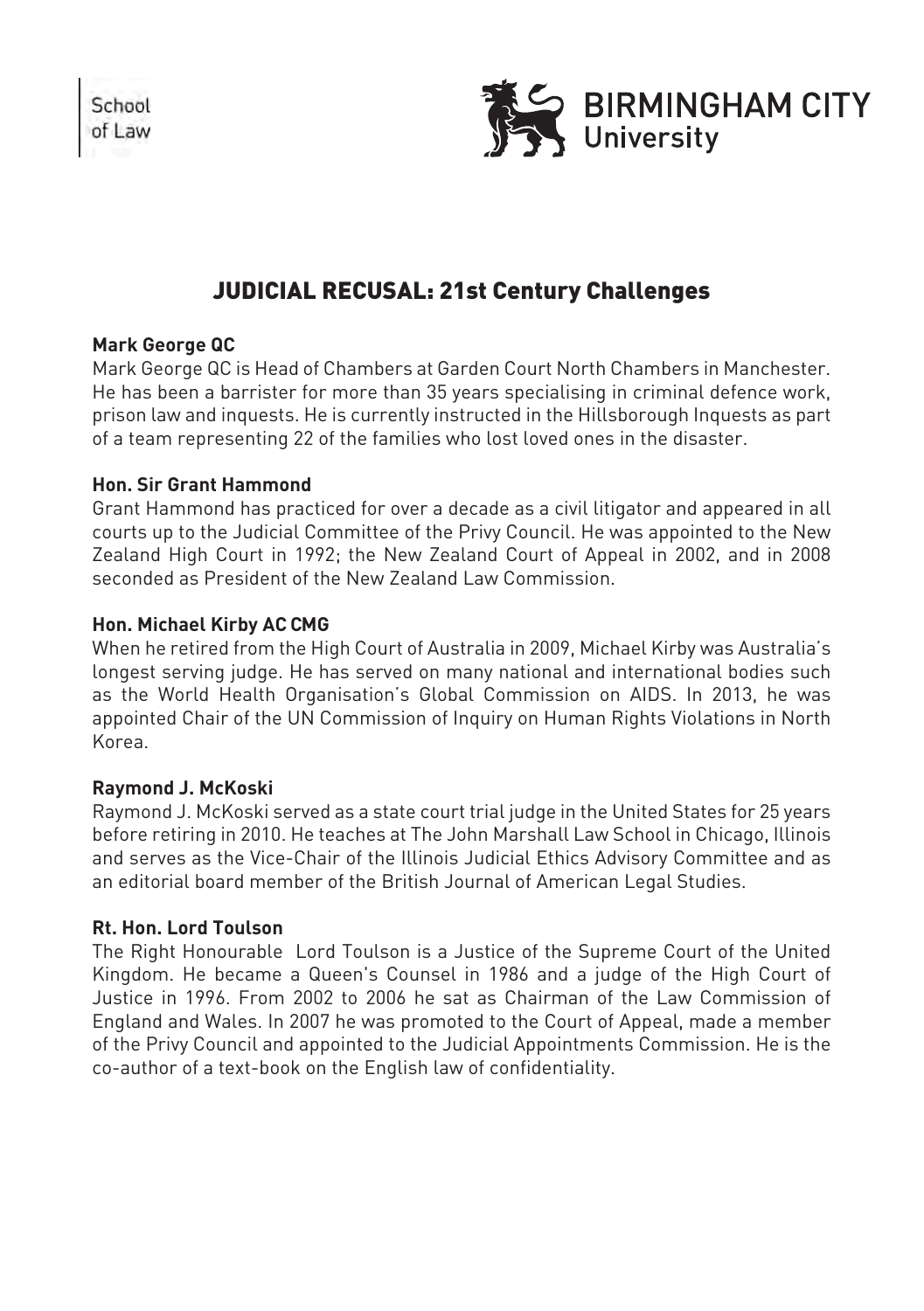# JUDICIAL RECUSAL: 21st Century Challenges

**Mark George QC**

Mark George QC is Head of Chambers at Garden Court North Chambers in Manchester. He has been a barrister for more than 35 years specialising in criminal defence work, prison law and inquests. He is currently instructed in the Hillsborough Inquests as part of a team representing 22 of the families who lost loved ones in the disaster.

**Hon. Sir Grant Hammond**

Grant Hammond has practiced for over a decade as a civil litigator and appeared in all courts up to the Judicial Committee of the Privy Council. He was appointed to the New Zealand High Court in 1992; the New Zealand Court of Appeal in 2002, and in 2008 seconded as President of the New Zealand Law Commission.

**Hon. Michael Kirby AC CMG**

When he retired from the High Court of Australia in 2009, Michael Kirby was Australia's longest serving judge. He has served on many national and international bodies such as the World Health Organisation's Global Commission on AIDS. In 2013, he was appointed Chair of the UN Commission of Inquiry on Human Rights Violations in North Korea.

**Raymond J. McKoski**

Raymond J. McKoski served as a state court trial judge in the United States for 25 years before retiring in 2010. He teaches at The John Marshall Law School in Chicago, Illinois and serves as the Vice-Chair of the Illinois Judicial Ethics Advisory Committee and as an editorial board member of the British Journal of American Legal Studies.

**Rt. Hon. Lord Toulson**

The Right Honourable Lord Toulson is a Justice of the Supreme Court of the United Kingdom. He became a Queen's Counsel in 1986 and a judge of the High Court of Justice in 1996. From 2002 to 2006 he sat as Chairman of the Law Commission of England and Wales. In 2007 he was promoted to the Court of Appeal, made a member of the Privy Council and appointed to the Judicial Appointments Commission. He is the co-author of a text-book on the English law of confidentiality.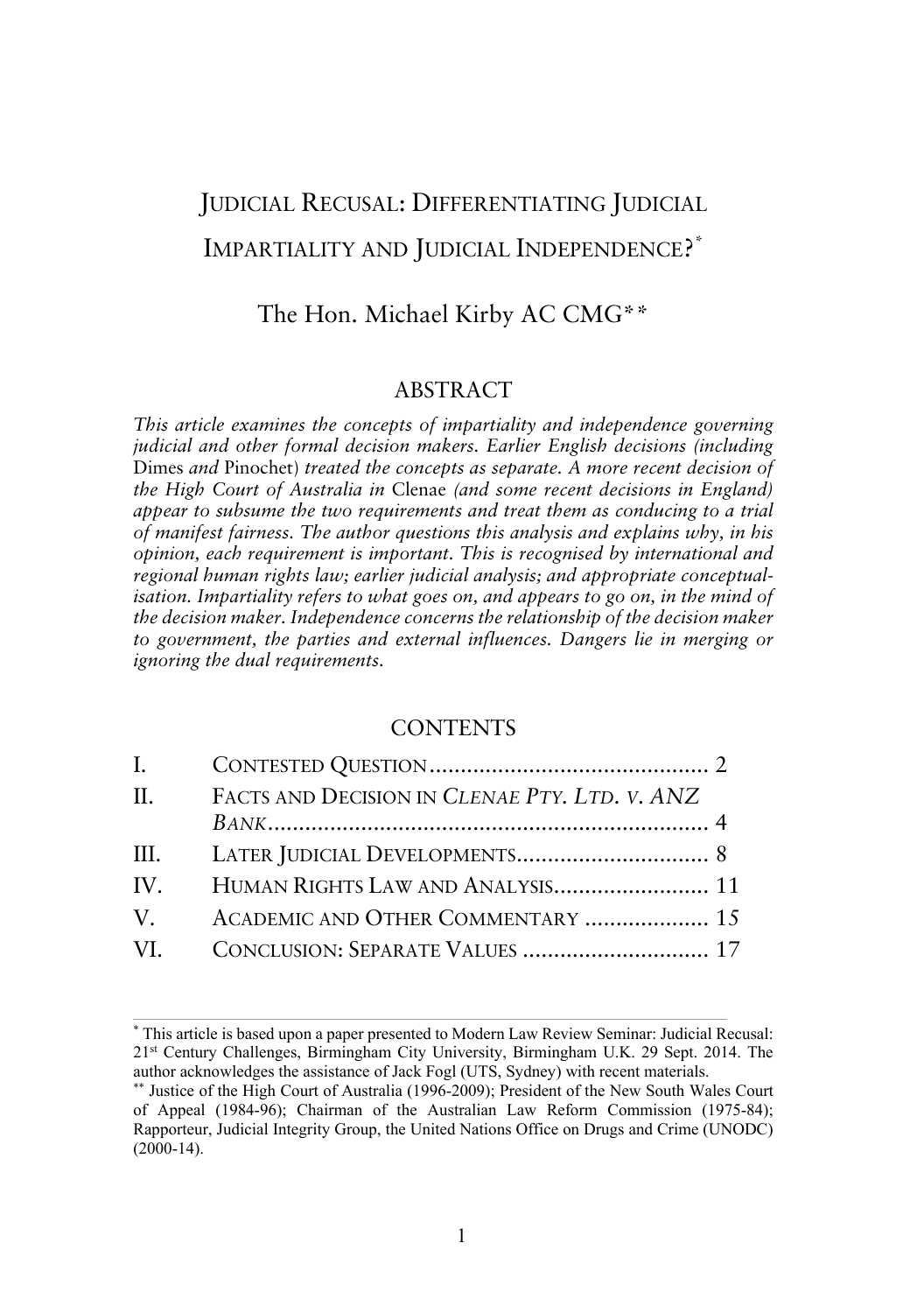# JUDICIAL RECUSAL: DIFFERENTIATING JUDICIAL IMPARTIALITY AND JUDICIAL INDEPENDENCE?[*]

The Hon. Michael Kirby AC CMG[**]

## ABSTRACT

*This article examines the concepts of impartiality and independence governing judicial and other formal decision makers. Earlier English decisions (including* Dimes *and* Pinochet*) treated the concepts as separate. A more recent decision of the High Court of Australia in* Clenae *(and some recent decisions in England) appear to subsume the two requirements and treat them as conducing to a trial of manifest fairness. The author questions this analysis and explains why, in his opinion, each requirement is important. This is recognised by international and regional human rights law; earlier judicial analysis; and appropriate conceptualisation. Impartiality refers to what goes on, and appears to go on, in the mind of the decision maker. Independence concerns the relationship of the decision maker to government, the parties and external influences. Dangers lie in merging or ignoring the dual requirements.*

## CONTENTS

| | | |
|---|---|---|
| I. | CONTESTED QUESTION | 2 |
| II. | FACTS AND DECISION IN *CLENAE PTY. LTD. V. ANZ BANK* | 4 |
| III. | LATER JUDICIAL DEVELOPMENTS | 8 |
| IV. | HUMAN RIGHTS LAW AND ANALYSIS | 11 |
| V. | ACADEMIC AND OTHER COMMENTARY | 15 |
| VI. | CONCLUSION: SEPARATE VALUES | 17 |

---

[*] This article is based upon a paper presented to Modern Law Review Seminar: Judicial Recusal: 21st Century Challenges, Birmingham City University, Birmingham U.K. 29 Sept. 2014. The author acknowledges the assistance of Jack Fogl (UTS, Sydney) with recent materials.

[**] Justice of the High Court of Australia (1996-2009); President of the New South Wales Court of Appeal (1984-96); Chairman of the Australian Law Reform Commission (1975-84); Rapporteur, Judicial Integrity Group, the United Nations Office on Drugs and Crime (UNODC) (2000-14).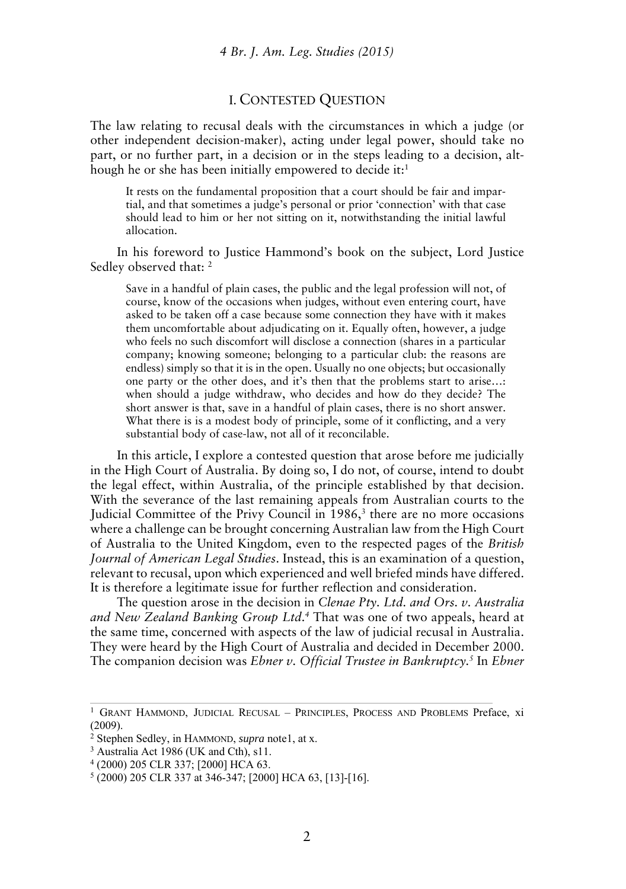## I. CONTESTED QUESTION

The law relating to recusal deals with the circumstances in which a judge (or other independent decision-maker), acting under legal power, should take no part, or no further part, in a decision or in the steps leading to a decision, although he or she has been initially empowered to decide it:[1]

> It rests on the fundamental proposition that a court should be fair and impartial, and that sometimes a judge's personal or prior 'connection' with that case should lead to him or her not sitting on it, notwithstanding the initial lawful allocation.

In his foreword to Justice Hammond's book on the subject, Lord Justice Sedley observed that: [2]

> Save in a handful of plain cases, the public and the legal profession will not, of course, know of the occasions when judges, without even entering court, have asked to be taken off a case because some connection they have with it makes them uncomfortable about adjudicating on it. Equally often, however, a judge who feels no such discomfort will disclose a connection (shares in a particular company; knowing someone; belonging to a particular club: the reasons are endless) simply so that it is in the open. Usually no one objects; but occasionally one party or the other does, and it's then that the problems start to arise…: when should a judge withdraw, who decides and how do they decide? The short answer is that, save in a handful of plain cases, there is no short answer. What there is is a modest body of principle, some of it conflicting, and a very substantial body of case-law, not all of it reconcilable.

In this article, I explore a contested question that arose before me judicially in the High Court of Australia. By doing so, I do not, of course, intend to doubt the legal effect, within Australia, of the principle established by that decision. With the severance of the last remaining appeals from Australian courts to the Judicial Committee of the Privy Council in 1986,[3] there are no more occasions where a challenge can be brought concerning Australian law from the High Court of Australia to the United Kingdom, even to the respected pages of the *British Journal of American Legal Studies*. Instead, this is an examination of a question, relevant to recusal, upon which experienced and well briefed minds have differed. It is therefore a legitimate issue for further reflection and consideration.

The question arose in the decision in *Clenae Pty. Ltd. and Ors. v. Australia and New Zealand Banking Group Ltd.*[4] That was one of two appeals, heard at the same time, concerned with aspects of the law of judicial recusal in Australia. They were heard by the High Court of Australia and decided in December 2000. The companion decision was *Ebner v. Official Trustee in Bankruptcy*.[5] In *Ebner*

---

[1] GRANT HAMMOND, JUDICIAL RECUSAL – PRINCIPLES, PROCESS AND PROBLEMS Preface, xi (2009).

[2] Stephen Sedley, in HAMMOND, *supra* note1, at x.

[3] Australia Act 1986 (UK and Cth), s11.

[4] (2000) 205 CLR 337; [2000] HCA 63.

[5] (2000) 205 CLR 337 at 346-347; [2000] HCA 63, [13]-[16].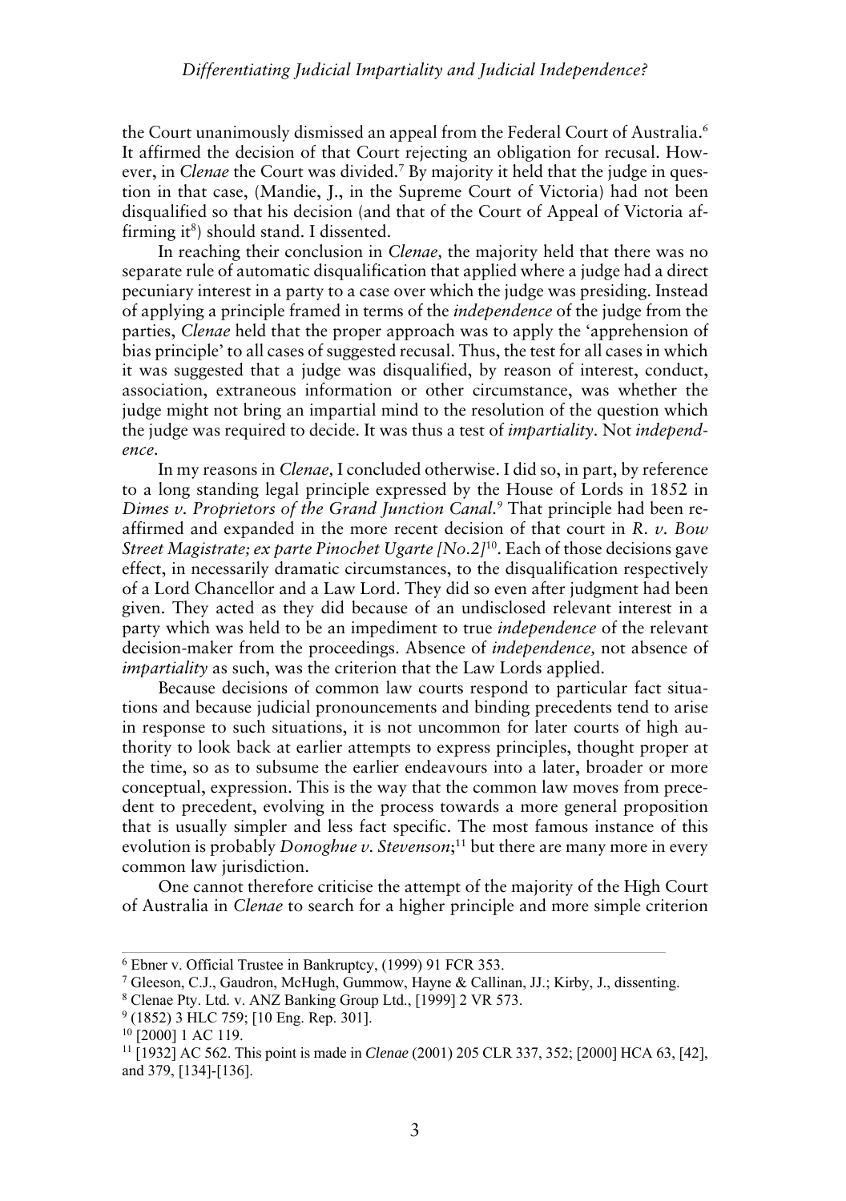the Court unanimously dismissed an appeal from the Federal Court of Australia.[6] It affirmed the decision of that Court rejecting an obligation for recusal. However, in *Clenae* the Court was divided.[7] By majority it held that the judge in question in that case, (Mandie, J., in the Supreme Court of Victoria) had not been disqualified so that his decision (and that of the Court of Appeal of Victoria affirming it[8]) should stand. I dissented.

In reaching their conclusion in *Clenae,* the majority held that there was no separate rule of automatic disqualification that applied where a judge had a direct pecuniary interest in a party to a case over which the judge was presiding. Instead of applying a principle framed in terms of the *independence* of the judge from the parties, *Clenae* held that the proper approach was to apply the 'apprehension of bias principle' to all cases of suggested recusal. Thus, the test for all cases in which it was suggested that a judge was disqualified, by reason of interest, conduct, association, extraneous information or other circumstance, was whether the judge might not bring an impartial mind to the resolution of the question which the judge was required to decide. It was thus a test of *impartiality.* Not *independence*.

In my reasons in *Clenae,* I concluded otherwise. I did so, in part, by reference to a long standing legal principle expressed by the House of Lords in 1852 in *Dimes v. Proprietors of the Grand Junction Canal.*[9] That principle had been reaffirmed and expanded in the more recent decision of that court in *R. v. Bow Street Magistrate; ex parte Pinochet Ugarte [No.2]*[10]. Each of those decisions gave effect, in necessarily dramatic circumstances, to the disqualification respectively of a Lord Chancellor and a Law Lord. They did so even after judgment had been given. They acted as they did because of an undisclosed relevant interest in a party which was held to be an impediment to true *independence* of the relevant decision-maker from the proceedings. Absence of *independence,* not absence of *impartiality* as such, was the criterion that the Law Lords applied.

Because decisions of common law courts respond to particular fact situations and because judicial pronouncements and binding precedents tend to arise in response to such situations, it is not uncommon for later courts of high authority to look back at earlier attempts to express principles, thought proper at the time, so as to subsume the earlier endeavours into a later, broader or more conceptual, expression. This is the way that the common law moves from precedent to precedent, evolving in the process towards a more general proposition that is usually simpler and less fact specific. The most famous instance of this evolution is probably *Donoghue v. Stevenson*;[11] but there are many more in every common law jurisdiction.

One cannot therefore criticise the attempt of the majority of the High Court of Australia in *Clenae* to search for a higher principle and more simple criterion

---

[6] Ebner v. Official Trustee in Bankruptcy, (1999) 91 FCR 353.

[7] Gleeson, C.J., Gaudron, McHugh, Gummow, Hayne & Callinan, JJ.; Kirby, J., dissenting.

[8] Clenae Pty. Ltd. v. ANZ Banking Group Ltd., [1999] 2 VR 573.

[9] (1852) 3 HLC 759; [10 Eng. Rep. 301].

[10] [2000] 1 AC 119.

[11] [1932] AC 562. This point is made in *Clenae* (2001) 205 CLR 337, 352; [2000] HCA 63, [42], and 379, [134]-[136].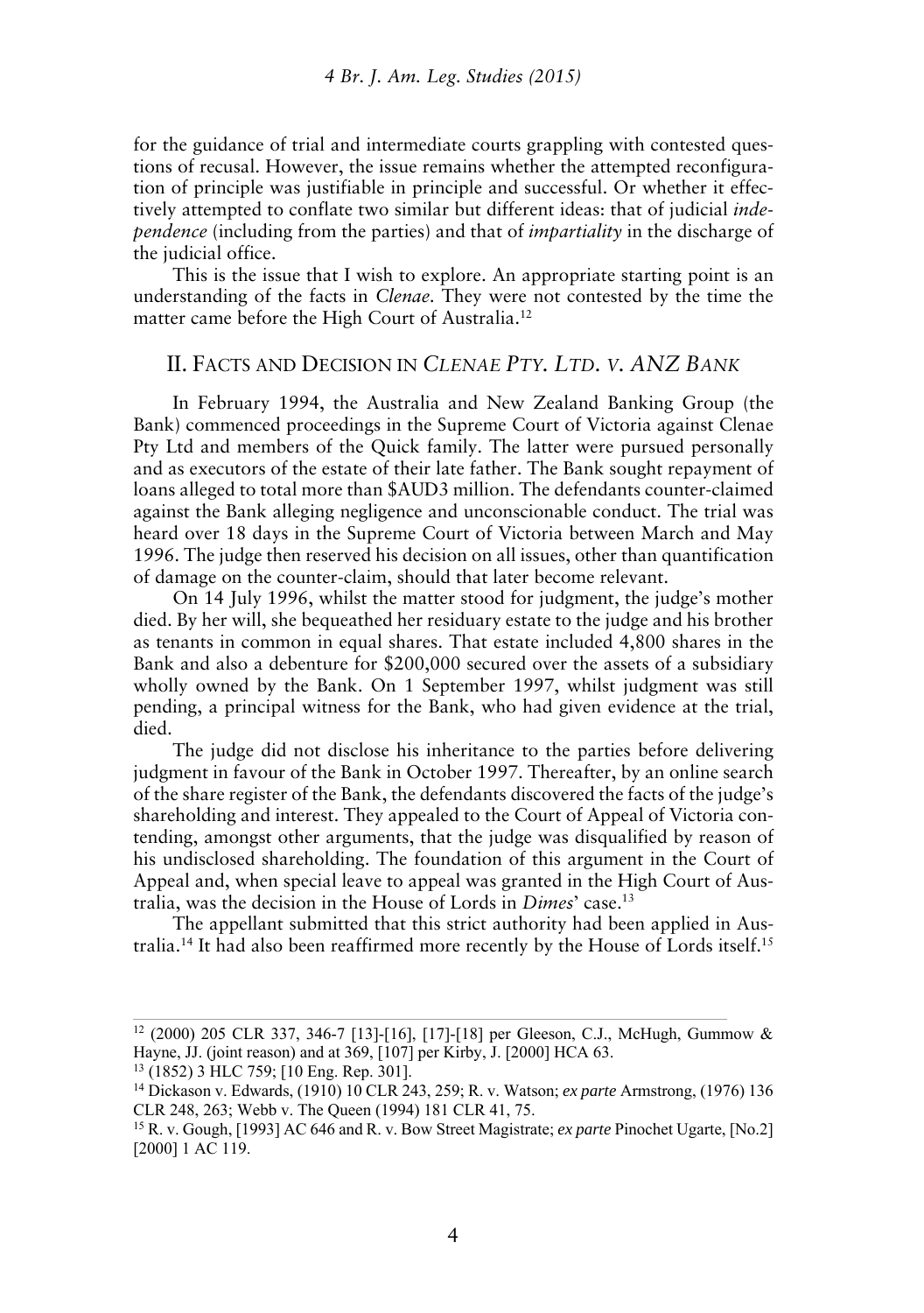for the guidance of trial and intermediate courts grappling with contested questions of recusal. However, the issue remains whether the attempted reconfiguration of principle was justifiable in principle and successful. Or whether it effectively attempted to conflate two similar but different ideas: that of judicial *independence* (including from the parties) and that of *impartiality* in the discharge of the judicial office.

This is the issue that I wish to explore. An appropriate starting point is an understanding of the facts in *Clenae*. They were not contested by the time the matter came before the High Court of Australia.[12]

## II. Facts and Decision in *Clenae Pty. Ltd. v. ANZ Bank*

In February 1994, the Australia and New Zealand Banking Group (the Bank) commenced proceedings in the Supreme Court of Victoria against Clenae Pty Ltd and members of the Quick family. The latter were pursued personally and as executors of the estate of their late father. The Bank sought repayment of loans alleged to total more than $AUD3 million. The defendants counter-claimed against the Bank alleging negligence and unconscionable conduct. The trial was heard over 18 days in the Supreme Court of Victoria between March and May 1996. The judge then reserved his decision on all issues, other than quantification of damage on the counter-claim, should that later become relevant.

On 14 July 1996, whilst the matter stood for judgment, the judge's mother died. By her will, she bequeathed her residuary estate to the judge and his brother as tenants in common in equal shares. That estate included 4,800 shares in the Bank and also a debenture for $200,000 secured over the assets of a subsidiary wholly owned by the Bank. On 1 September 1997, whilst judgment was still pending, a principal witness for the Bank, who had given evidence at the trial, died.

The judge did not disclose his inheritance to the parties before delivering judgment in favour of the Bank in October 1997. Thereafter, by an online search of the share register of the Bank, the defendants discovered the facts of the judge's shareholding and interest. They appealed to the Court of Appeal of Victoria contending, amongst other arguments, that the judge was disqualified by reason of his undisclosed shareholding. The foundation of this argument in the Court of Appeal and, when special leave to appeal was granted in the High Court of Australia, was the decision in the House of Lords in *Dimes*' case.[13]

The appellant submitted that this strict authority had been applied in Australia.[14] It had also been reaffirmed more recently by the House of Lords itself.[15]

---

[12] (2000) 205 CLR 337, 346-7 [13]-[16], [17]-[18] per Gleeson, C.J., McHugh, Gummow & Hayne, JJ. (joint reason) and at 369, [107] per Kirby, J. [2000] HCA 63.

[13] (1852) 3 HLC 759; [10 Eng. Rep. 301].

[14] Dickason v. Edwards, (1910) 10 CLR 243, 259; R. v. Watson; *ex parte* Armstrong, (1976) 136 CLR 248, 263; Webb v. The Queen (1994) 181 CLR 41, 75.

[15] R. v. Gough, [1993] AC 646 and R. v. Bow Street Magistrate; *ex parte* Pinochet Ugarte, [No.2] [2000] 1 AC 119.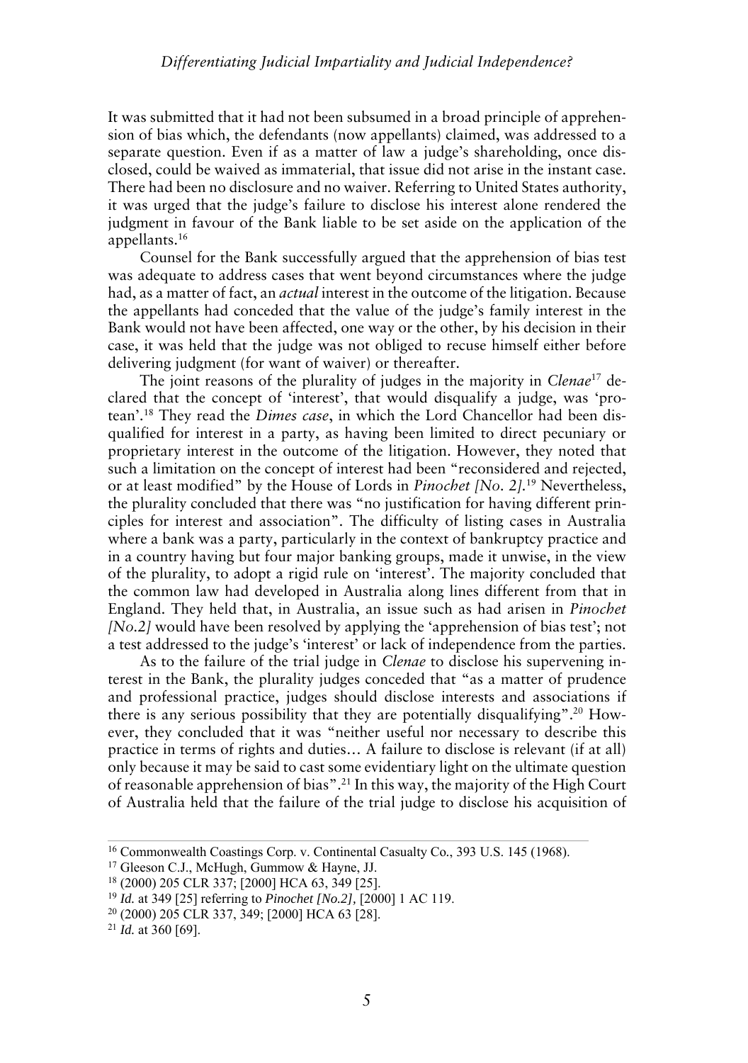It was submitted that it had not been subsumed in a broad principle of apprehension of bias which, the defendants (now appellants) claimed, was addressed to a separate question. Even if as a matter of law a judge's shareholding, once disclosed, could be waived as immaterial, that issue did not arise in the instant case. There had been no disclosure and no waiver. Referring to United States authority, it was urged that the judge's failure to disclose his interest alone rendered the judgment in favour of the Bank liable to be set aside on the application of the appellants.[16]

Counsel for the Bank successfully argued that the apprehension of bias test was adequate to address cases that went beyond circumstances where the judge had, as a matter of fact, an *actual* interest in the outcome of the litigation. Because the appellants had conceded that the value of the judge's family interest in the Bank would not have been affected, one way or the other, by his decision in their case, it was held that the judge was not obliged to recuse himself either before delivering judgment (for want of waiver) or thereafter.

The joint reasons of the plurality of judges in the majority in *Clenae*[17] declared that the concept of 'interest', that would disqualify a judge, was 'protean'.[18] They read the *Dimes case*, in which the Lord Chancellor had been disqualified for interest in a party, as having been limited to direct pecuniary or proprietary interest in the outcome of the litigation. However, they noted that such a limitation on the concept of interest had been "reconsidered and rejected, or at least modified" by the House of Lords in *Pinochet [No. 2]*.[19] Nevertheless, the plurality concluded that there was "no justification for having different principles for interest and association". The difficulty of listing cases in Australia where a bank was a party, particularly in the context of bankruptcy practice and in a country having but four major banking groups, made it unwise, in the view of the plurality, to adopt a rigid rule on 'interest'. The majority concluded that the common law had developed in Australia along lines different from that in England. They held that, in Australia, an issue such as had arisen in *Pinochet [No.2]* would have been resolved by applying the 'apprehension of bias test'; not a test addressed to the judge's 'interest' or lack of independence from the parties.

As to the failure of the trial judge in *Clenae* to disclose his supervening interest in the Bank, the plurality judges conceded that "as a matter of prudence and professional practice, judges should disclose interests and associations if there is any serious possibility that they are potentially disqualifying".[20] However, they concluded that it was "neither useful nor necessary to describe this practice in terms of rights and duties… A failure to disclose is relevant (if at all) only because it may be said to cast some evidentiary light on the ultimate question of reasonable apprehension of bias".[21] In this way, the majority of the High Court of Australia held that the failure of the trial judge to disclose his acquisition of

---

[16] Commonwealth Coastings Corp. v. Continental Casualty Co., 393 U.S. 145 (1968).

[17] Gleeson C.J., McHugh, Gummow & Hayne, JJ.

[18] (2000) 205 CLR 337; [2000] HCA 63, 349 [25].

[19] *Id.* at 349 [25] referring to *Pinochet [No.2]*, [2000] 1 AC 119.

[20] (2000) 205 CLR 337, 349; [2000] HCA 63 [28].

[21] *Id.* at 360 [69].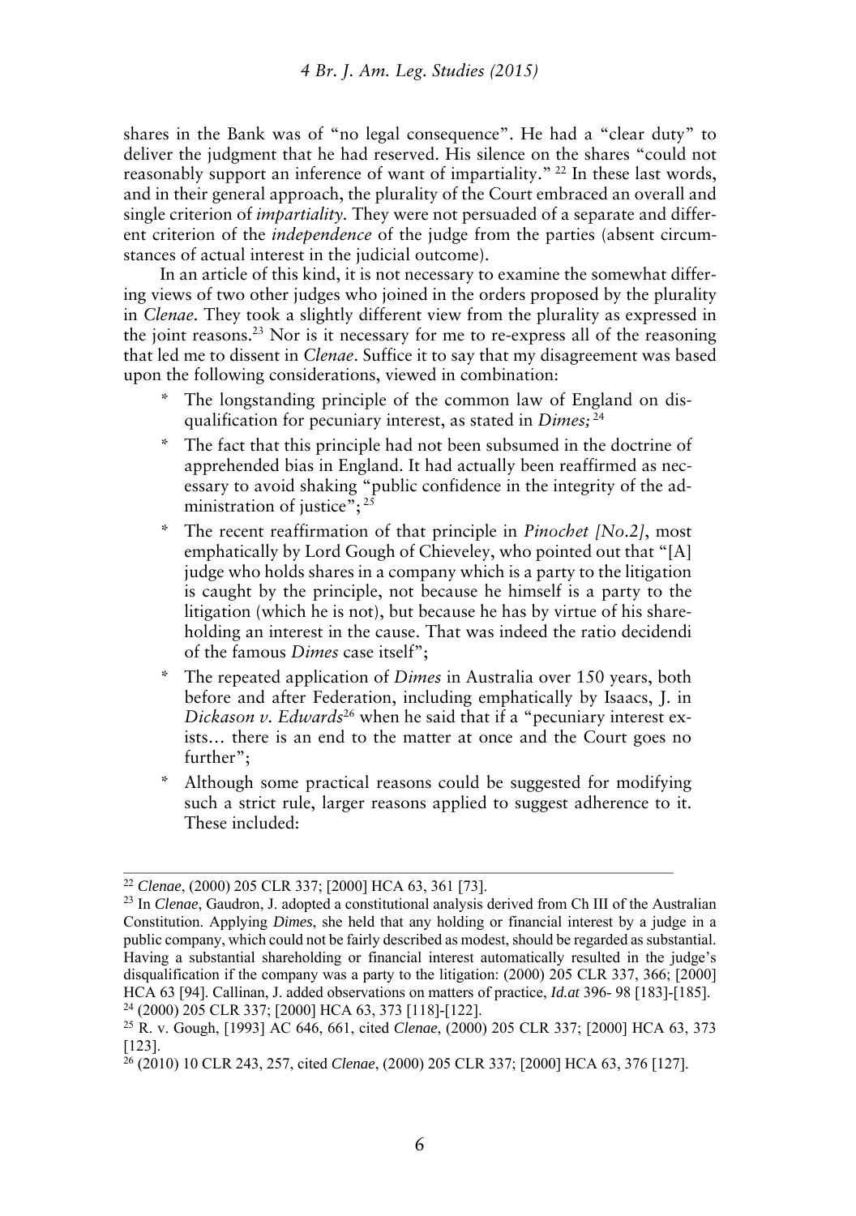shares in the Bank was of "no legal consequence". He had a "clear duty" to deliver the judgment that he had reserved. His silence on the shares "could not reasonably support an inference of want of impartiality." [22] In these last words, and in their general approach, the plurality of the Court embraced an overall and single criterion of *impartiality*. They were not persuaded of a separate and different criterion of the *independence* of the judge from the parties (absent circumstances of actual interest in the judicial outcome).

In an article of this kind, it is not necessary to examine the somewhat differing views of two other judges who joined in the orders proposed by the plurality in *Clenae*. They took a slightly different view from the plurality as expressed in the joint reasons.[23] Nor is it necessary for me to re-express all of the reasoning that led me to dissent in *Clenae*. Suffice it to say that my disagreement was based upon the following considerations, viewed in combination:

- The longstanding principle of the common law of England on disqualification for pecuniary interest, as stated in *Dimes;* [24]
- The fact that this principle had not been subsumed in the doctrine of apprehended bias in England. It had actually been reaffirmed as necessary to avoid shaking "public confidence in the integrity of the administration of justice"; [25]
- The recent reaffirmation of that principle in *Pinochet [No.2]*, most emphatically by Lord Gough of Chieveley, who pointed out that "[A] judge who holds shares in a company which is a party to the litigation is caught by the principle, not because he himself is a party to the litigation (which he is not), but because he has by virtue of his shareholding an interest in the cause. That was indeed the ratio decidendi of the famous *Dimes* case itself";
- The repeated application of *Dimes* in Australia over 150 years, both before and after Federation, including emphatically by Isaacs, J. in *Dickason v. Edwards*[26] when he said that if a "pecuniary interest exists… there is an end to the matter at once and the Court goes no further";
- Although some practical reasons could be suggested for modifying such a strict rule, larger reasons applied to suggest adherence to it. These included:

---

[22] *Clenae*, (2000) 205 CLR 337; [2000] HCA 63, 361 [73].

[23] In *Clenae*, Gaudron, J. adopted a constitutional analysis derived from Ch III of the Australian Constitution. Applying *Dimes*, she held that any holding or financial interest by a judge in a public company, which could not be fairly described as modest, should be regarded as substantial. Having a substantial shareholding or financial interest automatically resulted in the judge's disqualification if the company was a party to the litigation: (2000) 205 CLR 337, 366; [2000] HCA 63 [94]. Callinan, J. added observations on matters of practice, *Id.at* 396- 98 [183]-[185].

[24] (2000) 205 CLR 337; [2000] HCA 63, 373 [118]-[122].

[25] R. v. Gough, [1993] AC 646, 661, cited *Clenae*, (2000) 205 CLR 337; [2000] HCA 63, 373 [123].

[26] (2010) 10 CLR 243, 257, cited *Clenae*, (2000) 205 CLR 337; [2000] HCA 63, 376 [127].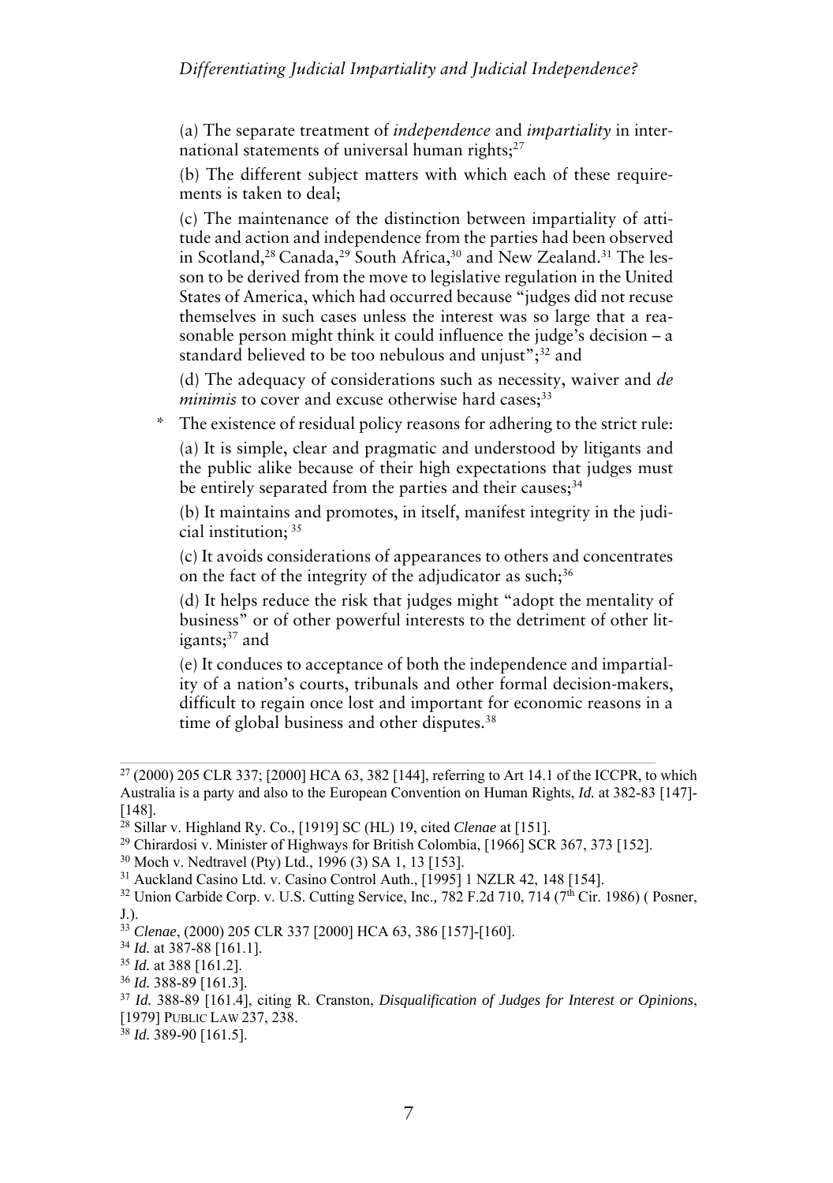(a) The separate treatment of *independence* and *impartiality* in international statements of universal human rights;[27]

(b) The different subject matters with which each of these requirements is taken to deal;

(c) The maintenance of the distinction between impartiality of attitude and action and independence from the parties had been observed in Scotland,[28] Canada,[29] South Africa,[30] and New Zealand.[31] The lesson to be derived from the move to legislative regulation in the United States of America, which had occurred because "judges did not recuse themselves in such cases unless the interest was so large that a reasonable person might think it could influence the judge's decision – a standard believed to be too nebulous and unjust";[32] and

(d) The adequacy of considerations such as necessity, waiver and *de minimis* to cover and excuse otherwise hard cases;[33]

* The existence of residual policy reasons for adhering to the strict rule:

(a) It is simple, clear and pragmatic and understood by litigants and the public alike because of their high expectations that judges must be entirely separated from the parties and their causes;[34]

(b) It maintains and promotes, in itself, manifest integrity in the judicial institution; [35]

(c) It avoids considerations of appearances to others and concentrates on the fact of the integrity of the adjudicator as such;[36]

(d) It helps reduce the risk that judges might "adopt the mentality of business" or of other powerful interests to the detriment of other litigants;[37] and

(e) It conduces to acceptance of both the independence and impartiality of a nation's courts, tribunals and other formal decision-makers, difficult to regain once lost and important for economic reasons in a time of global business and other disputes.[38]

---

[27] (2000) 205 CLR 337; [2000] HCA 63, 382 [144], referring to Art 14.1 of the ICCPR, to which Australia is a party and also to the European Convention on Human Rights, *Id.* at 382-83 [147]-[148].

[28] Sillar v. Highland Ry. Co., [1919] SC (HL) 19, cited *Clenae* at [151].

[29] Chirardosi v. Minister of Highways for British Colombia, [1966] SCR 367, 373 [152].

[30] Moch v. Nedtravel (Pty) Ltd., 1996 (3) SA 1, 13 [153].

[31] Auckland Casino Ltd. v. Casino Control Auth., [1995] 1 NZLR 42, 148 [154].

[32] Union Carbide Corp. v. U.S. Cutting Service, Inc., 782 F.2d 710, 714 (7th Cir. 1986) ( Posner, J.).

[33] *Clenae*, (2000) 205 CLR 337 [2000] HCA 63, 386 [157]-[160].

[34] *Id.* at 387-88 [161.1].

[35] *Id.* at 388 [161.2].

[36] *Id.* 388-89 [161.3].

[37] *Id.* 388-89 [161.4], citing R. Cranston, *Disqualification of Judges for Interest or Opinions*, [1979] PUBLIC LAW 237, 238.

[38] *Id.* 389-90 [161.5].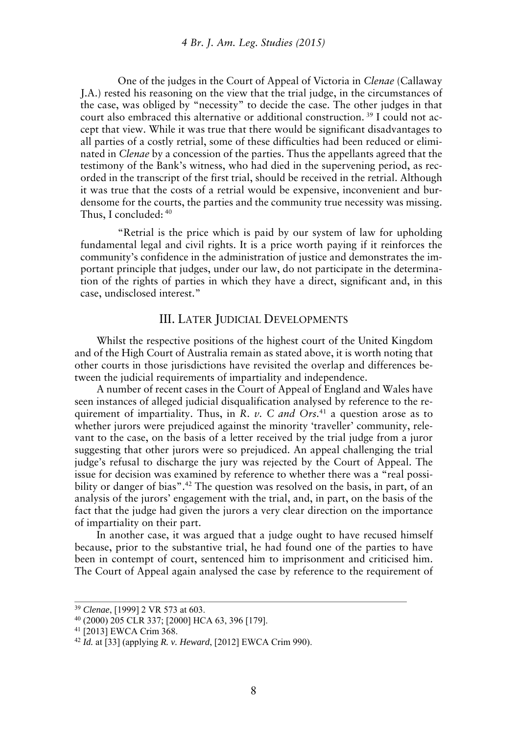One of the judges in the Court of Appeal of Victoria in *Clenae* (Callaway J.A.) rested his reasoning on the view that the trial judge, in the circumstances of the case, was obliged by "necessity" to decide the case. The other judges in that court also embraced this alternative or additional construction.[39] I could not accept that view. While it was true that there would be significant disadvantages to all parties of a costly retrial, some of these difficulties had been reduced or eliminated in *Clenae* by a concession of the parties. Thus the appellants agreed that the testimony of the Bank's witness, who had died in the supervening period, as recorded in the transcript of the first trial, should be received in the retrial. Although it was true that the costs of a retrial would be expensive, inconvenient and burdensome for the courts, the parties and the community true necessity was missing. Thus, I concluded:[40]

> "Retrial is the price which is paid by our system of law for upholding fundamental legal and civil rights. It is a price worth paying if it reinforces the community's confidence in the administration of justice and demonstrates the important principle that judges, under our law, do not participate in the determination of the rights of parties in which they have a direct, significant and, in this case, undisclosed interest."

## III. Later Judicial Developments

Whilst the respective positions of the highest court of the United Kingdom and of the High Court of Australia remain as stated above, it is worth noting that other courts in those jurisdictions have revisited the overlap and differences between the judicial requirements of impartiality and independence.

A number of recent cases in the Court of Appeal of England and Wales have seen instances of alleged judicial disqualification analysed by reference to the requirement of impartiality. Thus, in *R. v. C and Ors.*[41] a question arose as to whether jurors were prejudiced against the minority 'traveller' community, relevant to the case, on the basis of a letter received by the trial judge from a juror suggesting that other jurors were so prejudiced. An appeal challenging the trial judge's refusal to discharge the jury was rejected by the Court of Appeal. The issue for decision was examined by reference to whether there was a "real possibility or danger of bias".[42] The question was resolved on the basis, in part, of an analysis of the jurors' engagement with the trial, and, in part, on the basis of the fact that the judge had given the jurors a very clear direction on the importance of impartiality on their part.

In another case, it was argued that a judge ought to have recused himself because, prior to the substantive trial, he had found one of the parties to have been in contempt of court, sentenced him to imprisonment and criticised him. The Court of Appeal again analysed the case by reference to the requirement of

---

[39] *Clenae*, [1999] 2 VR 573 at 603.

[40] (2000) 205 CLR 337; [2000] HCA 63, 396 [179].

[41] [2013] EWCA Crim 368.

[42] *Id.* at [33] (applying *R. v. Heward*, [2012] EWCA Crim 990).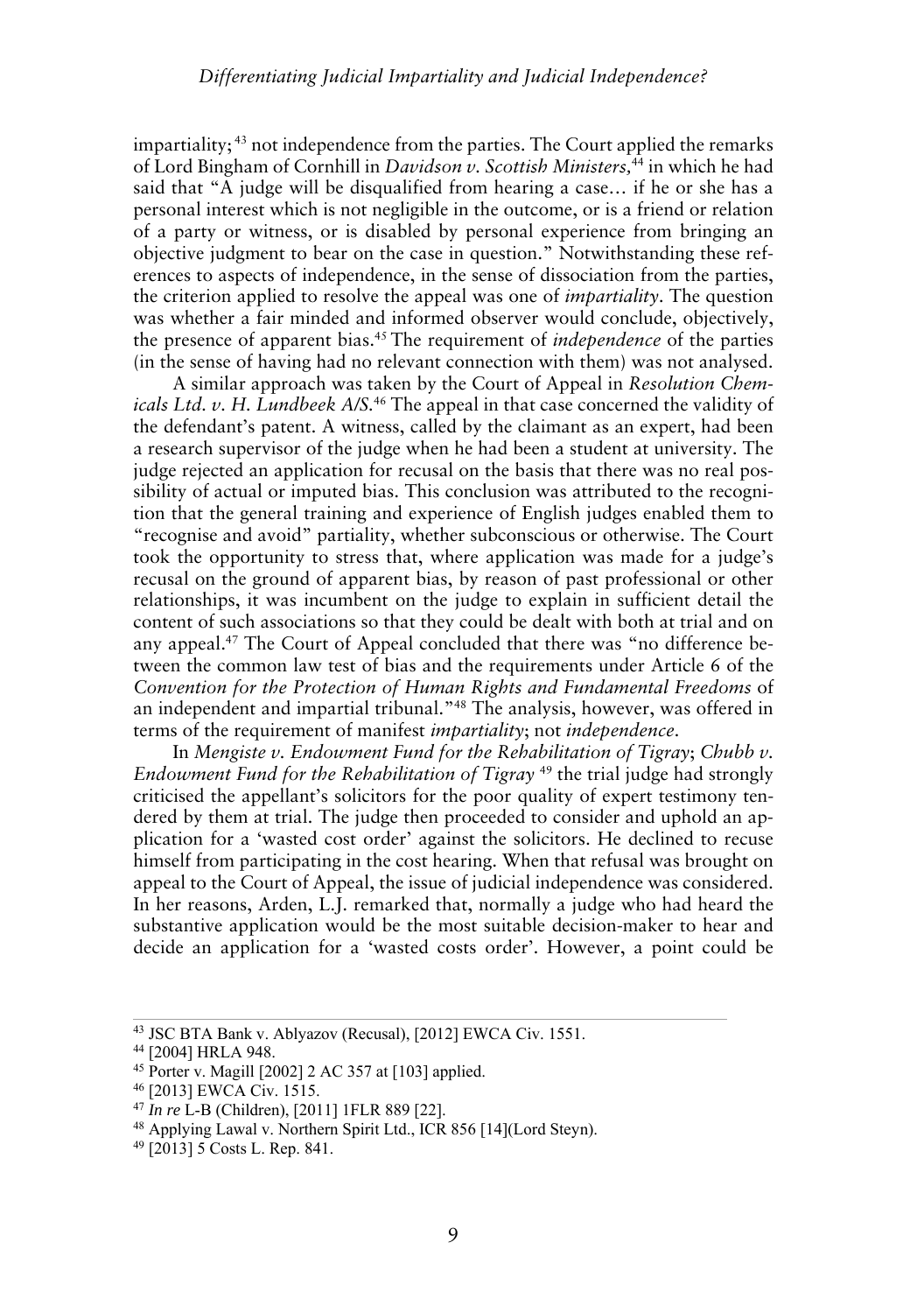impartiality;[43] not independence from the parties. The Court applied the remarks of Lord Bingham of Cornhill in *Davidson v. Scottish Ministers,*[44] in which he had said that "A judge will be disqualified from hearing a case… if he or she has a personal interest which is not negligible in the outcome, or is a friend or relation of a party or witness, or is disabled by personal experience from bringing an objective judgment to bear on the case in question." Notwithstanding these references to aspects of independence, in the sense of dissociation from the parties, the criterion applied to resolve the appeal was one of *impartiality*. The question was whether a fair minded and informed observer would conclude, objectively, the presence of apparent bias.[45] The requirement of *independence* of the parties (in the sense of having had no relevant connection with them) was not analysed.

A similar approach was taken by the Court of Appeal in *Resolution Chemicals Ltd. v. H. Lundbeek A/S.*[46] The appeal in that case concerned the validity of the defendant's patent. A witness, called by the claimant as an expert, had been a research supervisor of the judge when he had been a student at university. The judge rejected an application for recusal on the basis that there was no real possibility of actual or imputed bias. This conclusion was attributed to the recognition that the general training and experience of English judges enabled them to "recognise and avoid" partiality, whether subconscious or otherwise. The Court took the opportunity to stress that, where application was made for a judge's recusal on the ground of apparent bias, by reason of past professional or other relationships, it was incumbent on the judge to explain in sufficient detail the content of such associations so that they could be dealt with both at trial and on any appeal.[47] The Court of Appeal concluded that there was "no difference between the common law test of bias and the requirements under Article 6 of the *Convention for the Protection of Human Rights and Fundamental Freedoms* of an independent and impartial tribunal."[48] The analysis, however, was offered in terms of the requirement of manifest *impartiality*; not *independence*.

In *Mengiste v. Endowment Fund for the Rehabilitation of Tigray*; *Chubb v. Endowment Fund for the Rehabilitation of Tigray* [49] the trial judge had strongly criticised the appellant's solicitors for the poor quality of expert testimony tendered by them at trial. The judge then proceeded to consider and uphold an application for a 'wasted cost order' against the solicitors. He declined to recuse himself from participating in the cost hearing. When that refusal was brought on appeal to the Court of Appeal, the issue of judicial independence was considered. In her reasons, Arden, L.J. remarked that, normally a judge who had heard the substantive application would be the most suitable decision-maker to hear and decide an application for a 'wasted costs order'. However, a point could be

---

[43] JSC BTA Bank v. Ablyazov (Recusal), [2012] EWCA Civ. 1551.

[44] [2004] HRLA 948.

[45] Porter v. Magill [2002] 2 AC 357 at [103] applied.

[46] [2013] EWCA Civ. 1515.

[47] *In re* L-B (Children), [2011] 1FLR 889 [22].

[48] Applying Lawal v. Northern Spirit Ltd., ICR 856 [14](Lord Steyn).

[49] [2013] 5 Costs L. Rep. 841.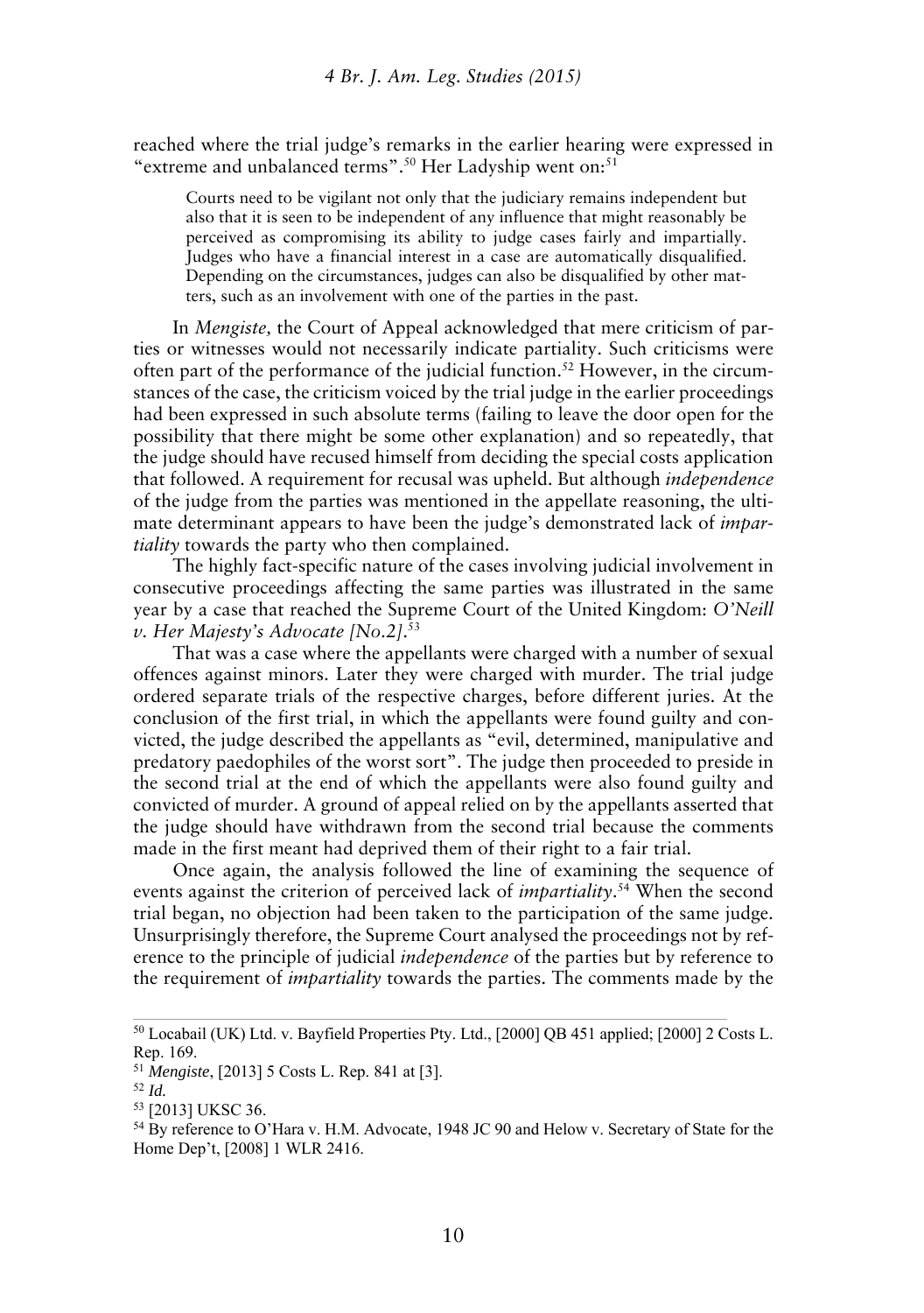reached where the trial judge's remarks in the earlier hearing were expressed in "extreme and unbalanced terms".[50] Her Ladyship went on:[51]

> Courts need to be vigilant not only that the judiciary remains independent but also that it is seen to be independent of any influence that might reasonably be perceived as compromising its ability to judge cases fairly and impartially. Judges who have a financial interest in a case are automatically disqualified. Depending on the circumstances, judges can also be disqualified by other matters, such as an involvement with one of the parties in the past.

In *Mengiste,* the Court of Appeal acknowledged that mere criticism of parties or witnesses would not necessarily indicate partiality. Such criticisms were often part of the performance of the judicial function.[52] However, in the circumstances of the case, the criticism voiced by the trial judge in the earlier proceedings had been expressed in such absolute terms (failing to leave the door open for the possibility that there might be some other explanation) and so repeatedly, that the judge should have recused himself from deciding the special costs application that followed. A requirement for recusal was upheld. But although *independence* of the judge from the parties was mentioned in the appellate reasoning, the ultimate determinant appears to have been the judge's demonstrated lack of *impartiality* towards the party who then complained.

The highly fact-specific nature of the cases involving judicial involvement in consecutive proceedings affecting the same parties was illustrated in the same year by a case that reached the Supreme Court of the United Kingdom: *O'Neill v. Her Majesty's Advocate [No.2]*.[53]

That was a case where the appellants were charged with a number of sexual offences against minors. Later they were charged with murder. The trial judge ordered separate trials of the respective charges, before different juries. At the conclusion of the first trial, in which the appellants were found guilty and convicted, the judge described the appellants as "evil, determined, manipulative and predatory paedophiles of the worst sort". The judge then proceeded to preside in the second trial at the end of which the appellants were also found guilty and convicted of murder. A ground of appeal relied on by the appellants asserted that the judge should have withdrawn from the second trial because the comments made in the first meant had deprived them of their right to a fair trial.

Once again, the analysis followed the line of examining the sequence of events against the criterion of perceived lack of *impartiality*.[54] When the second trial began, no objection had been taken to the participation of the same judge. Unsurprisingly therefore, the Supreme Court analysed the proceedings not by reference to the principle of judicial *independence* of the parties but by reference to the requirement of *impartiality* towards the parties. The comments made by the

---

[50] Locabail (UK) Ltd. v. Bayfield Properties Pty. Ltd., [2000] QB 451 applied; [2000] 2 Costs L. Rep. 169.

[51] *Mengiste*, [2013] 5 Costs L. Rep. 841 at [3].

[52] *Id.*

[53] [2013] UKSC 36.

[54] By reference to O'Hara v. H.M. Advocate, 1948 JC 90 and Helow v. Secretary of State for the Home Dep't, [2008] 1 WLR 2416.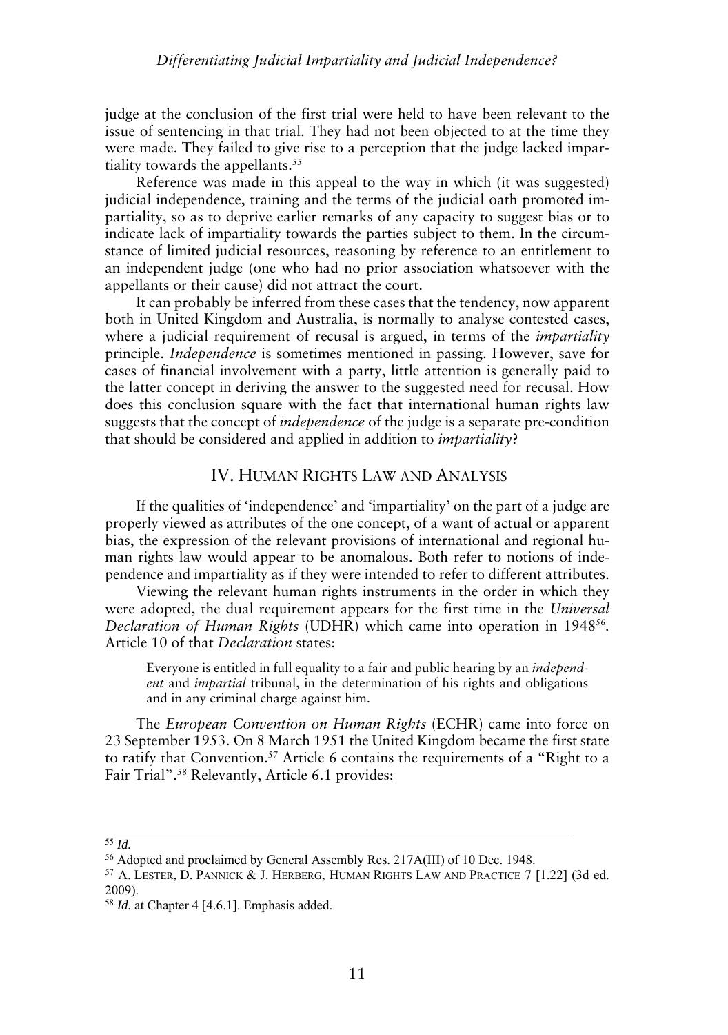judge at the conclusion of the first trial were held to have been relevant to the issue of sentencing in that trial. They had not been objected to at the time they were made. They failed to give rise to a perception that the judge lacked impartiality towards the appellants.[55]

Reference was made in this appeal to the way in which (it was suggested) judicial independence, training and the terms of the judicial oath promoted impartiality, so as to deprive earlier remarks of any capacity to suggest bias or to indicate lack of impartiality towards the parties subject to them. In the circumstance of limited judicial resources, reasoning by reference to an entitlement to an independent judge (one who had no prior association whatsoever with the appellants or their cause) did not attract the court.

It can probably be inferred from these cases that the tendency, now apparent both in United Kingdom and Australia, is normally to analyse contested cases, where a judicial requirement of recusal is argued, in terms of the *impartiality* principle. *Independence* is sometimes mentioned in passing. However, save for cases of financial involvement with a party, little attention is generally paid to the latter concept in deriving the answer to the suggested need for recusal. How does this conclusion square with the fact that international human rights law suggests that the concept of *independence* of the judge is a separate pre-condition that should be considered and applied in addition to *impartiality*?

## IV. Human Rights Law and Analysis

If the qualities of 'independence' and 'impartiality' on the part of a judge are properly viewed as attributes of the one concept, of a want of actual or apparent bias, the expression of the relevant provisions of international and regional human rights law would appear to be anomalous. Both refer to notions of independence and impartiality as if they were intended to refer to different attributes.

Viewing the relevant human rights instruments in the order in which they were adopted, the dual requirement appears for the first time in the *Universal Declaration of Human Rights* (UDHR) which came into operation in 1948[56]. Article 10 of that *Declaration* states:

> Everyone is entitled in full equality to a fair and public hearing by an *independent* and *impartial* tribunal, in the determination of his rights and obligations and in any criminal charge against him.

The *European Convention on Human Rights* (ECHR) came into force on 23 September 1953. On 8 March 1951 the United Kingdom became the first state to ratify that Convention.[57] Article 6 contains the requirements of a "Right to a Fair Trial".[58] Relevantly, Article 6.1 provides:

---

[55] *Id.*

[56] Adopted and proclaimed by General Assembly Res. 217A(III) of 10 Dec. 1948.

[57] A. Lester, D. Pannick & J. Herberg, Human Rights Law and Practice 7 [1.22] (3d ed. 2009).

[58] *Id.* at Chapter 4 [4.6.1]. Emphasis added.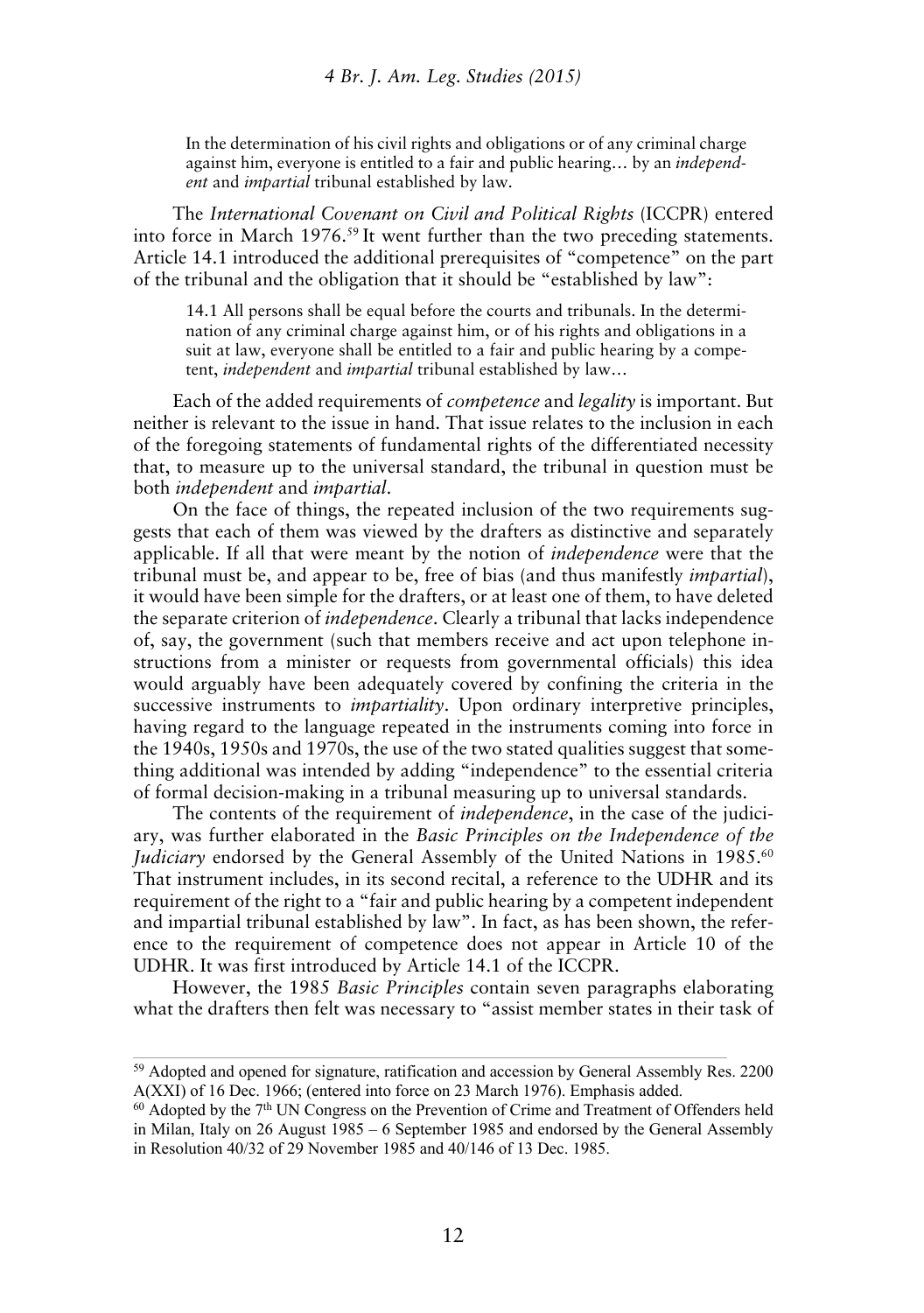> In the determination of his civil rights and obligations or of any criminal charge against him, everyone is entitled to a fair and public hearing… by an *independent* and *impartial* tribunal established by law.

The *International Covenant on Civil and Political Rights* (ICCPR) entered into force in March 1976.[59] It went further than the two preceding statements. Article 14.1 introduced the additional prerequisites of "competence" on the part of the tribunal and the obligation that it should be "established by law":

> 14.1 All persons shall be equal before the courts and tribunals. In the determination of any criminal charge against him, or of his rights and obligations in a suit at law, everyone shall be entitled to a fair and public hearing by a competent, *independent* and *impartial* tribunal established by law…

Each of the added requirements of *competence* and *legality* is important. But neither is relevant to the issue in hand. That issue relates to the inclusion in each of the foregoing statements of fundamental rights of the differentiated necessity that, to measure up to the universal standard, the tribunal in question must be both *independent* and *impartial*.

On the face of things, the repeated inclusion of the two requirements suggests that each of them was viewed by the drafters as distinctive and separately applicable. If all that were meant by the notion of *independence* were that the tribunal must be, and appear to be, free of bias (and thus manifestly *impartial*), it would have been simple for the drafters, or at least one of them, to have deleted the separate criterion of *independence*. Clearly a tribunal that lacks independence of, say, the government (such that members receive and act upon telephone instructions from a minister or requests from governmental officials) this idea would arguably have been adequately covered by confining the criteria in the successive instruments to *impartiality*. Upon ordinary interpretive principles, having regard to the language repeated in the instruments coming into force in the 1940s, 1950s and 1970s, the use of the two stated qualities suggest that something additional was intended by adding "independence" to the essential criteria of formal decision-making in a tribunal measuring up to universal standards.

The contents of the requirement of *independence*, in the case of the judiciary, was further elaborated in the *Basic Principles on the Independence of the Judiciary* endorsed by the General Assembly of the United Nations in 1985.[60] That instrument includes, in its second recital, a reference to the UDHR and its requirement of the right to a "fair and public hearing by a competent independent and impartial tribunal established by law". In fact, as has been shown, the reference to the requirement of competence does not appear in Article 10 of the UDHR. It was first introduced by Article 14.1 of the ICCPR.

However, the 1985 *Basic Principles* contain seven paragraphs elaborating what the drafters then felt was necessary to "assist member states in their task of

---

[59] Adopted and opened for signature, ratification and accession by General Assembly Res. 2200 A(XXI) of 16 Dec. 1966; (entered into force on 23 March 1976). Emphasis added.

[60] Adopted by the 7th UN Congress on the Prevention of Crime and Treatment of Offenders held in Milan, Italy on 26 August 1985 – 6 September 1985 and endorsed by the General Assembly in Resolution 40/32 of 29 November 1985 and 40/146 of 13 Dec. 1985.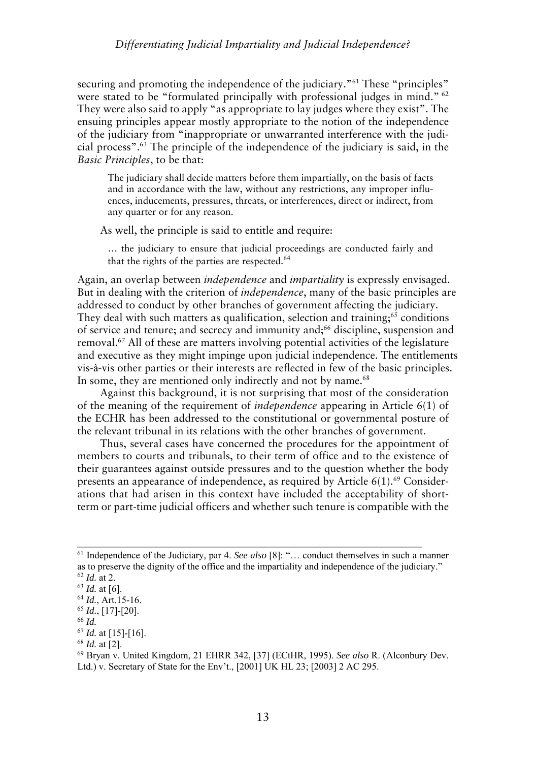securing and promoting the independence of the judiciary."[61] These "principles" were stated to be "formulated principally with professional judges in mind." [62] They were also said to apply "as appropriate to lay judges where they exist". The ensuing principles appear mostly appropriate to the notion of the independence of the judiciary from "inappropriate or unwarranted interference with the judicial process".[63] The principle of the independence of the judiciary is said, in the *Basic Principles*, to be that:

> The judiciary shall decide matters before them impartially, on the basis of facts and in accordance with the law, without any restrictions, any improper influences, inducements, pressures, threats, or interferences, direct or indirect, from any quarter or for any reason.

As well, the principle is said to entitle and require:

> … the judiciary to ensure that judicial proceedings are conducted fairly and that the rights of the parties are respected.[64]

Again, an overlap between *independence* and *impartiality* is expressly envisaged. But in dealing with the criterion of *independence*, many of the basic principles are addressed to conduct by other branches of government affecting the judiciary. They deal with such matters as qualification, selection and training;[65] conditions of service and tenure; and secrecy and immunity and;[66] discipline, suspension and removal.[67] All of these are matters involving potential activities of the legislature and executive as they might impinge upon judicial independence. The entitlements vis-à-vis other parties or their interests are reflected in few of the basic principles. In some, they are mentioned only indirectly and not by name.[68]

Against this background, it is not surprising that most of the consideration of the meaning of the requirement of *independence* appearing in Article 6(1) of the ECHR has been addressed to the constitutional or governmental posture of the relevant tribunal in its relations with the other branches of government.

Thus, several cases have concerned the procedures for the appointment of members to courts and tribunals, to their term of office and to the existence of their guarantees against outside pressures and to the question whether the body presents an appearance of independence, as required by Article 6(1).[69] Considerations that had arisen in this context have included the acceptability of short-term or part-time judicial officers and whether such tenure is compatible with the

---

[61] Independence of the Judiciary, par 4. *See also* [8]: "… conduct themselves in such a manner as to preserve the dignity of the office and the impartiality and independence of the judiciary."
[62] *Id.* at 2.
[63] *Id.* at [6].
[64] *Id.*, Art.15-16.
[65] *Id.*, [17]-[20].
[66] *Id.*
[67] *Id.* at [15]-[16].
[68] *Id.* at [2].
[69] Bryan v. United Kingdom, 21 EHRR 342, [37] (ECtHR, 1995). *See also* R. (Alconbury Dev. Ltd.) v. Secretary of State for the Env't., [2001] UK HL 23; [2003] 2 AC 295.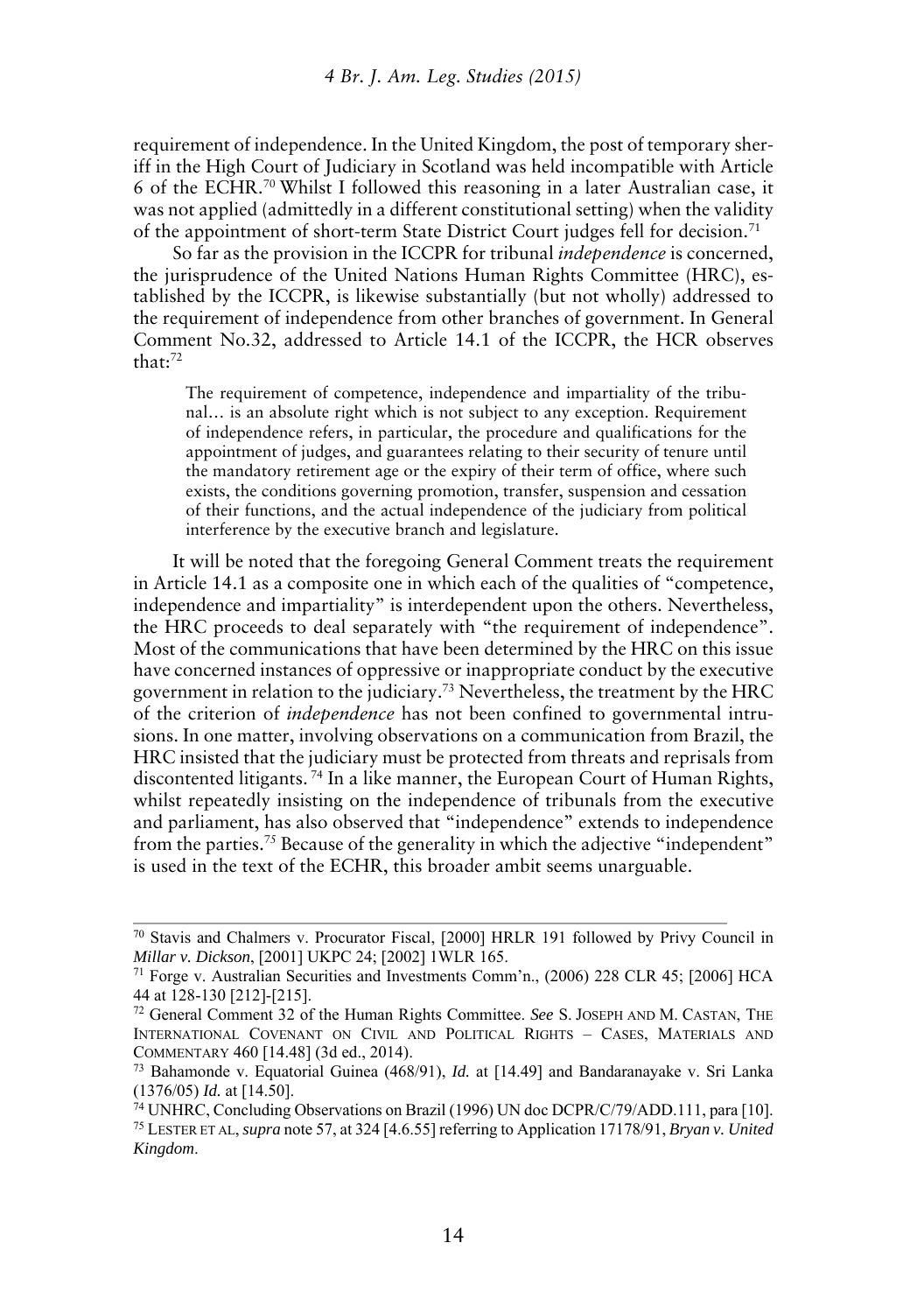requirement of independence. In the United Kingdom, the post of temporary sheriff in the High Court of Judiciary in Scotland was held incompatible with Article 6 of the ECHR.[70] Whilst I followed this reasoning in a later Australian case, it was not applied (admittedly in a different constitutional setting) when the validity of the appointment of short-term State District Court judges fell for decision.[71]

So far as the provision in the ICCPR for tribunal *independence* is concerned, the jurisprudence of the United Nations Human Rights Committee (HRC), established by the ICCPR, is likewise substantially (but not wholly) addressed to the requirement of independence from other branches of government. In General Comment No.32, addressed to Article 14.1 of the ICCPR, the HCR observes that:[72]

> The requirement of competence, independence and impartiality of the tribunal… is an absolute right which is not subject to any exception. Requirement of independence refers, in particular, the procedure and qualifications for the appointment of judges, and guarantees relating to their security of tenure until the mandatory retirement age or the expiry of their term of office, where such exists, the conditions governing promotion, transfer, suspension and cessation of their functions, and the actual independence of the judiciary from political interference by the executive branch and legislature.

It will be noted that the foregoing General Comment treats the requirement in Article 14.1 as a composite one in which each of the qualities of "competence, independence and impartiality" is interdependent upon the others. Nevertheless, the HRC proceeds to deal separately with "the requirement of independence". Most of the communications that have been determined by the HRC on this issue have concerned instances of oppressive or inappropriate conduct by the executive government in relation to the judiciary.[73] Nevertheless, the treatment by the HRC of the criterion of *independence* has not been confined to governmental intrusions. In one matter, involving observations on a communication from Brazil, the HRC insisted that the judiciary must be protected from threats and reprisals from discontented litigants.[74] In a like manner, the European Court of Human Rights, whilst repeatedly insisting on the independence of tribunals from the executive and parliament, has also observed that "independence" extends to independence from the parties.[75] Because of the generality in which the adjective "independent" is used in the text of the ECHR, this broader ambit seems unarguable.

---

[70] Stavis and Chalmers v. Procurator Fiscal, [2000] HRLR 191 followed by Privy Council in *Millar v. Dickson*, [2001] UKPC 24; [2002] 1WLR 165.

[71] Forge v. Australian Securities and Investments Comm'n., (2006) 228 CLR 45; [2006] HCA 44 at 128-130 [212]-[215].

[72] General Comment 32 of the Human Rights Committee. *See* S. JOSEPH AND M. CASTAN, THE INTERNATIONAL COVENANT ON CIVIL AND POLITICAL RIGHTS – CASES, MATERIALS AND COMMENTARY 460 [14.48] (3d ed., 2014).

[73] Bahamonde v. Equatorial Guinea (468/91), *Id.* at [14.49] and Bandaranayake v. Sri Lanka (1376/05) *Id.* at [14.50].

[74] UNHRC, Concluding Observations on Brazil (1996) UN doc DCPR/C/79/ADD.111, para [10].

[75] LESTER ET AL, *supra* note 57, at 324 [4.6.55] referring to Application 17178/91, *Bryan v. United Kingdom*.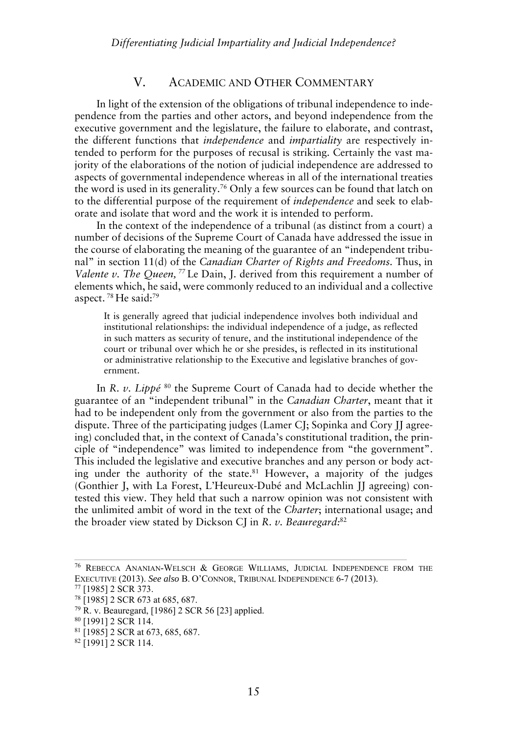## V. ACADEMIC AND OTHER COMMENTARY

In light of the extension of the obligations of tribunal independence to independence from the parties and other actors, and beyond independence from the executive government and the legislature, the failure to elaborate, and contrast, the different functions that *independence* and *impartiality* are respectively intended to perform for the purposes of recusal is striking. Certainly the vast majority of the elaborations of the notion of judicial independence are addressed to aspects of governmental independence whereas in all of the international treaties the word is used in its generality.[76] Only a few sources can be found that latch on to the differential purpose of the requirement of *independence* and seek to elaborate and isolate that word and the work it is intended to perform.

In the context of the independence of a tribunal (as distinct from a court) a number of decisions of the Supreme Court of Canada have addressed the issue in the course of elaborating the meaning of the guarantee of an "independent tribunal" in section 11(d) of the *Canadian Charter of Rights and Freedoms*. Thus, in *Valente v. The Queen,* [77] Le Dain, J. derived from this requirement a number of elements which, he said, were commonly reduced to an individual and a collective aspect. [78] He said:[79]

> It is generally agreed that judicial independence involves both individual and institutional relationships: the individual independence of a judge, as reflected in such matters as security of tenure, and the institutional independence of the court or tribunal over which he or she presides, is reflected in its institutional or administrative relationship to the Executive and legislative branches of government.

In *R. v. Lippé* [80] the Supreme Court of Canada had to decide whether the guarantee of an "independent tribunal" in the *Canadian Charter*, meant that it had to be independent only from the government or also from the parties to the dispute. Three of the participating judges (Lamer CJ; Sopinka and Cory JJ agreeing) concluded that, in the context of Canada's constitutional tradition, the principle of "independence" was limited to independence from "the government". This included the legislative and executive branches and any person or body acting under the authority of the state.[81] However, a majority of the judges (Gonthier J, with La Forest, L'Heureux-Dubé and McLachlin JJ agreeing) contested this view. They held that such a narrow opinion was not consistent with the unlimited ambit of word in the text of the *Charter*; international usage; and the broader view stated by Dickson CJ in *R. v. Beauregard*:[82]

---

[76] REBECCA ANANIAN-WELSCH & GEORGE WILLIAMS, JUDICIAL INDEPENDENCE FROM THE EXECUTIVE (2013). *See also* B. O'CONNOR, TRIBUNAL INDEPENDENCE 6-7 (2013).

[77] [1985] 2 SCR 373.

[78] [1985] 2 SCR 673 at 685, 687.

[79] R. v. Beauregard, [1986] 2 SCR 56 [23] applied.

[80] [1991] 2 SCR 114.

[81] [1985] 2 SCR at 673, 685, 687.

[82] [1991] 2 SCR 114.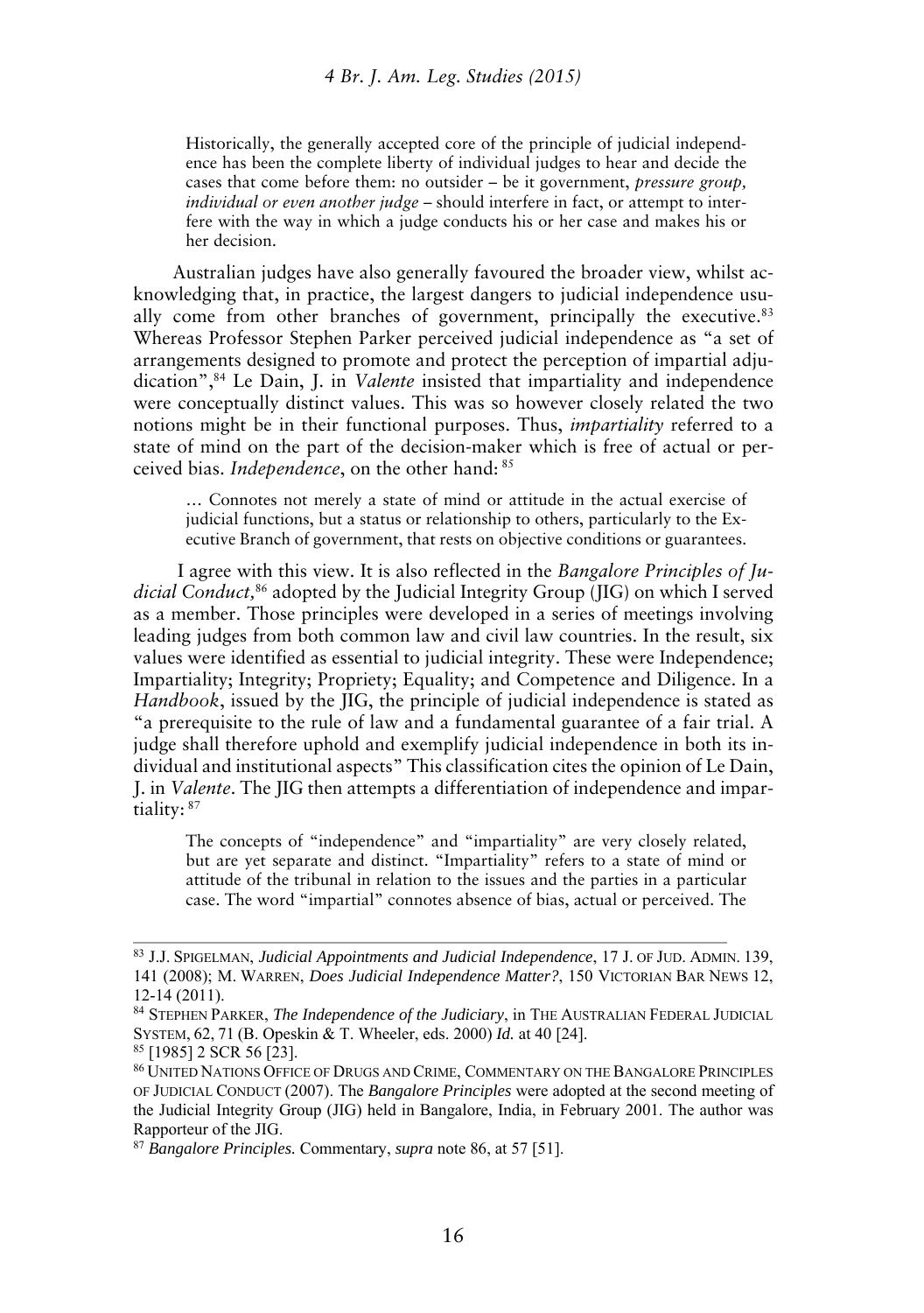> Historically, the generally accepted core of the principle of judicial independence has been the complete liberty of individual judges to hear and decide the cases that come before them: no outsider – be it government, *pressure group, individual or even another judge* – should interfere in fact, or attempt to interfere with the way in which a judge conducts his or her case and makes his or her decision.

Australian judges have also generally favoured the broader view, whilst acknowledging that, in practice, the largest dangers to judicial independence usually come from other branches of government, principally the executive.[83] Whereas Professor Stephen Parker perceived judicial independence as "a set of arrangements designed to promote and protect the perception of impartial adjudication",[84] Le Dain, J. in *Valente* insisted that impartiality and independence were conceptually distinct values. This was so however closely related the two notions might be in their functional purposes. Thus, *impartiality* referred to a state of mind on the part of the decision-maker which is free of actual or perceived bias. *Independence*, on the other hand: [85]

> … Connotes not merely a state of mind or attitude in the actual exercise of judicial functions, but a status or relationship to others, particularly to the Executive Branch of government, that rests on objective conditions or guarantees.

I agree with this view. It is also reflected in the *Bangalore Principles of Judicial Conduct,*[86] adopted by the Judicial Integrity Group (JIG) on which I served as a member. Those principles were developed in a series of meetings involving leading judges from both common law and civil law countries. In the result, six values were identified as essential to judicial integrity. These were Independence; Impartiality; Integrity; Propriety; Equality; and Competence and Diligence. In a *Handbook*, issued by the JIG, the principle of judicial independence is stated as "a prerequisite to the rule of law and a fundamental guarantee of a fair trial. A judge shall therefore uphold and exemplify judicial independence in both its individual and institutional aspects" This classification cites the opinion of Le Dain, J. in *Valente*. The JIG then attempts a differentiation of independence and impartiality: [87]

> The concepts of "independence" and "impartiality" are very closely related, but are yet separate and distinct. "Impartiality" refers to a state of mind or attitude of the tribunal in relation to the issues and the parties in a particular case. The word "impartial" connotes absence of bias, actual or perceived. The

---

[83] J.J. SPIGELMAN, *Judicial Appointments and Judicial Independence*, 17 J. OF JUD. ADMIN. 139, 141 (2008); M. WARREN, *Does Judicial Independence Matter?*, 150 VICTORIAN BAR NEWS 12, 12-14 (2011).

[84] STEPHEN PARKER, *The Independence of the Judiciary*, in THE AUSTRALIAN FEDERAL JUDICIAL SYSTEM, 62, 71 (B. Opeskin & T. Wheeler, eds. 2000) *Id.* at 40 [24].

[85] [1985] 2 SCR 56 [23].

[86] UNITED NATIONS OFFICE OF DRUGS AND CRIME, COMMENTARY ON THE BANGALORE PRINCIPLES OF JUDICIAL CONDUCT (2007). The *Bangalore Principles* were adopted at the second meeting of the Judicial Integrity Group (JIG) held in Bangalore, India, in February 2001. The author was Rapporteur of the JIG.

[87] *Bangalore Principles.* Commentary, *supra* note 86, at 57 [51].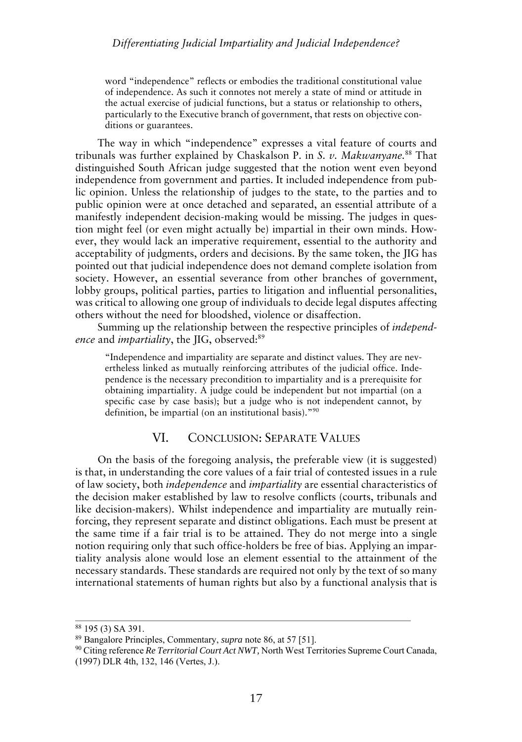> word "independence" reflects or embodies the traditional constitutional value of independence. As such it connotes not merely a state of mind or attitude in the actual exercise of judicial functions, but a status or relationship to others, particularly to the Executive branch of government, that rests on objective conditions or guarantees.

The way in which "independence" expresses a vital feature of courts and tribunals was further explained by Chaskalson P. in *S. v. Makwanyane.*[88] That distinguished South African judge suggested that the notion went even beyond independence from government and parties. It included independence from public opinion. Unless the relationship of judges to the state, to the parties and to public opinion were at once detached and separated, an essential attribute of a manifestly independent decision-making would be missing. The judges in question might feel (or even might actually be) impartial in their own minds. However, they would lack an imperative requirement, essential to the authority and acceptability of judgments, orders and decisions. By the same token, the JIG has pointed out that judicial independence does not demand complete isolation from society. However, an essential severance from other branches of government, lobby groups, political parties, parties to litigation and influential personalities, was critical to allowing one group of individuals to decide legal disputes affecting others without the need for bloodshed, violence or disaffection.

Summing up the relationship between the respective principles of *independence* and *impartiality*, the JIG, observed:[89]

> "Independence and impartiality are separate and distinct values. They are nevertheless linked as mutually reinforcing attributes of the judicial office. Independence is the necessary precondition to impartiality and is a prerequisite for obtaining impartiality. A judge could be independent but not impartial (on a specific case by case basis); but a judge who is not independent cannot, by definition, be impartial (on an institutional basis)."[90]

## VI. Conclusion: Separate Values

On the basis of the foregoing analysis, the preferable view (it is suggested) is that, in understanding the core values of a fair trial of contested issues in a rule of law society, both *independence* and *impartiality* are essential characteristics of the decision maker established by law to resolve conflicts (courts, tribunals and like decision-makers). Whilst independence and impartiality are mutually reinforcing, they represent separate and distinct obligations. Each must be present at the same time if a fair trial is to be attained. They do not merge into a single notion requiring only that such office-holders be free of bias. Applying an impartiality analysis alone would lose an element essential to the attainment of the necessary standards. These standards are required not only by the text of so many international statements of human rights but also by a functional analysis that is

---

[88] 195 (3) SA 391.

[89] Bangalore Principles, Commentary, *supra* note 86, at 57 [51].

[90] Citing reference *Re Territorial Court Act NWT,* North West Territories Supreme Court Canada, (1997) DLR 4th, 132, 146 (Vertes, J.).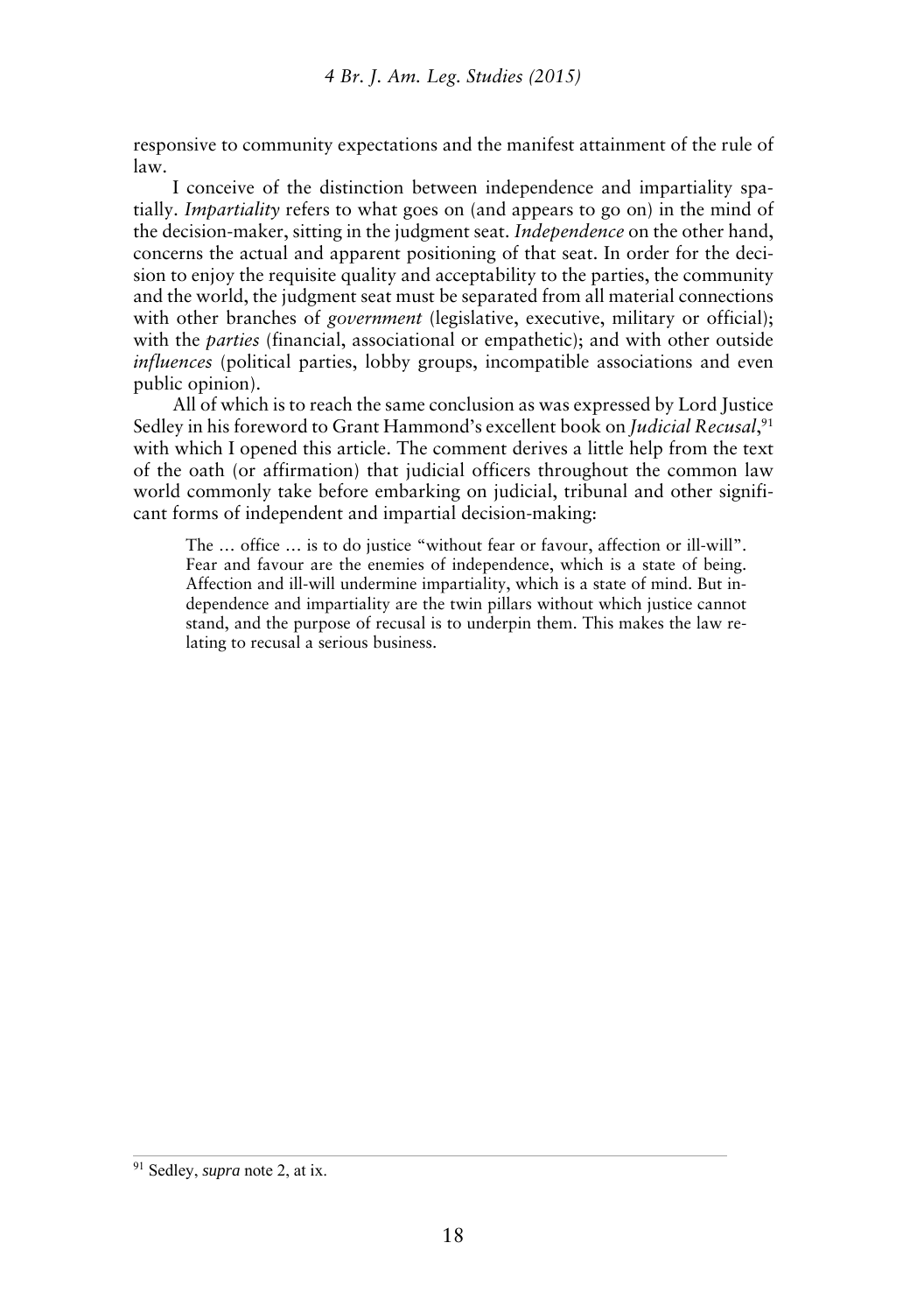responsive to community expectations and the manifest attainment of the rule of law.

I conceive of the distinction between independence and impartiality spatially. *Impartiality* refers to what goes on (and appears to go on) in the mind of the decision-maker, sitting in the judgment seat. *Independence* on the other hand, concerns the actual and apparent positioning of that seat. In order for the decision to enjoy the requisite quality and acceptability to the parties, the community and the world, the judgment seat must be separated from all material connections with other branches of *government* (legislative, executive, military or official); with the *parties* (financial, associational or empathetic); and with other outside *influences* (political parties, lobby groups, incompatible associations and even public opinion).

All of which is to reach the same conclusion as was expressed by Lord Justice Sedley in his foreword to Grant Hammond's excellent book on *Judicial Recusal*,[91] with which I opened this article. The comment derives a little help from the text of the oath (or affirmation) that judicial officers throughout the common law world commonly take before embarking on judicial, tribunal and other significant forms of independent and impartial decision-making:

> The … office … is to do justice "without fear or favour, affection or ill-will". Fear and favour are the enemies of independence, which is a state of being. Affection and ill-will undermine impartiality, which is a state of mind. But independence and impartiality are the twin pillars without which justice cannot stand, and the purpose of recusal is to underpin them. This makes the law relating to recusal a serious business.

---

[91] Sedley, *supra* note 2, at ix.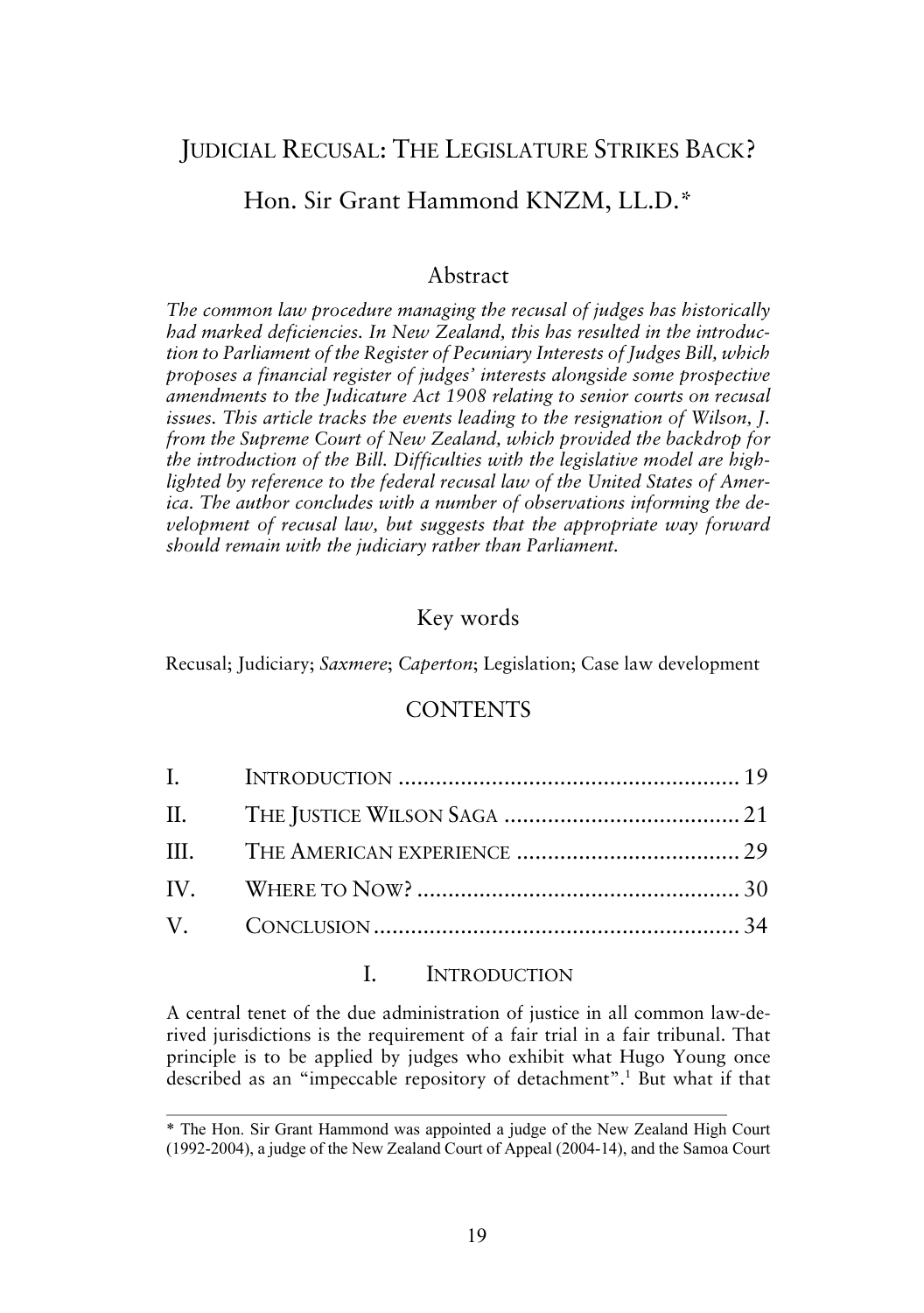# JUDICIAL RECUSAL: THE LEGISLATURE STRIKES BACK?

## Hon. Sir Grant Hammond KNZM, LL.D.*

### Abstract

*The common law procedure managing the recusal of judges has historically had marked deficiencies. In New Zealand, this has resulted in the introduction to Parliament of the Register of Pecuniary Interests of Judges Bill, which proposes a financial register of judges' interests alongside some prospective amendments to the Judicature Act 1908 relating to senior courts on recusal issues. This article tracks the events leading to the resignation of Wilson, J. from the Supreme Court of New Zealand, which provided the backdrop for the introduction of the Bill. Difficulties with the legislative model are highlighted by reference to the federal recusal law of the United States of America. The author concludes with a number of observations informing the development of recusal law, but suggests that the appropriate way forward should remain with the judiciary rather than Parliament.*

### Key words

Recusal; Judiciary; *Saxmere*; *Caperton*; Legislation; Case law development

### CONTENTS

| | | |
|---|---|---|
| I. | INTRODUCTION | 19 |
| II. | THE JUSTICE WILSON SAGA | 21 |
| III. | THE AMERICAN EXPERIENCE | 29 |
| IV. | WHERE TO NOW? | 30 |
| V. | CONCLUSION | 34 |

## I. INTRODUCTION

A central tenet of the due administration of justice in all common law-derived jurisdictions is the requirement of a fair trial in a fair tribunal. That principle is to be applied by judges who exhibit what Hugo Young once described as an "impeccable repository of detachment".[1] But what if that

---

\* The Hon. Sir Grant Hammond was appointed a judge of the New Zealand High Court (1992-2004), a judge of the New Zealand Court of Appeal (2004-14), and the Samoa Court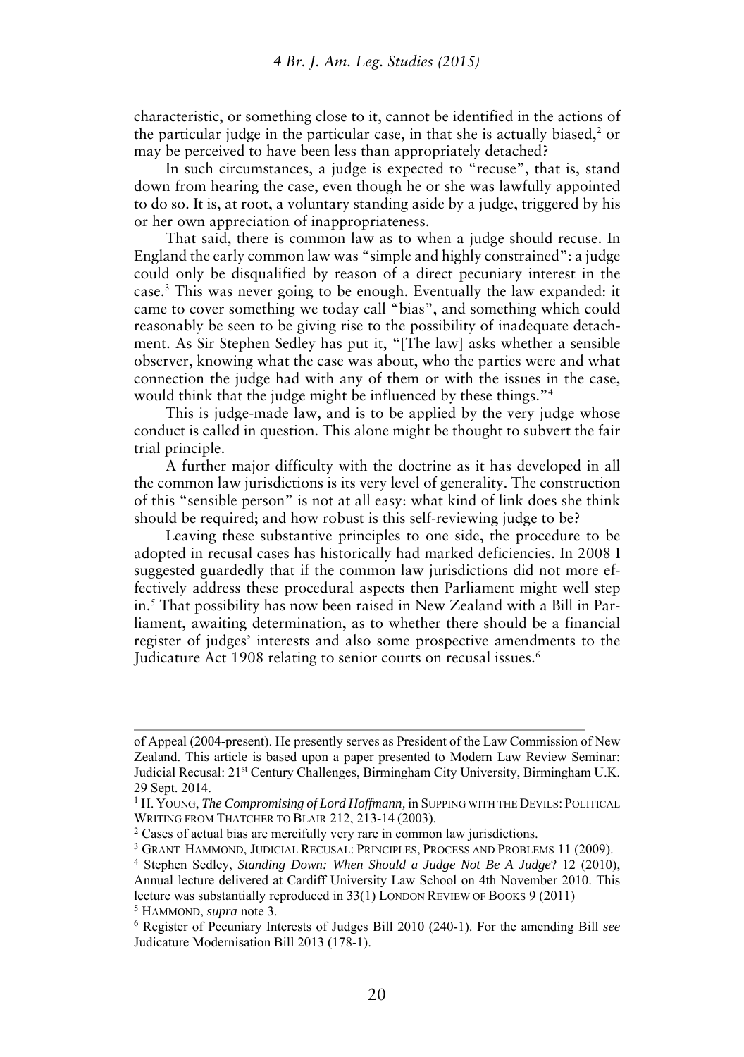characteristic, or something close to it, cannot be identified in the actions of the particular judge in the particular case, in that she is actually biased,[2] or may be perceived to have been less than appropriately detached?

In such circumstances, a judge is expected to "recuse", that is, stand down from hearing the case, even though he or she was lawfully appointed to do so. It is, at root, a voluntary standing aside by a judge, triggered by his or her own appreciation of inappropriateness.

That said, there is common law as to when a judge should recuse. In England the early common law was "simple and highly constrained": a judge could only be disqualified by reason of a direct pecuniary interest in the case.[3] This was never going to be enough. Eventually the law expanded: it came to cover something we today call "bias", and something which could reasonably be seen to be giving rise to the possibility of inadequate detachment. As Sir Stephen Sedley has put it, "[The law] asks whether a sensible observer, knowing what the case was about, who the parties were and what connection the judge had with any of them or with the issues in the case, would think that the judge might be influenced by these things."[4]

This is judge-made law, and is to be applied by the very judge whose conduct is called in question. This alone might be thought to subvert the fair trial principle.

A further major difficulty with the doctrine as it has developed in all the common law jurisdictions is its very level of generality. The construction of this "sensible person" is not at all easy: what kind of link does she think should be required; and how robust is this self-reviewing judge to be?

Leaving these substantive principles to one side, the procedure to be adopted in recusal cases has historically had marked deficiencies. In 2008 I suggested guardedly that if the common law jurisdictions did not more effectively address these procedural aspects then Parliament might well step in.[5] That possibility has now been raised in New Zealand with a Bill in Parliament, awaiting determination, as to whether there should be a financial register of judges' interests and also some prospective amendments to the Judicature Act 1908 relating to senior courts on recusal issues.[6]

---

of Appeal (2004-present). He presently serves as President of the Law Commission of New Zealand. This article is based upon a paper presented to Modern Law Review Seminar: Judicial Recusal: 21st Century Challenges, Birmingham City University, Birmingham U.K. 29 Sept. 2014.

[1] H. YOUNG, *The Compromising of Lord Hoffmann*, in SUPPING WITH THE DEVILS: POLITICAL WRITING FROM THATCHER TO BLAIR 212, 213-14 (2003).

[2] Cases of actual bias are mercifully very rare in common law jurisdictions.

[3] GRANT HAMMOND, JUDICIAL RECUSAL: PRINCIPLES, PROCESS AND PROBLEMS 11 (2009).

[4] Stephen Sedley, *Standing Down: When Should a Judge Not Be A Judge*? 12 (2010), Annual lecture delivered at Cardiff University Law School on 4th November 2010. This lecture was substantially reproduced in 33(1) LONDON REVIEW OF BOOKS 9 (2011)

[5] HAMMOND, *supra* note 3.

[6] Register of Pecuniary Interests of Judges Bill 2010 (240-1). For the amending Bill *see* Judicature Modernisation Bill 2013 (178-1).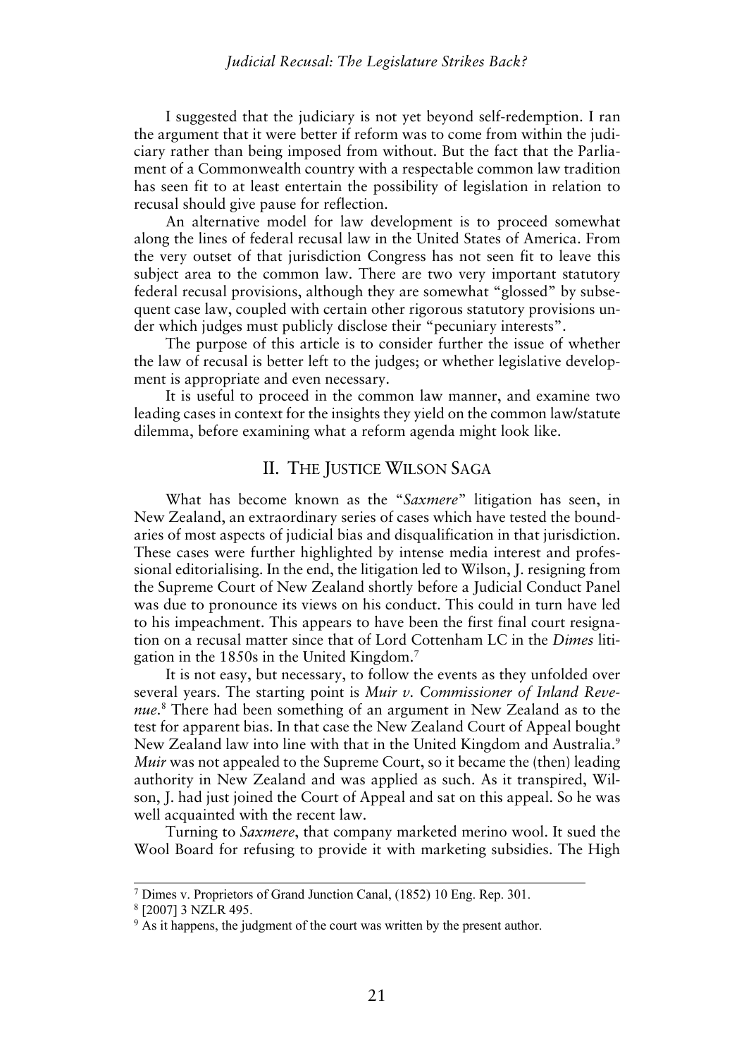I suggested that the judiciary is not yet beyond self-redemption. I ran the argument that it were better if reform was to come from within the judiciary rather than being imposed from without. But the fact that the Parliament of a Commonwealth country with a respectable common law tradition has seen fit to at least entertain the possibility of legislation in relation to recusal should give pause for reflection.

An alternative model for law development is to proceed somewhat along the lines of federal recusal law in the United States of America. From the very outset of that jurisdiction Congress has not seen fit to leave this subject area to the common law. There are two very important statutory federal recusal provisions, although they are somewhat "glossed" by subsequent case law, coupled with certain other rigorous statutory provisions under which judges must publicly disclose their "pecuniary interests".

The purpose of this article is to consider further the issue of whether the law of recusal is better left to the judges; or whether legislative development is appropriate and even necessary.

It is useful to proceed in the common law manner, and examine two leading cases in context for the insights they yield on the common law/statute dilemma, before examining what a reform agenda might look like.

## II. The Justice Wilson Saga

What has become known as the "*Saxmere*" litigation has seen, in New Zealand, an extraordinary series of cases which have tested the boundaries of most aspects of judicial bias and disqualification in that jurisdiction. These cases were further highlighted by intense media interest and professional editorialising. In the end, the litigation led to Wilson, J. resigning from the Supreme Court of New Zealand shortly before a Judicial Conduct Panel was due to pronounce its views on his conduct. This could in turn have led to his impeachment. This appears to have been the first final court resignation on a recusal matter since that of Lord Cottenham LC in the *Dimes* litigation in the 1850s in the United Kingdom.[7]

It is not easy, but necessary, to follow the events as they unfolded over several years. The starting point is *Muir v. Commissioner of Inland Revenue*.[8] There had been something of an argument in New Zealand as to the test for apparent bias. In that case the New Zealand Court of Appeal bought New Zealand law into line with that in the United Kingdom and Australia.[9] *Muir* was not appealed to the Supreme Court, so it became the (then) leading authority in New Zealand and was applied as such. As it transpired, Wilson, J. had just joined the Court of Appeal and sat on this appeal. So he was well acquainted with the recent law.

Turning to *Saxmere*, that company marketed merino wool. It sued the Wool Board for refusing to provide it with marketing subsidies. The High

---

[7] Dimes v. Proprietors of Grand Junction Canal, (1852) 10 Eng. Rep. 301.

[8] [2007] 3 NZLR 495.

[9] As it happens, the judgment of the court was written by the present author.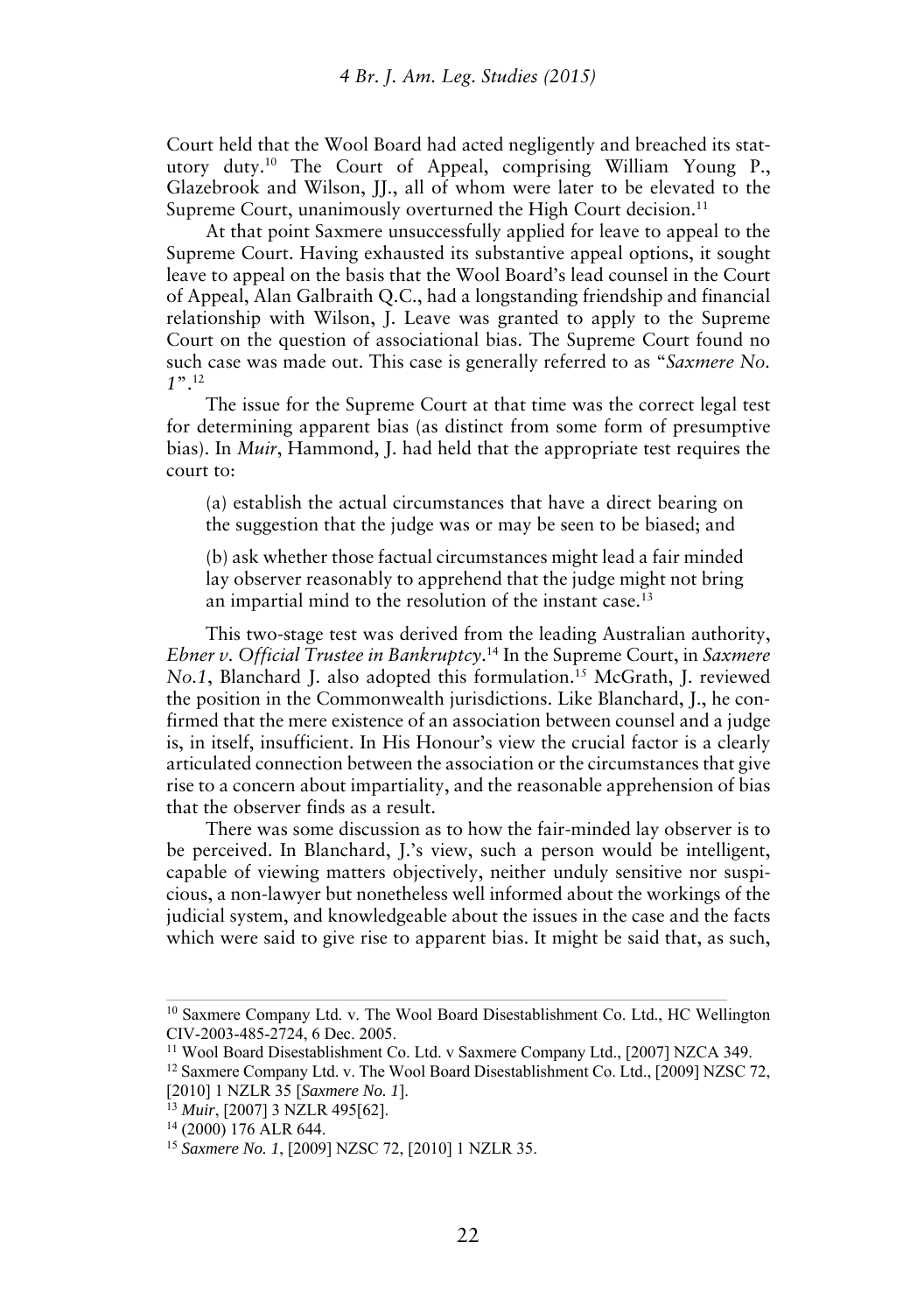Court held that the Wool Board had acted negligently and breached its statutory duty.[10] The Court of Appeal, comprising William Young P., Glazebrook and Wilson, JJ., all of whom were later to be elevated to the Supreme Court, unanimously overturned the High Court decision.[11]

At that point Saxmere unsuccessfully applied for leave to appeal to the Supreme Court. Having exhausted its substantive appeal options, it sought leave to appeal on the basis that the Wool Board's lead counsel in the Court of Appeal, Alan Galbraith Q.C., had a longstanding friendship and financial relationship with Wilson, J. Leave was granted to apply to the Supreme Court on the question of associational bias. The Supreme Court found no such case was made out. This case is generally referred to as "*Saxmere No. 1*".[12]

The issue for the Supreme Court at that time was the correct legal test for determining apparent bias (as distinct from some form of presumptive bias). In *Muir*, Hammond, J. had held that the appropriate test requires the court to:

> (a) establish the actual circumstances that have a direct bearing on the suggestion that the judge was or may be seen to be biased; and
>
> (b) ask whether those factual circumstances might lead a fair minded lay observer reasonably to apprehend that the judge might not bring an impartial mind to the resolution of the instant case.[13]

This two-stage test was derived from the leading Australian authority, *Ebner v. Official Trustee in Bankruptcy*.[14] In the Supreme Court, in *Saxmere No.1*, Blanchard J. also adopted this formulation.[15] McGrath, J. reviewed the position in the Commonwealth jurisdictions. Like Blanchard, J., he confirmed that the mere existence of an association between counsel and a judge is, in itself, insufficient. In His Honour's view the crucial factor is a clearly articulated connection between the association or the circumstances that give rise to a concern about impartiality, and the reasonable apprehension of bias that the observer finds as a result.

There was some discussion as to how the fair-minded lay observer is to be perceived. In Blanchard, J.'s view, such a person would be intelligent, capable of viewing matters objectively, neither unduly sensitive nor suspicious, a non-lawyer but nonetheless well informed about the workings of the judicial system, and knowledgeable about the issues in the case and the facts which were said to give rise to apparent bias. It might be said that, as such,

---

[10] Saxmere Company Ltd. v. The Wool Board Disestablishment Co. Ltd., HC Wellington CIV-2003-485-2724, 6 Dec. 2005.

[11] Wool Board Disestablishment Co. Ltd. v Saxmere Company Ltd., [2007] NZCA 349.

[12] Saxmere Company Ltd. v. The Wool Board Disestablishment Co. Ltd., [2009] NZSC 72, [2010] 1 NZLR 35 [*Saxmere No. 1*].

[13] *Muir*, [2007] 3 NZLR 495[62].

[14] (2000) 176 ALR 644.

[15] *Saxmere No. 1*, [2009] NZSC 72, [2010] 1 NZLR 35.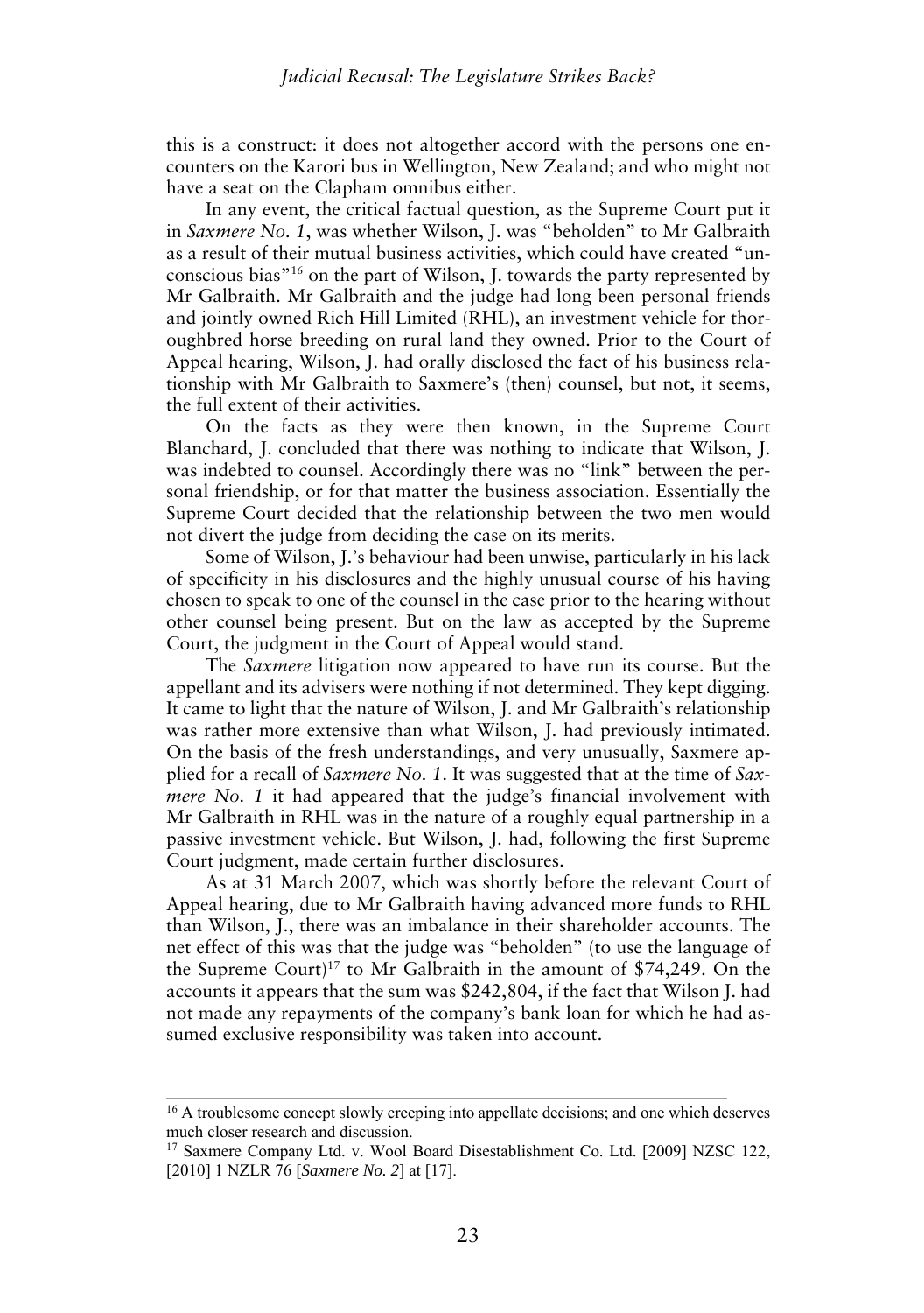this is a construct: it does not altogether accord with the persons one encounters on the Karori bus in Wellington, New Zealand; and who might not have a seat on the Clapham omnibus either.

In any event, the critical factual question, as the Supreme Court put it in *Saxmere No. 1*, was whether Wilson, J. was "beholden" to Mr Galbraith as a result of their mutual business activities, which could have created "unconscious bias"[16] on the part of Wilson, J. towards the party represented by Mr Galbraith. Mr Galbraith and the judge had long been personal friends and jointly owned Rich Hill Limited (RHL), an investment vehicle for thoroughbred horse breeding on rural land they owned. Prior to the Court of Appeal hearing, Wilson, J. had orally disclosed the fact of his business relationship with Mr Galbraith to Saxmere's (then) counsel, but not, it seems, the full extent of their activities.

On the facts as they were then known, in the Supreme Court Blanchard, J. concluded that there was nothing to indicate that Wilson, J. was indebted to counsel. Accordingly there was no "link" between the personal friendship, or for that matter the business association. Essentially the Supreme Court decided that the relationship between the two men would not divert the judge from deciding the case on its merits.

Some of Wilson, J.'s behaviour had been unwise, particularly in his lack of specificity in his disclosures and the highly unusual course of his having chosen to speak to one of the counsel in the case prior to the hearing without other counsel being present. But on the law as accepted by the Supreme Court, the judgment in the Court of Appeal would stand.

The *Saxmere* litigation now appeared to have run its course. But the appellant and its advisers were nothing if not determined. They kept digging. It came to light that the nature of Wilson, J. and Mr Galbraith's relationship was rather more extensive than what Wilson, J. had previously intimated. On the basis of the fresh understandings, and very unusually, Saxmere applied for a recall of *Saxmere No. 1*. It was suggested that at the time of *Saxmere No. 1* it had appeared that the judge's financial involvement with Mr Galbraith in RHL was in the nature of a roughly equal partnership in a passive investment vehicle. But Wilson, J. had, following the first Supreme Court judgment, made certain further disclosures.

As at 31 March 2007, which was shortly before the relevant Court of Appeal hearing, due to Mr Galbraith having advanced more funds to RHL than Wilson, J., there was an imbalance in their shareholder accounts. The net effect of this was that the judge was "beholden" (to use the language of the Supreme Court)[17] to Mr Galbraith in the amount of $74,249. On the accounts it appears that the sum was $242,804, if the fact that Wilson J. had not made any repayments of the company's bank loan for which he had assumed exclusive responsibility was taken into account.

---

[16] A troublesome concept slowly creeping into appellate decisions; and one which deserves much closer research and discussion.

[17] Saxmere Company Ltd. v. Wool Board Disestablishment Co. Ltd. [2009] NZSC 122, [2010] 1 NZLR 76 [*Saxmere No. 2*] at [17].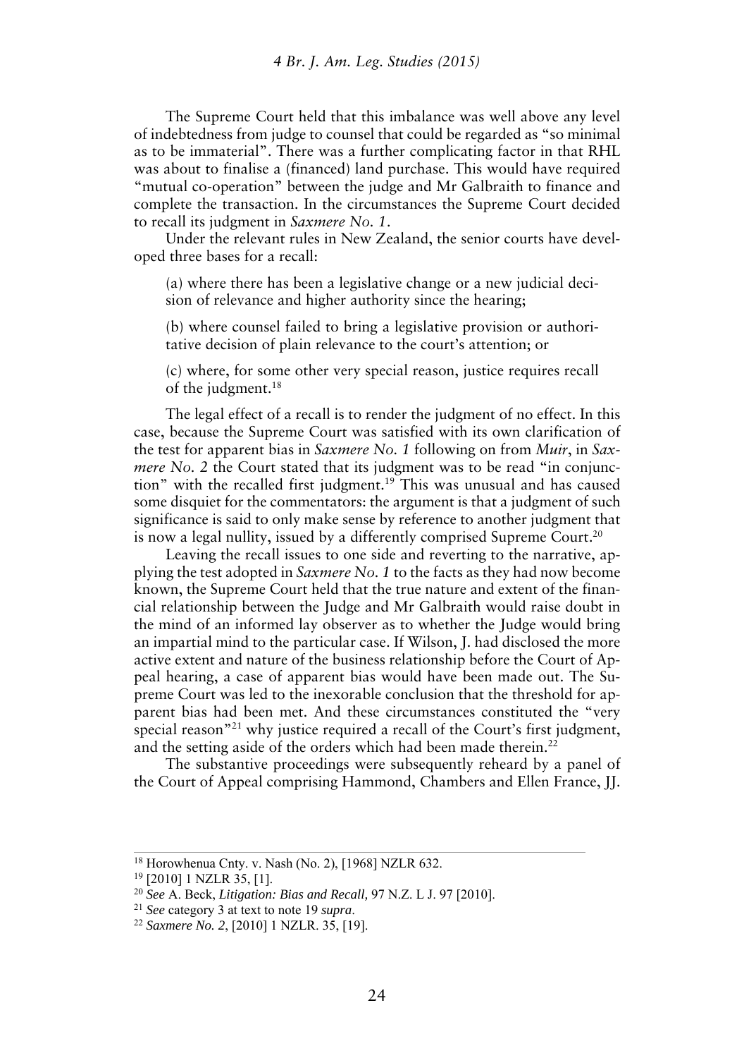The Supreme Court held that this imbalance was well above any level of indebtedness from judge to counsel that could be regarded as "so minimal as to be immaterial". There was a further complicating factor in that RHL was about to finalise a (financed) land purchase. This would have required "mutual co-operation" between the judge and Mr Galbraith to finance and complete the transaction. In the circumstances the Supreme Court decided to recall its judgment in *Saxmere No. 1*.

Under the relevant rules in New Zealand, the senior courts have developed three bases for a recall:

> (a) where there has been a legislative change or a new judicial decision of relevance and higher authority since the hearing;
>
> (b) where counsel failed to bring a legislative provision or authoritative decision of plain relevance to the court's attention; or
>
> (c) where, for some other very special reason, justice requires recall of the judgment.[18]

The legal effect of a recall is to render the judgment of no effect. In this case, because the Supreme Court was satisfied with its own clarification of the test for apparent bias in *Saxmere No. 1* following on from *Muir*, in *Saxmere No. 2* the Court stated that its judgment was to be read "in conjunction" with the recalled first judgment.[19] This was unusual and has caused some disquiet for the commentators: the argument is that a judgment of such significance is said to only make sense by reference to another judgment that is now a legal nullity, issued by a differently comprised Supreme Court.[20]

Leaving the recall issues to one side and reverting to the narrative, applying the test adopted in *Saxmere No. 1* to the facts as they had now become known, the Supreme Court held that the true nature and extent of the financial relationship between the Judge and Mr Galbraith would raise doubt in the mind of an informed lay observer as to whether the Judge would bring an impartial mind to the particular case. If Wilson, J. had disclosed the more active extent and nature of the business relationship before the Court of Appeal hearing, a case of apparent bias would have been made out. The Supreme Court was led to the inexorable conclusion that the threshold for apparent bias had been met. And these circumstances constituted the "very special reason"[21] why justice required a recall of the Court's first judgment, and the setting aside of the orders which had been made therein.[22]

The substantive proceedings were subsequently reheard by a panel of the Court of Appeal comprising Hammond, Chambers and Ellen France, JJ.

---

[18] Horowhenua Cnty. v. Nash (No. 2), [1968] NZLR 632.

[19] [2010] 1 NZLR 35, [1].

[20] *See* A. Beck, *Litigation: Bias and Recall,* 97 N.Z. L J. 97 [2010].

[21] *See* category 3 at text to note 19 *supra*.

[22] *Saxmere No. 2*, [2010] 1 NZLR. 35, [19].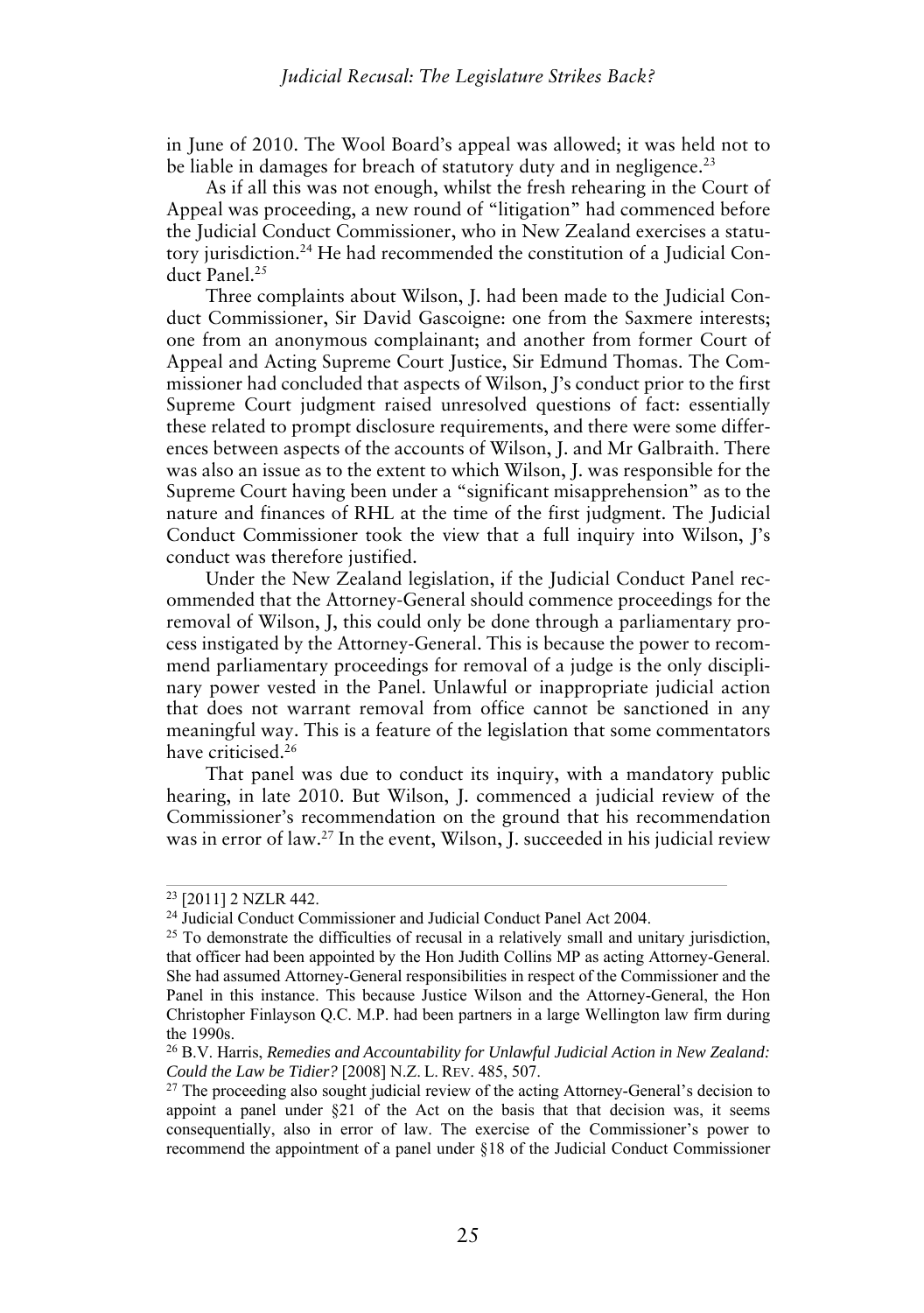in June of 2010. The Wool Board's appeal was allowed; it was held not to be liable in damages for breach of statutory duty and in negligence.[23]

As if all this was not enough, whilst the fresh rehearing in the Court of Appeal was proceeding, a new round of "litigation" had commenced before the Judicial Conduct Commissioner, who in New Zealand exercises a statutory jurisdiction.[24] He had recommended the constitution of a Judicial Conduct Panel.[25]

Three complaints about Wilson, J. had been made to the Judicial Conduct Commissioner, Sir David Gascoigne: one from the Saxmere interests; one from an anonymous complainant; and another from former Court of Appeal and Acting Supreme Court Justice, Sir Edmund Thomas. The Commissioner had concluded that aspects of Wilson, J's conduct prior to the first Supreme Court judgment raised unresolved questions of fact: essentially these related to prompt disclosure requirements, and there were some differences between aspects of the accounts of Wilson, J. and Mr Galbraith. There was also an issue as to the extent to which Wilson, J. was responsible for the Supreme Court having been under a "significant misapprehension" as to the nature and finances of RHL at the time of the first judgment. The Judicial Conduct Commissioner took the view that a full inquiry into Wilson, J's conduct was therefore justified.

Under the New Zealand legislation, if the Judicial Conduct Panel recommended that the Attorney-General should commence proceedings for the removal of Wilson, J, this could only be done through a parliamentary process instigated by the Attorney-General. This is because the power to recommend parliamentary proceedings for removal of a judge is the only disciplinary power vested in the Panel. Unlawful or inappropriate judicial action that does not warrant removal from office cannot be sanctioned in any meaningful way. This is a feature of the legislation that some commentators have criticised.[26]

That panel was due to conduct its inquiry, with a mandatory public hearing, in late 2010. But Wilson, J. commenced a judicial review of the Commissioner's recommendation on the ground that his recommendation was in error of law.[27] In the event, Wilson, J. succeeded in his judicial review

---

[23] [2011] 2 NZLR 442.

[24] Judicial Conduct Commissioner and Judicial Conduct Panel Act 2004.

[25] To demonstrate the difficulties of recusal in a relatively small and unitary jurisdiction, that officer had been appointed by the Hon Judith Collins MP as acting Attorney-General. She had assumed Attorney-General responsibilities in respect of the Commissioner and the Panel in this instance. This because Justice Wilson and the Attorney-General, the Hon Christopher Finlayson Q.C. M.P. had been partners in a large Wellington law firm during the 1990s.

[26] B.V. Harris, *Remedies and Accountability for Unlawful Judicial Action in New Zealand: Could the Law be Tidier?* [2008] N.Z. L. REV. 485, 507.

[27] The proceeding also sought judicial review of the acting Attorney-General's decision to appoint a panel under §21 of the Act on the basis that that decision was, it seems consequentially, also in error of law. The exercise of the Commissioner's power to recommend the appointment of a panel under §18 of the Judicial Conduct Commissioner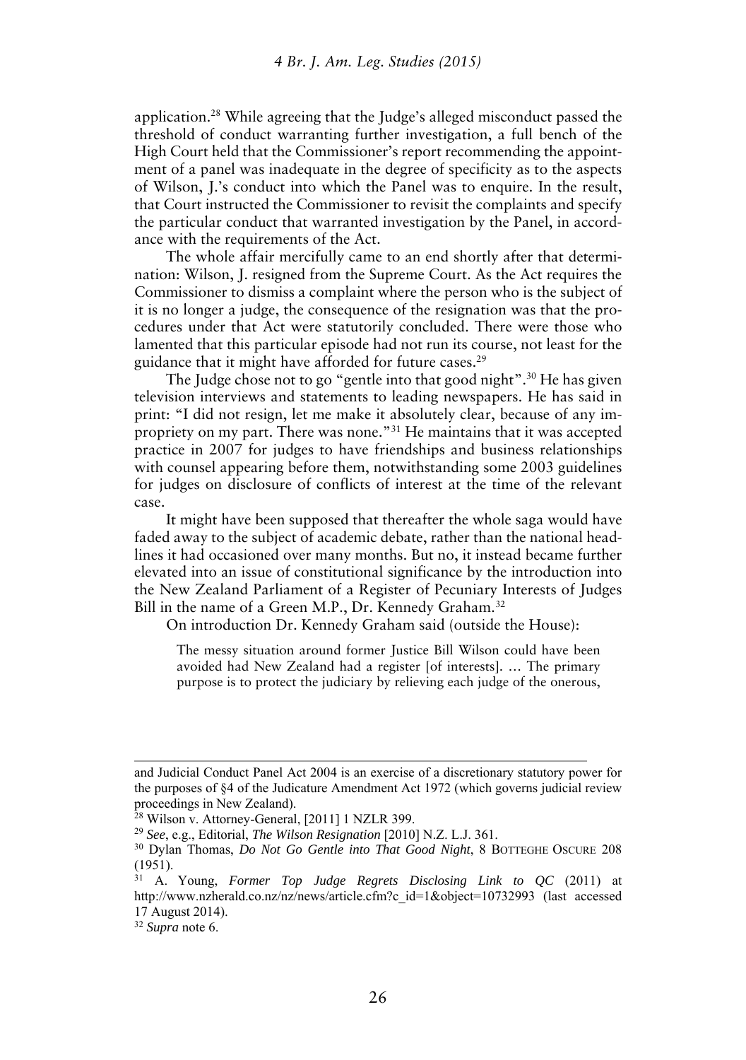application.[28] While agreeing that the Judge's alleged misconduct passed the threshold of conduct warranting further investigation, a full bench of the High Court held that the Commissioner's report recommending the appointment of a panel was inadequate in the degree of specificity as to the aspects of Wilson, J.'s conduct into which the Panel was to enquire. In the result, that Court instructed the Commissioner to revisit the complaints and specify the particular conduct that warranted investigation by the Panel, in accordance with the requirements of the Act.

The whole affair mercifully came to an end shortly after that determination: Wilson, J. resigned from the Supreme Court. As the Act requires the Commissioner to dismiss a complaint where the person who is the subject of it is no longer a judge, the consequence of the resignation was that the procedures under that Act were statutorily concluded. There were those who lamented that this particular episode had not run its course, not least for the guidance that it might have afforded for future cases.[29]

The Judge chose not to go "gentle into that good night".[30] He has given television interviews and statements to leading newspapers. He has said in print: "I did not resign, let me make it absolutely clear, because of any impropriety on my part. There was none."[31] He maintains that it was accepted practice in 2007 for judges to have friendships and business relationships with counsel appearing before them, notwithstanding some 2003 guidelines for judges on disclosure of conflicts of interest at the time of the relevant case.

It might have been supposed that thereafter the whole saga would have faded away to the subject of academic debate, rather than the national headlines it had occasioned over many months. But no, it instead became further elevated into an issue of constitutional significance by the introduction into the New Zealand Parliament of a Register of Pecuniary Interests of Judges Bill in the name of a Green M.P., Dr. Kennedy Graham.[32]

On introduction Dr. Kennedy Graham said (outside the House):

> The messy situation around former Justice Bill Wilson could have been avoided had New Zealand had a register [of interests]. … The primary purpose is to protect the judiciary by relieving each judge of the onerous,

---

and Judicial Conduct Panel Act 2004 is an exercise of a discretionary statutory power for the purposes of §4 of the Judicature Amendment Act 1972 (which governs judicial review proceedings in New Zealand).

[28] Wilson v. Attorney-General, [2011] 1 NZLR 399.

[29] *See*, e.g., Editorial, *The Wilson Resignation* [2010] N.Z. L.J. 361.

[30] Dylan Thomas, *Do Not Go Gentle into That Good Night*, 8 BOTTEGHE OSCURE 208 (1951).

[31] A. Young, *Former Top Judge Regrets Disclosing Link to QC* (2011) at http://www.nzherald.co.nz/nz/news/article.cfm?c_id=1&object=10732993 (last accessed 17 August 2014).

[32] *Supra* note 6.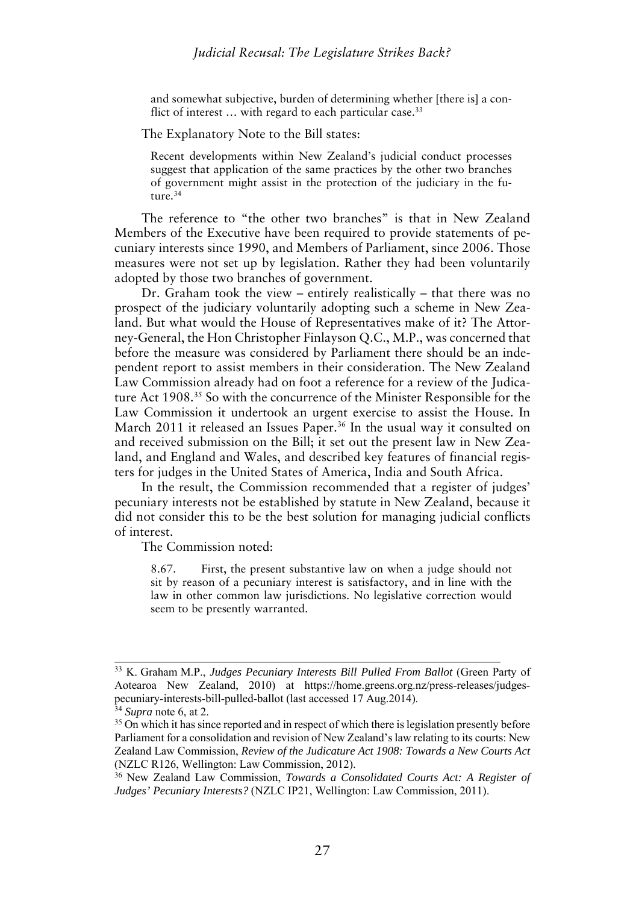> and somewhat subjective, burden of determining whether [there is] a conflict of interest … with regard to each particular case.[33]

The Explanatory Note to the Bill states:

> Recent developments within New Zealand's judicial conduct processes suggest that application of the same practices by the other two branches of government might assist in the protection of the judiciary in the future.[34]

The reference to "the other two branches" is that in New Zealand Members of the Executive have been required to provide statements of pecuniary interests since 1990, and Members of Parliament, since 2006. Those measures were not set up by legislation. Rather they had been voluntarily adopted by those two branches of government.

Dr. Graham took the view – entirely realistically – that there was no prospect of the judiciary voluntarily adopting such a scheme in New Zealand. But what would the House of Representatives make of it? The Attorney-General, the Hon Christopher Finlayson Q.C., M.P., was concerned that before the measure was considered by Parliament there should be an independent report to assist members in their consideration. The New Zealand Law Commission already had on foot a reference for a review of the Judicature Act 1908.[35] So with the concurrence of the Minister Responsible for the Law Commission it undertook an urgent exercise to assist the House. In March 2011 it released an Issues Paper.[36] In the usual way it consulted on and received submission on the Bill; it set out the present law in New Zealand, and England and Wales, and described key features of financial registers for judges in the United States of America, India and South Africa.

In the result, the Commission recommended that a register of judges' pecuniary interests not be established by statute in New Zealand, because it did not consider this to be the best solution for managing judicial conflicts of interest.

The Commission noted:

> 8.67. First, the present substantive law on when a judge should not sit by reason of a pecuniary interest is satisfactory, and in line with the law in other common law jurisdictions. No legislative correction would seem to be presently warranted.

---

[33] K. Graham M.P., *Judges Pecuniary Interests Bill Pulled From Ballot* (Green Party of Aotearoa New Zealand, 2010) at https://home.greens.org.nz/press-releases/judges-pecuniary-interests-bill-pulled-ballot (last accessed 17 Aug.2014).

[34] *Supra* note 6, at 2.

[35] On which it has since reported and in respect of which there is legislation presently before Parliament for a consolidation and revision of New Zealand's law relating to its courts: New Zealand Law Commission, *Review of the Judicature Act 1908: Towards a New Courts Act* (NZLC R126, Wellington: Law Commission, 2012).

[36] New Zealand Law Commission, *Towards a Consolidated Courts Act: A Register of Judges' Pecuniary Interests?* (NZLC IP21, Wellington: Law Commission, 2011).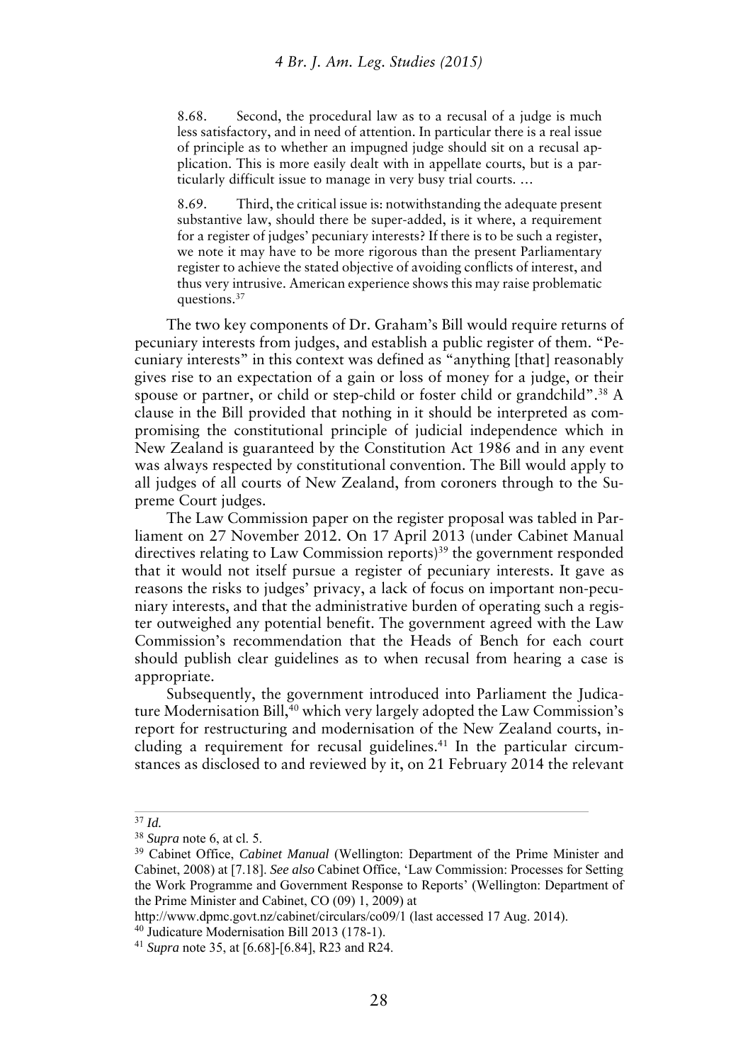> 8.68. Second, the procedural law as to a recusal of a judge is much less satisfactory, and in need of attention. In particular there is a real issue of principle as to whether an impugned judge should sit on a recusal application. This is more easily dealt with in appellate courts, but is a particularly difficult issue to manage in very busy trial courts. …
>
> 8.69. Third, the critical issue is: notwithstanding the adequate present substantive law, should there be super-added, is it where, a requirement for a register of judges' pecuniary interests? If there is to be such a register, we note it may have to be more rigorous than the present Parliamentary register to achieve the stated objective of avoiding conflicts of interest, and thus very intrusive. American experience shows this may raise problematic questions.[37]

The two key components of Dr. Graham's Bill would require returns of pecuniary interests from judges, and establish a public register of them. "Pecuniary interests" in this context was defined as "anything [that] reasonably gives rise to an expectation of a gain or loss of money for a judge, or their spouse or partner, or child or step-child or foster child or grandchild".[38] A clause in the Bill provided that nothing in it should be interpreted as compromising the constitutional principle of judicial independence which in New Zealand is guaranteed by the Constitution Act 1986 and in any event was always respected by constitutional convention. The Bill would apply to all judges of all courts of New Zealand, from coroners through to the Supreme Court judges.

The Law Commission paper on the register proposal was tabled in Parliament on 27 November 2012. On 17 April 2013 (under Cabinet Manual directives relating to Law Commission reports)[39] the government responded that it would not itself pursue a register of pecuniary interests. It gave as reasons the risks to judges' privacy, a lack of focus on important non-pecuniary interests, and that the administrative burden of operating such a register outweighed any potential benefit. The government agreed with the Law Commission's recommendation that the Heads of Bench for each court should publish clear guidelines as to when recusal from hearing a case is appropriate.

Subsequently, the government introduced into Parliament the Judicature Modernisation Bill,[40] which very largely adopted the Law Commission's report for restructuring and modernisation of the New Zealand courts, including a requirement for recusal guidelines.[41] In the particular circumstances as disclosed to and reviewed by it, on 21 February 2014 the relevant

---

[37] *Id.*

[38] *Supra* note 6, at cl. 5.

[39] Cabinet Office, *Cabinet Manual* (Wellington: Department of the Prime Minister and Cabinet, 2008) at [7.18]. *See also* Cabinet Office, 'Law Commission: Processes for Setting the Work Programme and Government Response to Reports' (Wellington: Department of the Prime Minister and Cabinet, CO (09) 1, 2009) at http://www.dpmc.govt.nz/cabinet/circulars/co09/1 (last accessed 17 Aug. 2014).

[40] Judicature Modernisation Bill 2013 (178-1).

[41] *Supra* note 35, at [6.68]-[6.84], R23 and R24.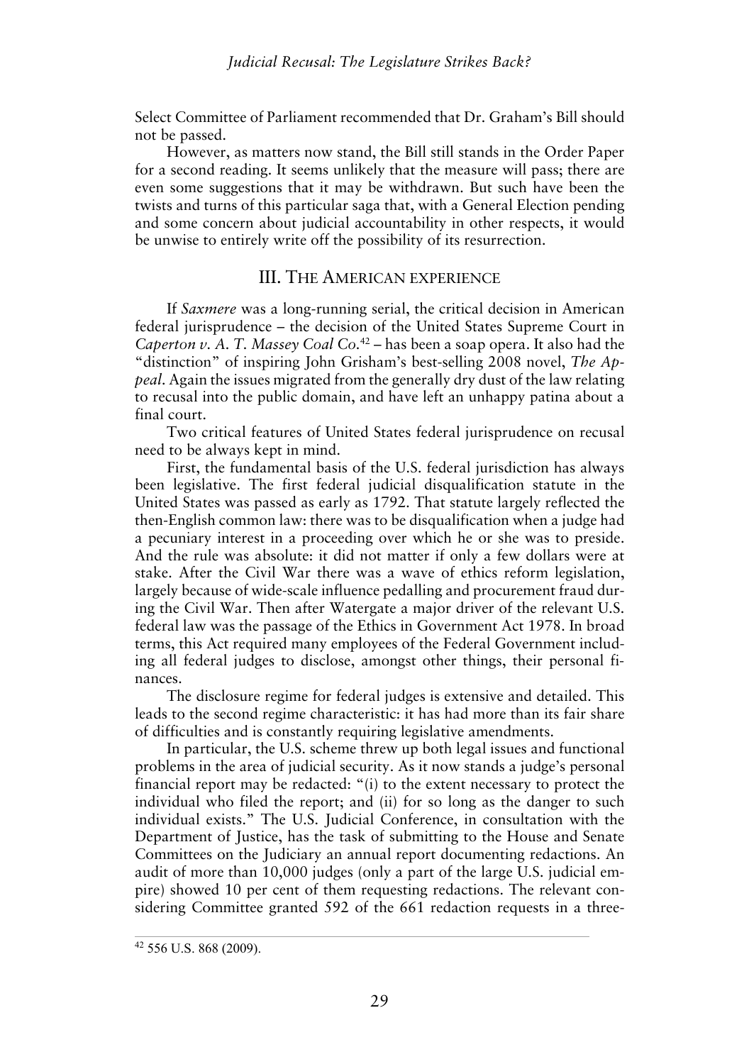Select Committee of Parliament recommended that Dr. Graham's Bill should not be passed.

However, as matters now stand, the Bill still stands in the Order Paper for a second reading. It seems unlikely that the measure will pass; there are even some suggestions that it may be withdrawn. But such have been the twists and turns of this particular saga that, with a General Election pending and some concern about judicial accountability in other respects, it would be unwise to entirely write off the possibility of its resurrection.

## III. THE AMERICAN EXPERIENCE

If *Saxmere* was a long-running serial, the critical decision in American federal jurisprudence – the decision of the United States Supreme Court in *Caperton v. A. T. Massey Coal Co.*[42] – has been a soap opera. It also had the "distinction" of inspiring John Grisham's best-selling 2008 novel, *The Appeal*. Again the issues migrated from the generally dry dust of the law relating to recusal into the public domain, and have left an unhappy patina about a final court.

Two critical features of United States federal jurisprudence on recusal need to be always kept in mind.

First, the fundamental basis of the U.S. federal jurisdiction has always been legislative. The first federal judicial disqualification statute in the United States was passed as early as 1792. That statute largely reflected the then-English common law: there was to be disqualification when a judge had a pecuniary interest in a proceeding over which he or she was to preside. And the rule was absolute: it did not matter if only a few dollars were at stake. After the Civil War there was a wave of ethics reform legislation, largely because of wide-scale influence pedalling and procurement fraud during the Civil War. Then after Watergate a major driver of the relevant U.S. federal law was the passage of the Ethics in Government Act 1978. In broad terms, this Act required many employees of the Federal Government including all federal judges to disclose, amongst other things, their personal finances.

The disclosure regime for federal judges is extensive and detailed. This leads to the second regime characteristic: it has had more than its fair share of difficulties and is constantly requiring legislative amendments.

In particular, the U.S. scheme threw up both legal issues and functional problems in the area of judicial security. As it now stands a judge's personal financial report may be redacted: "(i) to the extent necessary to protect the individual who filed the report; and (ii) for so long as the danger to such individual exists." The U.S. Judicial Conference, in consultation with the Department of Justice, has the task of submitting to the House and Senate Committees on the Judiciary an annual report documenting redactions. An audit of more than 10,000 judges (only a part of the large U.S. judicial empire) showed 10 per cent of them requesting redactions. The relevant considering Committee granted 592 of the 661 redaction requests in a three-

[42] 556 U.S. 868 (2009).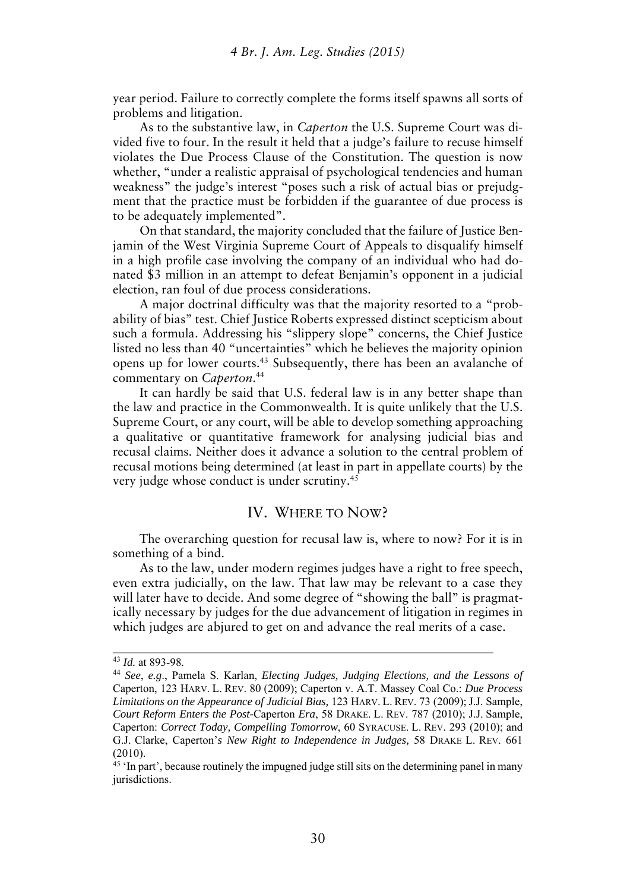year period. Failure to correctly complete the forms itself spawns all sorts of problems and litigation.

As to the substantive law, in *Caperton* the U.S. Supreme Court was divided five to four. In the result it held that a judge's failure to recuse himself violates the Due Process Clause of the Constitution. The question is now whether, "under a realistic appraisal of psychological tendencies and human weakness" the judge's interest "poses such a risk of actual bias or prejudgment that the practice must be forbidden if the guarantee of due process is to be adequately implemented".

On that standard, the majority concluded that the failure of Justice Benjamin of the West Virginia Supreme Court of Appeals to disqualify himself in a high profile case involving the company of an individual who had donated $3 million in an attempt to defeat Benjamin's opponent in a judicial election, ran foul of due process considerations.

A major doctrinal difficulty was that the majority resorted to a "probability of bias" test. Chief Justice Roberts expressed distinct scepticism about such a formula. Addressing his "slippery slope" concerns, the Chief Justice listed no less than 40 "uncertainties" which he believes the majority opinion opens up for lower courts.[43] Subsequently, there has been an avalanche of commentary on *Caperton*.[44]

It can hardly be said that U.S. federal law is in any better shape than the law and practice in the Commonwealth. It is quite unlikely that the U.S. Supreme Court, or any court, will be able to develop something approaching a qualitative or quantitative framework for analysing judicial bias and recusal claims. Neither does it advance a solution to the central problem of recusal motions being determined (at least in part in appellate courts) by the very judge whose conduct is under scrutiny.[45]

## IV. Where to Now?

The overarching question for recusal law is, where to now? For it is in something of a bind.

As to the law, under modern regimes judges have a right to free speech, even extra judicially, on the law. That law may be relevant to a case they will later have to decide. And some degree of "showing the ball" is pragmatically necessary by judges for the due advancement of litigation in regimes in which judges are abjured to get on and advance the real merits of a case.

---

[43] *Id.* at 893-98.

[44] *See*, *e.g*., Pamela S. Karlan, *Electing Judges, Judging Elections, and the Lessons of* Caperton, 123 Harv. L. Rev. 80 (2009); Caperton v. A.T. Massey Coal Co.: *Due Process Limitations on the Appearance of Judicial Bias,* 123 Harv. L. Rev. 73 (2009); J.J. Sample, *Court Reform Enters the Post-*Caperton *Era*, 58 Drake. L. Rev. 787 (2010); J.J. Sample, Caperton: *Correct Today, Compelling Tomorrow*, 60 Syracuse. L. Rev. 293 (2010); and G.J. Clarke, Caperton's *New Right to Independence in Judges,* 58 Drake L. Rev. 661 (2010).

[45] 'In part', because routinely the impugned judge still sits on the determining panel in many jurisdictions.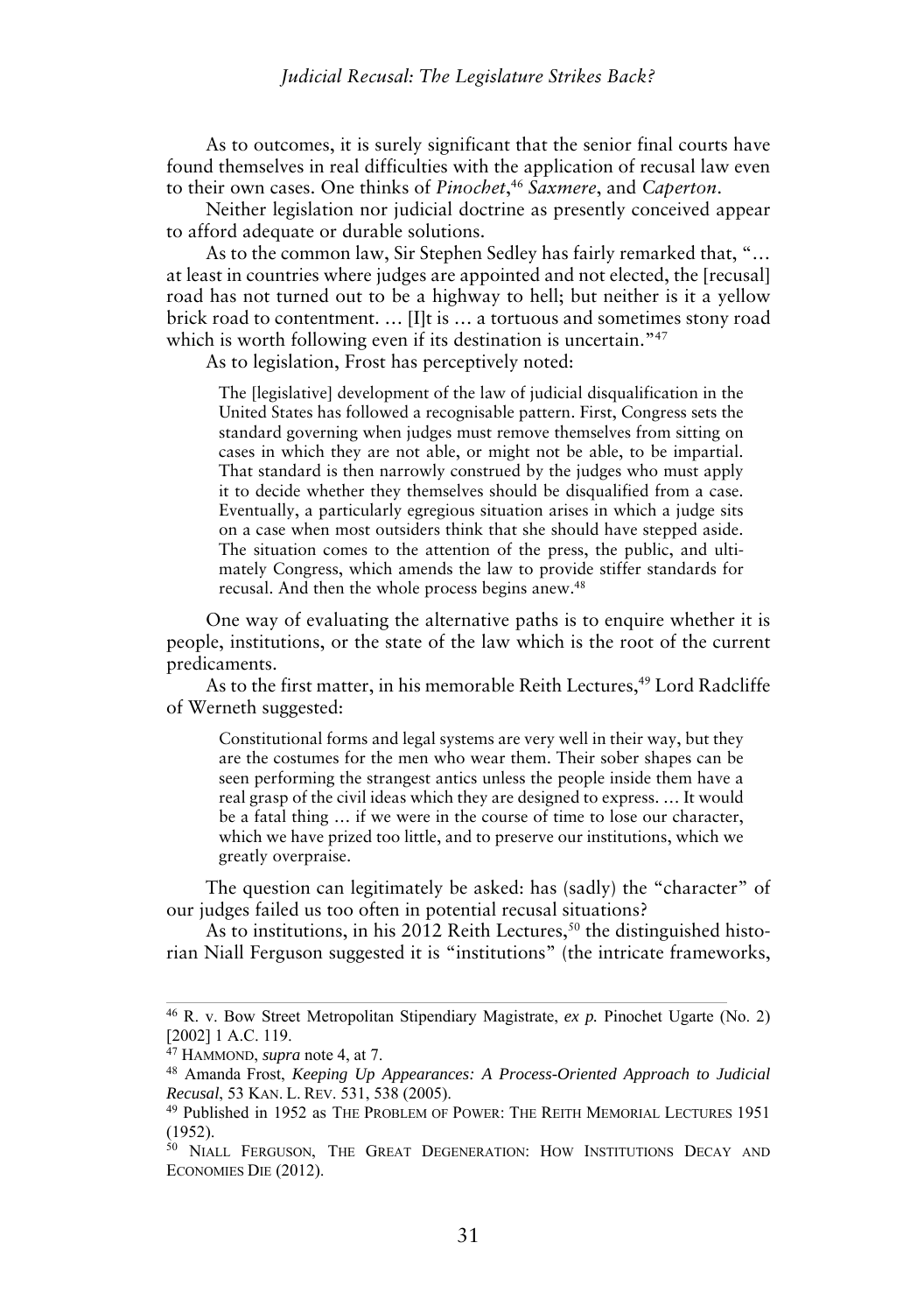As to outcomes, it is surely significant that the senior final courts have found themselves in real difficulties with the application of recusal law even to their own cases. One thinks of *Pinochet*,[46] *Saxmere*, and *Caperton*.

Neither legislation nor judicial doctrine as presently conceived appear to afford adequate or durable solutions.

As to the common law, Sir Stephen Sedley has fairly remarked that, "… at least in countries where judges are appointed and not elected, the [recusal] road has not turned out to be a highway to hell; but neither is it a yellow brick road to contentment. … [I]t is … a tortuous and sometimes stony road which is worth following even if its destination is uncertain."[47]

As to legislation, Frost has perceptively noted:

> The [legislative] development of the law of judicial disqualification in the United States has followed a recognisable pattern. First, Congress sets the standard governing when judges must remove themselves from sitting on cases in which they are not able, or might not be able, to be impartial. That standard is then narrowly construed by the judges who must apply it to decide whether they themselves should be disqualified from a case. Eventually, a particularly egregious situation arises in which a judge sits on a case when most outsiders think that she should have stepped aside. The situation comes to the attention of the press, the public, and ultimately Congress, which amends the law to provide stiffer standards for recusal. And then the whole process begins anew.[48]

One way of evaluating the alternative paths is to enquire whether it is people, institutions, or the state of the law which is the root of the current predicaments.

As to the first matter, in his memorable Reith Lectures,[49] Lord Radcliffe of Werneth suggested:

> Constitutional forms and legal systems are very well in their way, but they are the costumes for the men who wear them. Their sober shapes can be seen performing the strangest antics unless the people inside them have a real grasp of the civil ideas which they are designed to express. … It would be a fatal thing … if we were in the course of time to lose our character, which we have prized too little, and to preserve our institutions, which we greatly overpraise.

The question can legitimately be asked: has (sadly) the "character" of our judges failed us too often in potential recusal situations?

As to institutions, in his 2012 Reith Lectures,[50] the distinguished historian Niall Ferguson suggested it is "institutions" (the intricate frameworks,

---

[46] R. v. Bow Street Metropolitan Stipendiary Magistrate, *ex p.* Pinochet Ugarte (No. 2) [2002] 1 A.C. 119.

[47] HAMMOND, *supra* note 4, at 7.

[48] Amanda Frost, *Keeping Up Appearances: A Process-Oriented Approach to Judicial Recusal*, 53 KAN. L. REV. 531, 538 (2005).

[49] Published in 1952 as THE PROBLEM OF POWER: THE REITH MEMORIAL LECTURES 1951 (1952).

[50] NIALL FERGUSON, THE GREAT DEGENERATION: HOW INSTITUTIONS DECAY AND ECONOMIES DIE (2012).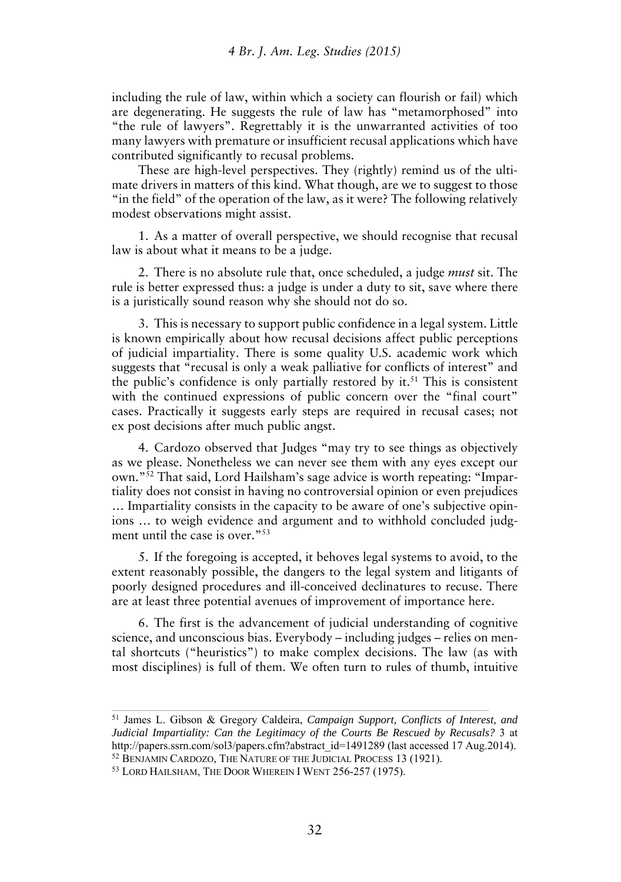including the rule of law, within which a society can flourish or fail) which are degenerating. He suggests the rule of law has "metamorphosed" into "the rule of lawyers". Regrettably it is the unwarranted activities of too many lawyers with premature or insufficient recusal applications which have contributed significantly to recusal problems.

These are high-level perspectives. They (rightly) remind us of the ultimate drivers in matters of this kind. What though, are we to suggest to those "in the field" of the operation of the law, as it were? The following relatively modest observations might assist.

1. As a matter of overall perspective, we should recognise that recusal law is about what it means to be a judge.

2. There is no absolute rule that, once scheduled, a judge *must* sit. The rule is better expressed thus: a judge is under a duty to sit, save where there is a juristically sound reason why she should not do so.

3. This is necessary to support public confidence in a legal system. Little is known empirically about how recusal decisions affect public perceptions of judicial impartiality. There is some quality U.S. academic work which suggests that "recusal is only a weak palliative for conflicts of interest" and the public's confidence is only partially restored by it.[51] This is consistent with the continued expressions of public concern over the "final court" cases. Practically it suggests early steps are required in recusal cases; not ex post decisions after much public angst.

4. Cardozo observed that Judges "may try to see things as objectively as we please. Nonetheless we can never see them with any eyes except our own."[52] That said, Lord Hailsham's sage advice is worth repeating: "Impartiality does not consist in having no controversial opinion or even prejudices … Impartiality consists in the capacity to be aware of one's subjective opinions … to weigh evidence and argument and to withhold concluded judgment until the case is over."[53]

5. If the foregoing is accepted, it behoves legal systems to avoid, to the extent reasonably possible, the dangers to the legal system and litigants of poorly designed procedures and ill-conceived declinatures to recuse. There are at least three potential avenues of improvement of importance here.

6. The first is the advancement of judicial understanding of cognitive science, and unconscious bias. Everybody – including judges – relies on mental shortcuts ("heuristics") to make complex decisions. The law (as with most disciplines) is full of them. We often turn to rules of thumb, intuitive

---

[51] James L. Gibson & Gregory Caldeira, *Campaign Support, Conflicts of Interest, and Judicial Impartiality: Can the Legitimacy of the Courts Be Rescued by Recusals?* 3 at http://papers.ssrn.com/sol3/papers.cfm?abstract_id=1491289 (last accessed 17 Aug.2014).

[52] Benjamin Cardozo, The Nature of the Judicial Process 13 (1921).

[53] Lord Hailsham, The Door Wherein I Went 256-257 (1975).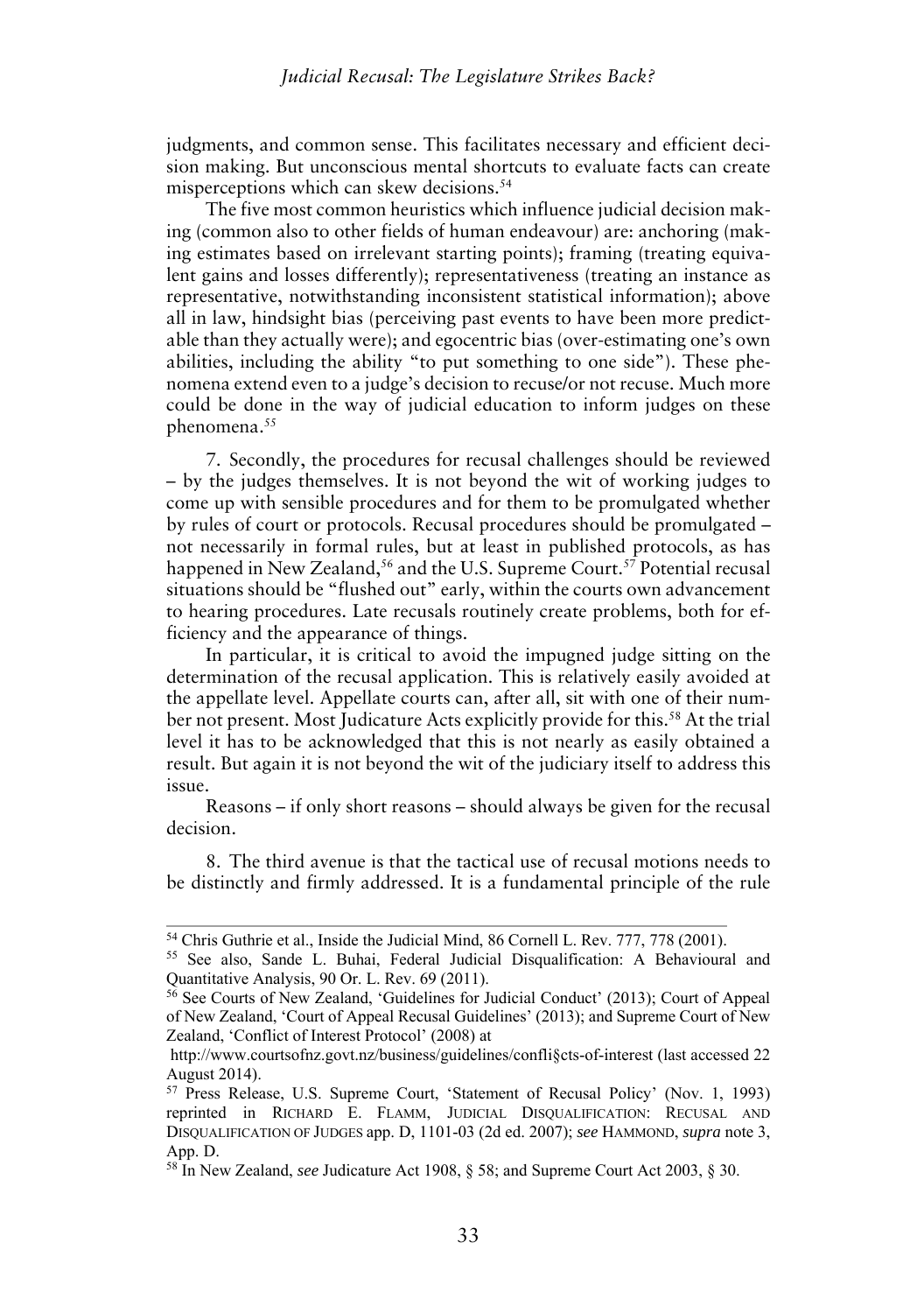judgments, and common sense. This facilitates necessary and efficient decision making. But unconscious mental shortcuts to evaluate facts can create misperceptions which can skew decisions.[54]

The five most common heuristics which influence judicial decision making (common also to other fields of human endeavour) are: anchoring (making estimates based on irrelevant starting points); framing (treating equivalent gains and losses differently); representativeness (treating an instance as representative, notwithstanding inconsistent statistical information); above all in law, hindsight bias (perceiving past events to have been more predictable than they actually were); and egocentric bias (over-estimating one's own abilities, including the ability "to put something to one side"). These phenomena extend even to a judge's decision to recuse/or not recuse. Much more could be done in the way of judicial education to inform judges on these phenomena.[55]

7. Secondly, the procedures for recusal challenges should be reviewed – by the judges themselves. It is not beyond the wit of working judges to come up with sensible procedures and for them to be promulgated whether by rules of court or protocols. Recusal procedures should be promulgated – not necessarily in formal rules, but at least in published protocols, as has happened in New Zealand,[56] and the U.S. Supreme Court.[57] Potential recusal situations should be "flushed out" early, within the courts own advancement to hearing procedures. Late recusals routinely create problems, both for efficiency and the appearance of things.

In particular, it is critical to avoid the impugned judge sitting on the determination of the recusal application. This is relatively easily avoided at the appellate level. Appellate courts can, after all, sit with one of their number not present. Most Judicature Acts explicitly provide for this.[58] At the trial level it has to be acknowledged that this is not nearly as easily obtained a result. But again it is not beyond the wit of the judiciary itself to address this issue.

Reasons – if only short reasons – should always be given for the recusal decision.

8. The third avenue is that the tactical use of recusal motions needs to be distinctly and firmly addressed. It is a fundamental principle of the rule

---

[54] Chris Guthrie et al., Inside the Judicial Mind, 86 Cornell L. Rev. 777, 778 (2001).

[55] See also, Sande L. Buhai, Federal Judicial Disqualification: A Behavioural and Quantitative Analysis, 90 Or. L. Rev. 69 (2011).

[56] See Courts of New Zealand, 'Guidelines for Judicial Conduct' (2013); Court of Appeal of New Zealand, 'Court of Appeal Recusal Guidelines' (2013); and Supreme Court of New Zealand, 'Conflict of Interest Protocol' (2008) at http://www.courtsofnz.govt.nz/business/guidelines/confli§cts-of-interest (last accessed 22 August 2014).

[57] Press Release, U.S. Supreme Court, 'Statement of Recusal Policy' (Nov. 1, 1993) reprinted in RICHARD E. FLAMM, JUDICIAL DISQUALIFICATION: RECUSAL AND DISQUALIFICATION OF JUDGES app. D, 1101-03 (2d ed. 2007); *see* HAMMOND, *supra* note 3, App. D.

[58] In New Zealand, *see* Judicature Act 1908, § 58; and Supreme Court Act 2003, § 30.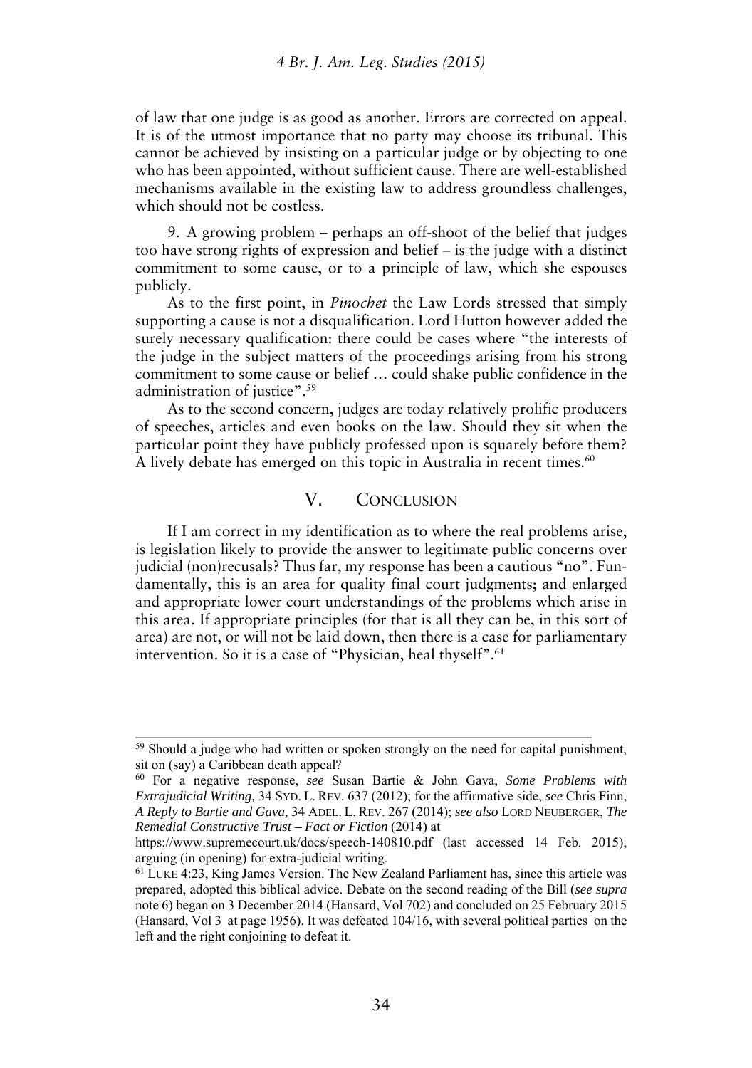of law that one judge is as good as another. Errors are corrected on appeal. It is of the utmost importance that no party may choose its tribunal. This cannot be achieved by insisting on a particular judge or by objecting to one who has been appointed, without sufficient cause. There are well-established mechanisms available in the existing law to address groundless challenges, which should not be costless.

9. A growing problem – perhaps an off-shoot of the belief that judges too have strong rights of expression and belief – is the judge with a distinct commitment to some cause, or to a principle of law, which she espouses publicly.

As to the first point, in *Pinochet* the Law Lords stressed that simply supporting a cause is not a disqualification. Lord Hutton however added the surely necessary qualification: there could be cases where "the interests of the judge in the subject matters of the proceedings arising from his strong commitment to some cause or belief … could shake public confidence in the administration of justice".[59]

As to the second concern, judges are today relatively prolific producers of speeches, articles and even books on the law. Should they sit when the particular point they have publicly professed upon is squarely before them? A lively debate has emerged on this topic in Australia in recent times.[60]

## V. Conclusion

If I am correct in my identification as to where the real problems arise, is legislation likely to provide the answer to legitimate public concerns over judicial (non)recusals? Thus far, my response has been a cautious "no". Fundamentally, this is an area for quality final court judgments; and enlarged and appropriate lower court understandings of the problems which arise in this area. If appropriate principles (for that is all they can be, in this sort of area) are not, or will not be laid down, then there is a case for parliamentary intervention. So it is a case of "Physician, heal thyself".[61]

---

[59] Should a judge who had written or spoken strongly on the need for capital punishment, sit on (say) a Caribbean death appeal?

[60] For a negative response, *see* Susan Bartie & John Gava, *Some Problems with Extrajudicial Writing,* 34 Syd. L. Rev. 637 (2012); for the affirmative side, *see* Chris Finn, *A Reply to Bartie and Gava,* 34 Adel. L. Rev. 267 (2014); *see also* Lord Neuberger, *The Remedial Constructive Trust – Fact or Fiction* (2014) at https://www.supremecourt.uk/docs/speech-140810.pdf (last accessed 14 Feb. 2015), arguing (in opening) for extra-judicial writing.

[61] Luke 4:23, King James Version. The New Zealand Parliament has, since this article was prepared, adopted this biblical advice. Debate on the second reading of the Bill (*see supra* note 6) began on 3 December 2014 (Hansard, Vol 702) and concluded on 25 February 2015 (Hansard, Vol 3 at page 1956). It was defeated 104/16, with several political parties on the left and the right conjoining to defeat it.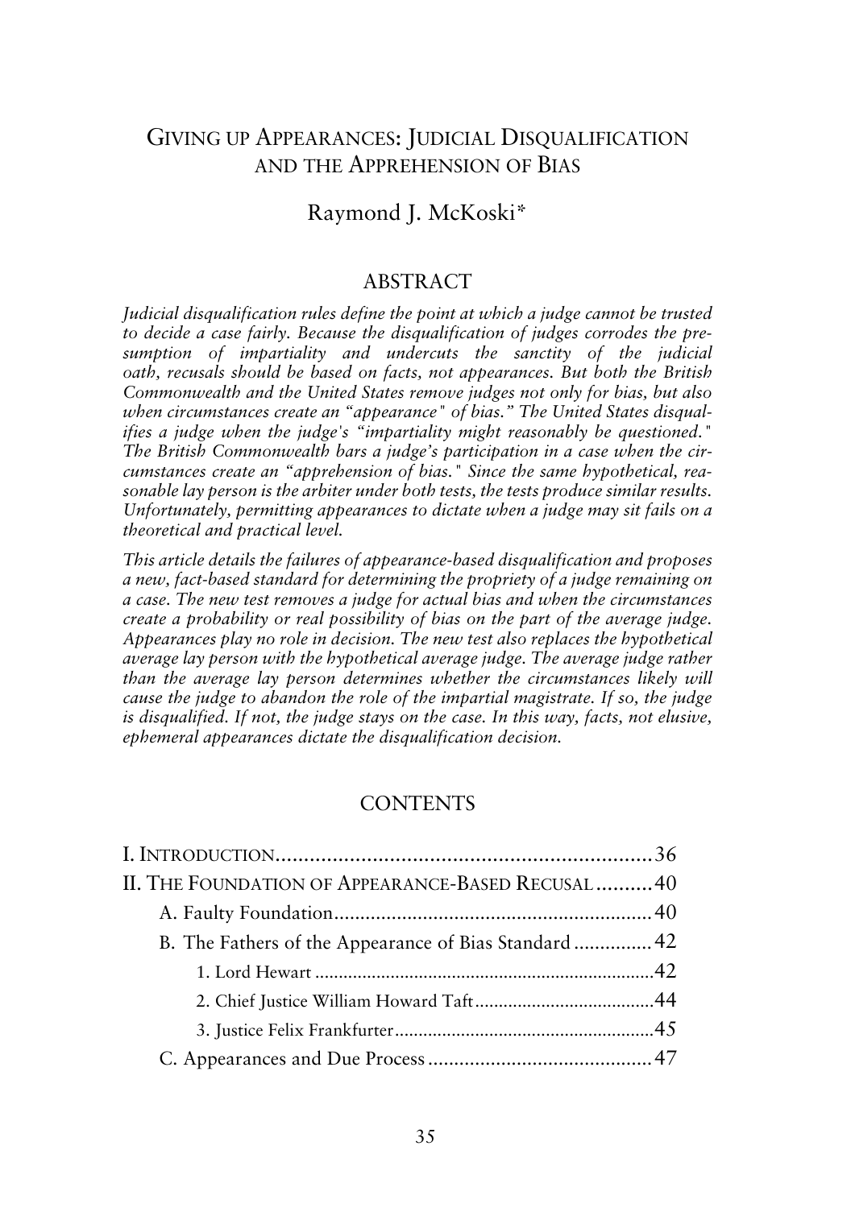# Giving up Appearances: Judicial Disqualification and the Apprehension of Bias

Raymond J. McKoski*

## ABSTRACT

*Judicial disqualification rules define the point at which a judge cannot be trusted to decide a case fairly. Because the disqualification of judges corrodes the presumption of impartiality and undercuts the sanctity of the judicial oath, recusals should be based on facts, not appearances. But both the British Commonwealth and the United States remove judges not only for bias, but also when circumstances create an "appearance" of bias." The United States disqualifies a judge when the judge's "impartiality might reasonably be questioned." The British Commonwealth bars a judge's participation in a case when the circumstances create an "apprehension of bias." Since the same hypothetical, reasonable lay person is the arbiter under both tests, the tests produce similar results. Unfortunately, permitting appearances to dictate when a judge may sit fails on a theoretical and practical level.*

*This article details the failures of appearance-based disqualification and proposes a new, fact-based standard for determining the propriety of a judge remaining on a case. The new test removes a judge for actual bias and when the circumstances create a probability or real possibility of bias on the part of the average judge. Appearances play no role in decision. The new test also replaces the hypothetical average lay person with the hypothetical average judge. The average judge rather than the average lay person determines whether the circumstances likely will cause the judge to abandon the role of the impartial magistrate. If so, the judge is disqualified. If not, the judge stays on the case. In this way, facts, not elusive, ephemeral appearances dictate the disqualification decision.*

## CONTENTS

- I. Introduction .......... 36
- II. The Foundation of Appearance-Based Recusal .......... 40
  - A. Faulty Foundation .......... 40
  - B. The Fathers of the Appearance of Bias Standard .......... 42
    - 1. Lord Hewart .......... 42
    - 2. Chief Justice William Howard Taft .......... 44
    - 3. Justice Felix Frankfurter .......... 45
  - C. Appearances and Due Process .......... 47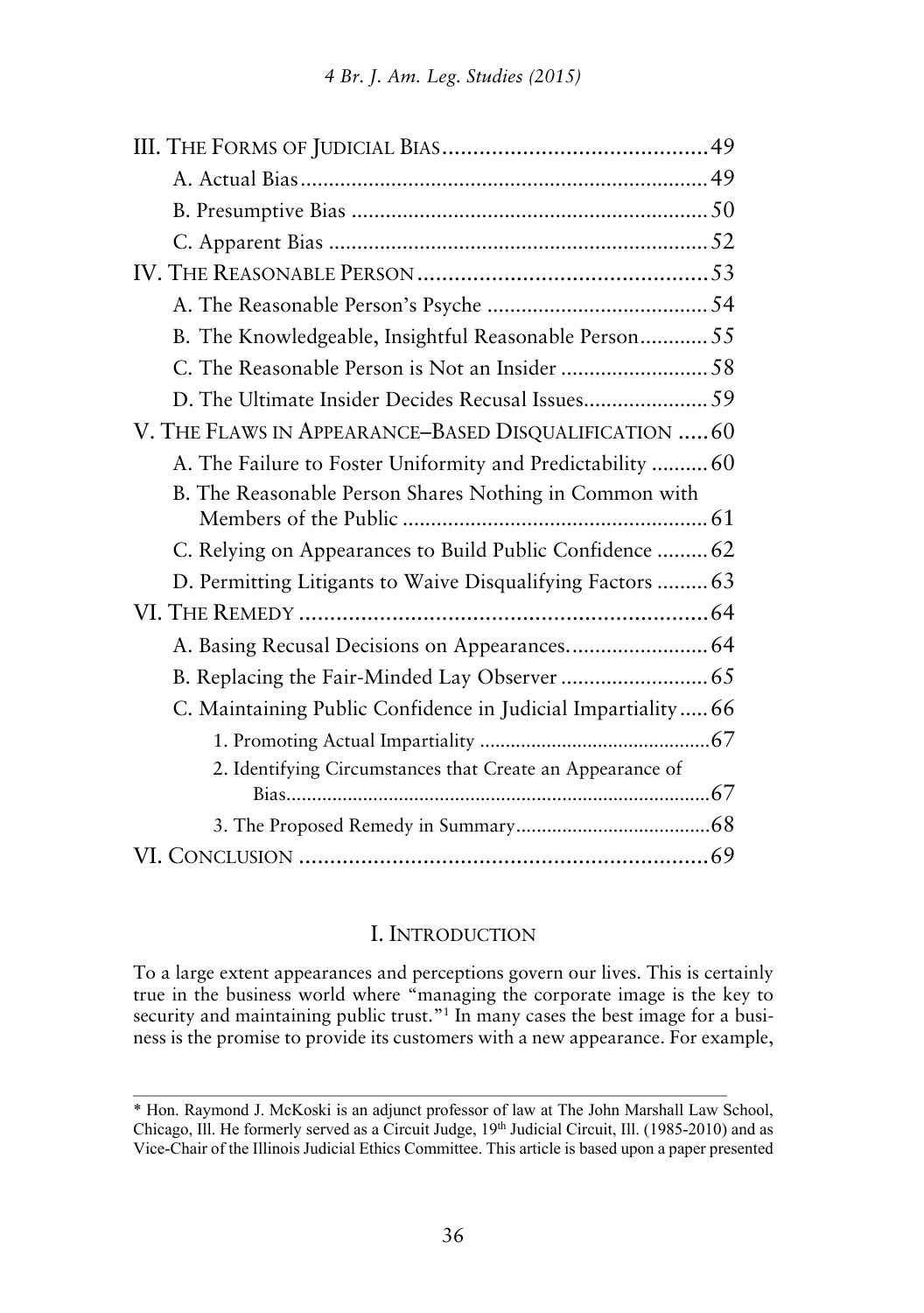III. The Forms of Judicial Bias ... 49

- A. Actual Bias ... 49
- B. Presumptive Bias ... 50
- C. Apparent Bias ... 52

IV. The Reasonable Person ... 53

- A. The Reasonable Person's Psyche ... 54
- B. The Knowledgeable, Insightful Reasonable Person ... 55
- C. The Reasonable Person is Not an Insider ... 58
- D. The Ultimate Insider Decides Recusal Issues ... 59

V. The Flaws in Appearance–Based Disqualification ... 60

- A. The Failure to Foster Uniformity and Predictability ... 60
- B. The Reasonable Person Shares Nothing in Common with Members of the Public ... 61
- C. Relying on Appearances to Build Public Confidence ... 62
- D. Permitting Litigants to Waive Disqualifying Factors ... 63

VI. The Remedy ... 64

- A. Basing Recusal Decisions on Appearances ... 64
- B. Replacing the Fair-Minded Lay Observer ... 65
- C. Maintaining Public Confidence in Judicial Impartiality ... 66
  - 1. Promoting Actual Impartiality ... 67
  - 2. Identifying Circumstances that Create an Appearance of Bias ... 67
  - 3. The Proposed Remedy in Summary ... 68

VI. Conclusion ... 69

## I. Introduction

To a large extent appearances and perceptions govern our lives. This is certainly true in the business world where "managing the corporate image is the key to security and maintaining public trust."[1] In many cases the best image for a business is the promise to provide its customers with a new appearance. For example,

---

\* Hon. Raymond J. McKoski is an adjunct professor of law at The John Marshall Law School, Chicago, Ill. He formerly served as a Circuit Judge, 19th Judicial Circuit, Ill. (1985-2010) and as Vice-Chair of the Illinois Judicial Ethics Committee. This article is based upon a paper presented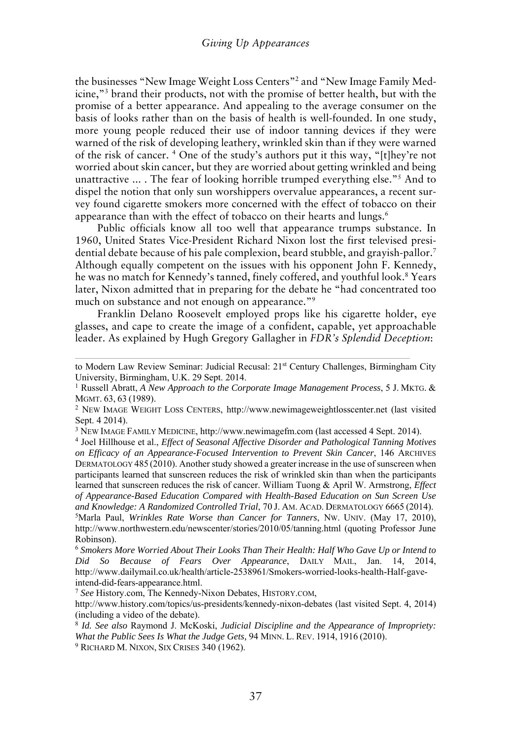the businesses "New Image Weight Loss Centers"[2] and "New Image Family Medicine,"[3] brand their products, not with the promise of better health, but with the promise of a better appearance. And appealing to the average consumer on the basis of looks rather than on the basis of health is well-founded. In one study, more young people reduced their use of indoor tanning devices if they were warned of the risk of developing leathery, wrinkled skin than if they were warned of the risk of cancer. [4] One of the study's authors put it this way, "[t]hey're not worried about skin cancer, but they are worried about getting wrinkled and being unattractive ... . The fear of looking horrible trumped everything else."[5] And to dispel the notion that only sun worshippers overvalue appearances, a recent survey found cigarette smokers more concerned with the effect of tobacco on their appearance than with the effect of tobacco on their hearts and lungs.[6]

Public officials know all too well that appearance trumps substance. In 1960, United States Vice-President Richard Nixon lost the first televised presidential debate because of his pale complexion, beard stubble, and grayish-pallor.[7] Although equally competent on the issues with his opponent John F. Kennedy, he was no match for Kennedy's tanned, finely coffered, and youthful look.[8] Years later, Nixon admitted that in preparing for the debate he "had concentrated too much on substance and not enough on appearance."[9]

Franklin Delano Roosevelt employed props like his cigarette holder, eye glasses, and cape to create the image of a confident, capable, yet approachable leader. As explained by Hugh Gregory Gallagher in *FDR's Splendid Deception*:

---

to Modern Law Review Seminar: Judicial Recusal: 21st Century Challenges, Birmingham City University, Birmingham, U.K. 29 Sept. 2014.

[1] Russell Abratt, *A New Approach to the Corporate Image Management Process*, 5 J. MKTG. & MGMT. 63, 63 (1989).

[2] NEW IMAGE WEIGHT LOSS CENTERS, http://www.newimageweightlosscenter.net (last visited Sept. 4 2014).

[3] NEW IMAGE FAMILY MEDICINE, http://www.newimagefm.com (last accessed 4 Sept. 2014).

[4] Joel Hillhouse et al., *Effect of Seasonal Affective Disorder and Pathological Tanning Motives on Efficacy of an Appearance-Focused Intervention to Prevent Skin Cancer*, 146 ARCHIVES DERMATOLOGY 485 (2010). Another study showed a greater increase in the use of sunscreen when participants learned that sunscreen reduces the risk of wrinkled skin than when the participants learned that sunscreen reduces the risk of cancer. William Tuong & April W. Armstrong, *Effect of Appearance-Based Education Compared with Health-Based Education on Sun Screen Use and Knowledge: A Randomized Controlled Trial*, 70 J. AM. ACAD. DERMATOLOGY 6665 (2014).

[5] Marla Paul, *Wrinkles Rate Worse than Cancer for Tanners*, NW. UNIV. (May 17, 2010), http://www.northwestern.edu/newscenter/stories/2010/05/tanning.html (quoting Professor June Robinson).

[6] *Smokers More Worried About Their Looks Than Their Health: Half Who Gave Up or Intend to Did So Because of Fears Over Appearance*, DAILY MAIL, Jan. 14, 2014, http://www.dailymail.co.uk/health/article-2538961/Smokers-worried-looks-health-Half-gave-intend-did-fears-appearance.html.

[7] *See* History.com, The Kennedy-Nixon Debates, HISTORY.COM, http://www.history.com/topics/us-presidents/kennedy-nixon-debates (last visited Sept. 4, 2014) (including a video of the debate).

[8] *Id. See also* Raymond J. McKoski, *Judicial Discipline and the Appearance of Impropriety: What the Public Sees Is What the Judge Gets,* 94 MINN. L. REV. 1914, 1916 (2010).

[9] RICHARD M. NIXON, SIX CRISES 340 (1962).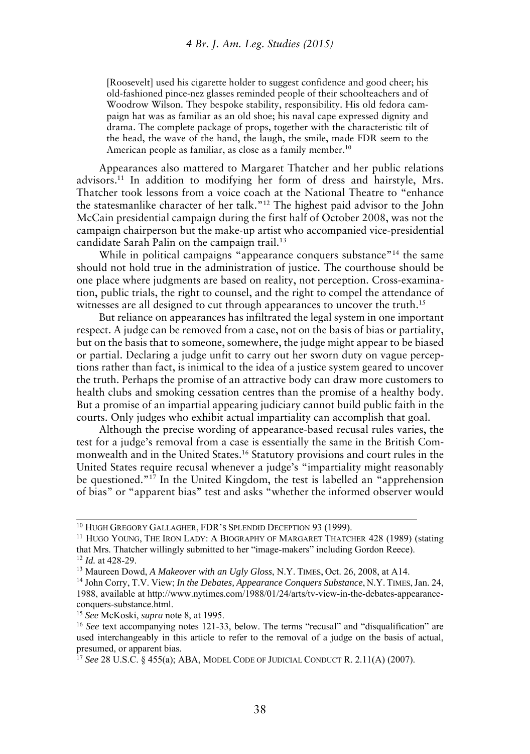> [Roosevelt] used his cigarette holder to suggest confidence and good cheer; his old-fashioned pince-nez glasses reminded people of their schoolteachers and of Woodrow Wilson. They bespoke stability, responsibility. His old fedora campaign hat was as familiar as an old shoe; his naval cape expressed dignity and drama. The complete package of props, together with the characteristic tilt of the head, the wave of the hand, the laugh, the smile, made FDR seem to the American people as familiar, as close as a family member.[10]

Appearances also mattered to Margaret Thatcher and her public relations advisors.[11] In addition to modifying her form of dress and hairstyle, Mrs. Thatcher took lessons from a voice coach at the National Theatre to "enhance the statesmanlike character of her talk."[12] The highest paid advisor to the John McCain presidential campaign during the first half of October 2008, was not the campaign chairperson but the make-up artist who accompanied vice-presidential candidate Sarah Palin on the campaign trail.[13]

While in political campaigns "appearance conquers substance"[14] the same should not hold true in the administration of justice. The courthouse should be one place where judgments are based on reality, not perception. Cross-examination, public trials, the right to counsel, and the right to compel the attendance of witnesses are all designed to cut through appearances to uncover the truth.[15]

But reliance on appearances has infiltrated the legal system in one important respect. A judge can be removed from a case, not on the basis of bias or partiality, but on the basis that to someone, somewhere, the judge might appear to be biased or partial. Declaring a judge unfit to carry out her sworn duty on vague perceptions rather than fact, is inimical to the idea of a justice system geared to uncover the truth. Perhaps the promise of an attractive body can draw more customers to health clubs and smoking cessation centres than the promise of a healthy body. But a promise of an impartial appearing judiciary cannot build public faith in the courts. Only judges who exhibit actual impartiality can accomplish that goal.

Although the precise wording of appearance-based recusal rules varies, the test for a judge's removal from a case is essentially the same in the British Commonwealth and in the United States.[16] Statutory provisions and court rules in the United States require recusal whenever a judge's "impartiality might reasonably be questioned."[17] In the United Kingdom, the test is labelled an "apprehension of bias" or "apparent bias" test and asks "whether the informed observer would

---

[10] HUGH GREGORY GALLAGHER, FDR'S SPLENDID DECEPTION 93 (1999).

[11] HUGO YOUNG, THE IRON LADY: A BIOGRAPHY OF MARGARET THATCHER 428 (1989) (stating that Mrs. Thatcher willingly submitted to her "image-makers" including Gordon Reece).

[12] *Id.* at 428-29.

[13] Maureen Dowd, *A Makeover with an Ugly Gloss*, N.Y. TIMES, Oct. 26, 2008, at A14.

[14] John Corry, T.V. View; *In the Debates, Appearance Conquers Substance*, N.Y. TIMES, Jan. 24, 1988, available at http://www.nytimes.com/1988/01/24/arts/tv-view-in-the-debates-appearance-conquers-substance.html.

[15] *See* McKoski, *supra* note 8, at 1995.

[16] *See* text accompanying notes 121-33, below. The terms "recusal" and "disqualification" are used interchangeably in this article to refer to the removal of a judge on the basis of actual, presumed, or apparent bias.

[17] *See* 28 U.S.C. § 455(a); ABA, MODEL CODE OF JUDICIAL CONDUCT R. 2.11(A) (2007).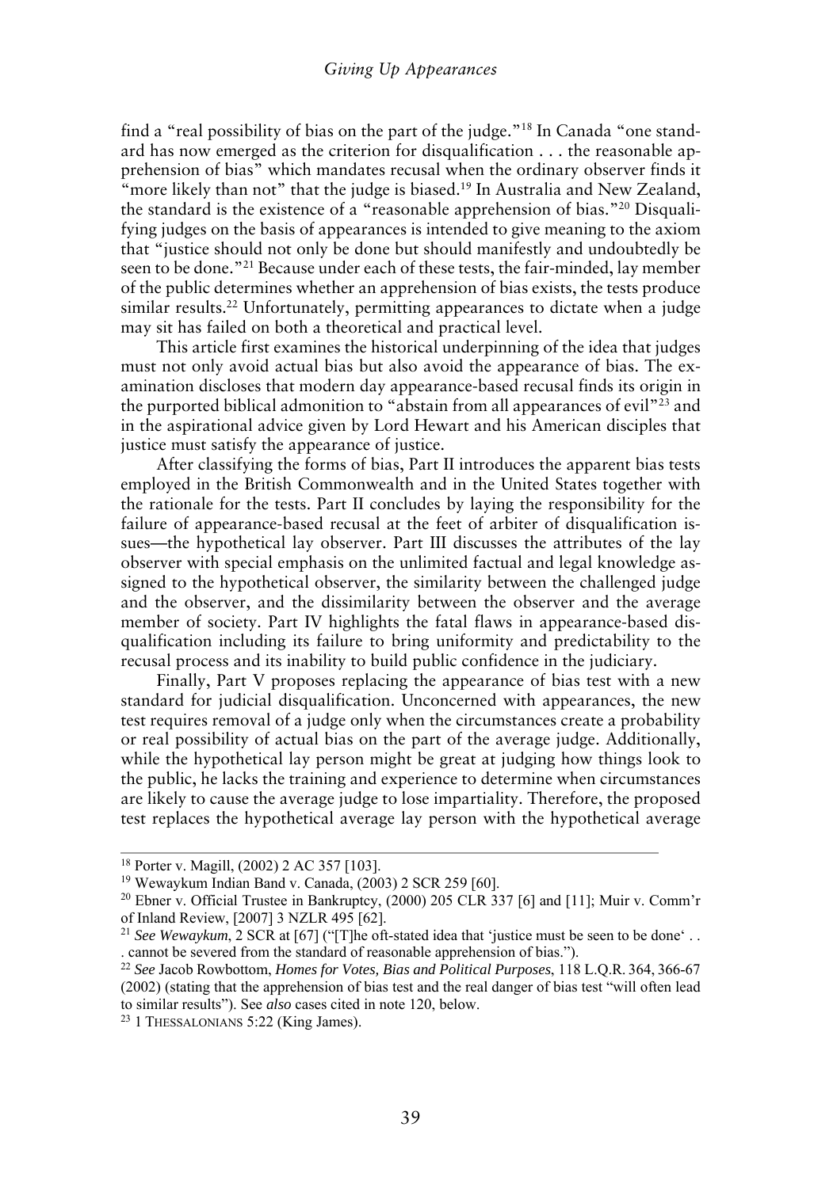find a "real possibility of bias on the part of the judge."[18] In Canada "one standard has now emerged as the criterion for disqualification . . . the reasonable apprehension of bias" which mandates recusal when the ordinary observer finds it "more likely than not" that the judge is biased.[19] In Australia and New Zealand, the standard is the existence of a "reasonable apprehension of bias."[20] Disqualifying judges on the basis of appearances is intended to give meaning to the axiom that "justice should not only be done but should manifestly and undoubtedly be seen to be done."[21] Because under each of these tests, the fair-minded, lay member of the public determines whether an apprehension of bias exists, the tests produce similar results.[22] Unfortunately, permitting appearances to dictate when a judge may sit has failed on both a theoretical and practical level.

This article first examines the historical underpinning of the idea that judges must not only avoid actual bias but also avoid the appearance of bias. The examination discloses that modern day appearance-based recusal finds its origin in the purported biblical admonition to "abstain from all appearances of evil"[23] and in the aspirational advice given by Lord Hewart and his American disciples that justice must satisfy the appearance of justice.

After classifying the forms of bias, Part II introduces the apparent bias tests employed in the British Commonwealth and in the United States together with the rationale for the tests. Part II concludes by laying the responsibility for the failure of appearance-based recusal at the feet of arbiter of disqualification issues—the hypothetical lay observer. Part III discusses the attributes of the lay observer with special emphasis on the unlimited factual and legal knowledge assigned to the hypothetical observer, the similarity between the challenged judge and the observer, and the dissimilarity between the observer and the average member of society. Part IV highlights the fatal flaws in appearance-based disqualification including its failure to bring uniformity and predictability to the recusal process and its inability to build public confidence in the judiciary.

Finally, Part V proposes replacing the appearance of bias test with a new standard for judicial disqualification. Unconcerned with appearances, the new test requires removal of a judge only when the circumstances create a probability or real possibility of actual bias on the part of the average judge. Additionally, while the hypothetical lay person might be great at judging how things look to the public, he lacks the training and experience to determine when circumstances are likely to cause the average judge to lose impartiality. Therefore, the proposed test replaces the hypothetical average lay person with the hypothetical average

---

[18] Porter v. Magill, (2002) 2 AC 357 [103].

[19] Wewaykum Indian Band v. Canada, (2003) 2 SCR 259 [60].

[20] Ebner v. Official Trustee in Bankruptcy, (2000) 205 CLR 337 [6] and [11]; Muir v. Comm'r of Inland Review, [2007] 3 NZLR 495 [62].

[21] *See Wewaykum*, 2 SCR at [67] ("[T]he oft-stated idea that 'justice must be seen to be done' . . . cannot be severed from the standard of reasonable apprehension of bias.").

[22] *See* Jacob Rowbottom, *Homes for Votes, Bias and Political Purposes*, 118 L.Q.R. 364, 366-67 (2002) (stating that the apprehension of bias test and the real danger of bias test "will often lead to similar results"). See *also* cases cited in note 120, below.

[23] 1 THESSALONIANS 5:22 (King James).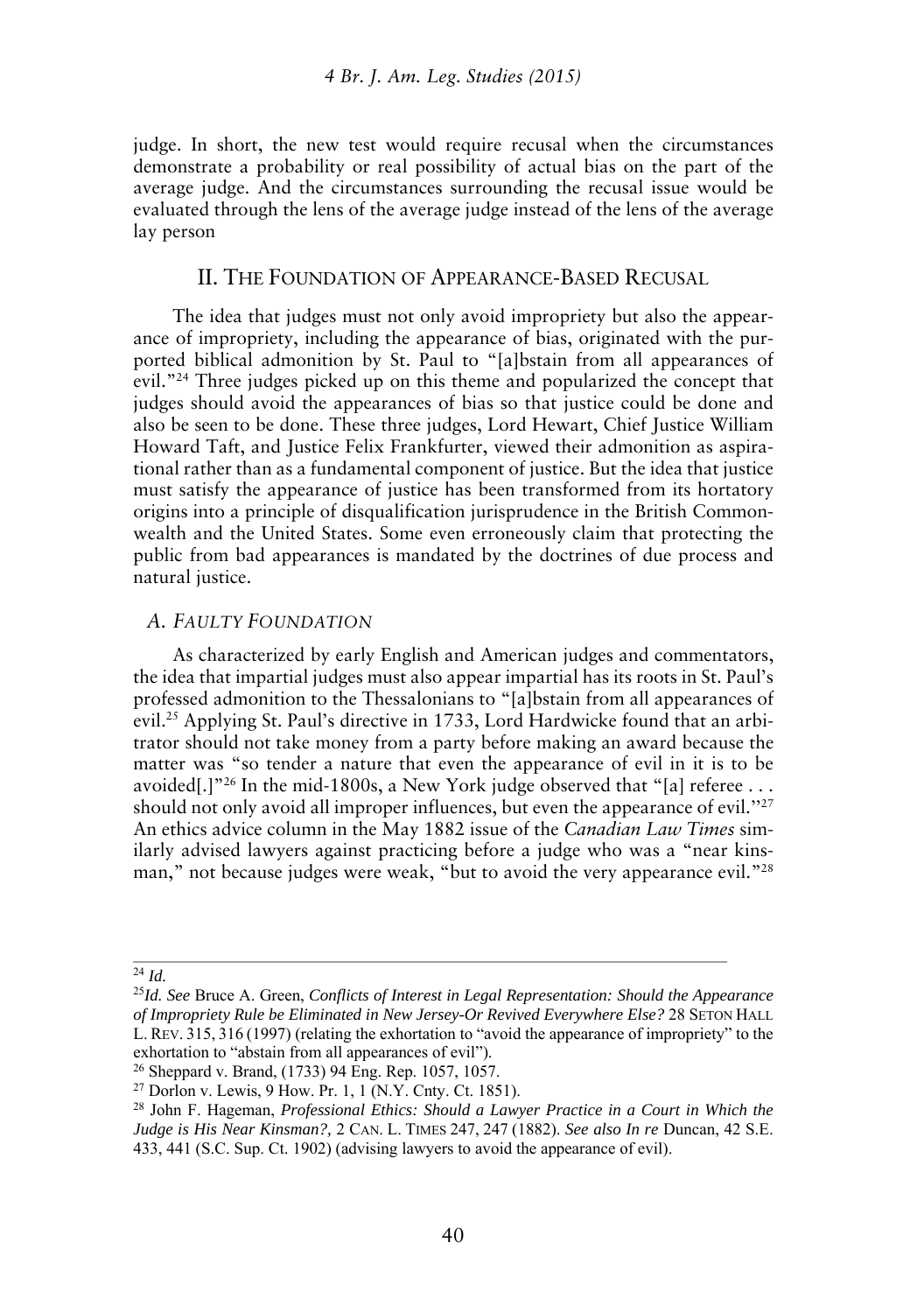judge. In short, the new test would require recusal when the circumstances demonstrate a probability or real possibility of actual bias on the part of the average judge. And the circumstances surrounding the recusal issue would be evaluated through the lens of the average judge instead of the lens of the average lay person

## II. The Foundation of Appearance-Based Recusal

The idea that judges must not only avoid impropriety but also the appearance of impropriety, including the appearance of bias, originated with the purported biblical admonition by St. Paul to "[a]bstain from all appearances of evil."[24] Three judges picked up on this theme and popularized the concept that judges should avoid the appearances of bias so that justice could be done and also be seen to be done. These three judges, Lord Hewart, Chief Justice William Howard Taft, and Justice Felix Frankfurter, viewed their admonition as aspirational rather than as a fundamental component of justice. But the idea that justice must satisfy the appearance of justice has been transformed from its hortatory origins into a principle of disqualification jurisprudence in the British Commonwealth and the United States. Some even erroneously claim that protecting the public from bad appearances is mandated by the doctrines of due process and natural justice.

### *A. Faulty Foundation*

As characterized by early English and American judges and commentators, the idea that impartial judges must also appear impartial has its roots in St. Paul's professed admonition to the Thessalonians to "[a]bstain from all appearances of evil.[25] Applying St. Paul's directive in 1733, Lord Hardwicke found that an arbitrator should not take money from a party before making an award because the matter was "so tender a nature that even the appearance of evil in it is to be avoided[.]"[26] In the mid-1800s, a New York judge observed that "[a] referee . . . should not only avoid all improper influences, but even the appearance of evil."[27] An ethics advice column in the May 1882 issue of the *Canadian Law Times* similarly advised lawyers against practicing before a judge who was a "near kinsman," not because judges were weak, "but to avoid the very appearance evil."[28]

---

[24] *Id.*

[25] *Id. See* Bruce A. Green, *Conflicts of Interest in Legal Representation: Should the Appearance of Impropriety Rule be Eliminated in New Jersey-Or Revived Everywhere Else?* 28 Seton Hall L. Rev. 315, 316 (1997) (relating the exhortation to "avoid the appearance of impropriety" to the exhortation to "abstain from all appearances of evil").

[26] Sheppard v. Brand, (1733) 94 Eng. Rep. 1057, 1057.

[27] Dorlon v. Lewis, 9 How. Pr. 1, 1 (N.Y. Cnty. Ct. 1851).

[28] John F. Hageman, *Professional Ethics: Should a Lawyer Practice in a Court in Which the Judge is His Near Kinsman?,* 2 Can. L. Times 247, 247 (1882). *See also In re* Duncan, 42 S.E. 433, 441 (S.C. Sup. Ct. 1902) (advising lawyers to avoid the appearance of evil).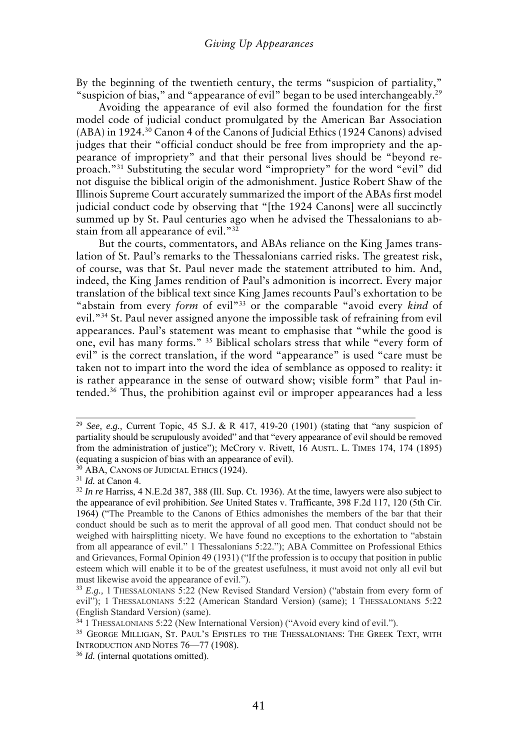By the beginning of the twentieth century, the terms "suspicion of partiality," "suspicion of bias," and "appearance of evil" began to be used interchangeably.[29]

Avoiding the appearance of evil also formed the foundation for the first model code of judicial conduct promulgated by the American Bar Association (ABA) in 1924.[30] Canon 4 of the Canons of Judicial Ethics (1924 Canons) advised judges that their "official conduct should be free from impropriety and the appearance of impropriety" and that their personal lives should be "beyond reproach."[31] Substituting the secular word "impropriety" for the word "evil" did not disguise the biblical origin of the admonishment. Justice Robert Shaw of the Illinois Supreme Court accurately summarized the import of the ABAs first model judicial conduct code by observing that "[the 1924 Canons] were all succinctly summed up by St. Paul centuries ago when he advised the Thessalonians to abstain from all appearance of evil."[32]

But the courts, commentators, and ABAs reliance on the King James translation of St. Paul's remarks to the Thessalonians carried risks. The greatest risk, of course, was that St. Paul never made the statement attributed to him. And, indeed, the King James rendition of Paul's admonition is incorrect. Every major translation of the biblical text since King James recounts Paul's exhortation to be "abstain from every *form* of evil"[33] or the comparable "avoid every *kind* of evil."[34] St. Paul never assigned anyone the impossible task of refraining from evil appearances. Paul's statement was meant to emphasise that "while the good is one, evil has many forms." [35] Biblical scholars stress that while "every form of evil" is the correct translation, if the word "appearance" is used "care must be taken not to impart into the word the idea of semblance as opposed to reality: it is rather appearance in the sense of outward show; visible form" that Paul intended.[36] Thus, the prohibition against evil or improper appearances had a less

---

[29] *See, e.g.,* Current Topic, 45 S.J. & R 417, 419-20 (1901) (stating that "any suspicion of partiality should be scrupulously avoided" and that "every appearance of evil should be removed from the administration of justice"); McCrory v. Rivett, 16 AUSTL. L. TIMES 174, 174 (1895) (equating a suspicion of bias with an appearance of evil).

[30] ABA, CANONS OF JUDICIAL ETHICS (1924).

[31] *Id.* at Canon 4.

[32] *In re* Harriss, 4 N.E.2d 387, 388 (Ill. Sup. Ct. 1936). At the time, lawyers were also subject to the appearance of evil prohibition. *See* United States v. Trafficante, 398 F.2d 117, 120 (5th Cir. 1964) ("The Preamble to the Canons of Ethics admonishes the members of the bar that their conduct should be such as to merit the approval of all good men. That conduct should not be weighed with hairsplitting nicety. We have found no exceptions to the exhortation to "abstain from all appearance of evil." 1 Thessalonians 5:22."); ABA Committee on Professional Ethics and Grievances, Formal Opinion 49 (1931) ("If the profession is to occupy that position in public esteem which will enable it to be of the greatest usefulness, it must avoid not only all evil but must likewise avoid the appearance of evil.").

[33] *E.g.,* 1 THESSALONIANS 5:22 (New Revised Standard Version) ("abstain from every form of evil"); 1 THESSALONIANS 5:22 (American Standard Version) (same); 1 THESSALONIANS 5:22 (English Standard Version) (same).

[34] 1 THESSALONIANS 5:22 (New International Version) ("Avoid every kind of evil.").

[35] GEORGE MILLIGAN, ST. PAUL'S EPISTLES TO THE THESSALONIANS: THE GREEK TEXT, WITH INTRODUCTION AND NOTES 76—77 (1908).

[36] *Id.* (internal quotations omitted).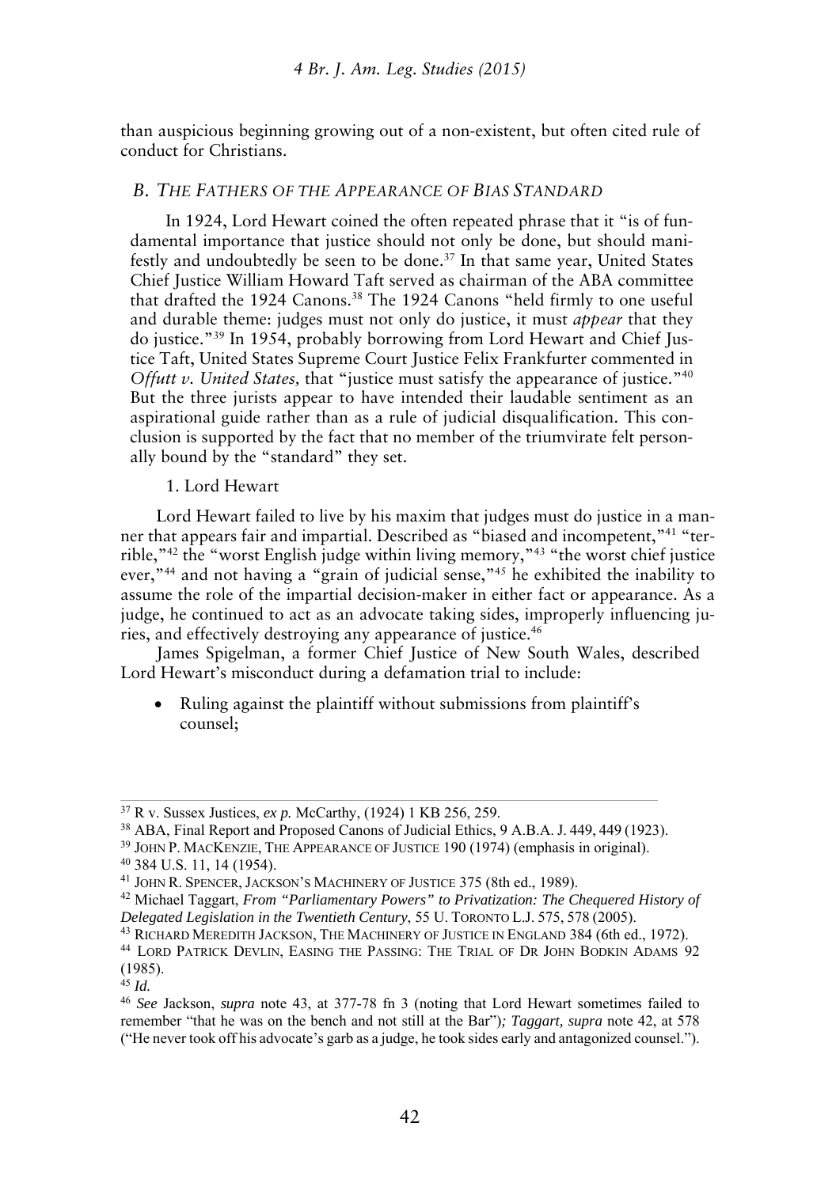than auspicious beginning growing out of a non-existent, but often cited rule of conduct for Christians.

## *B. The Fathers of the Appearance of Bias Standard*

In 1924, Lord Hewart coined the often repeated phrase that it "is of fundamental importance that justice should not only be done, but should manifestly and undoubtedly be seen to be done.[37] In that same year, United States Chief Justice William Howard Taft served as chairman of the ABA committee that drafted the 1924 Canons.[38] The 1924 Canons "held firmly to one useful and durable theme: judges must not only do justice, it must *appear* that they do justice."[39] In 1954, probably borrowing from Lord Hewart and Chief Justice Taft, United States Supreme Court Justice Felix Frankfurter commented in *Offutt v. United States,* that "justice must satisfy the appearance of justice."[40] But the three jurists appear to have intended their laudable sentiment as an aspirational guide rather than as a rule of judicial disqualification. This conclusion is supported by the fact that no member of the triumvirate felt personally bound by the "standard" they set.

### 1. Lord Hewart

Lord Hewart failed to live by his maxim that judges must do justice in a manner that appears fair and impartial. Described as "biased and incompetent,"[41] "terrible,"[42] the "worst English judge within living memory,"[43] "the worst chief justice ever,"[44] and not having a "grain of judicial sense,"[45] he exhibited the inability to assume the role of the impartial decision-maker in either fact or appearance. As a judge, he continued to act as an advocate taking sides, improperly influencing juries, and effectively destroying any appearance of justice.[46]

James Spigelman, a former Chief Justice of New South Wales, described Lord Hewart's misconduct during a defamation trial to include:

- Ruling against the plaintiff without submissions from plaintiff's counsel;

---

[37] R v. Sussex Justices, *ex p.* McCarthy, (1924) 1 KB 256, 259.

[38] ABA, Final Report and Proposed Canons of Judicial Ethics, 9 A.B.A. J. 449, 449 (1923).

[39] John P. MacKenzie, The Appearance of Justice 190 (1974) (emphasis in original).

[40] 384 U.S. 11, 14 (1954).

[41] John R. Spencer, Jackson's Machinery of Justice 375 (8th ed., 1989).

[42] Michael Taggart, *From "Parliamentary Powers" to Privatization: The Chequered History of Delegated Legislation in the Twentieth Century*, 55 U. Toronto L.J. 575, 578 (2005).

[43] Richard Meredith Jackson, The Machinery of Justice in England 384 (6th ed., 1972).

[44] Lord Patrick Devlin, Easing the Passing: The Trial of Dr John Bodkin Adams 92 (1985).

[45] *Id.*

[46] *See* Jackson, *supra* note 43, at 377-78 fn 3 (noting that Lord Hewart sometimes failed to remember "that he was on the bench and not still at the Bar")*; Taggart, supra* note 42, at 578 ("He never took off his advocate's garb as a judge, he took sides early and antagonized counsel.").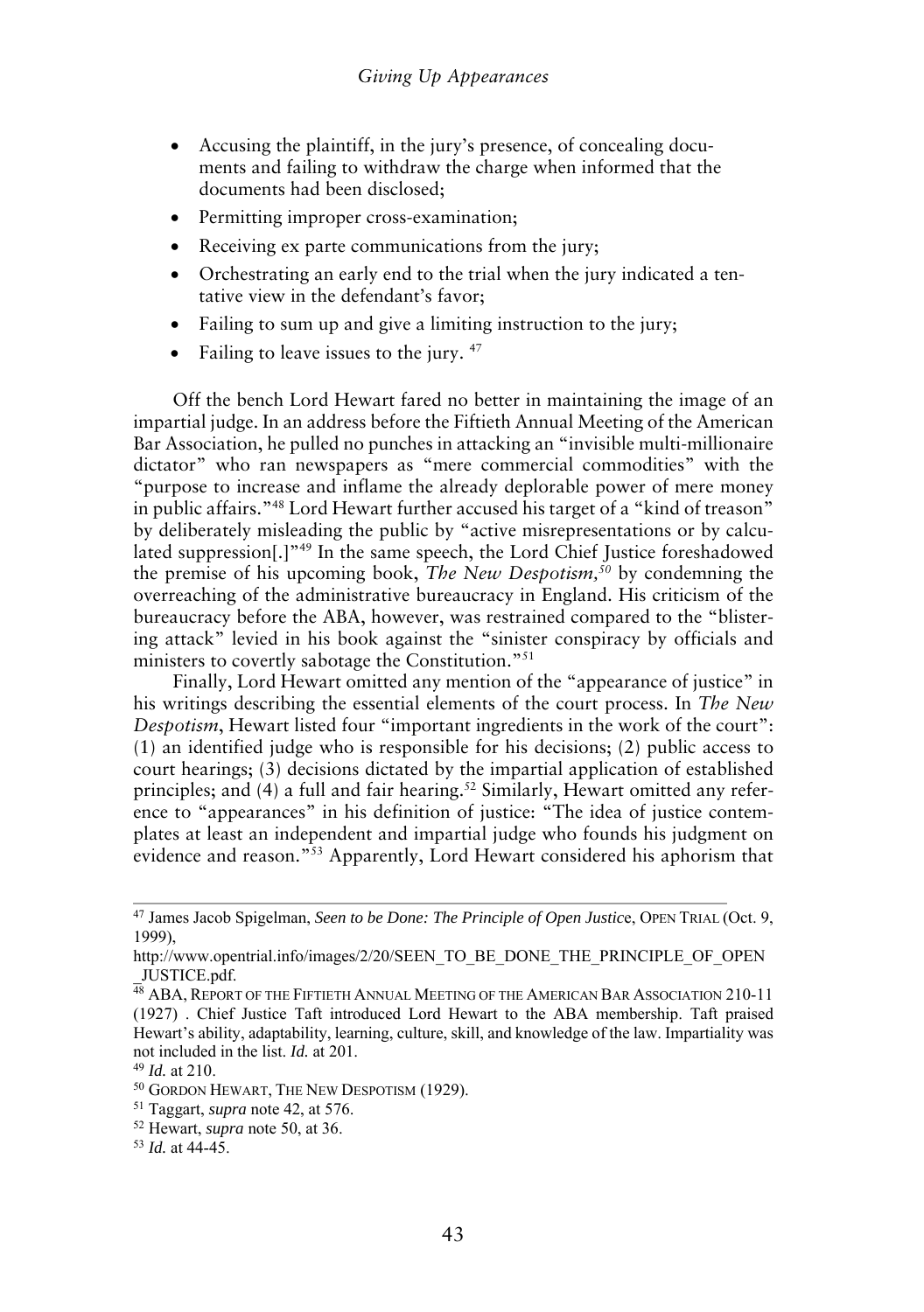- Accusing the plaintiff, in the jury's presence, of concealing documents and failing to withdraw the charge when informed that the documents had been disclosed;
- Permitting improper cross-examination;
- Receiving ex parte communications from the jury;
- Orchestrating an early end to the trial when the jury indicated a tentative view in the defendant's favor;
- Failing to sum up and give a limiting instruction to the jury;
- Failing to leave issues to the jury. [47]

Off the bench Lord Hewart fared no better in maintaining the image of an impartial judge. In an address before the Fiftieth Annual Meeting of the American Bar Association, he pulled no punches in attacking an "invisible multi-millionaire dictator" who ran newspapers as "mere commercial commodities" with the "purpose to increase and inflame the already deplorable power of mere money in public affairs."[48] Lord Hewart further accused his target of a "kind of treason" by deliberately misleading the public by "active misrepresentations or by calculated suppression[.]"[49] In the same speech, the Lord Chief Justice foreshadowed the premise of his upcoming book, *The New Despotism,*[50] by condemning the overreaching of the administrative bureaucracy in England. His criticism of the bureaucracy before the ABA, however, was restrained compared to the "blistering attack" levied in his book against the "sinister conspiracy by officials and ministers to covertly sabotage the Constitution."[51]

Finally, Lord Hewart omitted any mention of the "appearance of justice" in his writings describing the essential elements of the court process. In *The New Despotism*, Hewart listed four "important ingredients in the work of the court": (1) an identified judge who is responsible for his decisions; (2) public access to court hearings; (3) decisions dictated by the impartial application of established principles; and (4) a full and fair hearing.[52] Similarly, Hewart omitted any reference to "appearances" in his definition of justice: "The idea of justice contemplates at least an independent and impartial judge who founds his judgment on evidence and reason."[53] Apparently, Lord Hewart considered his aphorism that

---

[47] James Jacob Spigelman, *Seen to be Done: The Principle of Open Justice*, OPEN TRIAL (Oct. 9, 1999), http://www.opentrial.info/images/2/20/SEEN_TO_BE_DONE_THE_PRINCIPLE_OF_OPEN_JUSTICE.pdf.

[48] ABA, REPORT OF THE FIFTIETH ANNUAL MEETING OF THE AMERICAN BAR ASSOCIATION 210-11 (1927) . Chief Justice Taft introduced Lord Hewart to the ABA membership. Taft praised Hewart's ability, adaptability, learning, culture, skill, and knowledge of the law. Impartiality was not included in the list. *Id.* at 201.

[49] *Id.* at 210.

[50] GORDON HEWART, THE NEW DESPOTISM (1929).

[51] Taggart, *supra* note 42, at 576.

[52] Hewart, *supra* note 50, at 36.

[53] *Id.* at 44-45.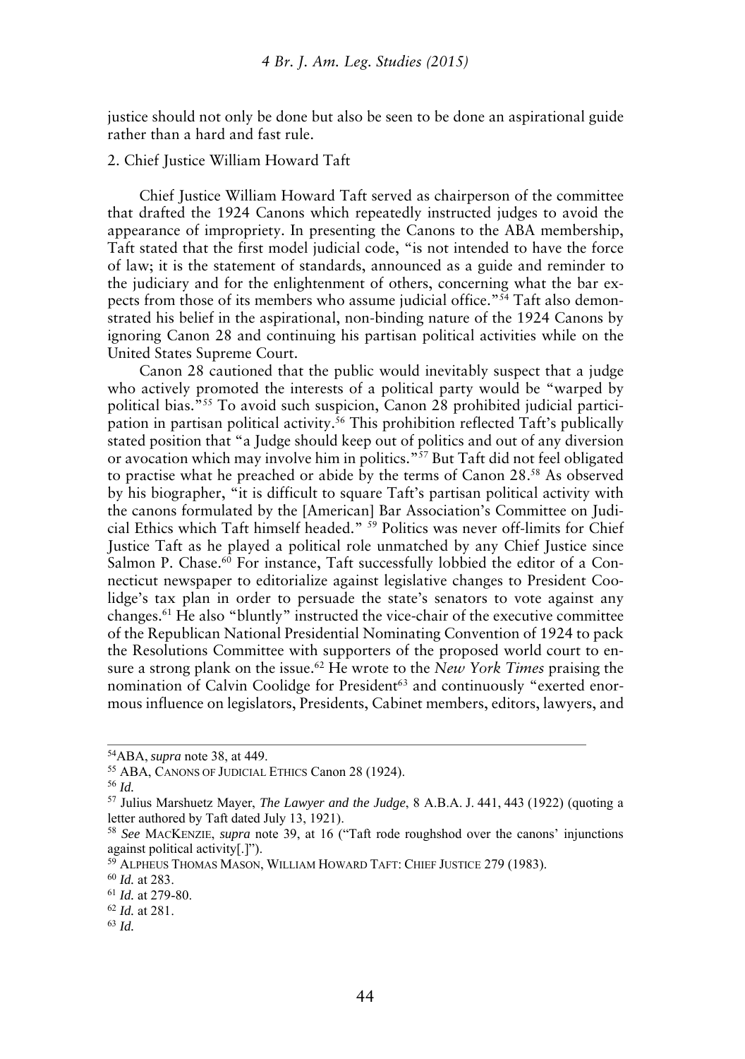justice should not only be done but also be seen to be done an aspirational guide rather than a hard and fast rule.

2. Chief Justice William Howard Taft

Chief Justice William Howard Taft served as chairperson of the committee that drafted the 1924 Canons which repeatedly instructed judges to avoid the appearance of impropriety. In presenting the Canons to the ABA membership, Taft stated that the first model judicial code, "is not intended to have the force of law; it is the statement of standards, announced as a guide and reminder to the judiciary and for the enlightenment of others, concerning what the bar expects from those of its members who assume judicial office."[54] Taft also demonstrated his belief in the aspirational, non-binding nature of the 1924 Canons by ignoring Canon 28 and continuing his partisan political activities while on the United States Supreme Court.

Canon 28 cautioned that the public would inevitably suspect that a judge who actively promoted the interests of a political party would be "warped by political bias."[55] To avoid such suspicion, Canon 28 prohibited judicial participation in partisan political activity.[56] This prohibition reflected Taft's publically stated position that "a Judge should keep out of politics and out of any diversion or avocation which may involve him in politics."[57] But Taft did not feel obligated to practise what he preached or abide by the terms of Canon 28.[58] As observed by his biographer, "it is difficult to square Taft's partisan political activity with the canons formulated by the [American] Bar Association's Committee on Judicial Ethics which Taft himself headed." [59] Politics was never off-limits for Chief Justice Taft as he played a political role unmatched by any Chief Justice since Salmon P. Chase.[60] For instance, Taft successfully lobbied the editor of a Connecticut newspaper to editorialize against legislative changes to President Coolidge's tax plan in order to persuade the state's senators to vote against any changes.[61] He also "bluntly" instructed the vice-chair of the executive committee of the Republican National Presidential Nominating Convention of 1924 to pack the Resolutions Committee with supporters of the proposed world court to ensure a strong plank on the issue.[62] He wrote to the *New York Times* praising the nomination of Calvin Coolidge for President[63] and continuously "exerted enormous influence on legislators, Presidents, Cabinet members, editors, lawyers, and

---

[54] ABA, *supra* note 38, at 449.

[55] ABA, CANONS OF JUDICIAL ETHICS Canon 28 (1924).

[56] *Id.*

[57] Julius Marshuetz Mayer, *The Lawyer and the Judge*, 8 A.B.A. J. 441, 443 (1922) (quoting a letter authored by Taft dated July 13, 1921).

[58] *See* MACKENZIE, *supra* note 39, at 16 ("Taft rode roughshod over the canons' injunctions against political activity[.]").

[59] ALPHEUS THOMAS MASON, WILLIAM HOWARD TAFT: CHIEF JUSTICE 279 (1983).

[60] *Id.* at 283.

[61] *Id.* at 279-80.

[62] *Id.* at 281.

[63] *Id.*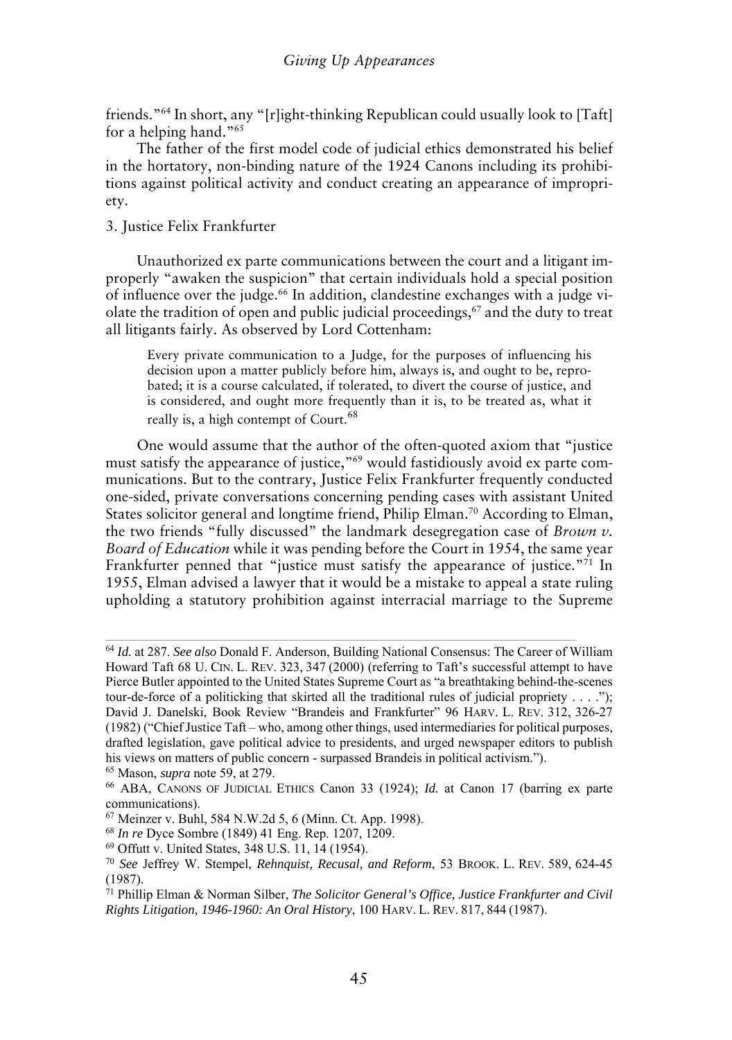friends."[64] In short, any "[r]ight-thinking Republican could usually look to [Taft] for a helping hand."[65]

The father of the first model code of judicial ethics demonstrated his belief in the hortatory, non-binding nature of the 1924 Canons including its prohibitions against political activity and conduct creating an appearance of impropriety.

### 3. Justice Felix Frankfurter

Unauthorized ex parte communications between the court and a litigant improperly "awaken the suspicion" that certain individuals hold a special position of influence over the judge.[66] In addition, clandestine exchanges with a judge violate the tradition of open and public judicial proceedings,[67] and the duty to treat all litigants fairly. As observed by Lord Cottenham:

> Every private communication to a Judge, for the purposes of influencing his decision upon a matter publicly before him, always is, and ought to be, reprobated; it is a course calculated, if tolerated, to divert the course of justice, and is considered, and ought more frequently than it is, to be treated as, what it really is, a high contempt of Court.[68]

One would assume that the author of the often-quoted axiom that "justice must satisfy the appearance of justice,"[69] would fastidiously avoid ex parte communications. But to the contrary, Justice Felix Frankfurter frequently conducted one-sided, private conversations concerning pending cases with assistant United States solicitor general and longtime friend, Philip Elman.[70] According to Elman, the two friends "fully discussed" the landmark desegregation case of *Brown v. Board of Education* while it was pending before the Court in 1954, the same year Frankfurter penned that "justice must satisfy the appearance of justice."[71] In 1955, Elman advised a lawyer that it would be a mistake to appeal a state ruling upholding a statutory prohibition against interracial marriage to the Supreme

---

[64] *Id.* at 287. *See also* Donald F. Anderson, Building National Consensus: The Career of William Howard Taft 68 U. CIN. L. REV. 323, 347 (2000) (referring to Taft's successful attempt to have Pierce Butler appointed to the United States Supreme Court as "a breathtaking behind-the-scenes tour-de-force of a politicking that skirted all the traditional rules of judicial propriety . . . ."); David J. Danelski, Book Review "Brandeis and Frankfurter" 96 HARV. L. REV. 312, 326-27 (1982) ("Chief Justice Taft – who, among other things, used intermediaries for political purposes, drafted legislation, gave political advice to presidents, and urged newspaper editors to publish his views on matters of public concern - surpassed Brandeis in political activism.").

[65] Mason, *supra* note 59, at 279.

[66] ABA, CANONS OF JUDICIAL ETHICS Canon 33 (1924); *Id.* at Canon 17 (barring ex parte communications).

[67] Meinzer v. Buhl, 584 N.W.2d 5, 6 (Minn. Ct. App. 1998).

[68] *In re* Dyce Sombre (1849) 41 Eng. Rep. 1207, 1209.

[69] Offutt v. United States, 348 U.S. 11, 14 (1954).

[70] *See* Jeffrey W. Stempel, *Rehnquist, Recusal, and Reform*, 53 BROOK. L. REV. 589, 624-45 (1987).

[71] Phillip Elman & Norman Silber, *The Solicitor General's Office, Justice Frankfurter and Civil Rights Litigation, 1946-1960: An Oral History*, 100 HARV. L. REV. 817, 844 (1987).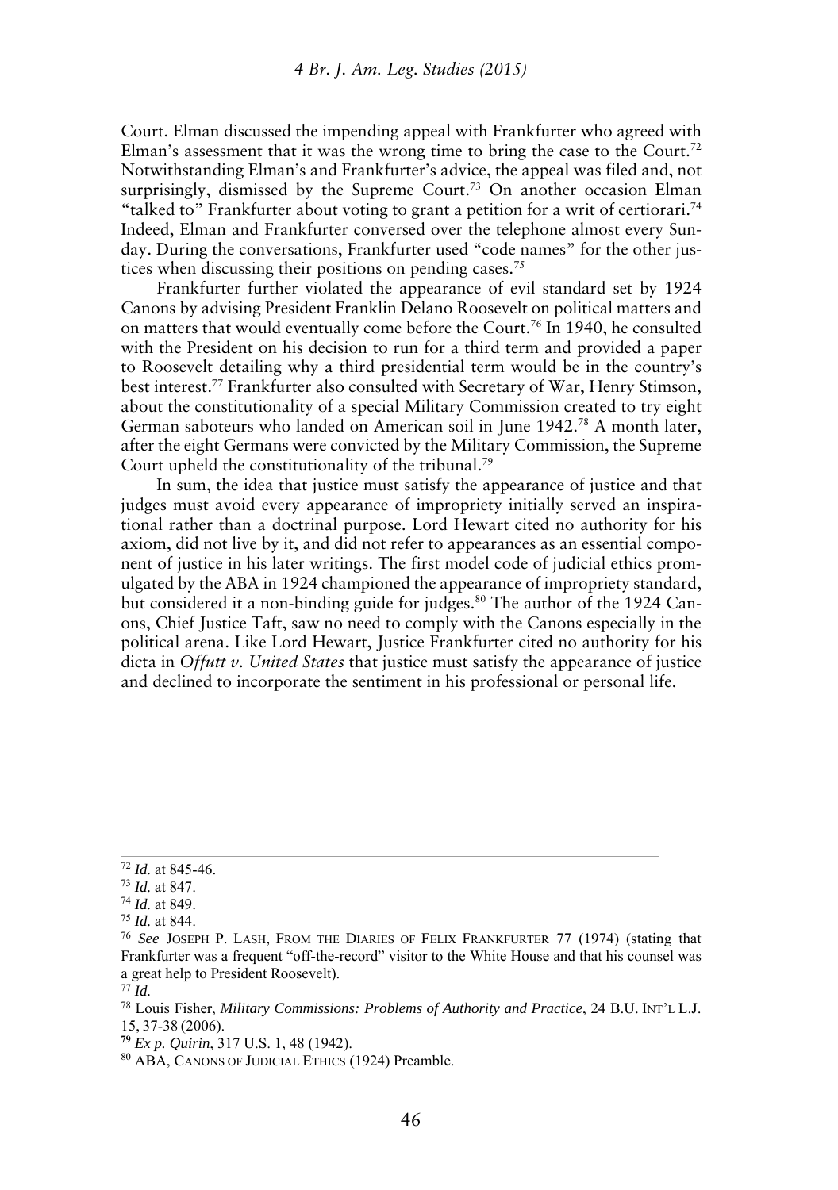Court. Elman discussed the impending appeal with Frankfurter who agreed with Elman's assessment that it was the wrong time to bring the case to the Court.[72] Notwithstanding Elman's and Frankfurter's advice, the appeal was filed and, not surprisingly, dismissed by the Supreme Court.[73] On another occasion Elman "talked to" Frankfurter about voting to grant a petition for a writ of certiorari.[74] Indeed, Elman and Frankfurter conversed over the telephone almost every Sunday. During the conversations, Frankfurter used "code names" for the other justices when discussing their positions on pending cases.[75]

Frankfurter further violated the appearance of evil standard set by 1924 Canons by advising President Franklin Delano Roosevelt on political matters and on matters that would eventually come before the Court.[76] In 1940, he consulted with the President on his decision to run for a third term and provided a paper to Roosevelt detailing why a third presidential term would be in the country's best interest.[77] Frankfurter also consulted with Secretary of War, Henry Stimson, about the constitutionality of a special Military Commission created to try eight German saboteurs who landed on American soil in June 1942.[78] A month later, after the eight Germans were convicted by the Military Commission, the Supreme Court upheld the constitutionality of the tribunal.[79]

In sum, the idea that justice must satisfy the appearance of justice and that judges must avoid every appearance of impropriety initially served an inspirational rather than a doctrinal purpose. Lord Hewart cited no authority for his axiom, did not live by it, and did not refer to appearances as an essential component of justice in his later writings. The first model code of judicial ethics promulgated by the ABA in 1924 championed the appearance of impropriety standard, but considered it a non-binding guide for judges.[80] The author of the 1924 Canons, Chief Justice Taft, saw no need to comply with the Canons especially in the political arena. Like Lord Hewart, Justice Frankfurter cited no authority for his dicta in *Offutt v. United States* that justice must satisfy the appearance of justice and declined to incorporate the sentiment in his professional or personal life.

---

[72] *Id.* at 845-46.

[73] *Id.* at 847.

[74] *Id.* at 849.

[75] *Id.* at 844.

[76] *See* JOSEPH P. LASH, FROM THE DIARIES OF FELIX FRANKFURTER 77 (1974) (stating that Frankfurter was a frequent "off-the-record" visitor to the White House and that his counsel was a great help to President Roosevelt).

[77] *Id.*

[78] Louis Fisher, *Military Commissions: Problems of Authority and Practice*, 24 B.U. INT'L L.J. 15, 37-38 (2006).

[79] *Ex p. Quirin*, 317 U.S. 1, 48 (1942).

[80] ABA, CANONS OF JUDICIAL ETHICS (1924) Preamble.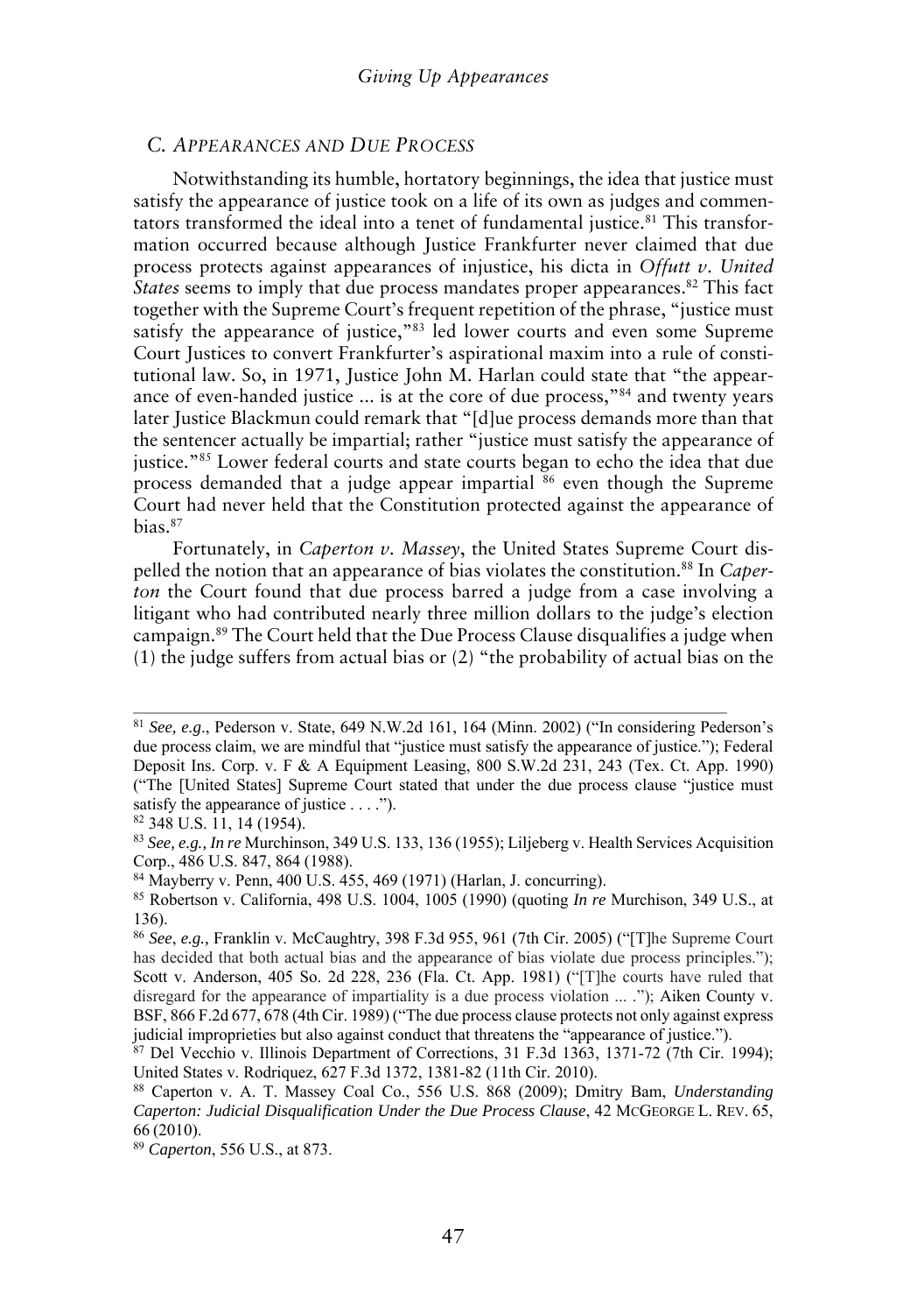### C. *APPEARANCES AND DUE PROCESS*

Notwithstanding its humble, hortatory beginnings, the idea that justice must satisfy the appearance of justice took on a life of its own as judges and commentators transformed the ideal into a tenet of fundamental justice.[81] This transformation occurred because although Justice Frankfurter never claimed that due process protects against appearances of injustice, his dicta in *Offutt v. United States* seems to imply that due process mandates proper appearances.[82] This fact together with the Supreme Court's frequent repetition of the phrase, "justice must satisfy the appearance of justice,"[83] led lower courts and even some Supreme Court Justices to convert Frankfurter's aspirational maxim into a rule of constitutional law. So, in 1971, Justice John M. Harlan could state that "the appearance of even-handed justice ... is at the core of due process,"[84] and twenty years later Justice Blackmun could remark that "[d]ue process demands more than that the sentencer actually be impartial; rather "justice must satisfy the appearance of justice."[85] Lower federal courts and state courts began to echo the idea that due process demanded that a judge appear impartial [86] even though the Supreme Court had never held that the Constitution protected against the appearance of bias.[87]

Fortunately, in *Caperton v. Massey*, the United States Supreme Court dispelled the notion that an appearance of bias violates the constitution.[88] In *Caperton* the Court found that due process barred a judge from a case involving a litigant who had contributed nearly three million dollars to the judge's election campaign.[89] The Court held that the Due Process Clause disqualifies a judge when (1) the judge suffers from actual bias or (2) "the probability of actual bias on the

---

[81] *See, e.g.*, Pederson v. State, 649 N.W.2d 161, 164 (Minn. 2002) ("In considering Pederson's due process claim, we are mindful that "justice must satisfy the appearance of justice."); Federal Deposit Ins. Corp. v. F & A Equipment Leasing, 800 S.W.2d 231, 243 (Tex. Ct. App. 1990) ("The [United States] Supreme Court stated that under the due process clause "justice must satisfy the appearance of justice . . . .").

[82] 348 U.S. 11, 14 (1954).

[83] *See, e.g., In re* Murchinson, 349 U.S. 133, 136 (1955); Liljeberg v. Health Services Acquisition Corp., 486 U.S. 847, 864 (1988).

[84] Mayberry v. Penn, 400 U.S. 455, 469 (1971) (Harlan, J. concurring).

[85] Robertson v. California, 498 U.S. 1004, 1005 (1990) (quoting *In re* Murchison, 349 U.S., at 136).

[86] *See*, *e.g.,* Franklin v. McCaughtry, 398 F.3d 955, 961 (7th Cir. 2005) ("[T]he Supreme Court has decided that both actual bias and the appearance of bias violate due process principles."); Scott v. Anderson, 405 So. 2d 228, 236 (Fla. Ct. App. 1981) ("[T]he courts have ruled that disregard for the appearance of impartiality is a due process violation ... ."); Aiken County v. BSF, 866 F.2d 677, 678 (4th Cir. 1989) ("The due process clause protects not only against express judicial improprieties but also against conduct that threatens the "appearance of justice.").

[87] Del Vecchio v. Illinois Department of Corrections, 31 F.3d 1363, 1371-72 (7th Cir. 1994); United States v. Rodriquez, 627 F.3d 1372, 1381-82 (11th Cir. 2010).

[88] Caperton v. A. T. Massey Coal Co., 556 U.S. 868 (2009); Dmitry Bam, *Understanding Caperton: Judicial Disqualification Under the Due Process Clause*, 42 MCGEORGE L. REV. 65, 66 (2010).

[89] *Caperton*, 556 U.S., at 873.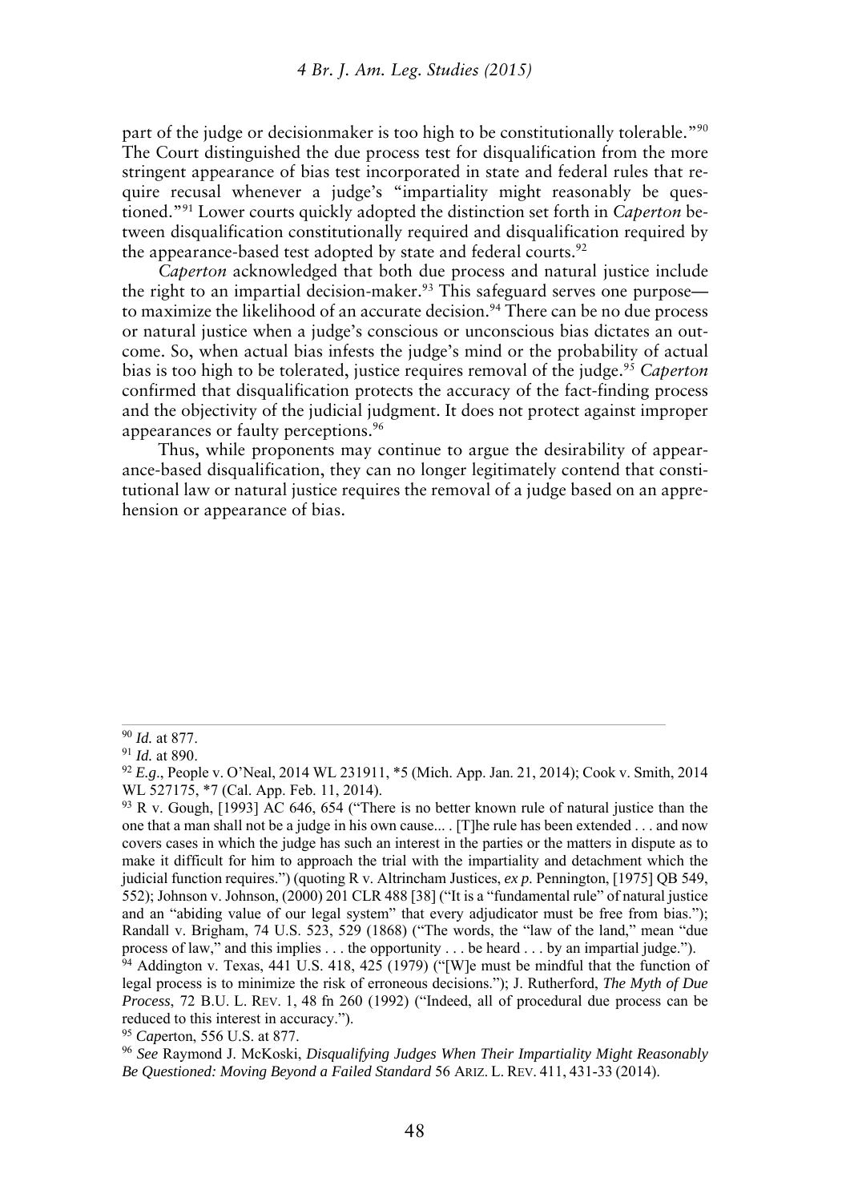part of the judge or decisionmaker is too high to be constitutionally tolerable."[90] The Court distinguished the due process test for disqualification from the more stringent appearance of bias test incorporated in state and federal rules that require recusal whenever a judge's "impartiality might reasonably be questioned."[91] Lower courts quickly adopted the distinction set forth in *Caperton* between disqualification constitutionally required and disqualification required by the appearance-based test adopted by state and federal courts.[92]

*Caperton* acknowledged that both due process and natural justice include the right to an impartial decision-maker.[93] This safeguard serves one purpose—to maximize the likelihood of an accurate decision.[94] There can be no due process or natural justice when a judge's conscious or unconscious bias dictates an outcome. So, when actual bias infests the judge's mind or the probability of actual bias is too high to be tolerated, justice requires removal of the judge.[95] *Caperton* confirmed that disqualification protects the accuracy of the fact-finding process and the objectivity of the judicial judgment. It does not protect against improper appearances or faulty perceptions.[96]

Thus, while proponents may continue to argue the desirability of appearance-based disqualification, they can no longer legitimately contend that constitutional law or natural justice requires the removal of a judge based on an apprehension or appearance of bias.

---

[90] *Id.* at 877.

[91] *Id.* at 890.

[92] *E.g.*, People v. O'Neal, 2014 WL 231911, *5 (Mich. App. Jan. 21, 2014); Cook v. Smith, 2014 WL 527175, *7 (Cal. App. Feb. 11, 2014).

[93] R v. Gough, [1993] AC 646, 654 ("There is no better known rule of natural justice than the one that a man shall not be a judge in his own cause... . [T]he rule has been extended . . . and now covers cases in which the judge has such an interest in the parties or the matters in dispute as to make it difficult for him to approach the trial with the impartiality and detachment which the judicial function requires.") (quoting R v. Altrincham Justices, *ex p.* Pennington, [1975] QB 549, 552); Johnson v. Johnson, (2000) 201 CLR 488 [38] ("It is a "fundamental rule" of natural justice and an "abiding value of our legal system" that every adjudicator must be free from bias."); Randall v. Brigham, 74 U.S. 523, 529 (1868) ("The words, the "law of the land," mean "due process of law," and this implies . . . the opportunity . . . be heard . . . by an impartial judge.").

[94] Addington v. Texas, 441 U.S. 418, 425 (1979) ("[W]e must be mindful that the function of legal process is to minimize the risk of erroneous decisions."); J. Rutherford, *The Myth of Due Process*, 72 B.U. L. REV. 1, 48 fn 260 (1992) ("Indeed, all of procedural due process can be reduced to this interest in accuracy.").

[95] *Caperton*, 556 U.S. at 877.

[96] *See* Raymond J. McKoski, *Disqualifying Judges When Their Impartiality Might Reasonably Be Questioned: Moving Beyond a Failed Standard* 56 ARIZ. L. REV. 411, 431-33 (2014).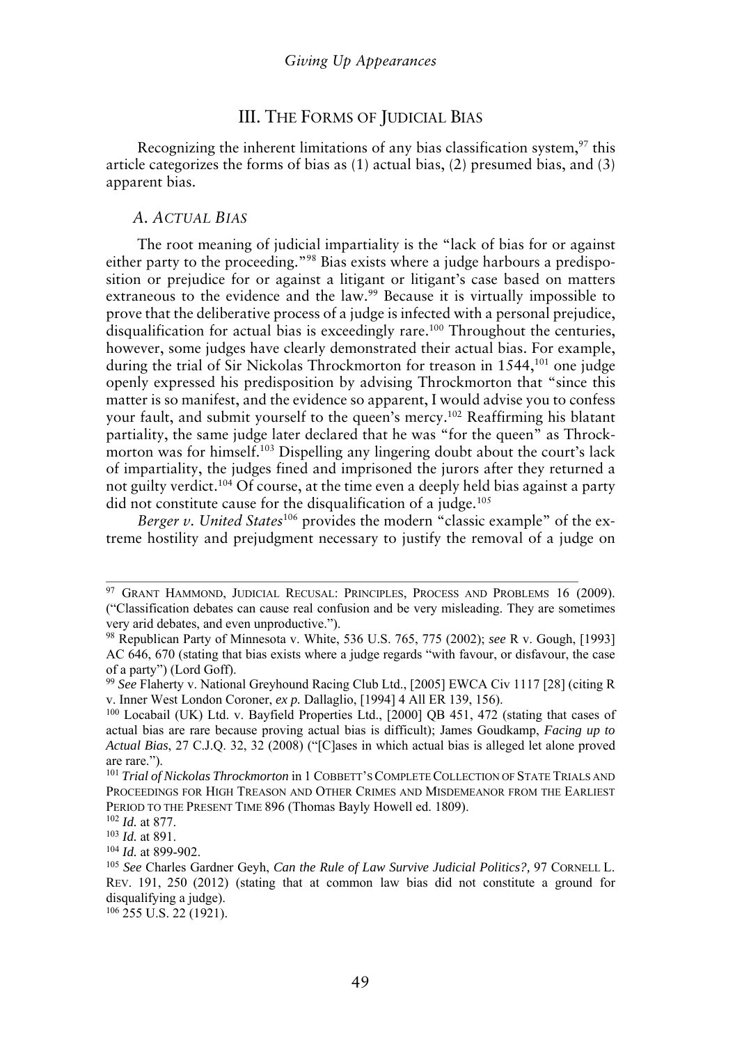## III. THE FORMS OF JUDICIAL BIAS

Recognizing the inherent limitations of any bias classification system,[97] this article categorizes the forms of bias as (1) actual bias, (2) presumed bias, and (3) apparent bias.

### *A. ACTUAL BIAS*

The root meaning of judicial impartiality is the "lack of bias for or against either party to the proceeding."[98] Bias exists where a judge harbours a predisposition or prejudice for or against a litigant or litigant's case based on matters extraneous to the evidence and the law.[99] Because it is virtually impossible to prove that the deliberative process of a judge is infected with a personal prejudice, disqualification for actual bias is exceedingly rare.[100] Throughout the centuries, however, some judges have clearly demonstrated their actual bias. For example, during the trial of Sir Nickolas Throckmorton for treason in 1544,[101] one judge openly expressed his predisposition by advising Throckmorton that "since this matter is so manifest, and the evidence so apparent, I would advise you to confess your fault, and submit yourself to the queen's mercy.[102] Reaffirming his blatant partiality, the same judge later declared that he was "for the queen" as Throckmorton was for himself.[103] Dispelling any lingering doubt about the court's lack of impartiality, the judges fined and imprisoned the jurors after they returned a not guilty verdict.[104] Of course, at the time even a deeply held bias against a party did not constitute cause for the disqualification of a judge.[105]

*Berger v. United States*[106] provides the modern "classic example" of the extreme hostility and prejudgment necessary to justify the removal of a judge on

---

[97] GRANT HAMMOND, JUDICIAL RECUSAL: PRINCIPLES, PROCESS AND PROBLEMS 16 (2009). ("Classification debates can cause real confusion and be very misleading. They are sometimes very arid debates, and even unproductive.").

[98] Republican Party of Minnesota v. White, 536 U.S. 765, 775 (2002); *see* R v. Gough, [1993] AC 646, 670 (stating that bias exists where a judge regards "with favour, or disfavour, the case of a party") (Lord Goff).

[99] *See* Flaherty v. National Greyhound Racing Club Ltd., [2005] EWCA Civ 1117 [28] (citing R v. Inner West London Coroner, *ex p.* Dallaglio, [1994] 4 All ER 139, 156).

[100] Locabail (UK) Ltd. v. Bayfield Properties Ltd., [2000] QB 451, 472 (stating that cases of actual bias are rare because proving actual bias is difficult); James Goudkamp, *Facing up to Actual Bias*, 27 C.J.Q. 32, 32 (2008) ("[C]ases in which actual bias is alleged let alone proved are rare.").

[101] *Trial of Nickolas Throckmorton* in 1 COBBETT'S COMPLETE COLLECTION OF STATE TRIALS AND PROCEEDINGS FOR HIGH TREASON AND OTHER CRIMES AND MISDEMEANOR FROM THE EARLIEST PERIOD TO THE PRESENT TIME 896 (Thomas Bayly Howell ed. 1809).

[102] *Id.* at 877.

[103] *Id.* at 891.

[104] *Id.* at 899-902.

[105] *See* Charles Gardner Geyh, *Can the Rule of Law Survive Judicial Politics?*, 97 CORNELL L. REV. 191, 250 (2012) (stating that at common law bias did not constitute a ground for disqualifying a judge).

[106] 255 U.S. 22 (1921).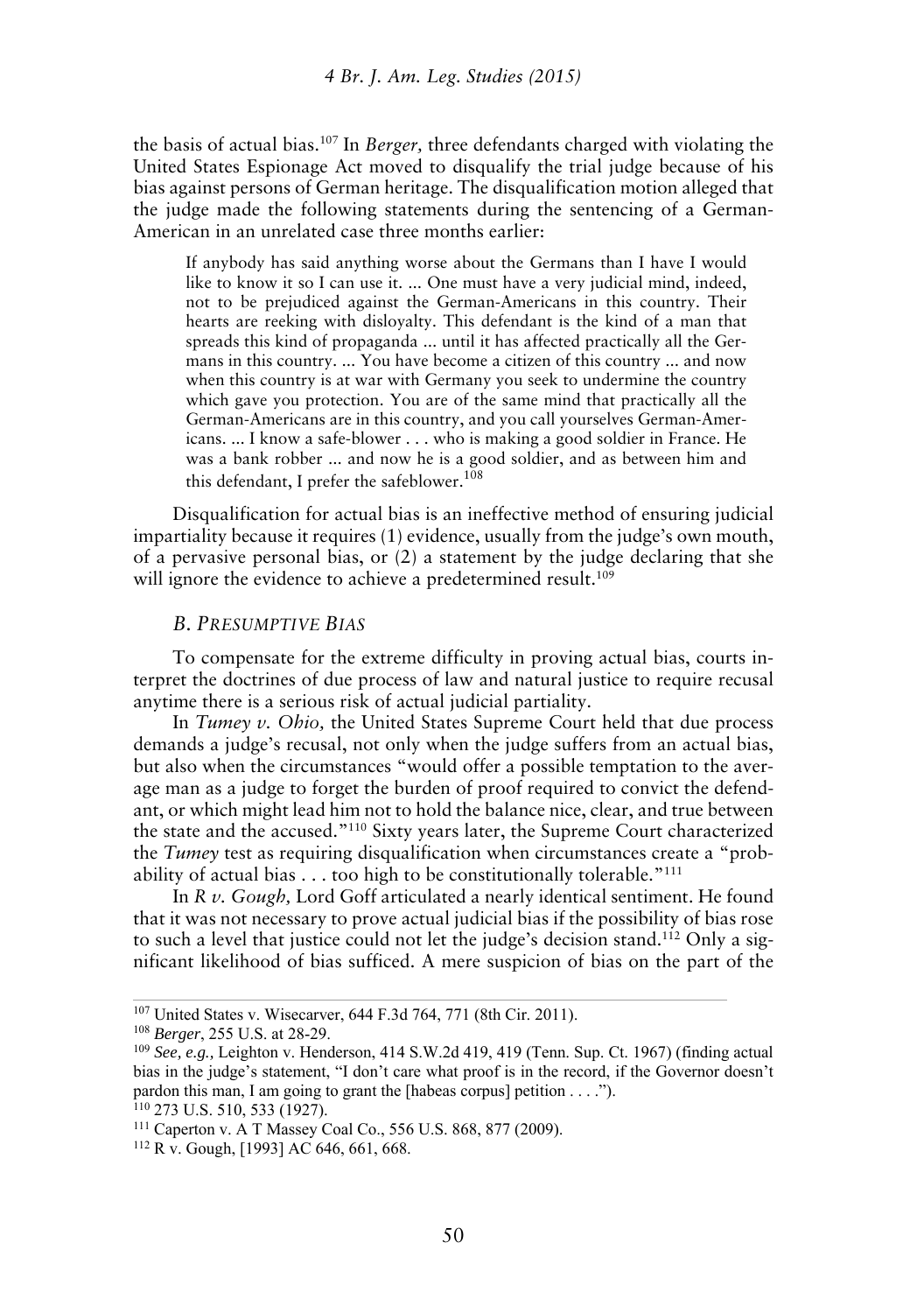the basis of actual bias.[107] In *Berger,* three defendants charged with violating the United States Espionage Act moved to disqualify the trial judge because of his bias against persons of German heritage. The disqualification motion alleged that the judge made the following statements during the sentencing of a German-American in an unrelated case three months earlier:

> If anybody has said anything worse about the Germans than I have I would like to know it so I can use it. ... One must have a very judicial mind, indeed, not to be prejudiced against the German-Americans in this country. Their hearts are reeking with disloyalty. This defendant is the kind of a man that spreads this kind of propaganda ... until it has affected practically all the Germans in this country. ... You have become a citizen of this country ... and now when this country is at war with Germany you seek to undermine the country which gave you protection. You are of the same mind that practically all the German-Americans are in this country, and you call yourselves German-Americans. ... I know a safe-blower . . . who is making a good soldier in France. He was a bank robber ... and now he is a good soldier, and as between him and this defendant, I prefer the safeblower.[108]

Disqualification for actual bias is an ineffective method of ensuring judicial impartiality because it requires (1) evidence, usually from the judge's own mouth, of a pervasive personal bias, or (2) a statement by the judge declaring that she will ignore the evidence to achieve a predetermined result.[109]

### *B. Presumptive Bias*

To compensate for the extreme difficulty in proving actual bias, courts interpret the doctrines of due process of law and natural justice to require recusal anytime there is a serious risk of actual judicial partiality.

In *Tumey v. Ohio,* the United States Supreme Court held that due process demands a judge's recusal, not only when the judge suffers from an actual bias, but also when the circumstances "would offer a possible temptation to the average man as a judge to forget the burden of proof required to convict the defendant, or which might lead him not to hold the balance nice, clear, and true between the state and the accused."[110] Sixty years later, the Supreme Court characterized the *Tumey* test as requiring disqualification when circumstances create a "probability of actual bias . . . too high to be constitutionally tolerable."[111]

In *R v. Gough,* Lord Goff articulated a nearly identical sentiment. He found that it was not necessary to prove actual judicial bias if the possibility of bias rose to such a level that justice could not let the judge's decision stand.[112] Only a significant likelihood of bias sufficed. A mere suspicion of bias on the part of the

---

[107] United States v. Wisecarver, 644 F.3d 764, 771 (8th Cir. 2011).

[108] *Berger*, 255 U.S. at 28-29.

[109] *See, e.g.,* Leighton v. Henderson, 414 S.W.2d 419, 419 (Tenn. Sup. Ct. 1967) (finding actual bias in the judge's statement, "I don't care what proof is in the record, if the Governor doesn't pardon this man, I am going to grant the [habeas corpus] petition . . . .").

[110] 273 U.S. 510, 533 (1927).

[111] Caperton v. A T Massey Coal Co., 556 U.S. 868, 877 (2009).

[112] R v. Gough, [1993] AC 646, 661, 668.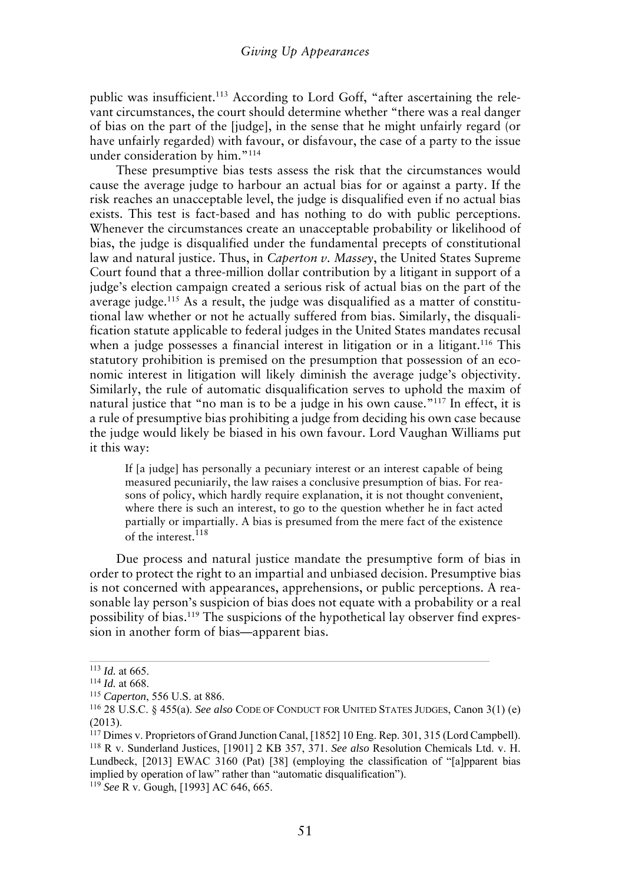public was insufficient.[113] According to Lord Goff, "after ascertaining the relevant circumstances, the court should determine whether "there was a real danger of bias on the part of the [judge], in the sense that he might unfairly regard (or have unfairly regarded) with favour, or disfavour, the case of a party to the issue under consideration by him."[114]

These presumptive bias tests assess the risk that the circumstances would cause the average judge to harbour an actual bias for or against a party. If the risk reaches an unacceptable level, the judge is disqualified even if no actual bias exists. This test is fact-based and has nothing to do with public perceptions. Whenever the circumstances create an unacceptable probability or likelihood of bias, the judge is disqualified under the fundamental precepts of constitutional law and natural justice. Thus, in *Caperton v. Massey*, the United States Supreme Court found that a three-million dollar contribution by a litigant in support of a judge's election campaign created a serious risk of actual bias on the part of the average judge.[115] As a result, the judge was disqualified as a matter of constitutional law whether or not he actually suffered from bias. Similarly, the disqualification statute applicable to federal judges in the United States mandates recusal when a judge possesses a financial interest in litigation or in a litigant.[116] This statutory prohibition is premised on the presumption that possession of an economic interest in litigation will likely diminish the average judge's objectivity. Similarly, the rule of automatic disqualification serves to uphold the maxim of natural justice that "no man is to be a judge in his own cause."[117] In effect, it is a rule of presumptive bias prohibiting a judge from deciding his own case because the judge would likely be biased in his own favour. Lord Vaughan Williams put it this way:

> If [a judge] has personally a pecuniary interest or an interest capable of being measured pecuniarily, the law raises a conclusive presumption of bias. For reasons of policy, which hardly require explanation, it is not thought convenient, where there is such an interest, to go to the question whether he in fact acted partially or impartially. A bias is presumed from the mere fact of the existence of the interest.[118]

Due process and natural justice mandate the presumptive form of bias in order to protect the right to an impartial and unbiased decision. Presumptive bias is not concerned with appearances, apprehensions, or public perceptions. A reasonable lay person's suspicion of bias does not equate with a probability or a real possibility of bias.[119] The suspicions of the hypothetical lay observer find expression in another form of bias—apparent bias.

---

[113] *Id.* at 665.

[114] *Id.* at 668.

[115] *Caperton*, 556 U.S. at 886.

[116] 28 U.S.C. § 455(a). *See also* CODE OF CONDUCT FOR UNITED STATES JUDGES, Canon 3(1) (e) (2013).

[117] Dimes v. Proprietors of Grand Junction Canal, [1852] 10 Eng. Rep. 301, 315 (Lord Campbell).

[118] R v. Sunderland Justices, [1901] 2 KB 357, 371. *See also* Resolution Chemicals Ltd. v. H. Lundbeck, [2013] EWAC 3160 (Pat) [38] (employing the classification of "[a]pparent bias implied by operation of law" rather than "automatic disqualification").

[119] *See* R v. Gough, [1993] AC 646, 665.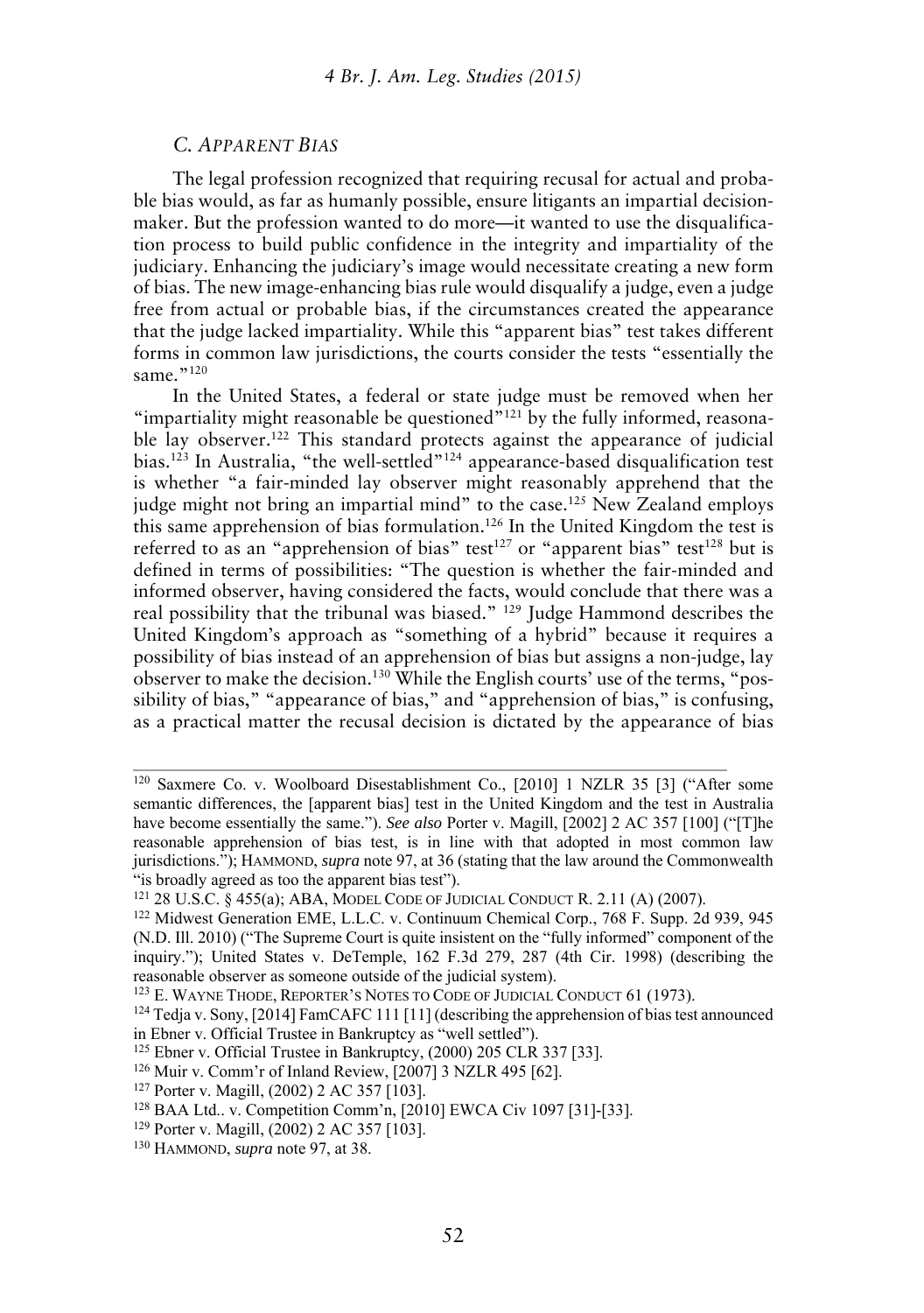### *C. Apparent Bias*

The legal profession recognized that requiring recusal for actual and probable bias would, as far as humanly possible, ensure litigants an impartial decision-maker. But the profession wanted to do more—it wanted to use the disqualification process to build public confidence in the integrity and impartiality of the judiciary. Enhancing the judiciary's image would necessitate creating a new form of bias. The new image-enhancing bias rule would disqualify a judge, even a judge free from actual or probable bias, if the circumstances created the appearance that the judge lacked impartiality. While this "apparent bias" test takes different forms in common law jurisdictions, the courts consider the tests "essentially the same."[120]

In the United States, a federal or state judge must be removed when her "impartiality might reasonable be questioned"[121] by the fully informed, reasonable lay observer.[122] This standard protects against the appearance of judicial bias.[123] In Australia, "the well-settled"[124] appearance-based disqualification test is whether "a fair-minded lay observer might reasonably apprehend that the judge might not bring an impartial mind" to the case.[125] New Zealand employs this same apprehension of bias formulation.[126] In the United Kingdom the test is referred to as an "apprehension of bias" test[127] or "apparent bias" test[128] but is defined in terms of possibilities: "The question is whether the fair-minded and informed observer, having considered the facts, would conclude that there was a real possibility that the tribunal was biased." [129] Judge Hammond describes the United Kingdom's approach as "something of a hybrid" because it requires a possibility of bias instead of an apprehension of bias but assigns a non-judge, lay observer to make the decision.[130] While the English courts' use of the terms, "possibility of bias," "appearance of bias," and "apprehension of bias," is confusing, as a practical matter the recusal decision is dictated by the appearance of bias

---

[120] Saxmere Co. v. Woolboard Disestablishment Co., [2010] 1 NZLR 35 [3] ("After some semantic differences, the [apparent bias] test in the United Kingdom and the test in Australia have become essentially the same."). *See also* Porter v. Magill, [2002] 2 AC 357 [100] ("[T]he reasonable apprehension of bias test, is in line with that adopted in most common law jurisdictions."); HAMMOND, *supra* note 97, at 36 (stating that the law around the Commonwealth "is broadly agreed as too the apparent bias test").

[121] 28 U.S.C. § 455(a); ABA, MODEL CODE OF JUDICIAL CONDUCT R. 2.11 (A) (2007).

[122] Midwest Generation EME, L.L.C. v. Continuum Chemical Corp., 768 F. Supp. 2d 939, 945 (N.D. Ill. 2010) ("The Supreme Court is quite insistent on the "fully informed" component of the inquiry."); United States v. DeTemple, 162 F.3d 279, 287 (4th Cir. 1998) (describing the reasonable observer as someone outside of the judicial system).

[123] E. WAYNE THODE, REPORTER'S NOTES TO CODE OF JUDICIAL CONDUCT 61 (1973).

[124] Tedja v. Sony, [2014] FamCAFC 111 [11] (describing the apprehension of bias test announced in Ebner v. Official Trustee in Bankruptcy as "well settled").

[125] Ebner v. Official Trustee in Bankruptcy, (2000) 205 CLR 337 [33].

[126] Muir v. Comm'r of Inland Review, [2007] 3 NZLR 495 [62].

[127] Porter v. Magill, (2002) 2 AC 357 [103].

[128] BAA Ltd.. v. Competition Comm'n, [2010] EWCA Civ 1097 [31]-[33].

[129] Porter v. Magill, (2002) 2 AC 357 [103].

[130] HAMMOND, *supra* note 97, at 38.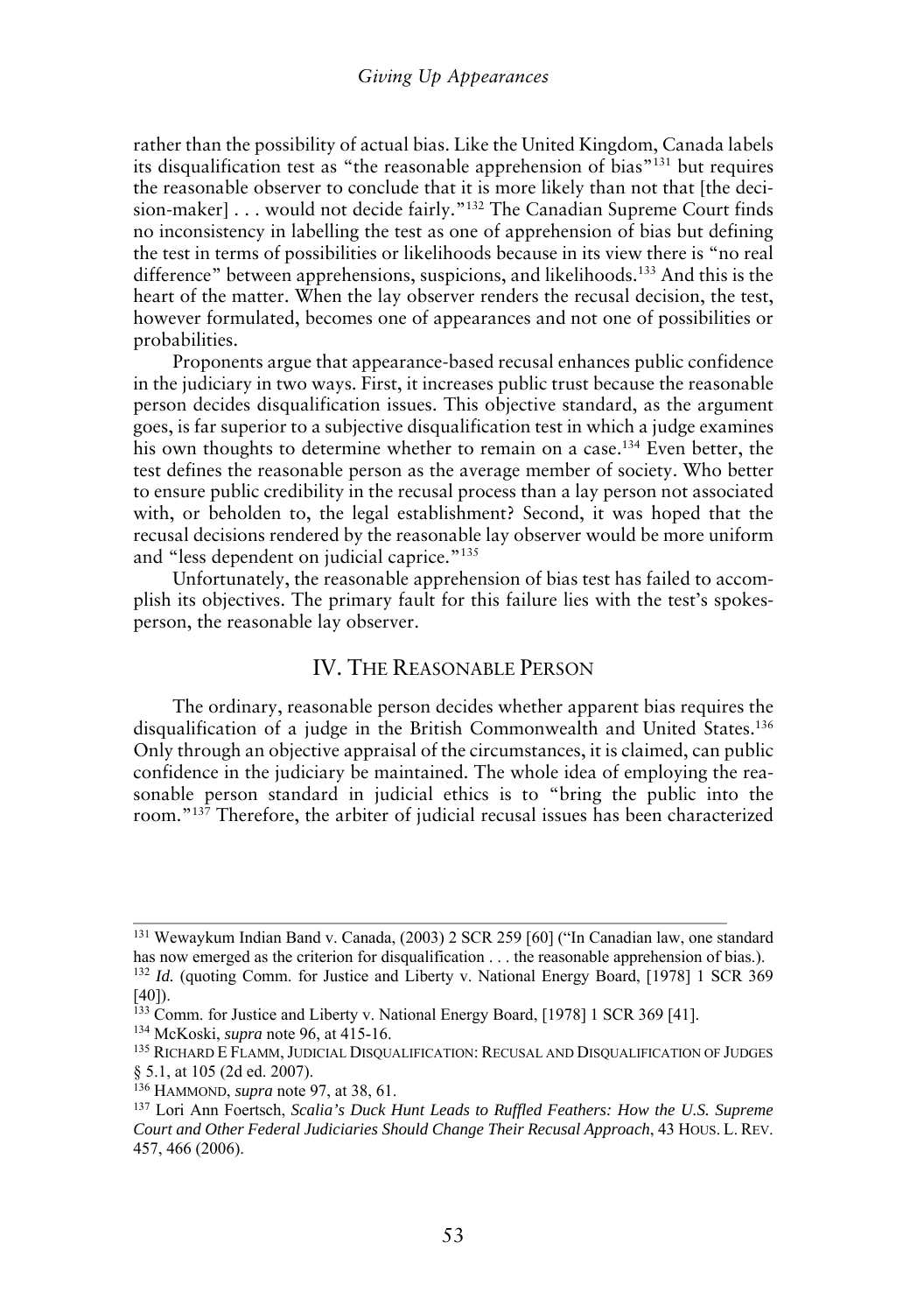rather than the possibility of actual bias. Like the United Kingdom, Canada labels its disqualification test as "the reasonable apprehension of bias"[131] but requires the reasonable observer to conclude that it is more likely than not that [the decision-maker] . . . would not decide fairly."[132] The Canadian Supreme Court finds no inconsistency in labelling the test as one of apprehension of bias but defining the test in terms of possibilities or likelihoods because in its view there is "no real difference" between apprehensions, suspicions, and likelihoods.[133] And this is the heart of the matter. When the lay observer renders the recusal decision, the test, however formulated, becomes one of appearances and not one of possibilities or probabilities.

Proponents argue that appearance-based recusal enhances public confidence in the judiciary in two ways. First, it increases public trust because the reasonable person decides disqualification issues. This objective standard, as the argument goes, is far superior to a subjective disqualification test in which a judge examines his own thoughts to determine whether to remain on a case.[134] Even better, the test defines the reasonable person as the average member of society. Who better to ensure public credibility in the recusal process than a lay person not associated with, or beholden to, the legal establishment? Second, it was hoped that the recusal decisions rendered by the reasonable lay observer would be more uniform and "less dependent on judicial caprice."[135]

Unfortunately, the reasonable apprehension of bias test has failed to accomplish its objectives. The primary fault for this failure lies with the test's spokesperson, the reasonable lay observer.

## IV. The Reasonable Person

The ordinary, reasonable person decides whether apparent bias requires the disqualification of a judge in the British Commonwealth and United States.[136] Only through an objective appraisal of the circumstances, it is claimed, can public confidence in the judiciary be maintained. The whole idea of employing the reasonable person standard in judicial ethics is to "bring the public into the room."[137] Therefore, the arbiter of judicial recusal issues has been characterized

---

[131] Wewaykum Indian Band v. Canada, (2003) 2 SCR 259 [60] ("In Canadian law, one standard has now emerged as the criterion for disqualification . . . the reasonable apprehension of bias.).

[132] *Id.* (quoting Comm. for Justice and Liberty v. National Energy Board, [1978] 1 SCR 369 [40]).

[133] Comm. for Justice and Liberty v. National Energy Board, [1978] 1 SCR 369 [41].

[134] McKoski, *supra* note 96, at 415-16.

[135] Richard E Flamm, Judicial Disqualification: Recusal and Disqualification of Judges § 5.1, at 105 (2d ed. 2007).

[136] Hammond, *supra* note 97, at 38, 61.

[137] Lori Ann Foertsch, *Scalia's Duck Hunt Leads to Ruffled Feathers: How the U.S. Supreme Court and Other Federal Judiciaries Should Change Their Recusal Approach*, 43 Hous. L. Rev. 457, 466 (2006).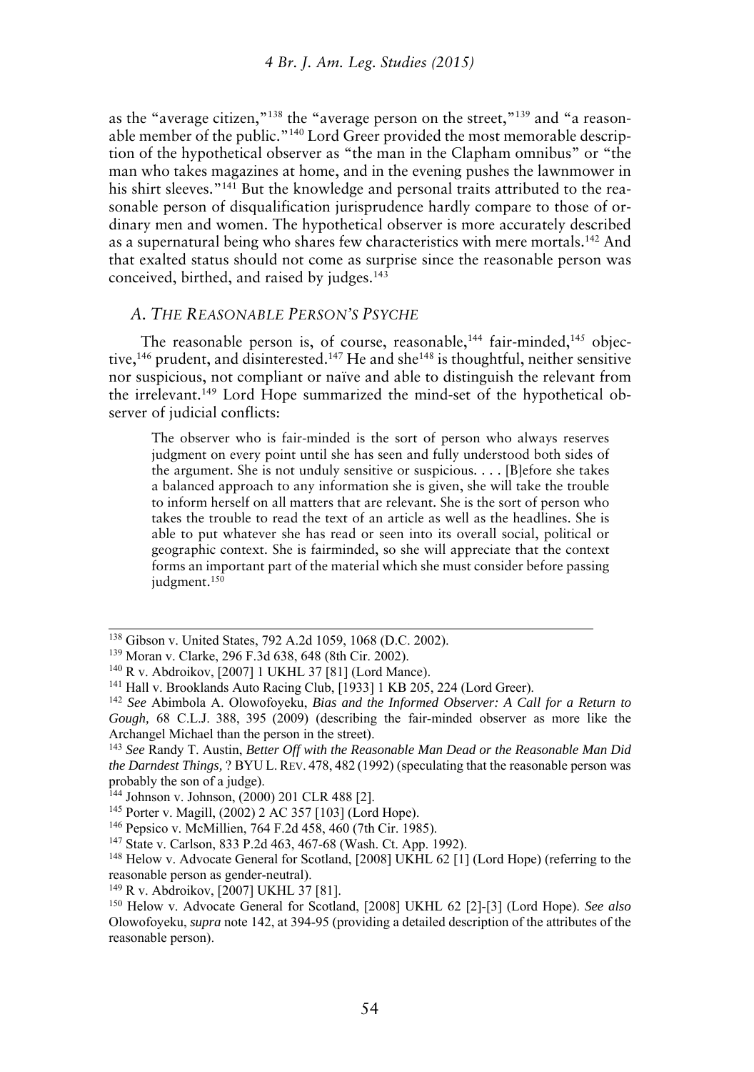as the "average citizen,"[138] the "average person on the street,"[139] and "a reasonable member of the public."[140] Lord Greer provided the most memorable description of the hypothetical observer as "the man in the Clapham omnibus" or "the man who takes magazines at home, and in the evening pushes the lawnmower in his shirt sleeves."[141] But the knowledge and personal traits attributed to the reasonable person of disqualification jurisprudence hardly compare to those of ordinary men and women. The hypothetical observer is more accurately described as a supernatural being who shares few characteristics with mere mortals.[142] And that exalted status should not come as surprise since the reasonable person was conceived, birthed, and raised by judges.[143]

### *A. The Reasonable Person's Psyche*

The reasonable person is, of course, reasonable,[144] fair-minded,[145] objective,[146] prudent, and disinterested.[147] He and she[148] is thoughtful, neither sensitive nor suspicious, not compliant or naïve and able to distinguish the relevant from the irrelevant.[149] Lord Hope summarized the mind-set of the hypothetical observer of judicial conflicts:

> The observer who is fair-minded is the sort of person who always reserves judgment on every point until she has seen and fully understood both sides of the argument. She is not unduly sensitive or suspicious. . . . [B]efore she takes a balanced approach to any information she is given, she will take the trouble to inform herself on all matters that are relevant. She is the sort of person who takes the trouble to read the text of an article as well as the headlines. She is able to put whatever she has read or seen into its overall social, political or geographic context. She is fairminded, so she will appreciate that the context forms an important part of the material which she must consider before passing judgment.[150]

---

[138] Gibson v. United States, 792 A.2d 1059, 1068 (D.C. 2002).

[139] Moran v. Clarke, 296 F.3d 638, 648 (8th Cir. 2002).

[140] R v. Abdroikov, [2007] 1 UKHL 37 [81] (Lord Mance).

[141] Hall v. Brooklands Auto Racing Club, [1933] 1 KB 205, 224 (Lord Greer).

[142] *See* Abimbola A. Olowofoyeku, *Bias and the Informed Observer: A Call for a Return to Gough,* 68 C.L.J. 388, 395 (2009) (describing the fair-minded observer as more like the Archangel Michael than the person in the street).

[143] *See* Randy T. Austin, *Better Off with the Reasonable Man Dead or the Reasonable Man Did the Darndest Things,* ? BYU L. Rev. 478, 482 (1992) (speculating that the reasonable person was probably the son of a judge).

[144] Johnson v. Johnson, (2000) 201 CLR 488 [2].

[145] Porter v. Magill, (2002) 2 AC 357 [103] (Lord Hope).

[146] Pepsico v. McMillien, 764 F.2d 458, 460 (7th Cir. 1985).

[147] State v. Carlson, 833 P.2d 463, 467-68 (Wash. Ct. App. 1992).

[148] Helow v. Advocate General for Scotland, [2008] UKHL 62 [1] (Lord Hope) (referring to the reasonable person as gender-neutral).

[149] R v. Abdroikov, [2007] UKHL 37 [81].

[150] Helow v. Advocate General for Scotland, [2008] UKHL 62 [2]-[3] (Lord Hope). *See also* Olowofoyeku, *supra* note 142, at 394-95 (providing a detailed description of the attributes of the reasonable person).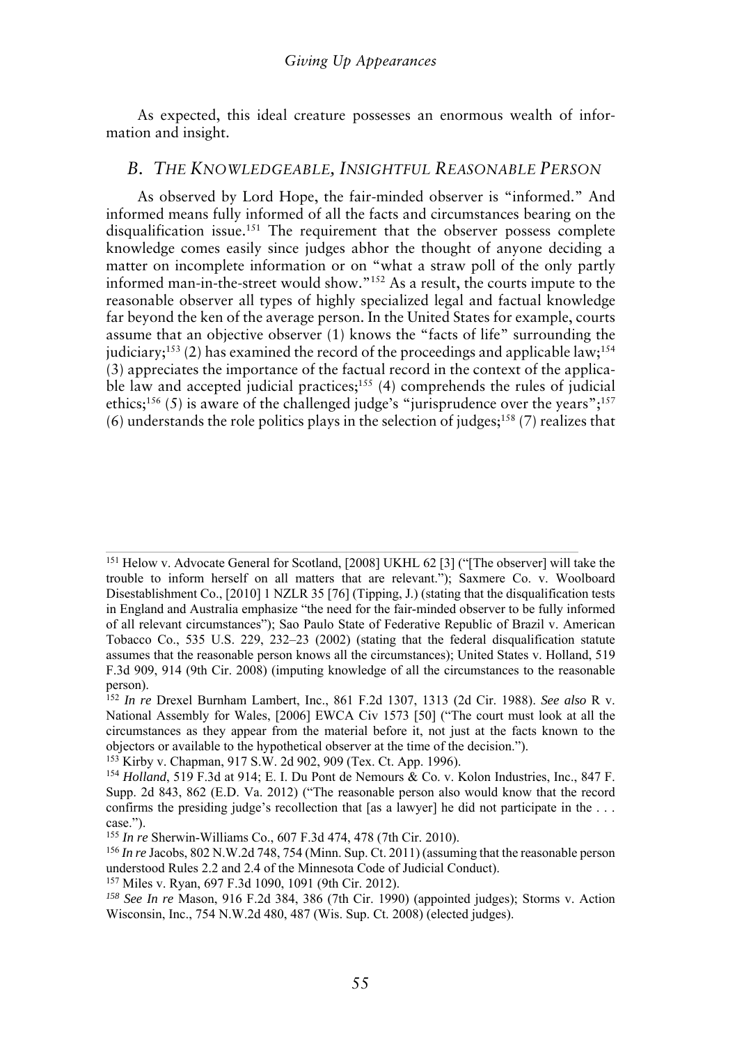As expected, this ideal creature possesses an enormous wealth of information and insight.

## *B. The Knowledgeable, Insightful Reasonable Person*

As observed by Lord Hope, the fair-minded observer is "informed." And informed means fully informed of all the facts and circumstances bearing on the disqualification issue.[151] The requirement that the observer possess complete knowledge comes easily since judges abhor the thought of anyone deciding a matter on incomplete information or on "what a straw poll of the only partly informed man-in-the-street would show."[152] As a result, the courts impute to the reasonable observer all types of highly specialized legal and factual knowledge far beyond the ken of the average person. In the United States for example, courts assume that an objective observer (1) knows the "facts of life" surrounding the judiciary;[153] (2) has examined the record of the proceedings and applicable law;[154] (3) appreciates the importance of the factual record in the context of the applicable law and accepted judicial practices;[155] (4) comprehends the rules of judicial ethics;[156] (5) is aware of the challenged judge's "jurisprudence over the years";[157] (6) understands the role politics plays in the selection of judges;[158] (7) realizes that

---

[151] Helow v. Advocate General for Scotland, [2008] UKHL 62 [3] ("[The observer] will take the trouble to inform herself on all matters that are relevant."); Saxmere Co. v. Woolboard Disestablishment Co., [2010] 1 NZLR 35 [76] (Tipping, J.) (stating that the disqualification tests in England and Australia emphasize "the need for the fair-minded observer to be fully informed of all relevant circumstances"); Sao Paulo State of Federative Republic of Brazil v. American Tobacco Co., 535 U.S. 229, 232–23 (2002) (stating that the federal disqualification statute assumes that the reasonable person knows all the circumstances); United States v. Holland, 519 F.3d 909, 914 (9th Cir. 2008) (imputing knowledge of all the circumstances to the reasonable person).

[152] *In re* Drexel Burnham Lambert, Inc., 861 F.2d 1307, 1313 (2d Cir. 1988). *See also* R v. National Assembly for Wales, [2006] EWCA Civ 1573 [50] ("The court must look at all the circumstances as they appear from the material before it, not just at the facts known to the objectors or available to the hypothetical observer at the time of the decision.").

[153] Kirby v. Chapman, 917 S.W. 2d 902, 909 (Tex. Ct. App. 1996).

[154] *Holland*, 519 F.3d at 914; E. I. Du Pont de Nemours & Co. v. Kolon Industries, Inc., 847 F. Supp. 2d 843, 862 (E.D. Va. 2012) ("The reasonable person also would know that the record confirms the presiding judge's recollection that [as a lawyer] he did not participate in the . . . case.").

[155] *In re* Sherwin-Williams Co., 607 F.3d 474, 478 (7th Cir. 2010).

[156] *In re* Jacobs, 802 N.W.2d 748, 754 (Minn. Sup. Ct. 2011) (assuming that the reasonable person understood Rules 2.2 and 2.4 of the Minnesota Code of Judicial Conduct).

[157] Miles v. Ryan, 697 F.3d 1090, 1091 (9th Cir. 2012).

[158] *See In re* Mason, 916 F.2d 384, 386 (7th Cir. 1990) (appointed judges); Storms v. Action Wisconsin, Inc., 754 N.W.2d 480, 487 (Wis. Sup. Ct. 2008) (elected judges).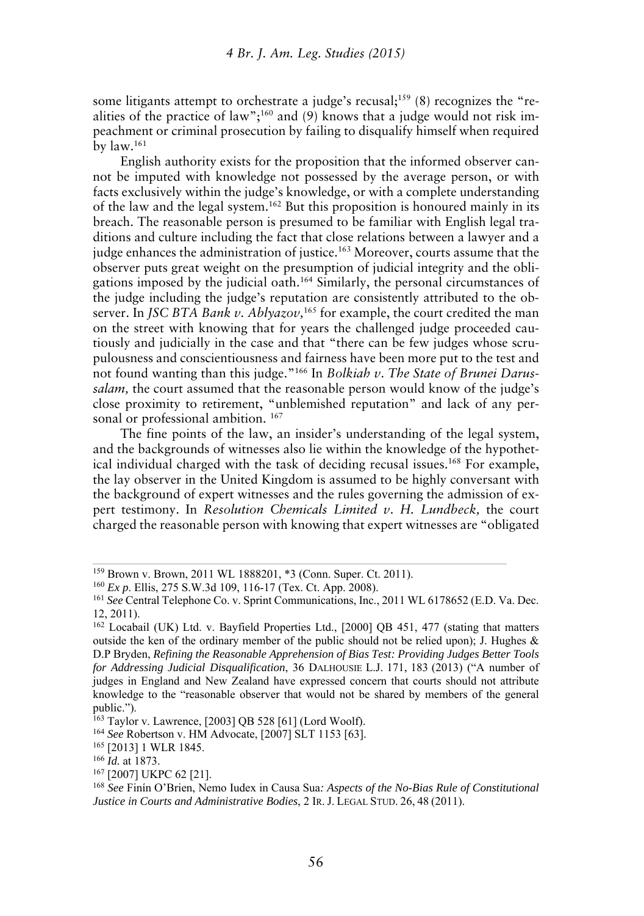some litigants attempt to orchestrate a judge's recusal;[159] (8) recognizes the "realities of the practice of law";[160] and (9) knows that a judge would not risk impeachment or criminal prosecution by failing to disqualify himself when required by law.[161]

English authority exists for the proposition that the informed observer cannot be imputed with knowledge not possessed by the average person, or with facts exclusively within the judge's knowledge, or with a complete understanding of the law and the legal system.[162] But this proposition is honoured mainly in its breach. The reasonable person is presumed to be familiar with English legal traditions and culture including the fact that close relations between a lawyer and a judge enhances the administration of justice.[163] Moreover, courts assume that the observer puts great weight on the presumption of judicial integrity and the obligations imposed by the judicial oath.[164] Similarly, the personal circumstances of the judge including the judge's reputation are consistently attributed to the observer. In *JSC BTA Bank v. Ablyazov,*[165] for example, the court credited the man on the street with knowing that for years the challenged judge proceeded cautiously and judicially in the case and that "there can be few judges whose scrupulousness and conscientiousness and fairness have been more put to the test and not found wanting than this judge."[166] In *Bolkiah v. The State of Brunei Darussalam,* the court assumed that the reasonable person would know of the judge's close proximity to retirement, "unblemished reputation" and lack of any personal or professional ambition. [167]

The fine points of the law, an insider's understanding of the legal system, and the backgrounds of witnesses also lie within the knowledge of the hypothetical individual charged with the task of deciding recusal issues.[168] For example, the lay observer in the United Kingdom is assumed to be highly conversant with the background of expert witnesses and the rules governing the admission of expert testimony. In *Resolution Chemicals Limited v. H. Lundbeck,* the court charged the reasonable person with knowing that expert witnesses are "obligated

---

[159] Brown v. Brown, 2011 WL 1888201, *3 (Conn. Super. Ct. 2011).

[160] *Ex p.* Ellis, 275 S.W.3d 109, 116-17 (Tex. Ct. App. 2008).

[161] *See* Central Telephone Co. v. Sprint Communications, Inc., 2011 WL 6178652 (E.D. Va. Dec. 12, 2011).

[162] Locabail (UK) Ltd. v. Bayfield Properties Ltd., [2000] QB 451, 477 (stating that matters outside the ken of the ordinary member of the public should not be relied upon); J. Hughes & D.P Bryden, *Refining the Reasonable Apprehension of Bias Test: Providing Judges Better Tools for Addressing Judicial Disqualification*, 36 DALHOUSIE L.J. 171, 183 (2013) ("A number of judges in England and New Zealand have expressed concern that courts should not attribute knowledge to the "reasonable observer that would not be shared by members of the general public.").

[163] Taylor v. Lawrence, [2003] QB 528 [61] (Lord Woolf).

[164] *See* Robertson v. HM Advocate, [2007] SLT 1153 [63].

[165] [2013] 1 WLR 1845.

[166] *Id.* at 1873.

[167] [2007] UKPC 62 [21].

[168] *See* Finín O'Brien, Nemo Iudex in Causa Sua*: Aspects of the No-Bias Rule of Constitutional Justice in Courts and Administrative Bodies*, 2 IR. J. LEGAL STUD. 26, 48 (2011).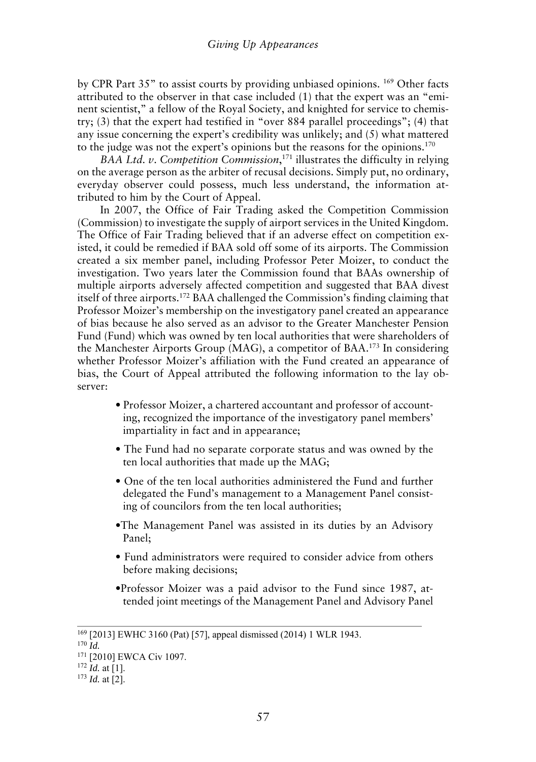by CPR Part 35" to assist courts by providing unbiased opinions. [169] Other facts attributed to the observer in that case included (1) that the expert was an "eminent scientist," a fellow of the Royal Society, and knighted for service to chemistry; (3) that the expert had testified in "over 884 parallel proceedings"; (4) that any issue concerning the expert's credibility was unlikely; and (5) what mattered to the judge was not the expert's opinions but the reasons for the opinions.[170]

*BAA Ltd. v. Competition Commission*,[171] illustrates the difficulty in relying on the average person as the arbiter of recusal decisions. Simply put, no ordinary, everyday observer could possess, much less understand, the information attributed to him by the Court of Appeal.

In 2007, the Office of Fair Trading asked the Competition Commission (Commission) to investigate the supply of airport services in the United Kingdom. The Office of Fair Trading believed that if an adverse effect on competition existed, it could be remedied if BAA sold off some of its airports. The Commission created a six member panel, including Professor Peter Moizer, to conduct the investigation. Two years later the Commission found that BAAs ownership of multiple airports adversely affected competition and suggested that BAA divest itself of three airports.[172] BAA challenged the Commission's finding claiming that Professor Moizer's membership on the investigatory panel created an appearance of bias because he also served as an advisor to the Greater Manchester Pension Fund (Fund) which was owned by ten local authorities that were shareholders of the Manchester Airports Group (MAG), a competitor of BAA.[173] In considering whether Professor Moizer's affiliation with the Fund created an appearance of bias, the Court of Appeal attributed the following information to the lay observer:

- Professor Moizer, a chartered accountant and professor of accounting, recognized the importance of the investigatory panel members' impartiality in fact and in appearance;
- The Fund had no separate corporate status and was owned by the ten local authorities that made up the MAG;
- One of the ten local authorities administered the Fund and further delegated the Fund's management to a Management Panel consisting of councilors from the ten local authorities;
- The Management Panel was assisted in its duties by an Advisory Panel;
- Fund administrators were required to consider advice from others before making decisions;
- Professor Moizer was a paid advisor to the Fund since 1987, attended joint meetings of the Management Panel and Advisory Panel

---

[169] [2013] EWHC 3160 (Pat) [57], appeal dismissed (2014) 1 WLR 1943.

[170] *Id.*

[171] [2010] EWCA Civ 1097.

[172] *Id.* at [1].

[173] *Id.* at [2].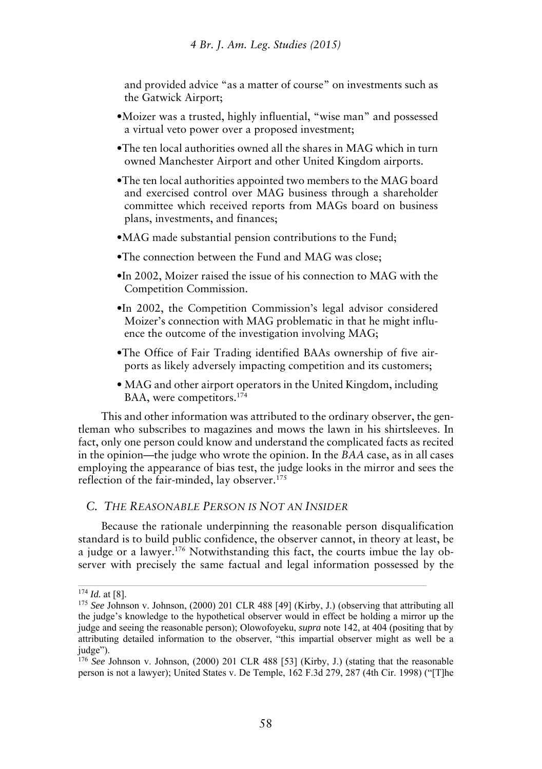and provided advice "as a matter of course" on investments such as the Gatwick Airport;

- Moizer was a trusted, highly influential, "wise man" and possessed a virtual veto power over a proposed investment;
- The ten local authorities owned all the shares in MAG which in turn owned Manchester Airport and other United Kingdom airports.
- The ten local authorities appointed two members to the MAG board and exercised control over MAG business through a shareholder committee which received reports from MAGs board on business plans, investments, and finances;
- MAG made substantial pension contributions to the Fund;
- The connection between the Fund and MAG was close;
- In 2002, Moizer raised the issue of his connection to MAG with the Competition Commission.
- In 2002, the Competition Commission's legal advisor considered Moizer's connection with MAG problematic in that he might influence the outcome of the investigation involving MAG;
- The Office of Fair Trading identified BAAs ownership of five airports as likely adversely impacting competition and its customers;
- MAG and other airport operators in the United Kingdom, including BAA, were competitors.[174]

This and other information was attributed to the ordinary observer, the gentleman who subscribes to magazines and mows the lawn in his shirtsleeves. In fact, only one person could know and understand the complicated facts as recited in the opinion—the judge who wrote the opinion. In the *BAA* case, as in all cases employing the appearance of bias test, the judge looks in the mirror and sees the reflection of the fair-minded, lay observer.[175]

### C. The Reasonable Person is Not an Insider

Because the rationale underpinning the reasonable person disqualification standard is to build public confidence, the observer cannot, in theory at least, be a judge or a lawyer.[176] Notwithstanding this fact, the courts imbue the lay observer with precisely the same factual and legal information possessed by the

---

[174] *Id.* at [8].

[175] *See* Johnson v. Johnson, (2000) 201 CLR 488 [49] (Kirby, J.) (observing that attributing all the judge's knowledge to the hypothetical observer would in effect be holding a mirror up the judge and seeing the reasonable person); Olowofoyeku, *supra* note 142, at 404 (positing that by attributing detailed information to the observer, "this impartial observer might as well be a judge").

[176] *See* Johnson v. Johnson, (2000) 201 CLR 488 [53] (Kirby, J.) (stating that the reasonable person is not a lawyer); United States v. De Temple, 162 F.3d 279, 287 (4th Cir. 1998) ("[T]he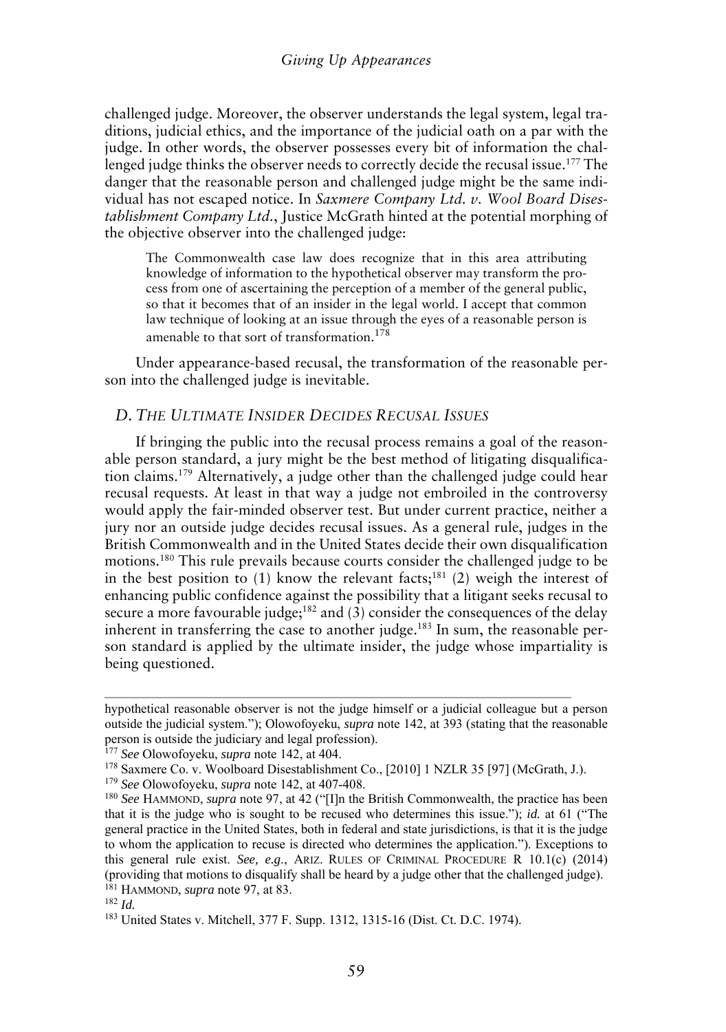challenged judge. Moreover, the observer understands the legal system, legal traditions, judicial ethics, and the importance of the judicial oath on a par with the judge. In other words, the observer possesses every bit of information the challenged judge thinks the observer needs to correctly decide the recusal issue.[177] The danger that the reasonable person and challenged judge might be the same individual has not escaped notice. In *Saxmere Company Ltd. v. Wool Board Disestablishment Company Ltd.*, Justice McGrath hinted at the potential morphing of the objective observer into the challenged judge:

> The Commonwealth case law does recognize that in this area attributing knowledge of information to the hypothetical observer may transform the process from one of ascertaining the perception of a member of the general public, so that it becomes that of an insider in the legal world. I accept that common law technique of looking at an issue through the eyes of a reasonable person is amenable to that sort of transformation.[178]

Under appearance-based recusal, the transformation of the reasonable person into the challenged judge is inevitable.

### D. *The Ultimate Insider Decides Recusal Issues*

If bringing the public into the recusal process remains a goal of the reasonable person standard, a jury might be the best method of litigating disqualification claims.[179] Alternatively, a judge other than the challenged judge could hear recusal requests. At least in that way a judge not embroiled in the controversy would apply the fair-minded observer test. But under current practice, neither a jury nor an outside judge decides recusal issues. As a general rule, judges in the British Commonwealth and in the United States decide their own disqualification motions.[180] This rule prevails because courts consider the challenged judge to be in the best position to (1) know the relevant facts;[181] (2) weigh the interest of enhancing public confidence against the possibility that a litigant seeks recusal to secure a more favourable judge;[182] and (3) consider the consequences of the delay inherent in transferring the case to another judge.[183] In sum, the reasonable person standard is applied by the ultimate insider, the judge whose impartiality is being questioned.

---

hypothetical reasonable observer is not the judge himself or a judicial colleague but a person outside the judicial system."); Olowofoyeku, *supra* note 142, at 393 (stating that the reasonable person is outside the judiciary and legal profession).

[177] *See* Olowofoyeku, *supra* note 142, at 404.

[178] Saxmere Co. v. Woolboard Disestablishment Co., [2010] 1 NZLR 35 [97] (McGrath, J.).

[179] *See* Olowofoyeku, *supra* note 142, at 407-408.

[180] *See* HAMMOND, *supra* note 97, at 42 ("[I]n the British Commonwealth, the practice has been that it is the judge who is sought to be recused who determines this issue."); *id.* at 61 ("The general practice in the United States, both in federal and state jurisdictions, is that it is the judge to whom the application to recuse is directed who determines the application."). Exceptions to this general rule exist. *See, e.g.*, ARIZ. RULES OF CRIMINAL PROCEDURE R 10.1(c) (2014) (providing that motions to disqualify shall be heard by a judge other that the challenged judge).

[181] HAMMOND, *supra* note 97, at 83.

[182] *Id.*

[183] United States v. Mitchell, 377 F. Supp. 1312, 1315-16 (Dist. Ct. D.C. 1974).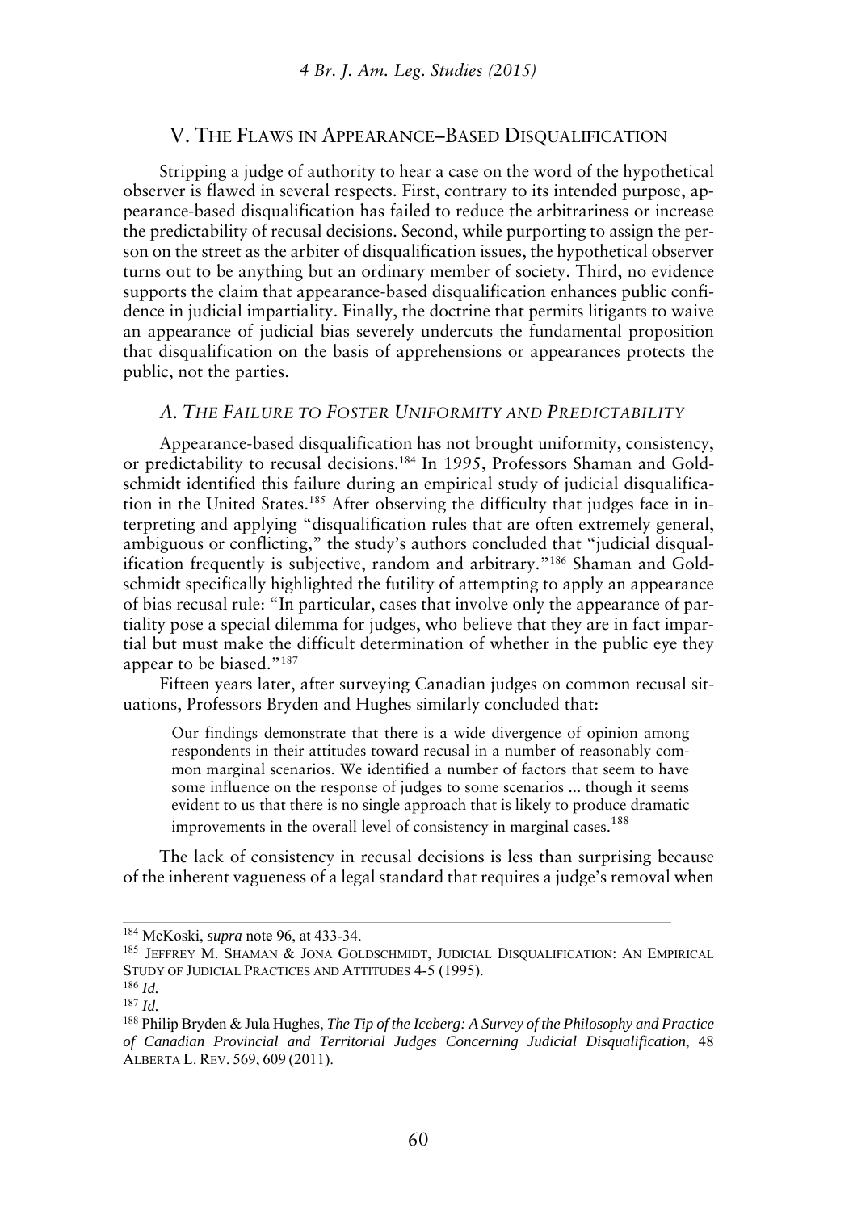## V. The Flaws in Appearance–Based Disqualification

Stripping a judge of authority to hear a case on the word of the hypothetical observer is flawed in several respects. First, contrary to its intended purpose, appearance-based disqualification has failed to reduce the arbitrariness or increase the predictability of recusal decisions. Second, while purporting to assign the person on the street as the arbiter of disqualification issues, the hypothetical observer turns out to be anything but an ordinary member of society. Third, no evidence supports the claim that appearance-based disqualification enhances public confidence in judicial impartiality. Finally, the doctrine that permits litigants to waive an appearance of judicial bias severely undercuts the fundamental proposition that disqualification on the basis of apprehensions or appearances protects the public, not the parties.

### A. The Failure to Foster Uniformity and Predictability

Appearance-based disqualification has not brought uniformity, consistency, or predictability to recusal decisions.[184] In 1995, Professors Shaman and Goldschmidt identified this failure during an empirical study of judicial disqualification in the United States.[185] After observing the difficulty that judges face in interpreting and applying "disqualification rules that are often extremely general, ambiguous or conflicting," the study's authors concluded that "judicial disqualification frequently is subjective, random and arbitrary."[186] Shaman and Goldschmidt specifically highlighted the futility of attempting to apply an appearance of bias recusal rule: "In particular, cases that involve only the appearance of partiality pose a special dilemma for judges, who believe that they are in fact impartial but must make the difficult determination of whether in the public eye they appear to be biased."[187]

Fifteen years later, after surveying Canadian judges on common recusal situations, Professors Bryden and Hughes similarly concluded that:

> Our findings demonstrate that there is a wide divergence of opinion among respondents in their attitudes toward recusal in a number of reasonably common marginal scenarios. We identified a number of factors that seem to have some influence on the response of judges to some scenarios ... though it seems evident to us that there is no single approach that is likely to produce dramatic improvements in the overall level of consistency in marginal cases.[188]

The lack of consistency in recusal decisions is less than surprising because of the inherent vagueness of a legal standard that requires a judge's removal when

---

[184] McKoski, *supra* note 96, at 433-34.

[185] Jeffrey M. Shaman & Jona Goldschmidt, Judicial Disqualification: An Empirical Study of Judicial Practices and Attitudes 4-5 (1995).

[186] *Id.*

[187] *Id.*

[188] Philip Bryden & Jula Hughes, *The Tip of the Iceberg: A Survey of the Philosophy and Practice of Canadian Provincial and Territorial Judges Concerning Judicial Disqualification*, 48 Alberta L. Rev. 569, 609 (2011).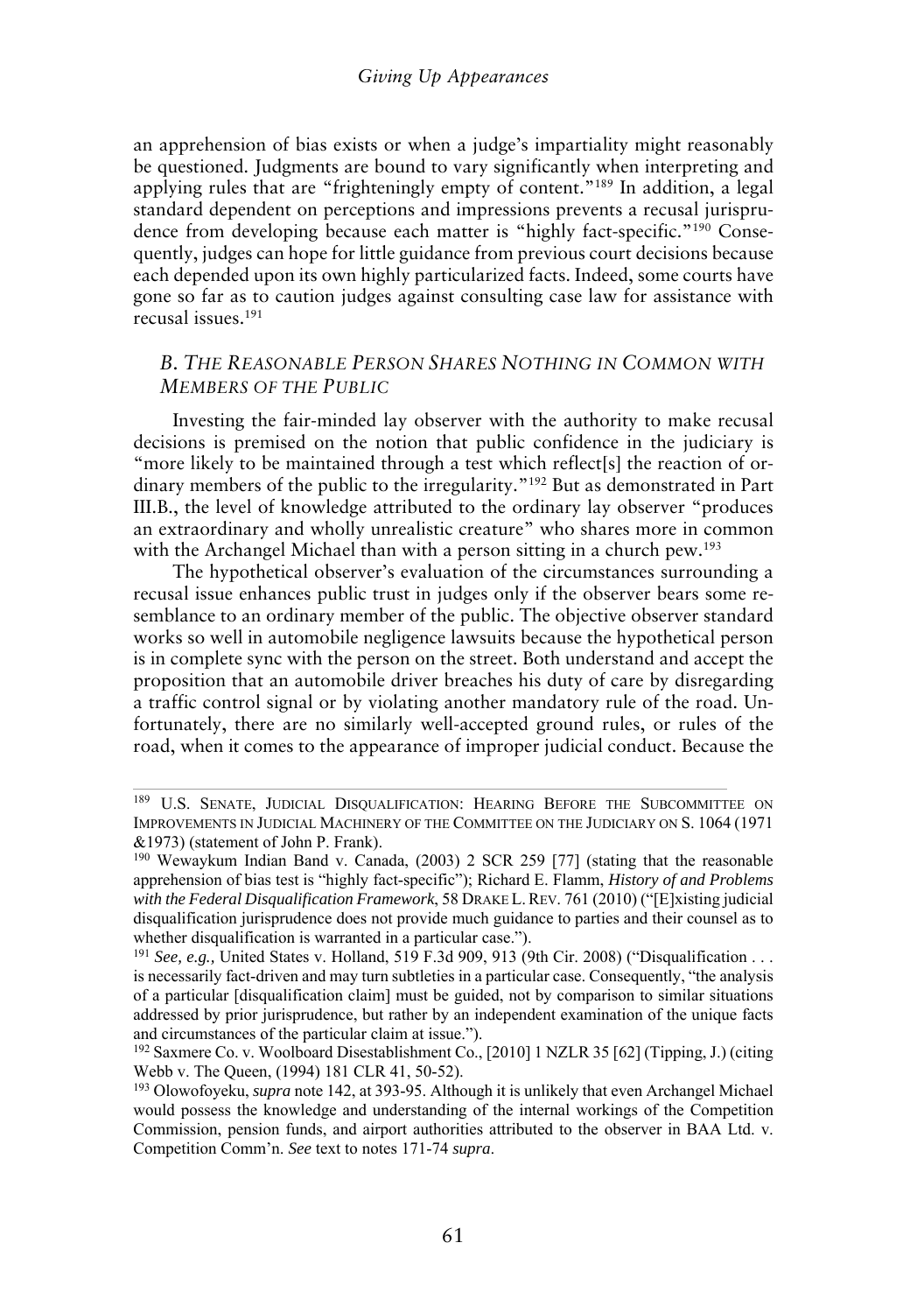an apprehension of bias exists or when a judge's impartiality might reasonably be questioned. Judgments are bound to vary significantly when interpreting and applying rules that are "frighteningly empty of content."[189] In addition, a legal standard dependent on perceptions and impressions prevents a recusal jurisprudence from developing because each matter is "highly fact-specific."[190] Consequently, judges can hope for little guidance from previous court decisions because each depended upon its own highly particularized facts. Indeed, some courts have gone so far as to caution judges against consulting case law for assistance with recusal issues.[191]

### *B. The Reasonable Person Shares Nothing in Common with Members of the Public*

Investing the fair-minded lay observer with the authority to make recusal decisions is premised on the notion that public confidence in the judiciary is "more likely to be maintained through a test which reflect[s] the reaction of ordinary members of the public to the irregularity."[192] But as demonstrated in Part III.B., the level of knowledge attributed to the ordinary lay observer "produces an extraordinary and wholly unrealistic creature" who shares more in common with the Archangel Michael than with a person sitting in a church pew.[193]

The hypothetical observer's evaluation of the circumstances surrounding a recusal issue enhances public trust in judges only if the observer bears some resemblance to an ordinary member of the public. The objective observer standard works so well in automobile negligence lawsuits because the hypothetical person is in complete sync with the person on the street. Both understand and accept the proposition that an automobile driver breaches his duty of care by disregarding a traffic control signal or by violating another mandatory rule of the road. Unfortunately, there are no similarly well-accepted ground rules, or rules of the road, when it comes to the appearance of improper judicial conduct. Because the

---

[189] U.S. Senate, Judicial Disqualification: Hearing Before the Subcommittee on Improvements in Judicial Machinery of the Committee on the Judiciary on S. 1064 (1971 &1973) (statement of John P. Frank).

[190] Wewaykum Indian Band v. Canada, (2003) 2 SCR 259 [77] (stating that the reasonable apprehension of bias test is "highly fact-specific"); Richard E. Flamm, *History of and Problems with the Federal Disqualification Framework*, 58 Drake L. Rev. 761 (2010) ("[E]xisting judicial disqualification jurisprudence does not provide much guidance to parties and their counsel as to whether disqualification is warranted in a particular case.").

[191] *See, e.g.,* United States v. Holland, 519 F.3d 909, 913 (9th Cir. 2008) ("Disqualification . . . is necessarily fact-driven and may turn subtleties in a particular case. Consequently, "the analysis of a particular [disqualification claim] must be guided, not by comparison to similar situations addressed by prior jurisprudence, but rather by an independent examination of the unique facts and circumstances of the particular claim at issue.").

[192] Saxmere Co. v. Woolboard Disestablishment Co., [2010] 1 NZLR 35 [62] (Tipping, J.) (citing Webb v. The Queen, (1994) 181 CLR 41, 50-52).

[193] Olowofoyeku, *supra* note 142, at 393-95. Although it is unlikely that even Archangel Michael would possess the knowledge and understanding of the internal workings of the Competition Commission, pension funds, and airport authorities attributed to the observer in BAA Ltd. v. Competition Comm'n. *See* text to notes 171-74 *supra*.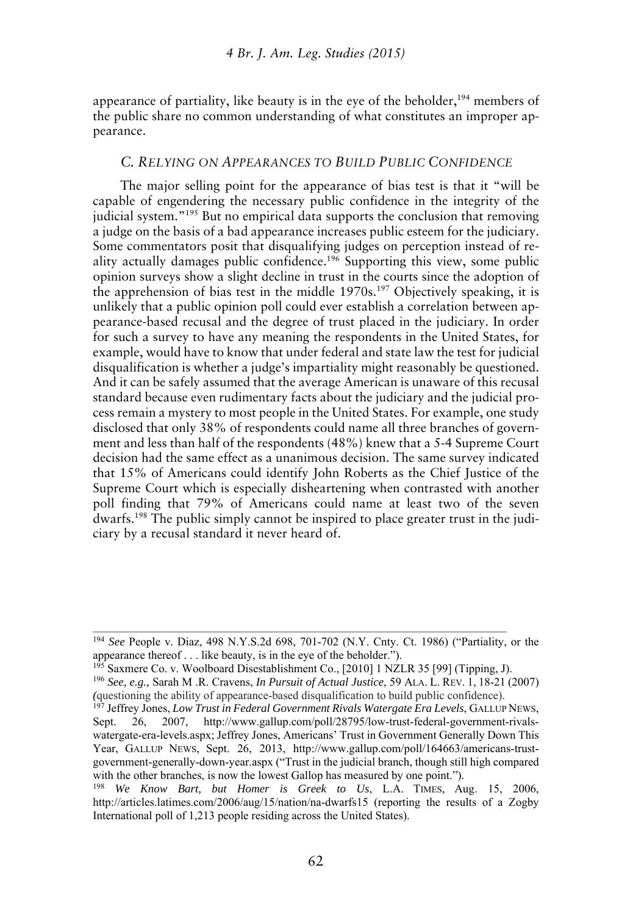appearance of partiality, like beauty is in the eye of the beholder,[194] members of the public share no common understanding of what constitutes an improper appearance.

### C. RELYING ON APPEARANCES TO BUILD PUBLIC CONFIDENCE

The major selling point for the appearance of bias test is that it "will be capable of engendering the necessary public confidence in the integrity of the judicial system."[195] But no empirical data supports the conclusion that removing a judge on the basis of a bad appearance increases public esteem for the judiciary. Some commentators posit that disqualifying judges on perception instead of reality actually damages public confidence.[196] Supporting this view, some public opinion surveys show a slight decline in trust in the courts since the adoption of the apprehension of bias test in the middle 1970s.[197] Objectively speaking, it is unlikely that a public opinion poll could ever establish a correlation between appearance-based recusal and the degree of trust placed in the judiciary. In order for such a survey to have any meaning the respondents in the United States, for example, would have to know that under federal and state law the test for judicial disqualification is whether a judge's impartiality might reasonably be questioned. And it can be safely assumed that the average American is unaware of this recusal standard because even rudimentary facts about the judiciary and the judicial process remain a mystery to most people in the United States. For example, one study disclosed that only 38% of respondents could name all three branches of government and less than half of the respondents (48%) knew that a 5-4 Supreme Court decision had the same effect as a unanimous decision. The same survey indicated that 15% of Americans could identify John Roberts as the Chief Justice of the Supreme Court which is especially disheartening when contrasted with another poll finding that 79% of Americans could name at least two of the seven dwarfs.[198] The public simply cannot be inspired to place greater trust in the judiciary by a recusal standard it never heard of.

---

[194] *See* People v. Diaz, 498 N.Y.S.2d 698, 701-702 (N.Y. Cnty. Ct. 1986) ("Partiality, or the appearance thereof . . . like beauty, is in the eye of the beholder.").

[195] Saxmere Co. v. Woolboard Disestablishment Co., [2010] 1 NZLR 35 [99] (Tipping, J).

[196] *See, e.g.,* Sarah M .R. Cravens, *In Pursuit of Actual Justice*, 59 ALA. L. REV. 1, 18-21 (2007) (questioning the ability of appearance-based disqualification to build public confidence).

[197] Jeffrey Jones, *Low Trust in Federal Government Rivals Watergate Era Levels*, GALLUP NEWS, Sept. 26, 2007, http://www.gallup.com/poll/28795/low-trust-federal-government-rivals-watergate-era-levels.aspx; Jeffrey Jones, Americans' Trust in Government Generally Down This Year, GALLUP NEWS, Sept. 26, 2013, http://www.gallup.com/poll/164663/americans-trust-government-generally-down-year.aspx ("Trust in the judicial branch, though still high compared with the other branches, is now the lowest Gallop has measured by one point.").

[198] *We Know Bart, but Homer is Greek to Us*, L.A. TIMES, Aug. 15, 2006, http://articles.latimes.com/2006/aug/15/nation/na-dwarfs15 (reporting the results of a Zogby International poll of 1,213 people residing across the United States).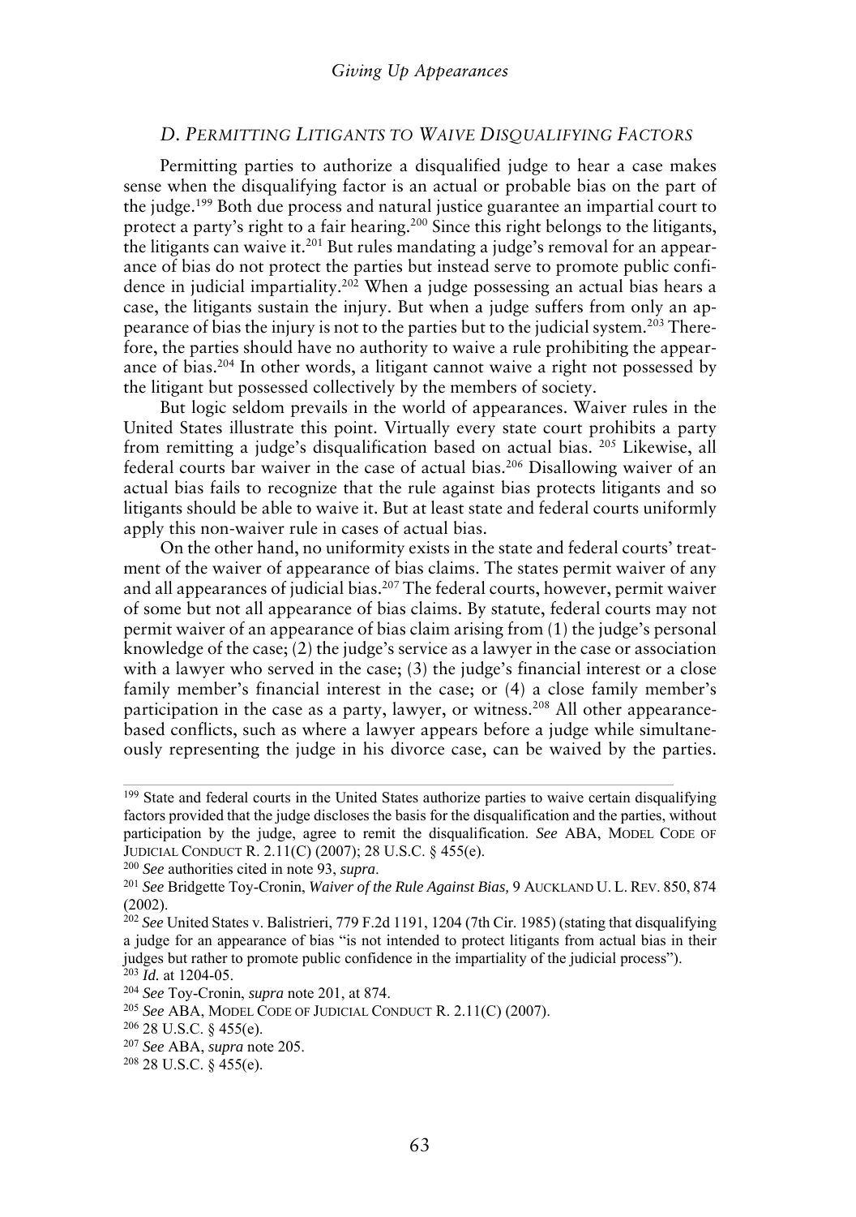### *D. Permitting Litigants to Waive Disqualifying Factors*

Permitting parties to authorize a disqualified judge to hear a case makes sense when the disqualifying factor is an actual or probable bias on the part of the judge.[199] Both due process and natural justice guarantee an impartial court to protect a party's right to a fair hearing.[200] Since this right belongs to the litigants, the litigants can waive it.[201] But rules mandating a judge's removal for an appearance of bias do not protect the parties but instead serve to promote public confidence in judicial impartiality.[202] When a judge possessing an actual bias hears a case, the litigants sustain the injury. But when a judge suffers from only an appearance of bias the injury is not to the parties but to the judicial system.[203] Therefore, the parties should have no authority to waive a rule prohibiting the appearance of bias.[204] In other words, a litigant cannot waive a right not possessed by the litigant but possessed collectively by the members of society.

But logic seldom prevails in the world of appearances. Waiver rules in the United States illustrate this point. Virtually every state court prohibits a party from remitting a judge's disqualification based on actual bias. [205] Likewise, all federal courts bar waiver in the case of actual bias.[206] Disallowing waiver of an actual bias fails to recognize that the rule against bias protects litigants and so litigants should be able to waive it. But at least state and federal courts uniformly apply this non-waiver rule in cases of actual bias.

On the other hand, no uniformity exists in the state and federal courts' treatment of the waiver of appearance of bias claims. The states permit waiver of any and all appearances of judicial bias.[207] The federal courts, however, permit waiver of some but not all appearance of bias claims. By statute, federal courts may not permit waiver of an appearance of bias claim arising from (1) the judge's personal knowledge of the case; (2) the judge's service as a lawyer in the case or association with a lawyer who served in the case; (3) the judge's financial interest or a close family member's financial interest in the case; or (4) a close family member's participation in the case as a party, lawyer, or witness.[208] All other appearance-based conflicts, such as where a lawyer appears before a judge while simultaneously representing the judge in his divorce case, can be waived by the parties.

---

[199] State and federal courts in the United States authorize parties to waive certain disqualifying factors provided that the judge discloses the basis for the disqualification and the parties, without participation by the judge, agree to remit the disqualification. *See* ABA, Model Code of Judicial Conduct R. 2.11(C) (2007); 28 U.S.C. § 455(e).

[200] *See* authorities cited in note 93, *supra*.

[201] *See* Bridgette Toy-Cronin, *Waiver of the Rule Against Bias,* 9 Auckland U. L. Rev. 850, 874 (2002).

[202] *See* United States v. Balistrieri, 779 F.2d 1191, 1204 (7th Cir. 1985) (stating that disqualifying a judge for an appearance of bias "is not intended to protect litigants from actual bias in their judges but rather to promote public confidence in the impartiality of the judicial process").

[203] *Id.* at 1204-05.

[204] *See* Toy-Cronin, *supra* note 201, at 874.

[205] *See* ABA, Model Code of Judicial Conduct R. 2.11(C) (2007).

[206] 28 U.S.C. § 455(e).

[207] *See* ABA, *supra* note 205.

[208] 28 U.S.C. § 455(e).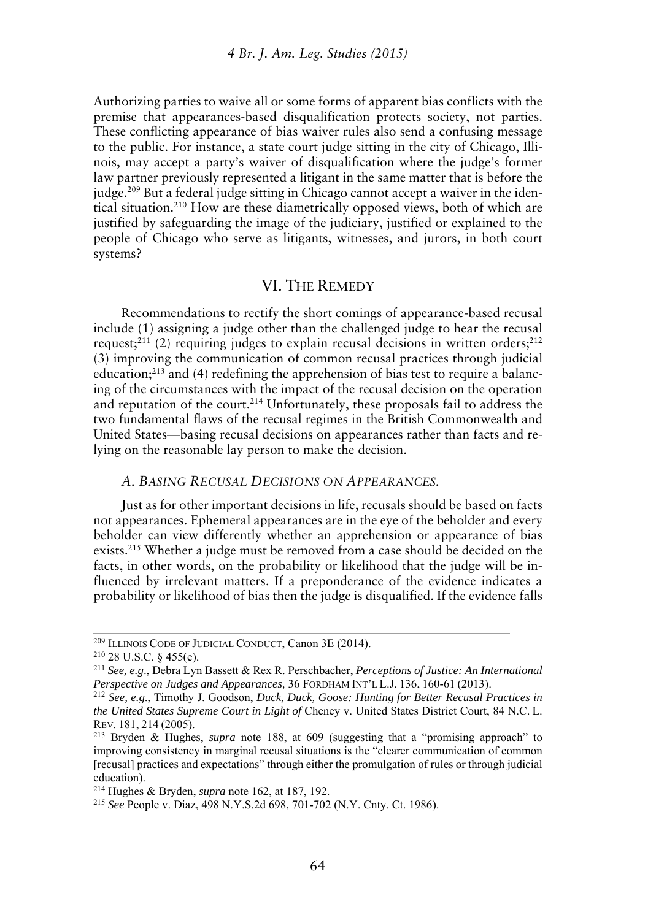Authorizing parties to waive all or some forms of apparent bias conflicts with the premise that appearances-based disqualification protects society, not parties. These conflicting appearance of bias waiver rules also send a confusing message to the public. For instance, a state court judge sitting in the city of Chicago, Illinois, may accept a party's waiver of disqualification where the judge's former law partner previously represented a litigant in the same matter that is before the judge.[209] But a federal judge sitting in Chicago cannot accept a waiver in the identical situation.[210] How are these diametrically opposed views, both of which are justified by safeguarding the image of the judiciary, justified or explained to the people of Chicago who serve as litigants, witnesses, and jurors, in both court systems?

## VI. THE REMEDY

Recommendations to rectify the short comings of appearance-based recusal include (1) assigning a judge other than the challenged judge to hear the recusal request;[211] (2) requiring judges to explain recusal decisions in written orders;[212] (3) improving the communication of common recusal practices through judicial education;[213] and (4) redefining the apprehension of bias test to require a balancing of the circumstances with the impact of the recusal decision on the operation and reputation of the court.[214] Unfortunately, these proposals fail to address the two fundamental flaws of the recusal regimes in the British Commonwealth and United States—basing recusal decisions on appearances rather than facts and relying on the reasonable lay person to make the decision.

### *A. BASING RECUSAL DECISIONS ON APPEARANCES.*

Just as for other important decisions in life, recusals should be based on facts not appearances. Ephemeral appearances are in the eye of the beholder and every beholder can view differently whether an apprehension or appearance of bias exists.[215] Whether a judge must be removed from a case should be decided on the facts, in other words, on the probability or likelihood that the judge will be influenced by irrelevant matters. If a preponderance of the evidence indicates a probability or likelihood of bias then the judge is disqualified. If the evidence falls

---

[209] ILLINOIS CODE OF JUDICIAL CONDUCT, Canon 3E (2014).

[210] 28 U.S.C. § 455(e).

[211] *See, e.g*., Debra Lyn Bassett & Rex R. Perschbacher, *Perceptions of Justice: An International Perspective on Judges and Appearances,* 36 FORDHAM INT'L L.J. 136, 160-61 (2013).

[212] *See, e.g*., Timothy J. Goodson, *Duck, Duck, Goose: Hunting for Better Recusal Practices in the United States Supreme Court in Light of* Cheney v. United States District Court, 84 N.C. L. REV. 181, 214 (2005).

[213] Bryden & Hughes, *supra* note 188, at 609 (suggesting that a "promising approach" to improving consistency in marginal recusal situations is the "clearer communication of common [recusal] practices and expectations" through either the promulgation of rules or through judicial education).

[214] Hughes & Bryden, *supra* note 162, at 187, 192.

[215] *See* People v. Diaz, 498 N.Y.S.2d 698, 701-702 (N.Y. Cnty. Ct. 1986).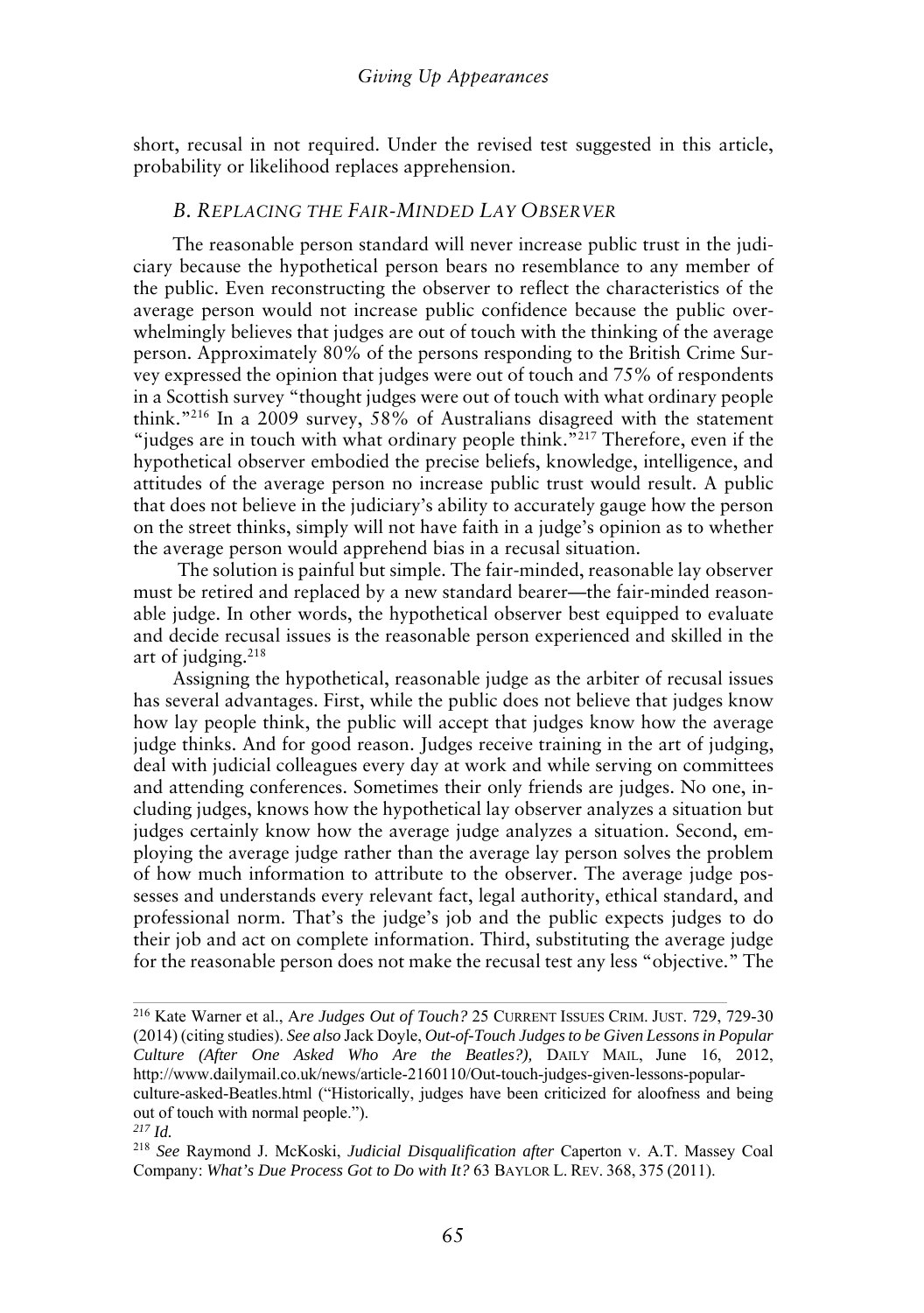short, recusal in not required. Under the revised test suggested in this article, probability or likelihood replaces apprehension.

### *B. Replacing the Fair-Minded Lay Observer*

The reasonable person standard will never increase public trust in the judiciary because the hypothetical person bears no resemblance to any member of the public. Even reconstructing the observer to reflect the characteristics of the average person would not increase public confidence because the public overwhelmingly believes that judges are out of touch with the thinking of the average person. Approximately 80% of the persons responding to the British Crime Survey expressed the opinion that judges were out of touch and 75% of respondents in a Scottish survey "thought judges were out of touch with what ordinary people think."[216] In a 2009 survey, 58% of Australians disagreed with the statement "judges are in touch with what ordinary people think."[217] Therefore, even if the hypothetical observer embodied the precise beliefs, knowledge, intelligence, and attitudes of the average person no increase public trust would result. A public that does not believe in the judiciary's ability to accurately gauge how the person on the street thinks, simply will not have faith in a judge's opinion as to whether the average person would apprehend bias in a recusal situation.

The solution is painful but simple. The fair-minded, reasonable lay observer must be retired and replaced by a new standard bearer—the fair-minded reasonable judge. In other words, the hypothetical observer best equipped to evaluate and decide recusal issues is the reasonable person experienced and skilled in the art of judging.[218]

Assigning the hypothetical, reasonable judge as the arbiter of recusal issues has several advantages. First, while the public does not believe that judges know how lay people think, the public will accept that judges know how the average judge thinks. And for good reason. Judges receive training in the art of judging, deal with judicial colleagues every day at work and while serving on committees and attending conferences. Sometimes their only friends are judges. No one, including judges, knows how the hypothetical lay observer analyzes a situation but judges certainly know how the average judge analyzes a situation. Second, employing the average judge rather than the average lay person solves the problem of how much information to attribute to the observer. The average judge possesses and understands every relevant fact, legal authority, ethical standard, and professional norm. That's the judge's job and the public expects judges to do their job and act on complete information. Third, substituting the average judge for the reasonable person does not make the recusal test any less "objective." The

---

[216] Kate Warner et al., *Are Judges Out of Touch?* 25 CURRENT ISSUES CRIM. JUST. 729, 729-30 (2014) (citing studies). *See also* Jack Doyle, *Out-of-Touch Judges to be Given Lessons in Popular Culture (After One Asked Who Are the Beatles?),* DAILY MAIL, June 16, 2012, http://www.dailymail.co.uk/news/article-2160110/Out-touch-judges-given-lessons-popular-culture-asked-Beatles.html ("Historically, judges have been criticized for aloofness and being out of touch with normal people.").

[217] *Id.*

[218] *See* Raymond J. McKoski, *Judicial Disqualification after* Caperton v. A.T. Massey Coal Company: *What's Due Process Got to Do with It?* 63 BAYLOR L. REV. 368, 375 (2011).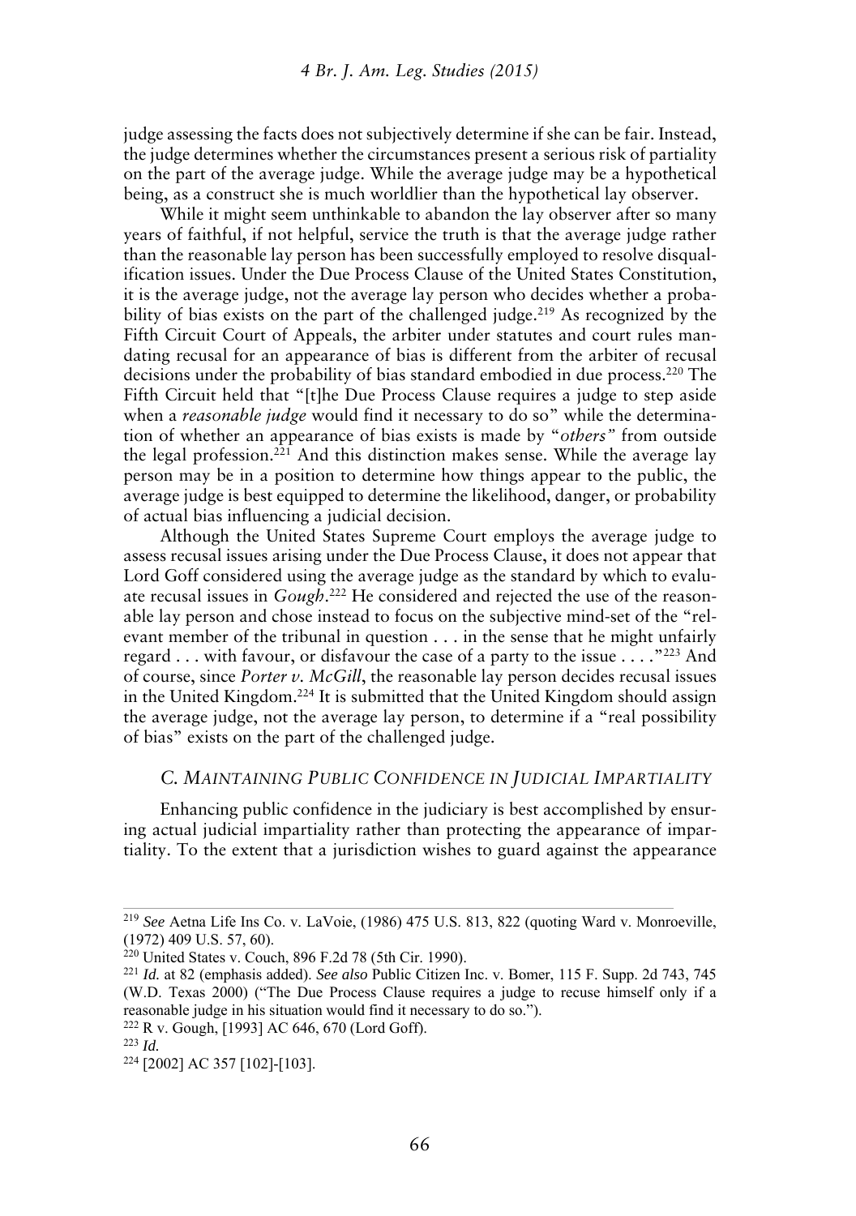judge assessing the facts does not subjectively determine if she can be fair. Instead, the judge determines whether the circumstances present a serious risk of partiality on the part of the average judge. While the average judge may be a hypothetical being, as a construct she is much worldlier than the hypothetical lay observer.

While it might seem unthinkable to abandon the lay observer after so many years of faithful, if not helpful, service the truth is that the average judge rather than the reasonable lay person has been successfully employed to resolve disqualification issues. Under the Due Process Clause of the United States Constitution, it is the average judge, not the average lay person who decides whether a probability of bias exists on the part of the challenged judge.[219] As recognized by the Fifth Circuit Court of Appeals, the arbiter under statutes and court rules mandating recusal for an appearance of bias is different from the arbiter of recusal decisions under the probability of bias standard embodied in due process.[220] The Fifth Circuit held that "[t]he Due Process Clause requires a judge to step aside when a *reasonable judge* would find it necessary to do so" while the determination of whether an appearance of bias exists is made by "*others*" from outside the legal profession.[221] And this distinction makes sense. While the average lay person may be in a position to determine how things appear to the public, the average judge is best equipped to determine the likelihood, danger, or probability of actual bias influencing a judicial decision.

Although the United States Supreme Court employs the average judge to assess recusal issues arising under the Due Process Clause, it does not appear that Lord Goff considered using the average judge as the standard by which to evaluate recusal issues in *Gough*.[222] He considered and rejected the use of the reasonable lay person and chose instead to focus on the subjective mind-set of the "relevant member of the tribunal in question . . . in the sense that he might unfairly regard . . . with favour, or disfavour the case of a party to the issue . . . ."[223] And of course, since *Porter v. McGill*, the reasonable lay person decides recusal issues in the United Kingdom.[224] It is submitted that the United Kingdom should assign the average judge, not the average lay person, to determine if a "real possibility of bias" exists on the part of the challenged judge.

### C. Maintaining Public Confidence in Judicial Impartiality

Enhancing public confidence in the judiciary is best accomplished by ensuring actual judicial impartiality rather than protecting the appearance of impartiality. To the extent that a jurisdiction wishes to guard against the appearance

---

[219] *See* Aetna Life Ins Co. v. LaVoie, (1986) 475 U.S. 813, 822 (quoting Ward v. Monroeville, (1972) 409 U.S. 57, 60).

[220] United States v. Couch, 896 F.2d 78 (5th Cir. 1990).

[221] *Id.* at 82 (emphasis added). *See also* Public Citizen Inc. v. Bomer, 115 F. Supp. 2d 743, 745 (W.D. Texas 2000) ("The Due Process Clause requires a judge to recuse himself only if a reasonable judge in his situation would find it necessary to do so.").

[222] R v. Gough, [1993] AC 646, 670 (Lord Goff).

[223] *Id.*

[224] [2002] AC 357 [102]-[103].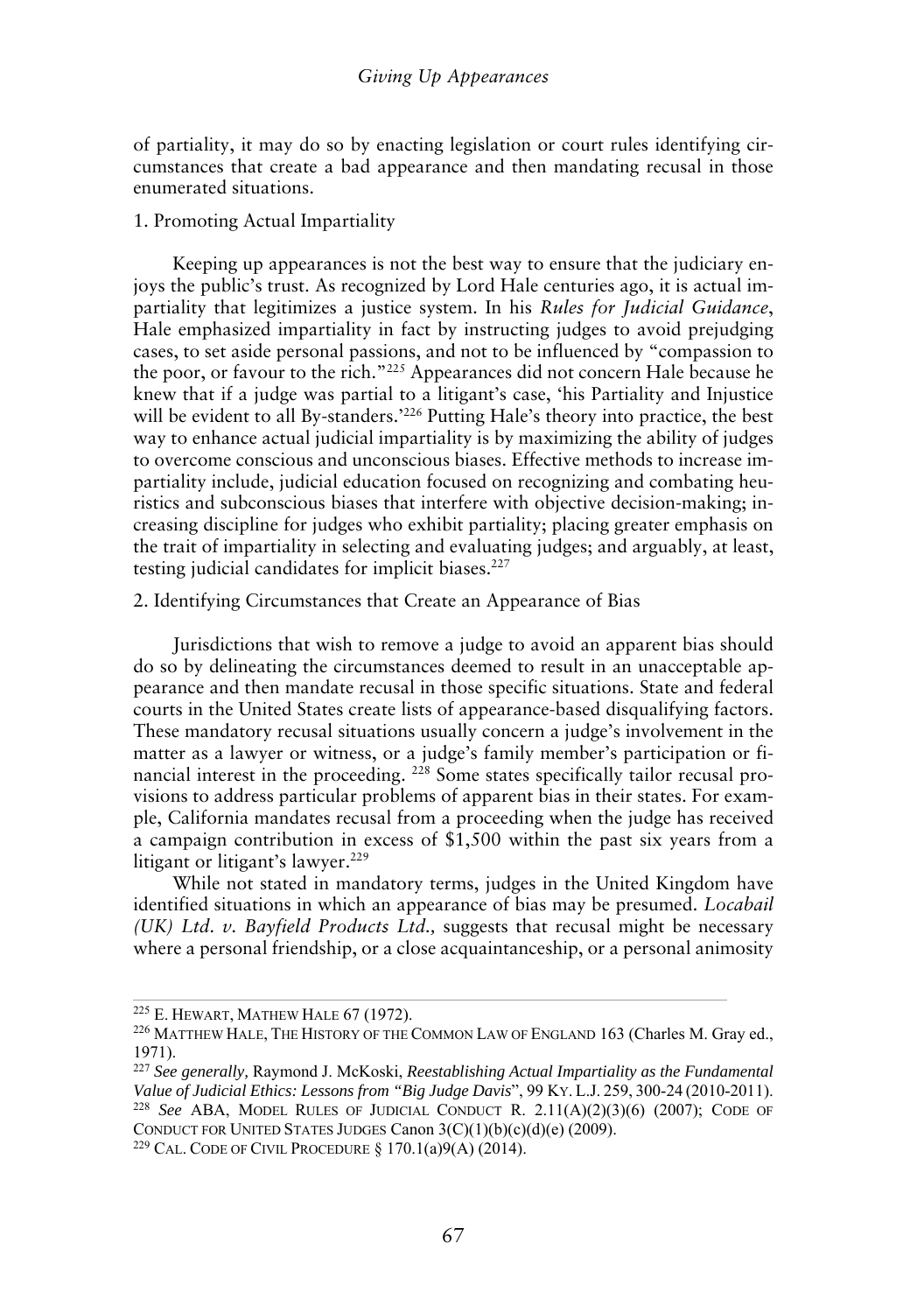of partiality, it may do so by enacting legislation or court rules identifying circumstances that create a bad appearance and then mandating recusal in those enumerated situations.

### 1. Promoting Actual Impartiality

Keeping up appearances is not the best way to ensure that the judiciary enjoys the public's trust. As recognized by Lord Hale centuries ago, it is actual impartiality that legitimizes a justice system. In his *Rules for Judicial Guidance*, Hale emphasized impartiality in fact by instructing judges to avoid prejudging cases, to set aside personal passions, and not to be influenced by "compassion to the poor, or favour to the rich."[225] Appearances did not concern Hale because he knew that if a judge was partial to a litigant's case, 'his Partiality and Injustice will be evident to all By-standers.'[226] Putting Hale's theory into practice, the best way to enhance actual judicial impartiality is by maximizing the ability of judges to overcome conscious and unconscious biases. Effective methods to increase impartiality include, judicial education focused on recognizing and combating heuristics and subconscious biases that interfere with objective decision-making; increasing discipline for judges who exhibit partiality; placing greater emphasis on the trait of impartiality in selecting and evaluating judges; and arguably, at least, testing judicial candidates for implicit biases.[227]

### 2. Identifying Circumstances that Create an Appearance of Bias

Jurisdictions that wish to remove a judge to avoid an apparent bias should do so by delineating the circumstances deemed to result in an unacceptable appearance and then mandate recusal in those specific situations. State and federal courts in the United States create lists of appearance-based disqualifying factors. These mandatory recusal situations usually concern a judge's involvement in the matter as a lawyer or witness, or a judge's family member's participation or financial interest in the proceeding. [228] Some states specifically tailor recusal provisions to address particular problems of apparent bias in their states. For example, California mandates recusal from a proceeding when the judge has received a campaign contribution in excess of $1,500 within the past six years from a litigant or litigant's lawyer.[229]

While not stated in mandatory terms, judges in the United Kingdom have identified situations in which an appearance of bias may be presumed. *Locabail (UK) Ltd. v. Bayfield Products Ltd.,* suggests that recusal might be necessary where a personal friendship, or a close acquaintanceship, or a personal animosity

---

[225] E. HEWART, MATHEW HALE 67 (1972).

[226] MATTHEW HALE, THE HISTORY OF THE COMMON LAW OF ENGLAND 163 (Charles M. Gray ed., 1971).

[227] *See generally,* Raymond J. McKoski, *Reestablishing Actual Impartiality as the Fundamental Value of Judicial Ethics: Lessons from "Big Judge Davis"*, 99 KY. L.J. 259, 300-24 (2010-2011).

[228] *See* ABA, MODEL RULES OF JUDICIAL CONDUCT R. 2.11(A)(2)(3)(6) (2007); CODE OF CONDUCT FOR UNITED STATES JUDGES Canon 3(C)(1)(b)(c)(d)(e) (2009).

[229] CAL. CODE OF CIVIL PROCEDURE § 170.1(a)9(A) (2014).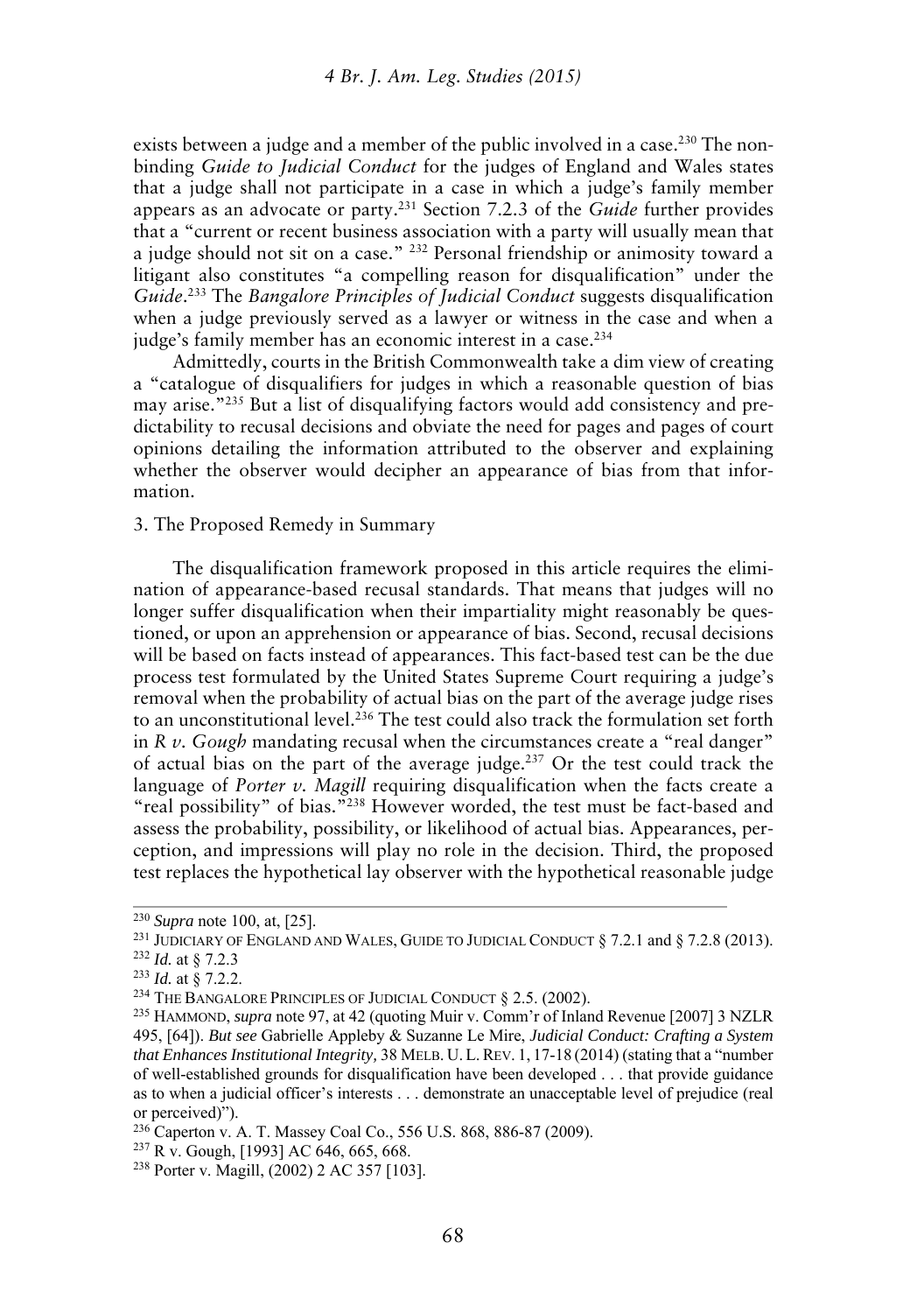exists between a judge and a member of the public involved in a case.[230] The non-binding *Guide to Judicial Conduct* for the judges of England and Wales states that a judge shall not participate in a case in which a judge's family member appears as an advocate or party.[231] Section 7.2.3 of the *Guide* further provides that a "current or recent business association with a party will usually mean that a judge should not sit on a case." [232] Personal friendship or animosity toward a litigant also constitutes "a compelling reason for disqualification" under the *Guide*.[233] The *Bangalore Principles of Judicial Conduct* suggests disqualification when a judge previously served as a lawyer or witness in the case and when a judge's family member has an economic interest in a case.[234]

Admittedly, courts in the British Commonwealth take a dim view of creating a "catalogue of disqualifiers for judges in which a reasonable question of bias may arise."[235] But a list of disqualifying factors would add consistency and predictability to recusal decisions and obviate the need for pages and pages of court opinions detailing the information attributed to the observer and explaining whether the observer would decipher an appearance of bias from that information.

3. The Proposed Remedy in Summary

The disqualification framework proposed in this article requires the elimination of appearance-based recusal standards. That means that judges will no longer suffer disqualification when their impartiality might reasonably be questioned, or upon an apprehension or appearance of bias. Second, recusal decisions will be based on facts instead of appearances. This fact-based test can be the due process test formulated by the United States Supreme Court requiring a judge's removal when the probability of actual bias on the part of the average judge rises to an unconstitutional level.[236] The test could also track the formulation set forth in *R v. Gough* mandating recusal when the circumstances create a "real danger" of actual bias on the part of the average judge.[237] Or the test could track the language of *Porter v. Magill* requiring disqualification when the facts create a "real possibility" of bias."[238] However worded, the test must be fact-based and assess the probability, possibility, or likelihood of actual bias. Appearances, perception, and impressions will play no role in the decision. Third, the proposed test replaces the hypothetical lay observer with the hypothetical reasonable judge

---

[230] *Supra* note 100, at, [25].

[231] JUDICIARY OF ENGLAND AND WALES, GUIDE TO JUDICIAL CONDUCT § 7.2.1 and § 7.2.8 (2013).

[232] *Id.* at § 7.2.3

[233] *Id.* at § 7.2.2.

[234] THE BANGALORE PRINCIPLES OF JUDICIAL CONDUCT § 2.5. (2002).

[235] HAMMOND, *supra* note 97, at 42 (quoting Muir v. Comm'r of Inland Revenue [2007] 3 NZLR 495, [64]). *But see* Gabrielle Appleby & Suzanne Le Mire, *Judicial Conduct: Crafting a System that Enhances Institutional Integrity,* 38 MELB. U. L. REV. 1, 17-18 (2014) (stating that a "number of well-established grounds for disqualification have been developed . . . that provide guidance as to when a judicial officer's interests . . . demonstrate an unacceptable level of prejudice (real or perceived)").

[236] Caperton v. A. T. Massey Coal Co., 556 U.S. 868, 886-87 (2009).

[237] R v. Gough, [1993] AC 646, 665, 668.

[238] Porter v. Magill, (2002) 2 AC 357 [103].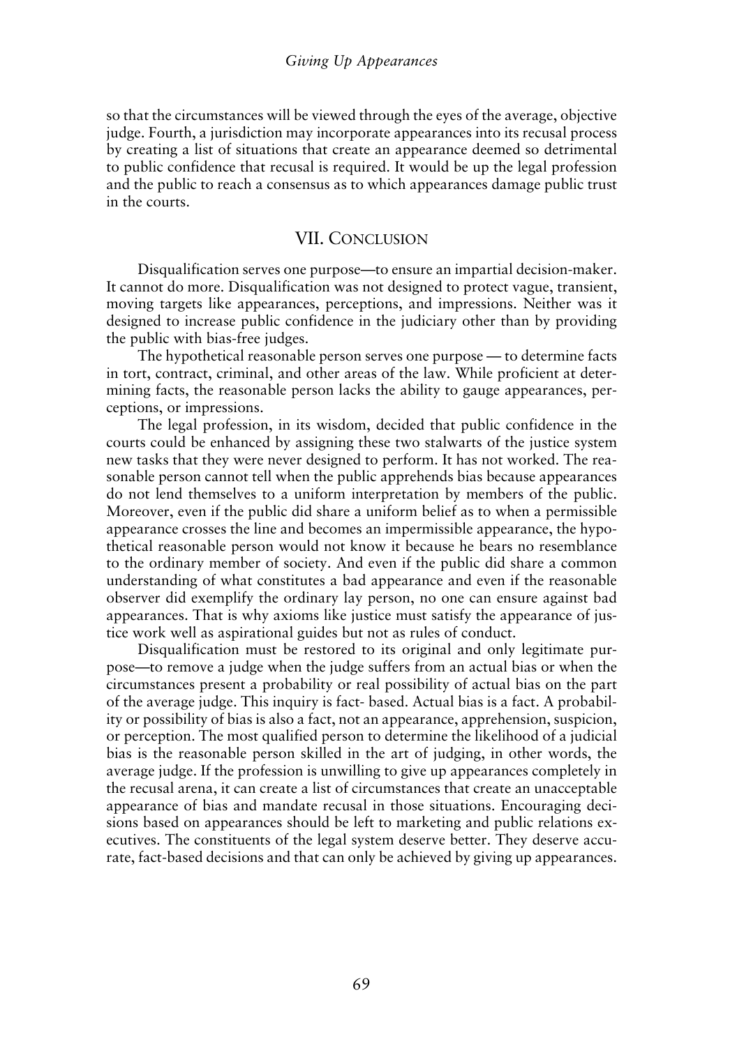so that the circumstances will be viewed through the eyes of the average, objective judge. Fourth, a jurisdiction may incorporate appearances into its recusal process by creating a list of situations that create an appearance deemed so detrimental to public confidence that recusal is required. It would be up the legal profession and the public to reach a consensus as to which appearances damage public trust in the courts.

## VII. Conclusion

Disqualification serves one purpose—to ensure an impartial decision-maker. It cannot do more. Disqualification was not designed to protect vague, transient, moving targets like appearances, perceptions, and impressions. Neither was it designed to increase public confidence in the judiciary other than by providing the public with bias-free judges.

The hypothetical reasonable person serves one purpose — to determine facts in tort, contract, criminal, and other areas of the law. While proficient at determining facts, the reasonable person lacks the ability to gauge appearances, perceptions, or impressions.

The legal profession, in its wisdom, decided that public confidence in the courts could be enhanced by assigning these two stalwarts of the justice system new tasks that they were never designed to perform. It has not worked. The reasonable person cannot tell when the public apprehends bias because appearances do not lend themselves to a uniform interpretation by members of the public. Moreover, even if the public did share a uniform belief as to when a permissible appearance crosses the line and becomes an impermissible appearance, the hypothetical reasonable person would not know it because he bears no resemblance to the ordinary member of society. And even if the public did share a common understanding of what constitutes a bad appearance and even if the reasonable observer did exemplify the ordinary lay person, no one can ensure against bad appearances. That is why axioms like justice must satisfy the appearance of justice work well as aspirational guides but not as rules of conduct.

Disqualification must be restored to its original and only legitimate purpose—to remove a judge when the judge suffers from an actual bias or when the circumstances present a probability or real possibility of actual bias on the part of the average judge. This inquiry is fact- based. Actual bias is a fact. A probability or possibility of bias is also a fact, not an appearance, apprehension, suspicion, or perception. The most qualified person to determine the likelihood of a judicial bias is the reasonable person skilled in the art of judging, in other words, the average judge. If the profession is unwilling to give up appearances completely in the recusal arena, it can create a list of circumstances that create an unacceptable appearance of bias and mandate recusal in those situations. Encouraging decisions based on appearances should be left to marketing and public relations executives. The constituents of the legal system deserve better. They deserve accurate, fact-based decisions and that can only be achieved by giving up appearances.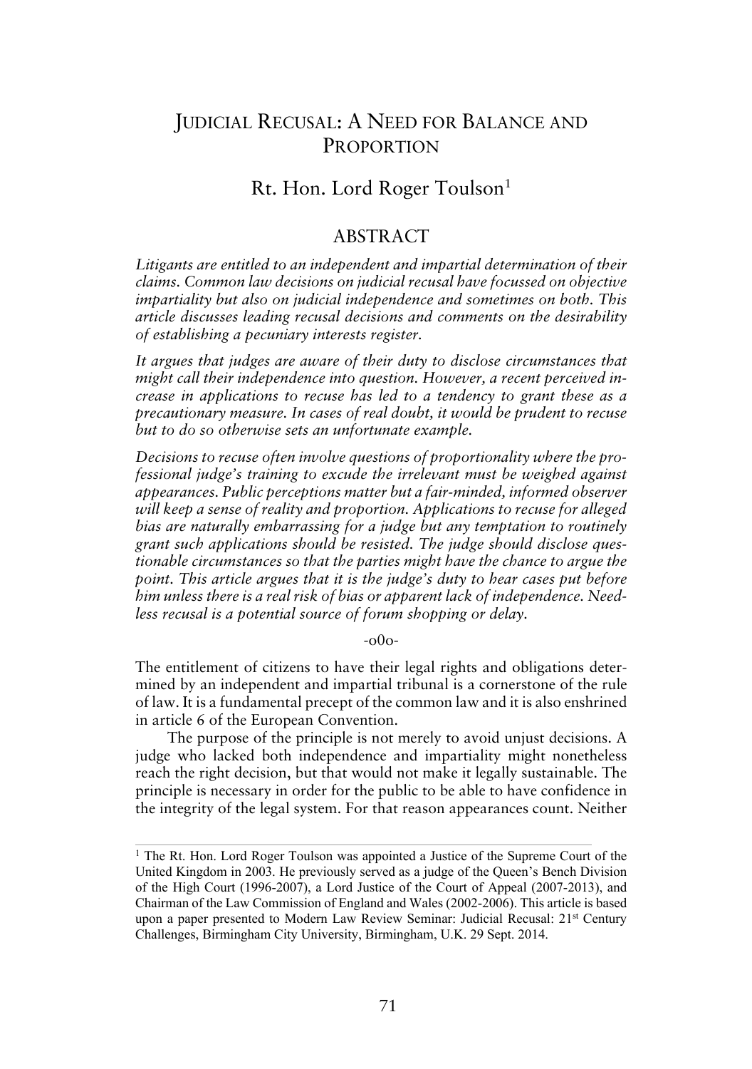# JUDICIAL RECUSAL: A NEED FOR BALANCE AND PROPORTION

## Rt. Hon. Lord Roger Toulson[1]

## ABSTRACT

*Litigants are entitled to an independent and impartial determination of their claims. Common law decisions on judicial recusal have focussed on objective impartiality but also on judicial independence and sometimes on both. This article discusses leading recusal decisions and comments on the desirability of establishing a pecuniary interests register.*

*It argues that judges are aware of their duty to disclose circumstances that might call their independence into question. However, a recent perceived increase in applications to recuse has led to a tendency to grant these as a precautionary measure. In cases of real doubt, it would be prudent to recuse but to do so otherwise sets an unfortunate example.*

*Decisions to recuse often involve questions of proportionality where the professional judge's training to excude the irrelevant must be weighed against appearances. Public perceptions matter but a fair-minded, informed observer will keep a sense of reality and proportion. Applications to recuse for alleged bias are naturally embarrassing for a judge but any temptation to routinely grant such applications should be resisted. The judge should disclose questionable circumstances so that the parties might have the chance to argue the point. This article argues that it is the judge's duty to hear cases put before him unless there is a real risk of bias or apparent lack of independence. Needless recusal is a potential source of forum shopping or delay.*

-o0o-

The entitlement of citizens to have their legal rights and obligations determined by an independent and impartial tribunal is a cornerstone of the rule of law. It is a fundamental precept of the common law and it is also enshrined in article 6 of the European Convention.

The purpose of the principle is not merely to avoid unjust decisions. A judge who lacked both independence and impartiality might nonetheless reach the right decision, but that would not make it legally sustainable. The principle is necessary in order for the public to be able to have confidence in the integrity of the legal system. For that reason appearances count. Neither

---

[1] The Rt. Hon. Lord Roger Toulson was appointed a Justice of the Supreme Court of the United Kingdom in 2003. He previously served as a judge of the Queen's Bench Division of the High Court (1996-2007), a Lord Justice of the Court of Appeal (2007-2013), and Chairman of the Law Commission of England and Wales (2002-2006). This article is based upon a paper presented to Modern Law Review Seminar: Judicial Recusal: 21st Century Challenges, Birmingham City University, Birmingham, U.K. 29 Sept. 2014.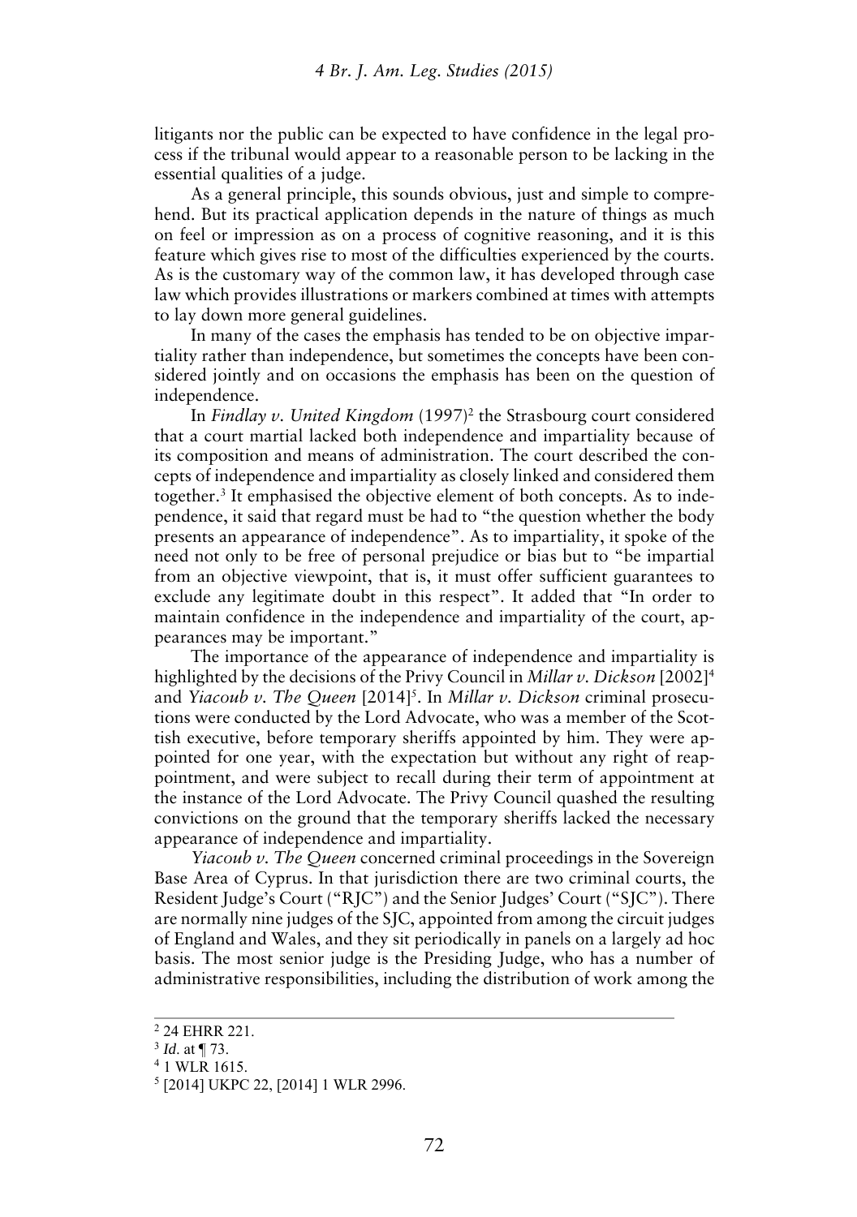litigants nor the public can be expected to have confidence in the legal process if the tribunal would appear to a reasonable person to be lacking in the essential qualities of a judge.

As a general principle, this sounds obvious, just and simple to comprehend. But its practical application depends in the nature of things as much on feel or impression as on a process of cognitive reasoning, and it is this feature which gives rise to most of the difficulties experienced by the courts. As is the customary way of the common law, it has developed through case law which provides illustrations or markers combined at times with attempts to lay down more general guidelines.

In many of the cases the emphasis has tended to be on objective impartiality rather than independence, but sometimes the concepts have been considered jointly and on occasions the emphasis has been on the question of independence.

In *Findlay v. United Kingdom* (1997)[2] the Strasbourg court considered that a court martial lacked both independence and impartiality because of its composition and means of administration. The court described the concepts of independence and impartiality as closely linked and considered them together.[3] It emphasised the objective element of both concepts. As to independence, it said that regard must be had to "the question whether the body presents an appearance of independence". As to impartiality, it spoke of the need not only to be free of personal prejudice or bias but to "be impartial from an objective viewpoint, that is, it must offer sufficient guarantees to exclude any legitimate doubt in this respect". It added that "In order to maintain confidence in the independence and impartiality of the court, appearances may be important."

The importance of the appearance of independence and impartiality is highlighted by the decisions of the Privy Council in *Millar v. Dickson* [2002][4] and *Yiacoub v. The Queen* [2014][5]. In *Millar v. Dickson* criminal prosecutions were conducted by the Lord Advocate, who was a member of the Scottish executive, before temporary sheriffs appointed by him. They were appointed for one year, with the expectation but without any right of reappointment, and were subject to recall during their term of appointment at the instance of the Lord Advocate. The Privy Council quashed the resulting convictions on the ground that the temporary sheriffs lacked the necessary appearance of independence and impartiality.

*Yiacoub v. The Queen* concerned criminal proceedings in the Sovereign Base Area of Cyprus. In that jurisdiction there are two criminal courts, the Resident Judge's Court ("RJC") and the Senior Judges' Court ("SJC"). There are normally nine judges of the SJC, appointed from among the circuit judges of England and Wales, and they sit periodically in panels on a largely ad hoc basis. The most senior judge is the Presiding Judge, who has a number of administrative responsibilities, including the distribution of work among the

---

[2] 24 EHRR 221.

[3] *Id*. at ¶ 73.

[4] 1 WLR 1615.

[5] [2014] UKPC 22, [2014] 1 WLR 2996.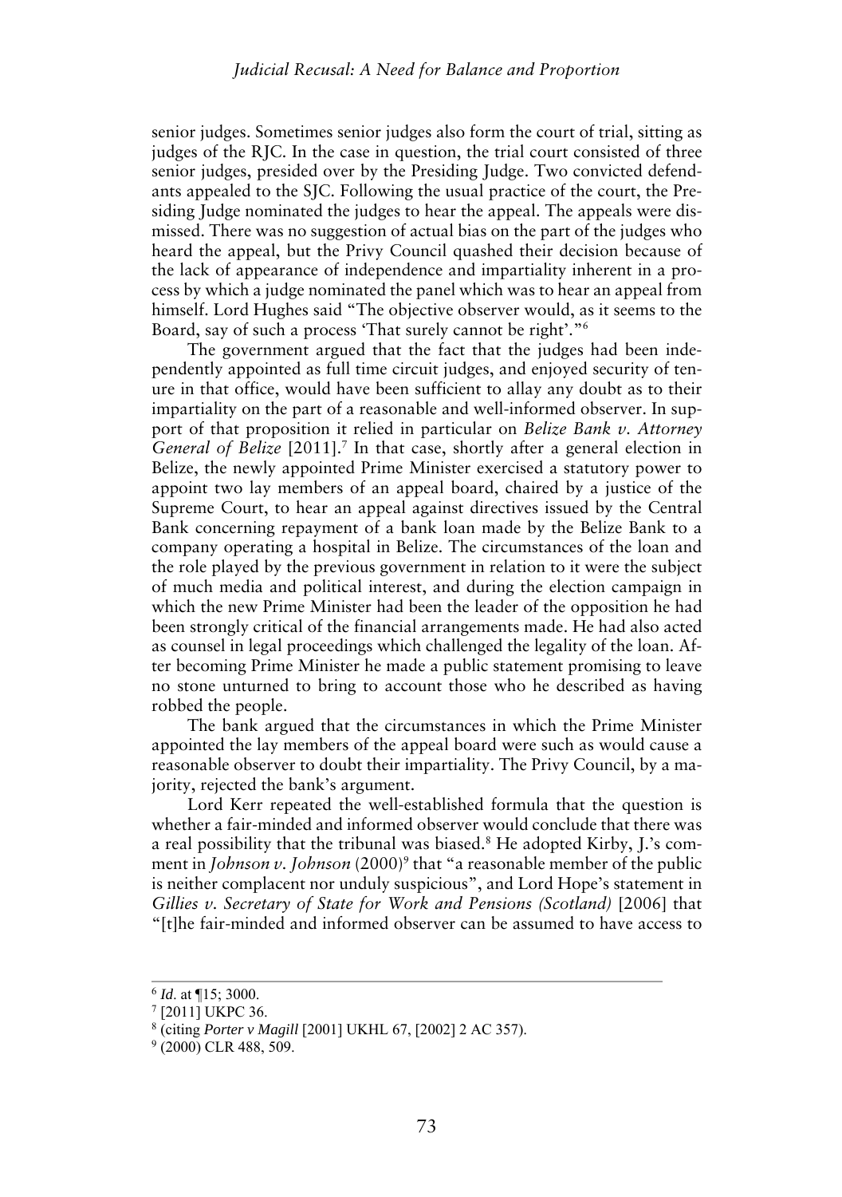senior judges. Sometimes senior judges also form the court of trial, sitting as judges of the RJC. In the case in question, the trial court consisted of three senior judges, presided over by the Presiding Judge. Two convicted defendants appealed to the SJC. Following the usual practice of the court, the Presiding Judge nominated the judges to hear the appeal. The appeals were dismissed. There was no suggestion of actual bias on the part of the judges who heard the appeal, but the Privy Council quashed their decision because of the lack of appearance of independence and impartiality inherent in a process by which a judge nominated the panel which was to hear an appeal from himself. Lord Hughes said "The objective observer would, as it seems to the Board, say of such a process 'That surely cannot be right'."[6]

The government argued that the fact that the judges had been independently appointed as full time circuit judges, and enjoyed security of tenure in that office, would have been sufficient to allay any doubt as to their impartiality on the part of a reasonable and well-informed observer. In support of that proposition it relied in particular on *Belize Bank v. Attorney General of Belize* [2011].[7] In that case, shortly after a general election in Belize, the newly appointed Prime Minister exercised a statutory power to appoint two lay members of an appeal board, chaired by a justice of the Supreme Court, to hear an appeal against directives issued by the Central Bank concerning repayment of a bank loan made by the Belize Bank to a company operating a hospital in Belize. The circumstances of the loan and the role played by the previous government in relation to it were the subject of much media and political interest, and during the election campaign in which the new Prime Minister had been the leader of the opposition he had been strongly critical of the financial arrangements made. He had also acted as counsel in legal proceedings which challenged the legality of the loan. After becoming Prime Minister he made a public statement promising to leave no stone unturned to bring to account those who he described as having robbed the people.

The bank argued that the circumstances in which the Prime Minister appointed the lay members of the appeal board were such as would cause a reasonable observer to doubt their impartiality. The Privy Council, by a majority, rejected the bank's argument.

Lord Kerr repeated the well-established formula that the question is whether a fair-minded and informed observer would conclude that there was a real possibility that the tribunal was biased.[8] He adopted Kirby, J.'s comment in *Johnson v. Johnson* (2000)[9] that "a reasonable member of the public is neither complacent nor unduly suspicious", and Lord Hope's statement in *Gillies v. Secretary of State for Work and Pensions (Scotland)* [2006] that "[t]he fair-minded and informed observer can be assumed to have access to

---

[6] *Id*. at ¶15; 3000.

[7] [2011] UKPC 36.

[8] (citing *Porter v Magill* [2001] UKHL 67, [2002] 2 AC 357).

[9] (2000) CLR 488, 509.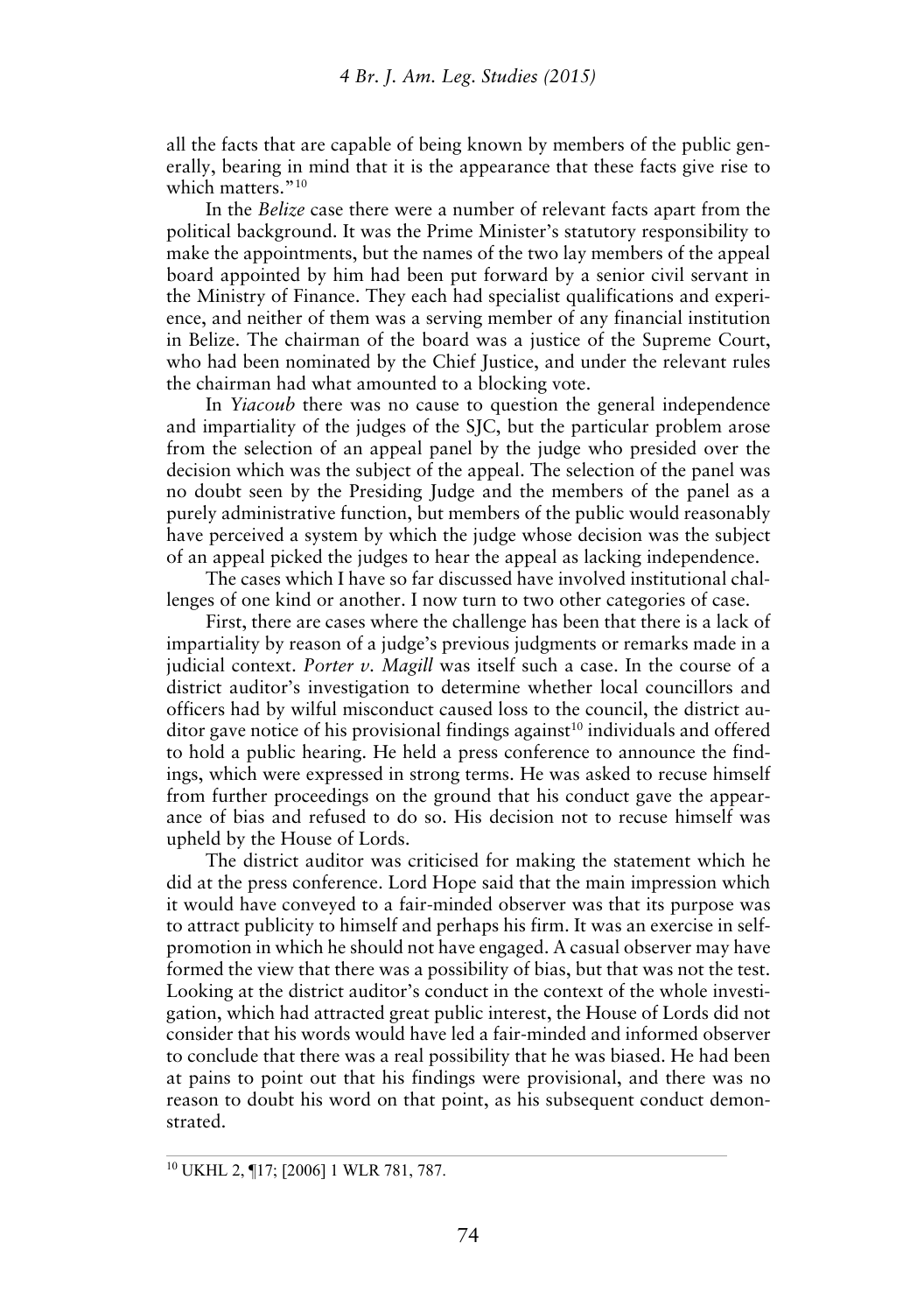all the facts that are capable of being known by members of the public generally, bearing in mind that it is the appearance that these facts give rise to which matters."[10]

In the *Belize* case there were a number of relevant facts apart from the political background. It was the Prime Minister's statutory responsibility to make the appointments, but the names of the two lay members of the appeal board appointed by him had been put forward by a senior civil servant in the Ministry of Finance. They each had specialist qualifications and experience, and neither of them was a serving member of any financial institution in Belize. The chairman of the board was a justice of the Supreme Court, who had been nominated by the Chief Justice, and under the relevant rules the chairman had what amounted to a blocking vote.

In *Yiacoub* there was no cause to question the general independence and impartiality of the judges of the SJC, but the particular problem arose from the selection of an appeal panel by the judge who presided over the decision which was the subject of the appeal. The selection of the panel was no doubt seen by the Presiding Judge and the members of the panel as a purely administrative function, but members of the public would reasonably have perceived a system by which the judge whose decision was the subject of an appeal picked the judges to hear the appeal as lacking independence.

The cases which I have so far discussed have involved institutional challenges of one kind or another. I now turn to two other categories of case.

First, there are cases where the challenge has been that there is a lack of impartiality by reason of a judge's previous judgments or remarks made in a judicial context. *Porter v. Magill* was itself such a case. In the course of a district auditor's investigation to determine whether local councillors and officers had by wilful misconduct caused loss to the council, the district auditor gave notice of his provisional findings against[10] individuals and offered to hold a public hearing. He held a press conference to announce the findings, which were expressed in strong terms. He was asked to recuse himself from further proceedings on the ground that his conduct gave the appearance of bias and refused to do so. His decision not to recuse himself was upheld by the House of Lords.

The district auditor was criticised for making the statement which he did at the press conference. Lord Hope said that the main impression which it would have conveyed to a fair-minded observer was that its purpose was to attract publicity to himself and perhaps his firm. It was an exercise in self-promotion in which he should not have engaged. A casual observer may have formed the view that there was a possibility of bias, but that was not the test. Looking at the district auditor's conduct in the context of the whole investigation, which had attracted great public interest, the House of Lords did not consider that his words would have led a fair-minded and informed observer to conclude that there was a real possibility that he was biased. He had been at pains to point out that his findings were provisional, and there was no reason to doubt his word on that point, as his subsequent conduct demonstrated.

---

[10] UKHL 2, ¶17; [2006] 1 WLR 781, 787.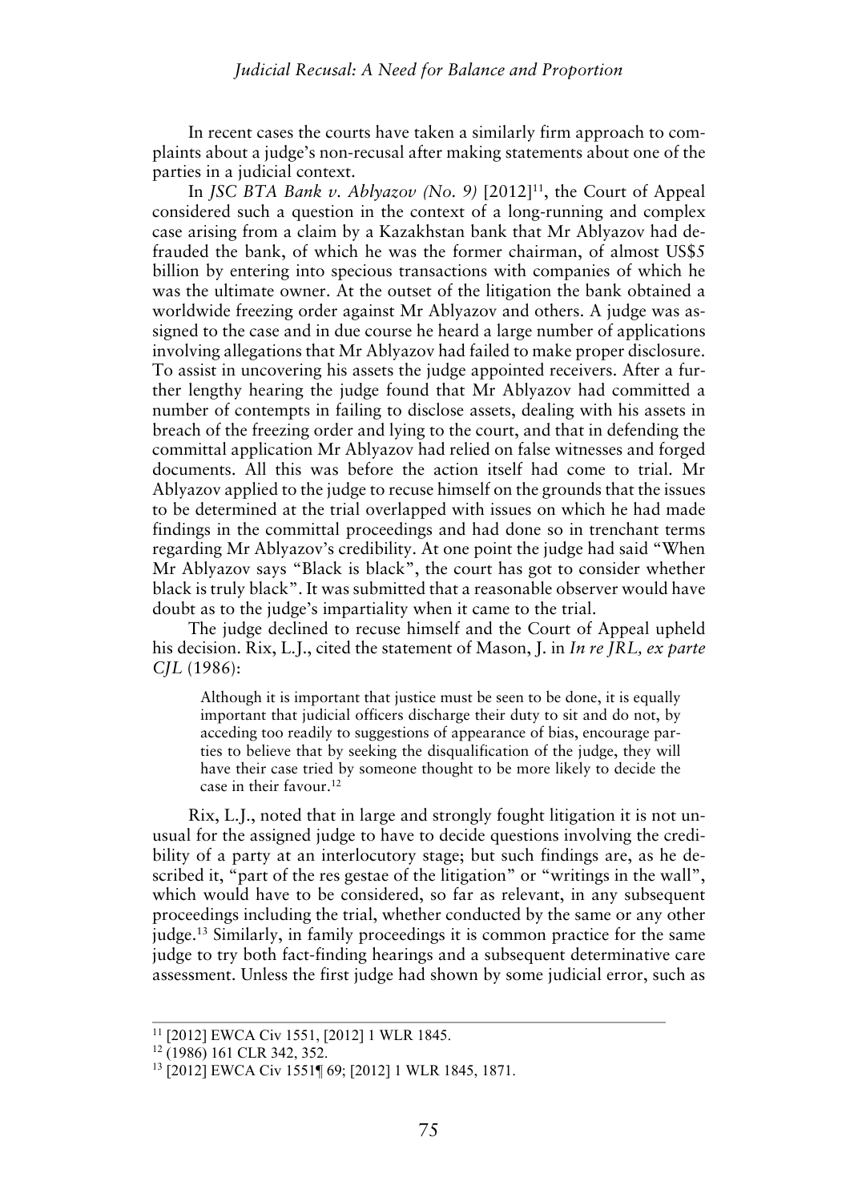In recent cases the courts have taken a similarly firm approach to complaints about a judge's non-recusal after making statements about one of the parties in a judicial context.

In *JSC BTA Bank v. Ablyazov (No. 9)* [2012][11], the Court of Appeal considered such a question in the context of a long-running and complex case arising from a claim by a Kazakhstan bank that Mr Ablyazov had defrauded the bank, of which he was the former chairman, of almost US$5 billion by entering into specious transactions with companies of which he was the ultimate owner. At the outset of the litigation the bank obtained a worldwide freezing order against Mr Ablyazov and others. A judge was assigned to the case and in due course he heard a large number of applications involving allegations that Mr Ablyazov had failed to make proper disclosure. To assist in uncovering his assets the judge appointed receivers. After a further lengthy hearing the judge found that Mr Ablyazov had committed a number of contempts in failing to disclose assets, dealing with his assets in breach of the freezing order and lying to the court, and that in defending the committal application Mr Ablyazov had relied on false witnesses and forged documents. All this was before the action itself had come to trial. Mr Ablyazov applied to the judge to recuse himself on the grounds that the issues to be determined at the trial overlapped with issues on which he had made findings in the committal proceedings and had done so in trenchant terms regarding Mr Ablyazov's credibility. At one point the judge had said "When Mr Ablyazov says "Black is black", the court has got to consider whether black is truly black". It was submitted that a reasonable observer would have doubt as to the judge's impartiality when it came to the trial.

The judge declined to recuse himself and the Court of Appeal upheld his decision. Rix, L.J., cited the statement of Mason, J. in *In re JRL, ex parte CJL* (1986):

> Although it is important that justice must be seen to be done, it is equally important that judicial officers discharge their duty to sit and do not, by acceding too readily to suggestions of appearance of bias, encourage parties to believe that by seeking the disqualification of the judge, they will have their case tried by someone thought to be more likely to decide the case in their favour.[12]

Rix, L.J., noted that in large and strongly fought litigation it is not unusual for the assigned judge to have to decide questions involving the credibility of a party at an interlocutory stage; but such findings are, as he described it, "part of the res gestae of the litigation" or "writings in the wall", which would have to be considered, so far as relevant, in any subsequent proceedings including the trial, whether conducted by the same or any other judge.[13] Similarly, in family proceedings it is common practice for the same judge to try both fact-finding hearings and a subsequent determinative care assessment. Unless the first judge had shown by some judicial error, such as

---

[11] [2012] EWCA Civ 1551, [2012] 1 WLR 1845.

[12] (1986) 161 CLR 342, 352.

[13] [2012] EWCA Civ 1551¶ 69; [2012] 1 WLR 1845, 1871.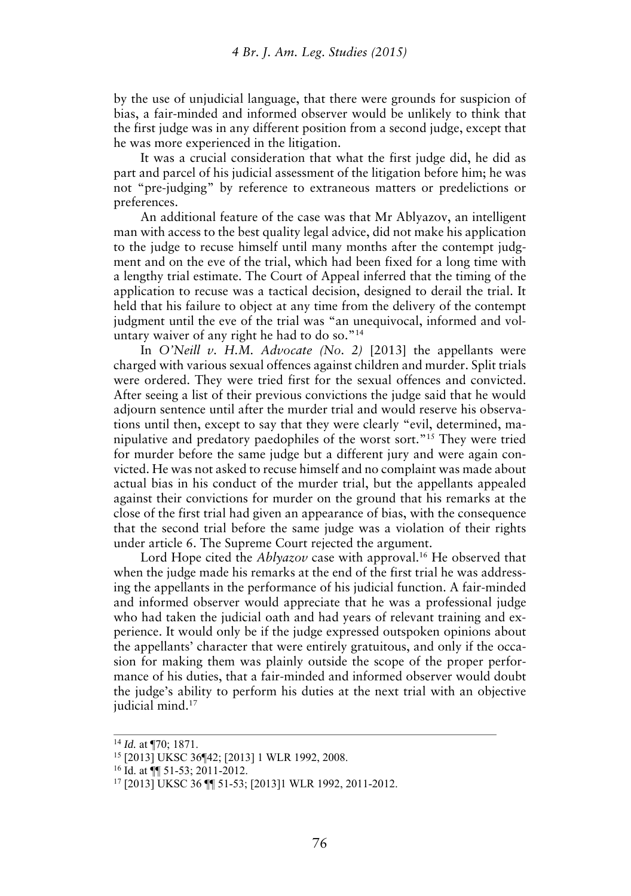by the use of unjudicial language, that there were grounds for suspicion of bias, a fair-minded and informed observer would be unlikely to think that the first judge was in any different position from a second judge, except that he was more experienced in the litigation.

It was a crucial consideration that what the first judge did, he did as part and parcel of his judicial assessment of the litigation before him; he was not "pre-judging" by reference to extraneous matters or predelictions or preferences.

An additional feature of the case was that Mr Ablyazov, an intelligent man with access to the best quality legal advice, did not make his application to the judge to recuse himself until many months after the contempt judgment and on the eve of the trial, which had been fixed for a long time with a lengthy trial estimate. The Court of Appeal inferred that the timing of the application to recuse was a tactical decision, designed to derail the trial. It held that his failure to object at any time from the delivery of the contempt judgment until the eve of the trial was "an unequivocal, informed and voluntary waiver of any right he had to do so."[14]

In *O'Neill v. H.M. Advocate (No. 2)* [2013] the appellants were charged with various sexual offences against children and murder. Split trials were ordered. They were tried first for the sexual offences and convicted. After seeing a list of their previous convictions the judge said that he would adjourn sentence until after the murder trial and would reserve his observations until then, except to say that they were clearly "evil, determined, manipulative and predatory paedophiles of the worst sort."[15] They were tried for murder before the same judge but a different jury and were again convicted. He was not asked to recuse himself and no complaint was made about actual bias in his conduct of the murder trial, but the appellants appealed against their convictions for murder on the ground that his remarks at the close of the first trial had given an appearance of bias, with the consequence that the second trial before the same judge was a violation of their rights under article 6. The Supreme Court rejected the argument.

Lord Hope cited the *Ablyazov* case with approval.[16] He observed that when the judge made his remarks at the end of the first trial he was addressing the appellants in the performance of his judicial function. A fair-minded and informed observer would appreciate that he was a professional judge who had taken the judicial oath and had years of relevant training and experience. It would only be if the judge expressed outspoken opinions about the appellants' character that were entirely gratuitous, and only if the occasion for making them was plainly outside the scope of the proper performance of his duties, that a fair-minded and informed observer would doubt the judge's ability to perform his duties at the next trial with an objective judicial mind.[17]

---

[14] *Id.* at ¶70; 1871.

[15] [2013] UKSC 36¶42; [2013] 1 WLR 1992, 2008.

[16] Id. at ¶¶ 51-53; 2011-2012.

[17] [2013] UKSC 36 ¶¶ 51-53; [2013]1 WLR 1992, 2011-2012.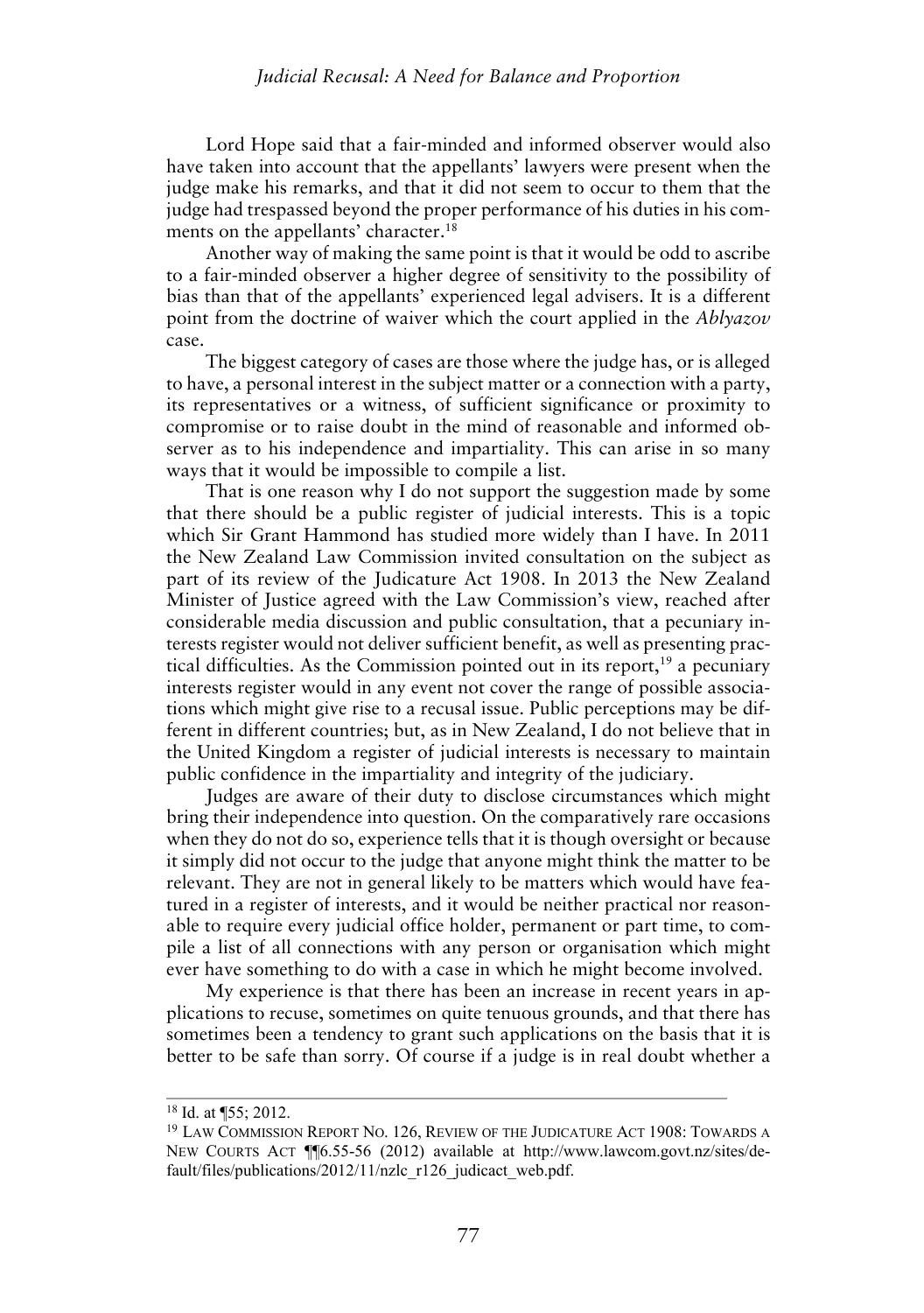Lord Hope said that a fair-minded and informed observer would also have taken into account that the appellants' lawyers were present when the judge make his remarks, and that it did not seem to occur to them that the judge had trespassed beyond the proper performance of his duties in his comments on the appellants' character.[18]

Another way of making the same point is that it would be odd to ascribe to a fair-minded observer a higher degree of sensitivity to the possibility of bias than that of the appellants' experienced legal advisers. It is a different point from the doctrine of waiver which the court applied in the *Ablyazov* case.

The biggest category of cases are those where the judge has, or is alleged to have, a personal interest in the subject matter or a connection with a party, its representatives or a witness, of sufficient significance or proximity to compromise or to raise doubt in the mind of reasonable and informed observer as to his independence and impartiality. This can arise in so many ways that it would be impossible to compile a list.

That is one reason why I do not support the suggestion made by some that there should be a public register of judicial interests. This is a topic which Sir Grant Hammond has studied more widely than I have. In 2011 the New Zealand Law Commission invited consultation on the subject as part of its review of the Judicature Act 1908. In 2013 the New Zealand Minister of Justice agreed with the Law Commission's view, reached after considerable media discussion and public consultation, that a pecuniary interests register would not deliver sufficient benefit, as well as presenting practical difficulties. As the Commission pointed out in its report,[19] a pecuniary interests register would in any event not cover the range of possible associations which might give rise to a recusal issue. Public perceptions may be different in different countries; but, as in New Zealand, I do not believe that in the United Kingdom a register of judicial interests is necessary to maintain public confidence in the impartiality and integrity of the judiciary.

Judges are aware of their duty to disclose circumstances which might bring their independence into question. On the comparatively rare occasions when they do not do so, experience tells that it is though oversight or because it simply did not occur to the judge that anyone might think the matter to be relevant. They are not in general likely to be matters which would have featured in a register of interests, and it would be neither practical nor reasonable to require every judicial office holder, permanent or part time, to compile a list of all connections with any person or organisation which might ever have something to do with a case in which he might become involved.

My experience is that there has been an increase in recent years in applications to recuse, sometimes on quite tenuous grounds, and that there has sometimes been a tendency to grant such applications on the basis that it is better to be safe than sorry. Of course if a judge is in real doubt whether a

---

[18] Id. at ¶55; 2012.

[19] Law Commission Report No. 126, Review of the Judicature Act 1908: Towards a New Courts Act ¶¶6.55-56 (2012) available at http://www.lawcom.govt.nz/sites/default/files/publications/2012/11/nzlc_r126_judicact_web.pdf.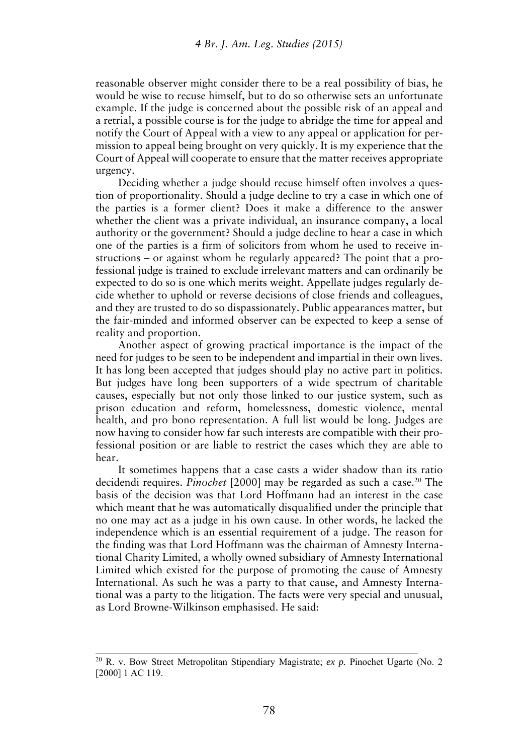reasonable observer might consider there to be a real possibility of bias, he would be wise to recuse himself, but to do so otherwise sets an unfortunate example. If the judge is concerned about the possible risk of an appeal and a retrial, a possible course is for the judge to abridge the time for appeal and notify the Court of Appeal with a view to any appeal or application for permission to appeal being brought on very quickly. It is my experience that the Court of Appeal will cooperate to ensure that the matter receives appropriate urgency.

Deciding whether a judge should recuse himself often involves a question of proportionality. Should a judge decline to try a case in which one of the parties is a former client? Does it make a difference to the answer whether the client was a private individual, an insurance company, a local authority or the government? Should a judge decline to hear a case in which one of the parties is a firm of solicitors from whom he used to receive instructions – or against whom he regularly appeared? The point that a professional judge is trained to exclude irrelevant matters and can ordinarily be expected to do so is one which merits weight. Appellate judges regularly decide whether to uphold or reverse decisions of close friends and colleagues, and they are trusted to do so dispassionately. Public appearances matter, but the fair-minded and informed observer can be expected to keep a sense of reality and proportion.

Another aspect of growing practical importance is the impact of the need for judges to be seen to be independent and impartial in their own lives. It has long been accepted that judges should play no active part in politics. But judges have long been supporters of a wide spectrum of charitable causes, especially but not only those linked to our justice system, such as prison education and reform, homelessness, domestic violence, mental health, and pro bono representation. A full list would be long. Judges are now having to consider how far such interests are compatible with their professional position or are liable to restrict the cases which they are able to hear.

It sometimes happens that a case casts a wider shadow than its ratio decidendi requires. *Pinochet* [2000] may be regarded as such a case.[20] The basis of the decision was that Lord Hoffmann had an interest in the case which meant that he was automatically disqualified under the principle that no one may act as a judge in his own cause. In other words, he lacked the independence which is an essential requirement of a judge. The reason for the finding was that Lord Hoffmann was the chairman of Amnesty International Charity Limited, a wholly owned subsidiary of Amnesty International Limited which existed for the purpose of promoting the cause of Amnesty International. As such he was a party to that cause, and Amnesty International was a party to the litigation. The facts were very special and unusual, as Lord Browne-Wilkinson emphasised. He said:

[20] R. v. Bow Street Metropolitan Stipendiary Magistrate; *ex p.* Pinochet Ugarte (No. 2 [2000] 1 AC 119.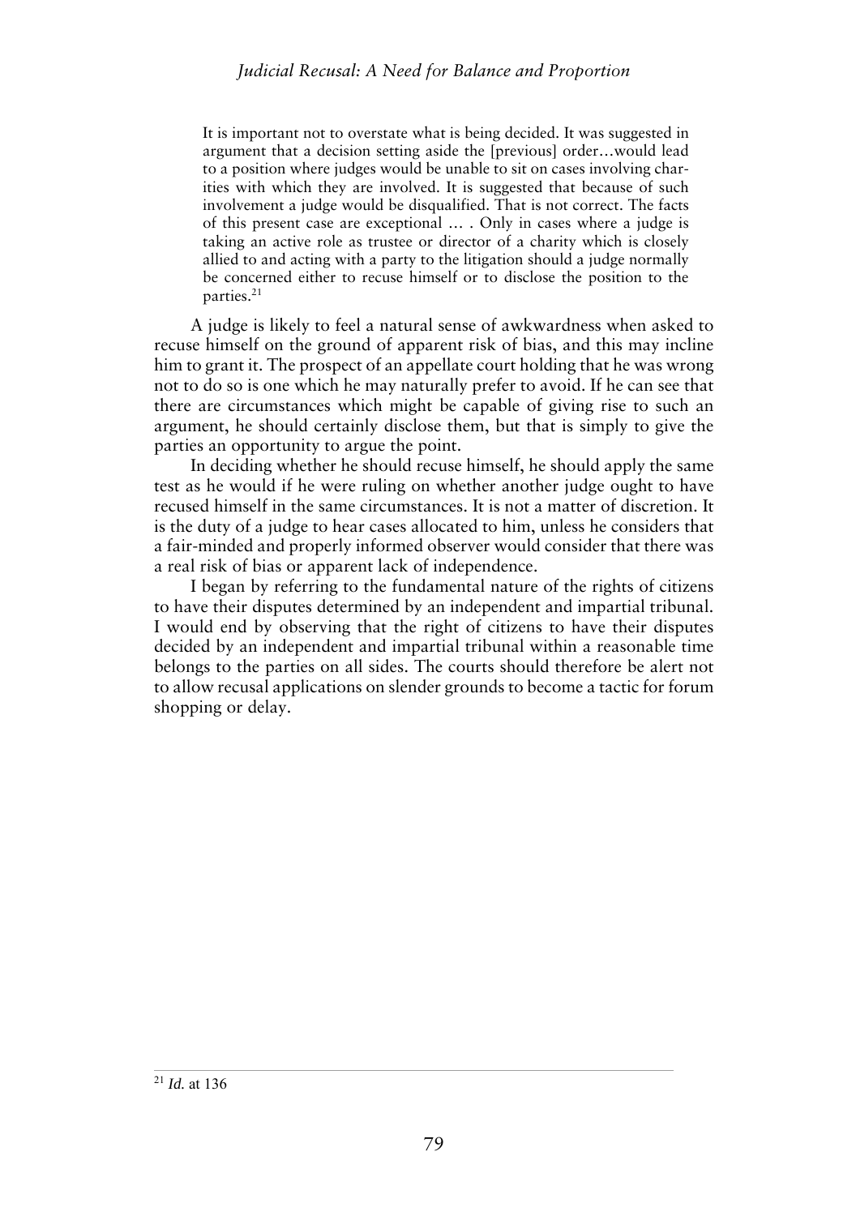> It is important not to overstate what is being decided. It was suggested in argument that a decision setting aside the [previous] order…would lead to a position where judges would be unable to sit on cases involving charities with which they are involved. It is suggested that because of such involvement a judge would be disqualified. That is not correct. The facts of this present case are exceptional … . Only in cases where a judge is taking an active role as trustee or director of a charity which is closely allied to and acting with a party to the litigation should a judge normally be concerned either to recuse himself or to disclose the position to the parties.[21]

A judge is likely to feel a natural sense of awkwardness when asked to recuse himself on the ground of apparent risk of bias, and this may incline him to grant it. The prospect of an appellate court holding that he was wrong not to do so is one which he may naturally prefer to avoid. If he can see that there are circumstances which might be capable of giving rise to such an argument, he should certainly disclose them, but that is simply to give the parties an opportunity to argue the point.

In deciding whether he should recuse himself, he should apply the same test as he would if he were ruling on whether another judge ought to have recused himself in the same circumstances. It is not a matter of discretion. It is the duty of a judge to hear cases allocated to him, unless he considers that a fair-minded and properly informed observer would consider that there was a real risk of bias or apparent lack of independence.

I began by referring to the fundamental nature of the rights of citizens to have their disputes determined by an independent and impartial tribunal. I would end by observing that the right of citizens to have their disputes decided by an independent and impartial tribunal within a reasonable time belongs to the parties on all sides. The courts should therefore be alert not to allow recusal applications on slender grounds to become a tactic for forum shopping or delay.

---

[21] *Id.* at 136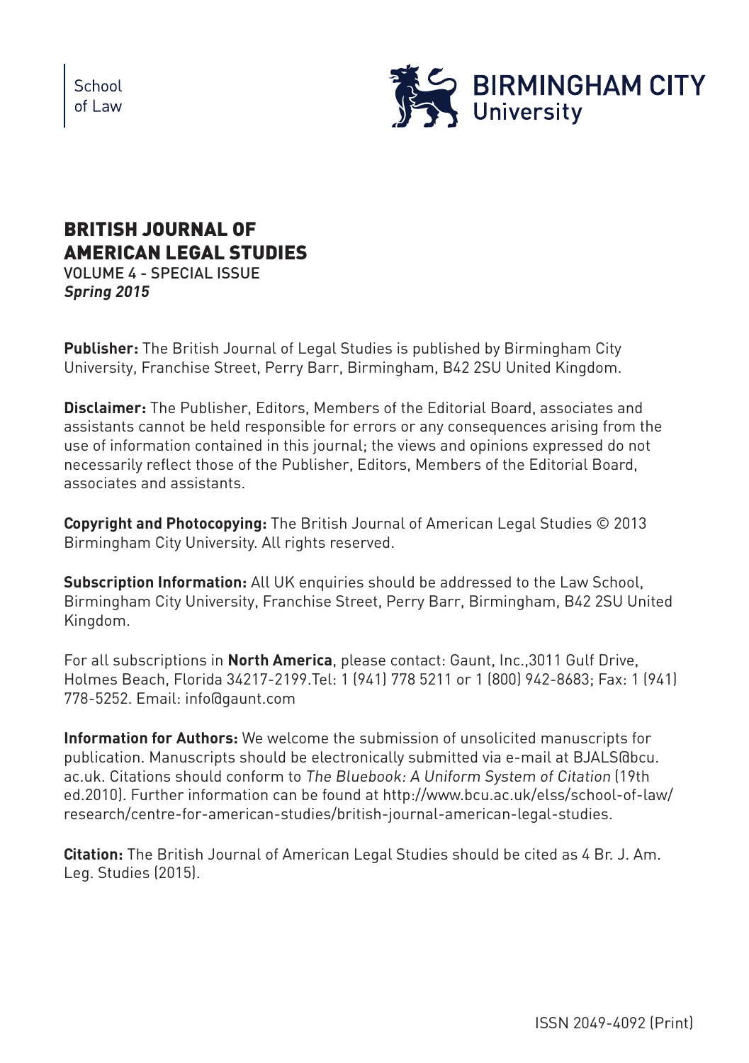School of Law

BIRMINGHAM CITY University

# BRITISH JOURNAL OF AMERICAN LEGAL STUDIES

VOLUME 4 - SPECIAL ISSUE
***Spring 2015***

**Publisher:** The British Journal of Legal Studies is published by Birmingham City University, Franchise Street, Perry Barr, Birmingham, B42 2SU United Kingdom.

**Disclaimer:** The Publisher, Editors, Members of the Editorial Board, associates and assistants cannot be held responsible for errors or any consequences arising from the use of information contained in this journal; the views and opinions expressed do not necessarily reflect those of the Publisher, Editors, Members of the Editorial Board, associates and assistants.

**Copyright and Photocopying:** The British Journal of American Legal Studies © 2013 Birmingham City University. All rights reserved.

**Subscription Information:** All UK enquiries should be addressed to the Law School, Birmingham City University, Franchise Street, Perry Barr, Birmingham, B42 2SU United Kingdom.

For all subscriptions in **North America**, please contact: Gaunt, Inc.,3011 Gulf Drive, Holmes Beach, Florida 34217-2199.Tel: 1 (941) 778 5211 or 1 (800) 942-8683; Fax: 1 (941) 778-5252. Email: info@gaunt.com

**Information for Authors:** We welcome the submission of unsolicited manuscripts for publication. Manuscripts should be electronically submitted via e-mail at BJALS@bcu.ac.uk. Citations should conform to *The Bluebook: A Uniform System of Citation* (19th ed.2010). Further information can be found at http://www.bcu.ac.uk/elss/school-of-law/research/centre-for-american-studies/british-journal-american-legal-studies.

**Citation:** The British Journal of American Legal Studies should be cited as 4 Br. J. Am. Leg. Studies (2015).

ISSN 2049-4092 (Print)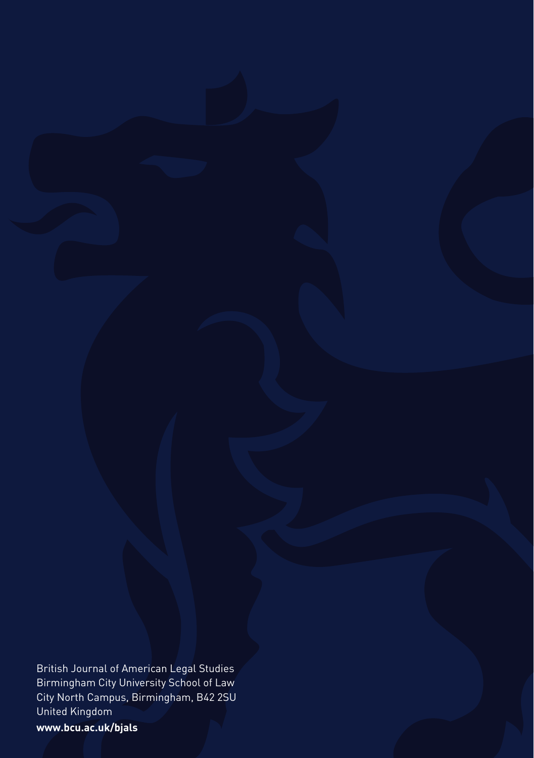British Journal of American Legal Studies
Birmingham City University School of Law
City North Campus, Birmingham, B42 2SU
United Kingdom
**www.bcu.ac.uk/bjals**